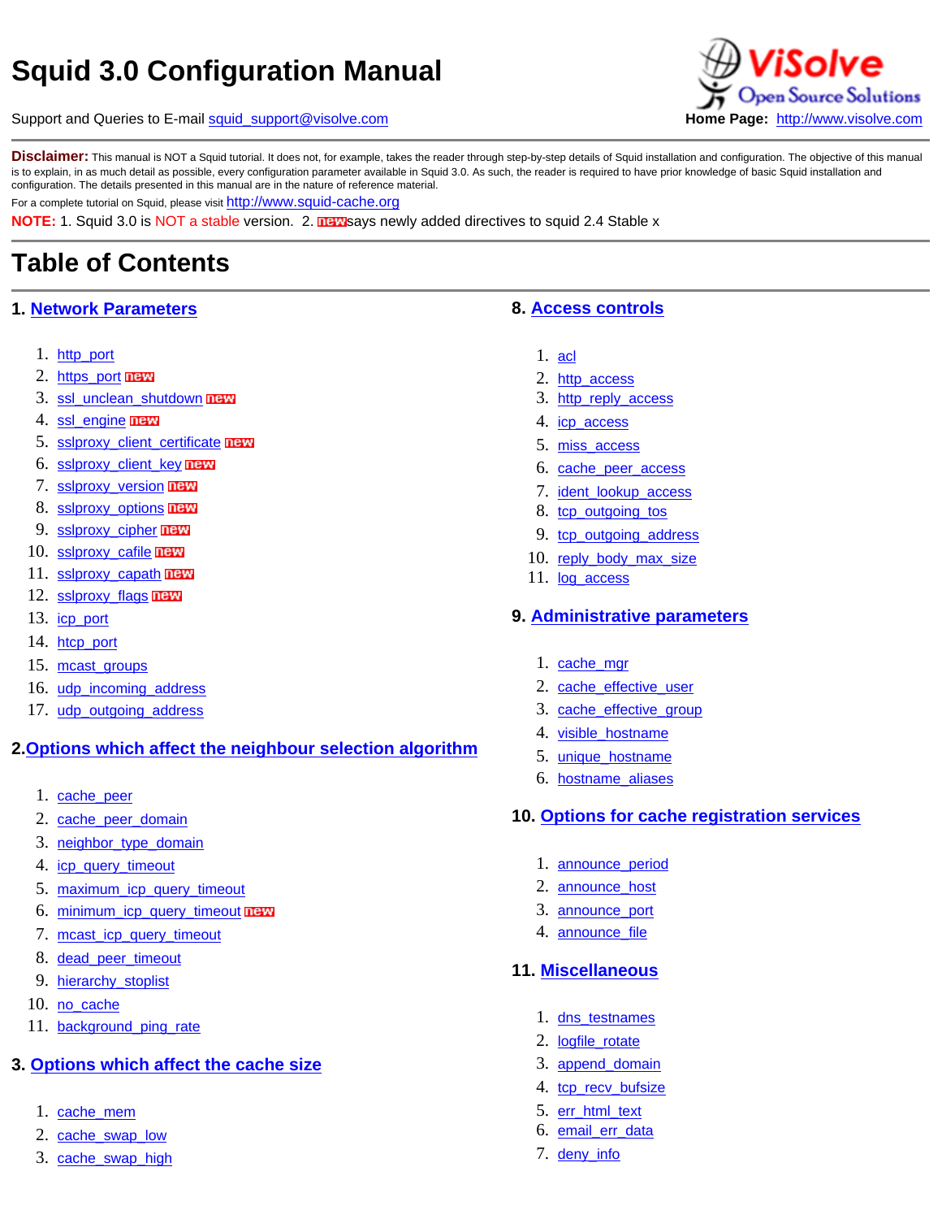# Squid 3.0 Configuration Manual

Support and Queries to E-mail squid_support@visolve.com

ViSolve Open Source Solutions

**Home Page:** http://www.visolve.com

**Disclaimer:** This manual is NOT a Squid tutorial. It does not, for example, takes the reader through step-by-step details of Squid installation and configuration. The objective of this manual is to explain, in as much detail as possible, every configuration parameter available in Squid 3.0. As such, the reader is required to have prior knowledge of basic Squid installation and configuration. The details presented in this manual are in the nature of reference material.

For a complete tutorial on Squid, please visit http://www.squid-cache.org

**NOTE:** 1. Squid 3.0 is NOT a stable version. 2. new says newly added directives to squid 2.4 Stable x

## Table of Contents

### 1. Network Parameters

1. http_port
2. https_port new
3. ssl_unclean_shutdown new
4. ssl_engine new
5. sslproxy_client_certificate new
6. sslproxy_client_key new
7. sslproxy_version new
8. sslproxy_options new
9. sslproxy_cipher new
10. sslproxy_cafile new
11. sslproxy_capath new
12. sslproxy_flags new
13. icp_port
14. htcp_port
15. mcast_groups
16. udp_incoming_address
17. udp_outgoing_address

### 2. Options which affect the neighbour selection algorithm

1. cache_peer
2. cache_peer_domain
3. neighbor_type_domain
4. icp_query_timeout
5. maximum_icp_query_timeout
6. minimum_icp_query_timeout new
7. mcast_icp_query_timeout
8. dead_peer_timeout
9. hierarchy_stoplist
10. no_cache
11. background_ping_rate

### 3. Options which affect the cache size

1. cache_mem
2. cache_swap_low
3. cache_swap_high

### 8. Access controls

1. acl
2. http_access
3. http_reply_access
4. icp_access
5. miss_access
6. cache_peer_access
7. ident_lookup_access
8. tcp_outgoing_tos
9. tcp_outgoing_address
10. reply_body_max_size
11. log_access

### 9. Administrative parameters

1. cache_mgr
2. cache_effective_user
3. cache_effective_group
4. visible_hostname
5. unique_hostname
6. hostname_aliases

### 10. Options for cache registration services

1. announce_period
2. announce_host
3. announce_port
4. announce_file

### 11. Miscellaneous

1. dns_testnames
2. logfile_rotate
3. append_domain
4. tcp_recv_bufsize
5. err_html_text
6. email_err_data
7. deny_info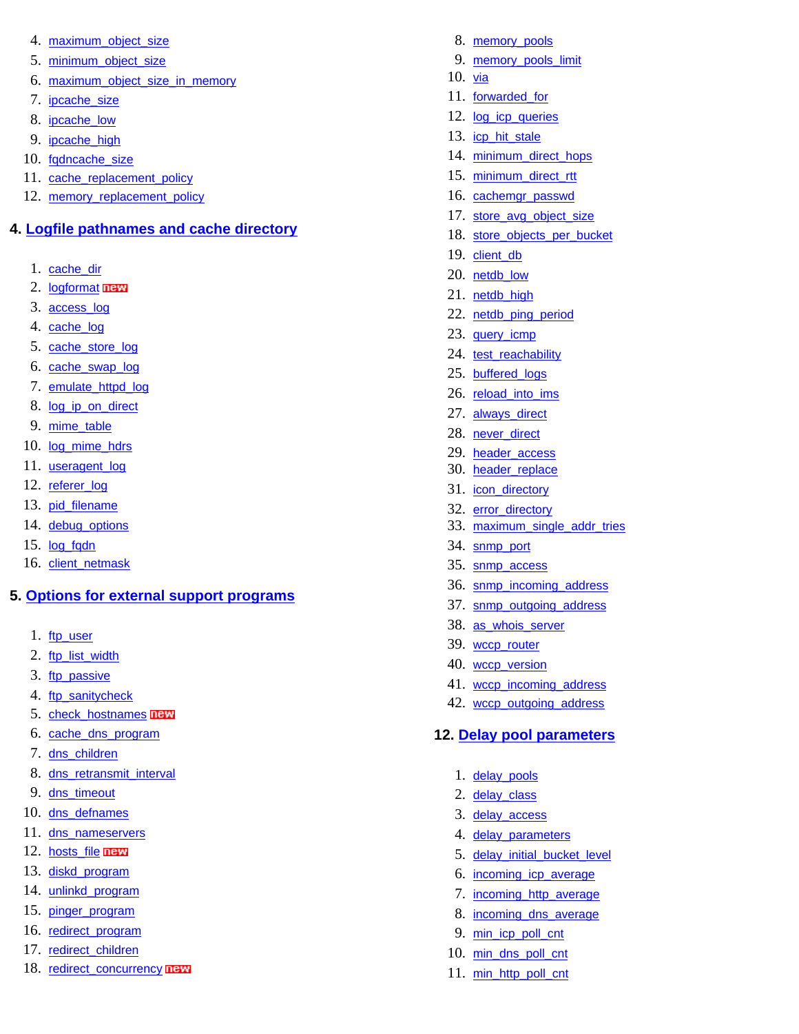4. maximum_object_size
5. minimum_object_size
6. maximum_object_size_in_memory
7. ipcache_size
8. ipcache_low
9. ipcache_high
10. fqdncache_size
11. cache_replacement_policy
12. memory_replacement_policy

## 4. Logfile pathnames and cache directory

1. cache_dir
2. logformat new
3. access_log
4. cache_log
5. cache_store_log
6. cache_swap_log
7. emulate_httpd_log
8. log_ip_on_direct
9. mime_table
10. log_mime_hdrs
11. useragent_log
12. referer_log
13. pid_filename
14. debug_options
15. log_fqdn
16. client_netmask

## 5. Options for external support programs

1. ftp_user
2. ftp_list_width
3. ftp_passive
4. ftp_sanitycheck
5. check_hostnames new
6. cache_dns_program
7. dns_children
8. dns_retransmit_interval
9. dns_timeout
10. dns_defnames
11. dns_nameservers
12. hosts_file new
13. diskd_program
14. unlinkd_program
15. pinger_program
16. redirect_program
17. redirect_children
18. redirect_concurrency new

8. memory_pools
9. memory_pools_limit
10. via
11. forwarded_for
12. log_icp_queries
13. icp_hit_stale
14. minimum_direct_hops
15. minimum_direct_rtt
16. cachemgr_passwd
17. store_avg_object_size
18. store_objects_per_bucket
19. client_db
20. netdb_low
21. netdb_high
22. netdb_ping_period
23. query_icmp
24. test_reachability
25. buffered_logs
26. reload_into_ims
27. always_direct
28. never_direct
29. header_access
30. header_replace
31. icon_directory
32. error_directory
33. maximum_single_addr_tries
34. snmp_port
35. snmp_access
36. snmp_incoming_address
37. snmp_outgoing_address
38. as_whois_server
39. wccp_router
40. wccp_version
41. wccp_incoming_address
42. wccp_outgoing_address

## 12. Delay pool parameters

1. delay_pools
2. delay_class
3. delay_access
4. delay_parameters
5. delay_initial_bucket_level
6. incoming_icp_average
7. incoming_http_average
8. incoming_dns_average
9. min_icp_poll_cnt
10. min_dns_poll_cnt
11. min_http_poll_cnt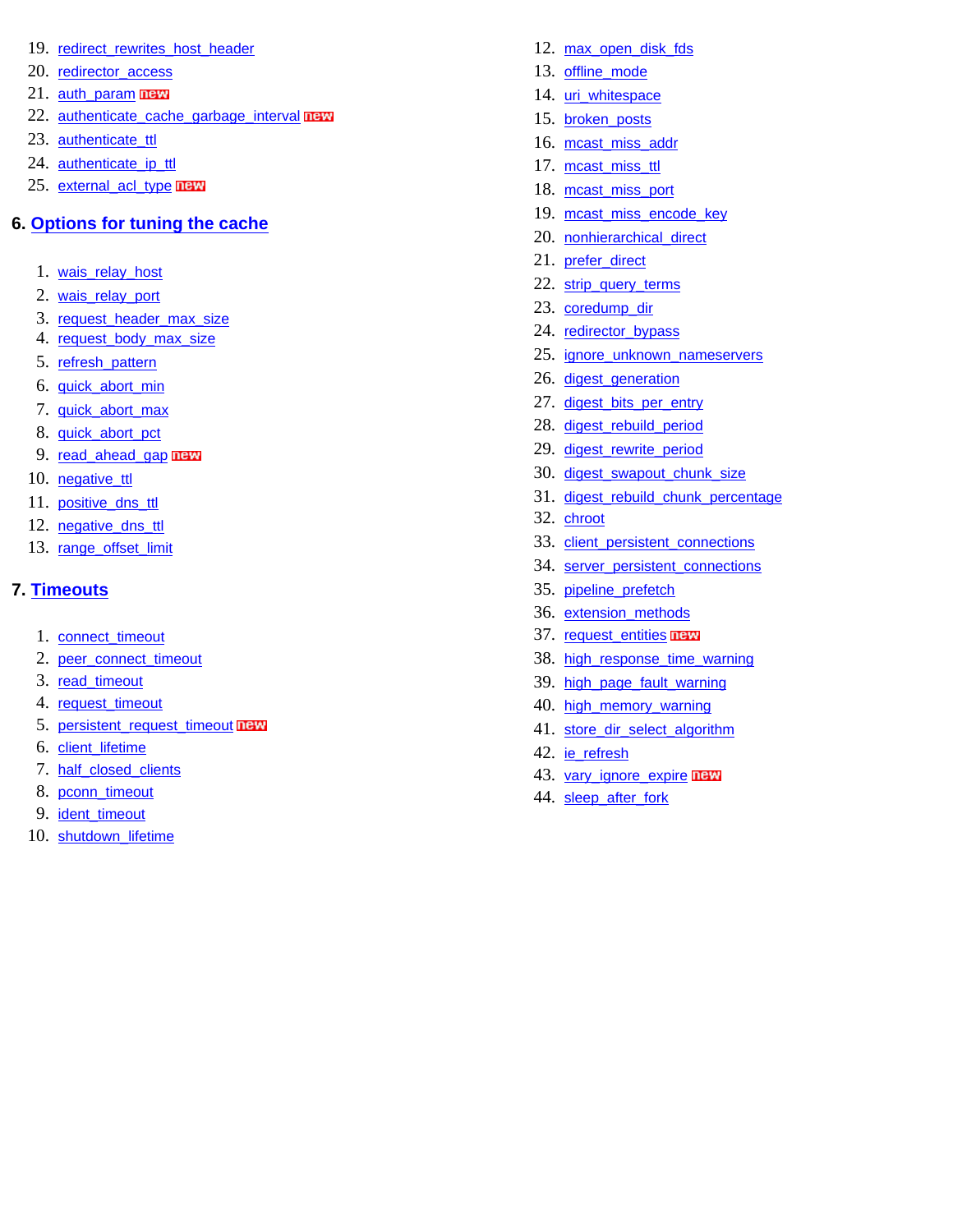19. redirect_rewrites_host_header
20. redirector_access
21. auth_param new
22. authenticate_cache_garbage_interval new
23. authenticate_ttl
24. authenticate_ip_ttl
25. external_acl_type new

## 6. Options for tuning the cache

1. wais_relay_host
2. wais_relay_port
3. request_header_max_size
4. request_body_max_size
5. refresh_pattern
6. quick_abort_min
7. quick_abort_max
8. quick_abort_pct
9. read_ahead_gap new
10. negative_ttl
11. positive_dns_ttl
12. negative_dns_ttl
13. range_offset_limit

## 7. Timeouts

1. connect_timeout
2. peer_connect_timeout
3. read_timeout
4. request_timeout
5. persistent_request_timeout new
6. client_lifetime
7. half_closed_clients
8. pconn_timeout
9. ident_timeout
10. shutdown_lifetime

12. max_open_disk_fds
13. offline_mode
14. uri_whitespace
15. broken_posts
16. mcast_miss_addr
17. mcast_miss_ttl
18. mcast_miss_port
19. mcast_miss_encode_key
20. nonhierarchical_direct
21. prefer_direct
22. strip_query_terms
23. coredump_dir
24. redirector_bypass
25. ignore_unknown_nameservers
26. digest_generation
27. digest_bits_per_entry
28. digest_rebuild_period
29. digest_rewrite_period
30. digest_swapout_chunk_size
31. digest_rebuild_chunk_percentage
32. chroot
33. client_persistent_connections
34. server_persistent_connections
35. pipeline_prefetch
36. extension_methods
37. request_entities new
38. high_response_time_warning
39. high_page_fault_warning
40. high_memory_warning
41. store_dir_select_algorithm
42. ie_refresh
43. vary_ignore_expire new
44. sleep_after_fork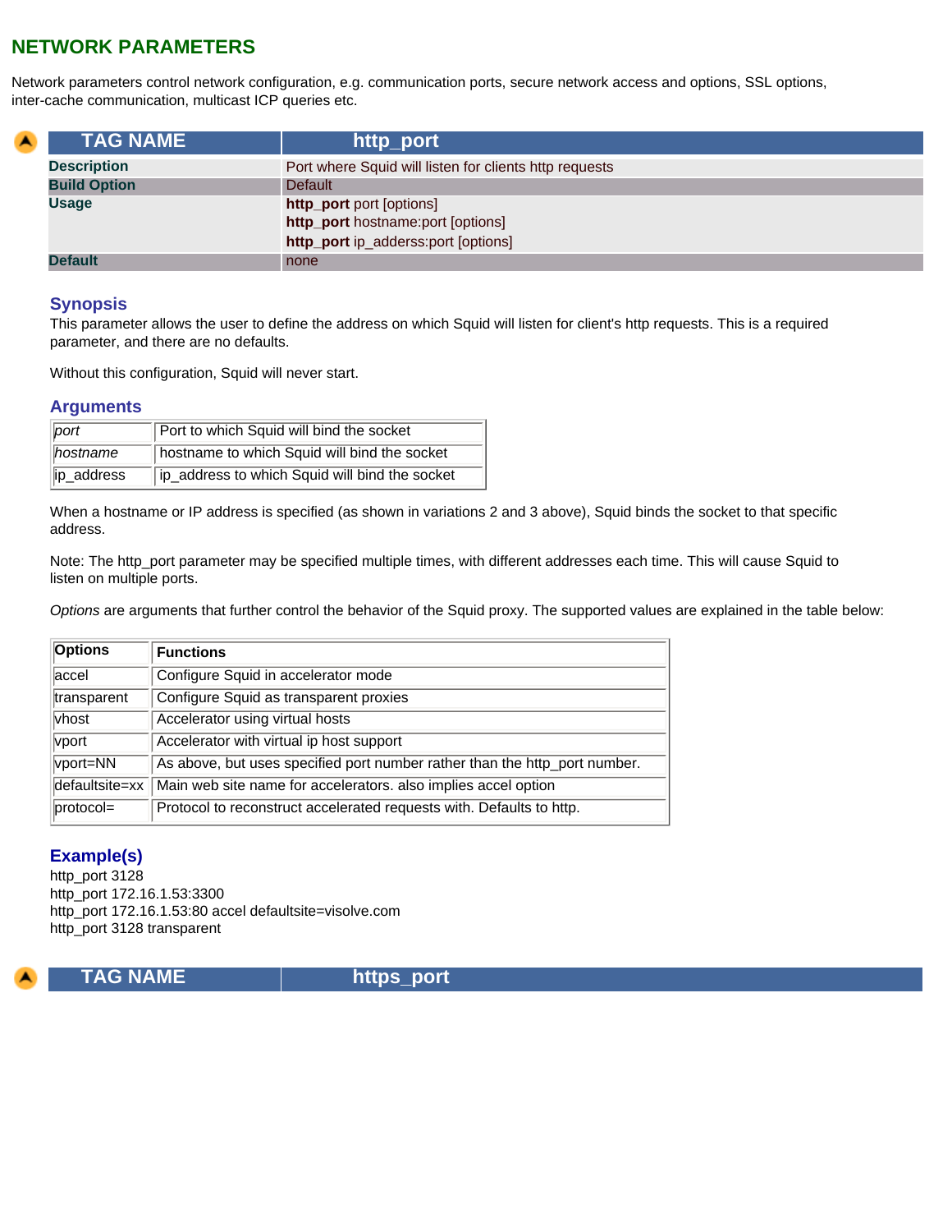## NETWORK PARAMETERS

Network parameters control network configuration, e.g. communication ports, secure network access and options, SSL options, inter-cache communication, multicast ICP queries etc.

| TAG NAME | http_port |
|---|---|
| **Description** | Port where Squid will listen for clients http requests |
| **Build Option** | Default |
| **Usage** | **http_port** port [options]<br>**http_port** hostname:port [options]<br>**http_port** ip_adderss:port [options] |
| **Default** | none |

### Synopsis

This parameter allows the user to define the address on which Squid will listen for client's http requests. This is a required parameter, and there are no defaults.

Without this configuration, Squid will never start.

### Arguments

| | |
|---|---|
| *port* | Port to which Squid will bind the socket |
| *hostname* | hostname to which Squid will bind the socket |
| ip_address | ip_address to which Squid will bind the socket |

When a hostname or IP address is specified (as shown in variations 2 and 3 above), Squid binds the socket to that specific address.

Note: The http_port parameter may be specified multiple times, with different addresses each time. This will cause Squid to listen on multiple ports.

*Options* are arguments that further control the behavior of the Squid proxy. The supported values are explained in the table below:

| Options | Functions |
|---|---|
| accel | Configure Squid in accelerator mode |
| transparent | Configure Squid as transparent proxies |
| vhost | Accelerator using virtual hosts |
| vport | Accelerator with virtual ip host support |
| vport=NN | As above, but uses specified port number rather than the http_port number. |
| defaultsite=xx | Main web site name for accelerators. also implies accel option |
| protocol= | Protocol to reconstruct accelerated requests with. Defaults to http. |

### Example(s)

http_port 3128
http_port 172.16.1.53:3300
http_port 172.16.1.53:80 accel defaultsite=visolve.com
http_port 3128 transparent

| TAG NAME | https_port |
|---|---|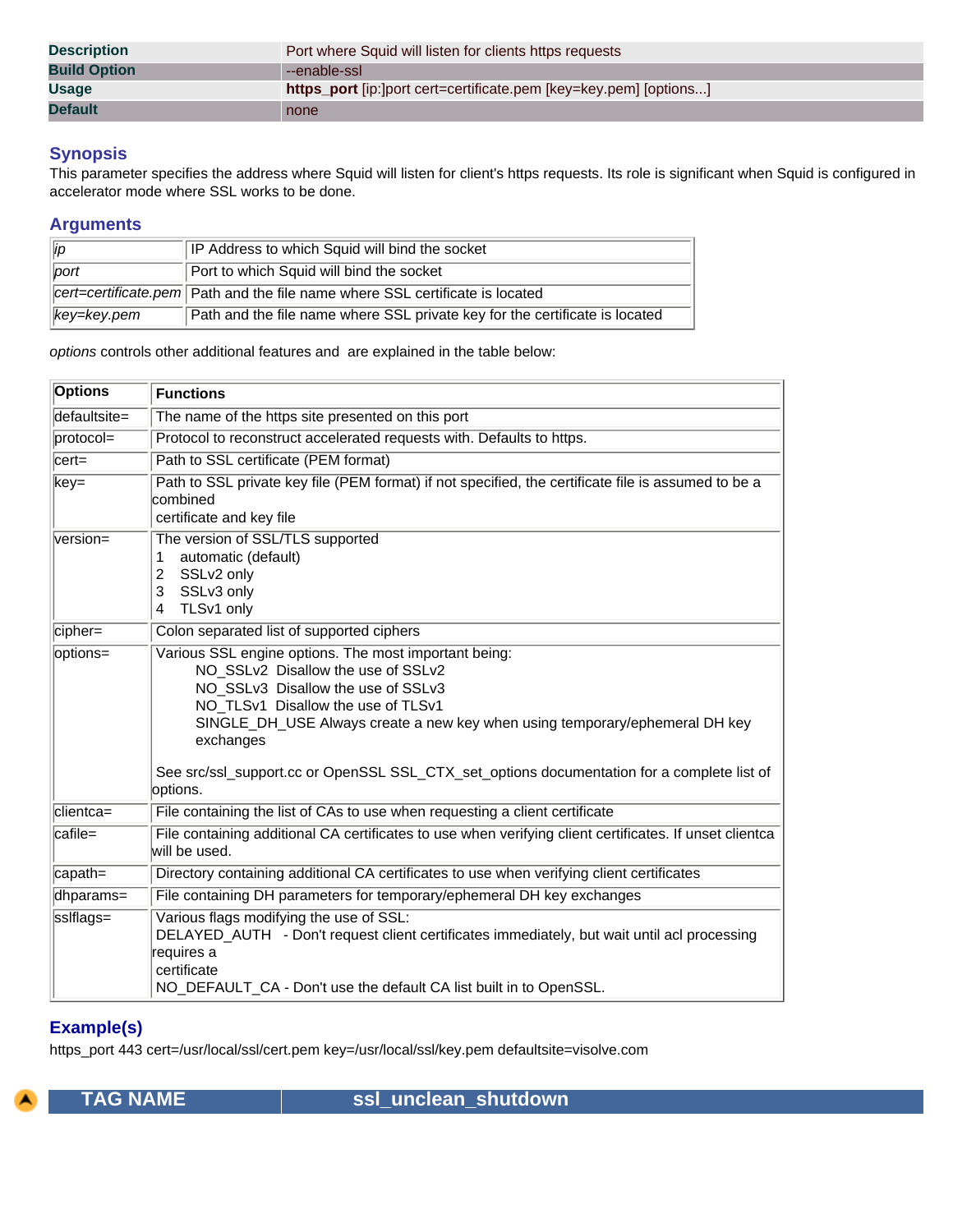| Description | Port where Squid will listen for clients https requests |
| --- | --- |
| Build Option | --enable-ssl |
| Usage | **https_port** [ip:]port cert=certificate.pem [key=key.pem] [options...] |
| Default | none |

### Synopsis

This parameter specifies the address where Squid will listen for client's https requests. Its role is significant when Squid is configured in accelerator mode where SSL works to be done.

### Arguments

| | |
| --- | --- |
| *ip* | IP Address to which Squid will bind the socket |
| *port* | Port to which Squid will bind the socket |
| *cert=certificate.pem* | Path and the file name where SSL certificate is located |
| *key=key.pem* | Path and the file name where SSL private key for the certificate is located |

*options* controls other additional features and are explained in the table below:

| Options | Functions |
| --- | --- |
| defaultsite= | The name of the https site presented on this port |
| protocol= | Protocol to reconstruct accelerated requests with. Defaults to https. |
| cert= | Path to SSL certificate (PEM format) |
| key= | Path to SSL private key file (PEM format) if not specified, the certificate file is assumed to be a combined certificate and key file |
| version= | The version of SSL/TLS supported<br>1 automatic (default)<br>2 SSLv2 only<br>3 SSLv3 only<br>4 TLSv1 only |
| cipher= | Colon separated list of supported ciphers |
| options= | Various SSL engine options. The most important being:<br>NO_SSLv2 Disallow the use of SSLv2<br>NO_SSLv3 Disallow the use of SSLv3<br>NO_TLSv1 Disallow the use of TLSv1<br>SINGLE_DH_USE Always create a new key when using temporary/ephemeral DH key exchanges<br><br>See src/ssl_support.cc or OpenSSL SSL_CTX_set_options documentation for a complete list of options. |
| clientca= | File containing the list of CAs to use when requesting a client certificate |
| cafile= | File containing additional CA certificates to use when verifying client certificates. If unset clientca will be used. |
| capath= | Directory containing additional CA certificates to use when verifying client certificates |
| dhparams= | File containing DH parameters for temporary/ephemeral DH key exchanges |
| sslflags= | Various flags modifying the use of SSL:<br>DELAYED_AUTH - Don't request client certificates immediately, but wait until acl processing requires a certificate<br>NO_DEFAULT_CA - Don't use the default CA list built in to OpenSSL. |

### Example(s)

https_port 443 cert=/usr/local/ssl/cert.pem key=/usr/local/ssl/key.pem defaultsite=visolve.com

| TAG NAME | ssl_unclean_shutdown |
| --- | --- |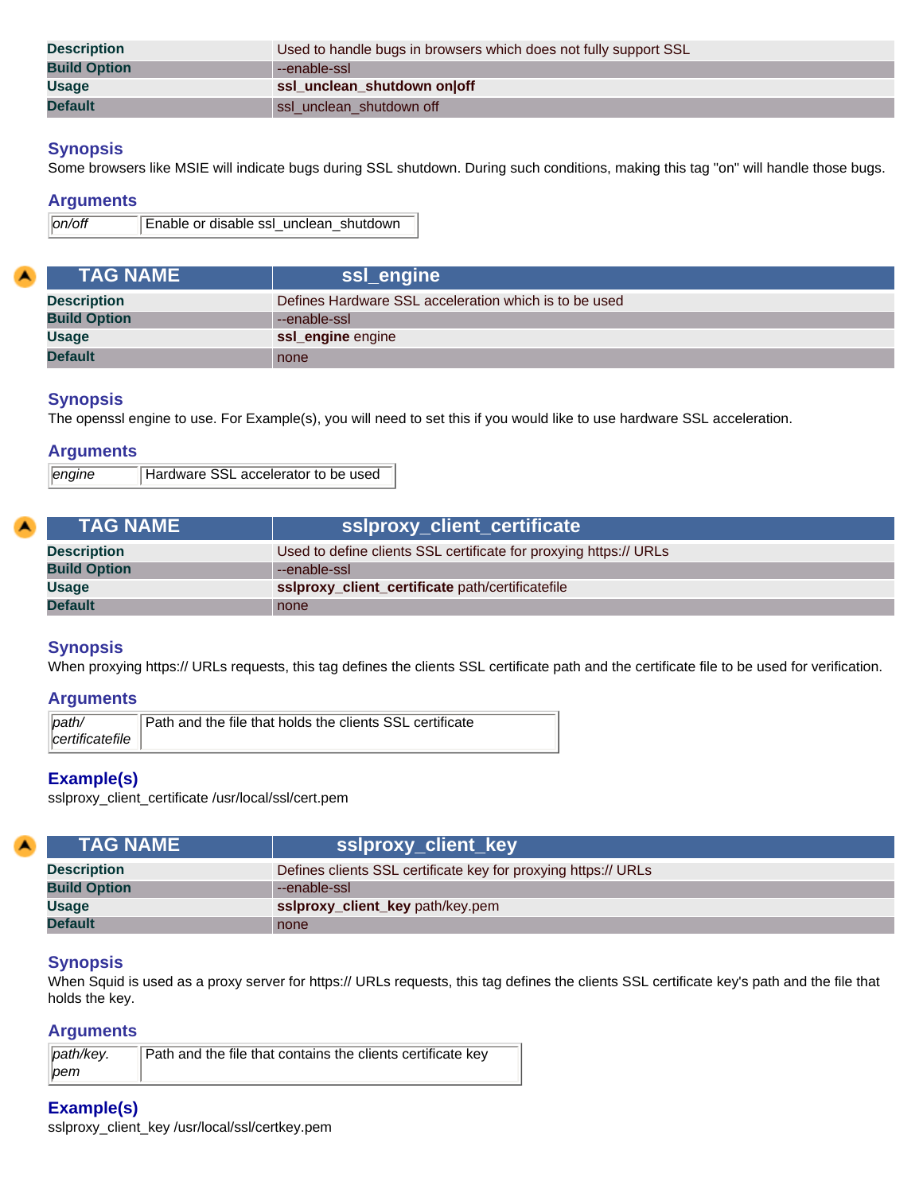| | |
|---|---|
| **Description** | Used to handle bugs in browsers which does not fully support SSL |
| **Build Option** | --enable-ssl |
| **Usage** | **ssl_unclean_shutdown on\|off** |
| **Default** | ssl_unclean_shutdown off |

### Synopsis

Some browsers like MSIE will indicate bugs during SSL shutdown. During such conditions, making this tag "on" will handle those bugs.

### Arguments

| | |
|---|---|
| *on/off* | Enable or disable ssl_unclean_shutdown |

| TAG NAME | ssl_engine |
|---|---|
| **Description** | Defines Hardware SSL acceleration which is to be used |
| **Build Option** | --enable-ssl |
| **Usage** | **ssl_engine** engine |
| **Default** | none |

### Synopsis

The openssl engine to use. For Example(s), you will need to set this if you would like to use hardware SSL acceleration.

### Arguments

| | |
|---|---|
| *engine* | Hardware SSL accelerator to be used |

| TAG NAME | sslproxy_client_certificate |
|---|---|
| **Description** | Used to define clients SSL certificate for proxying https:// URLs |
| **Build Option** | --enable-ssl |
| **Usage** | **sslproxy_client_certificate** path/certificatefile |
| **Default** | none |

### Synopsis

When proxying https:// URLs requests, this tag defines the clients SSL certificate path and the certificate file to be used for verification.

### Arguments

| | |
|---|---|
| *path/ certificatefile* | Path and the file that holds the clients SSL certificate |

### Example(s)

sslproxy_client_certificate /usr/local/ssl/cert.pem

| TAG NAME | sslproxy_client_key |
|---|---|
| **Description** | Defines clients SSL certificate key for proxying https:// URLs |
| **Build Option** | --enable-ssl |
| **Usage** | **sslproxy_client_key** path/key.pem |
| **Default** | none |

### Synopsis

When Squid is used as a proxy server for https:// URLs requests, this tag defines the clients SSL certificate key's path and the file that holds the key.

### Arguments

| | |
|---|---|
| *path/key. pem* | Path and the file that contains the clients certificate key |

### Example(s)

sslproxy_client_key /usr/local/ssl/certkey.pem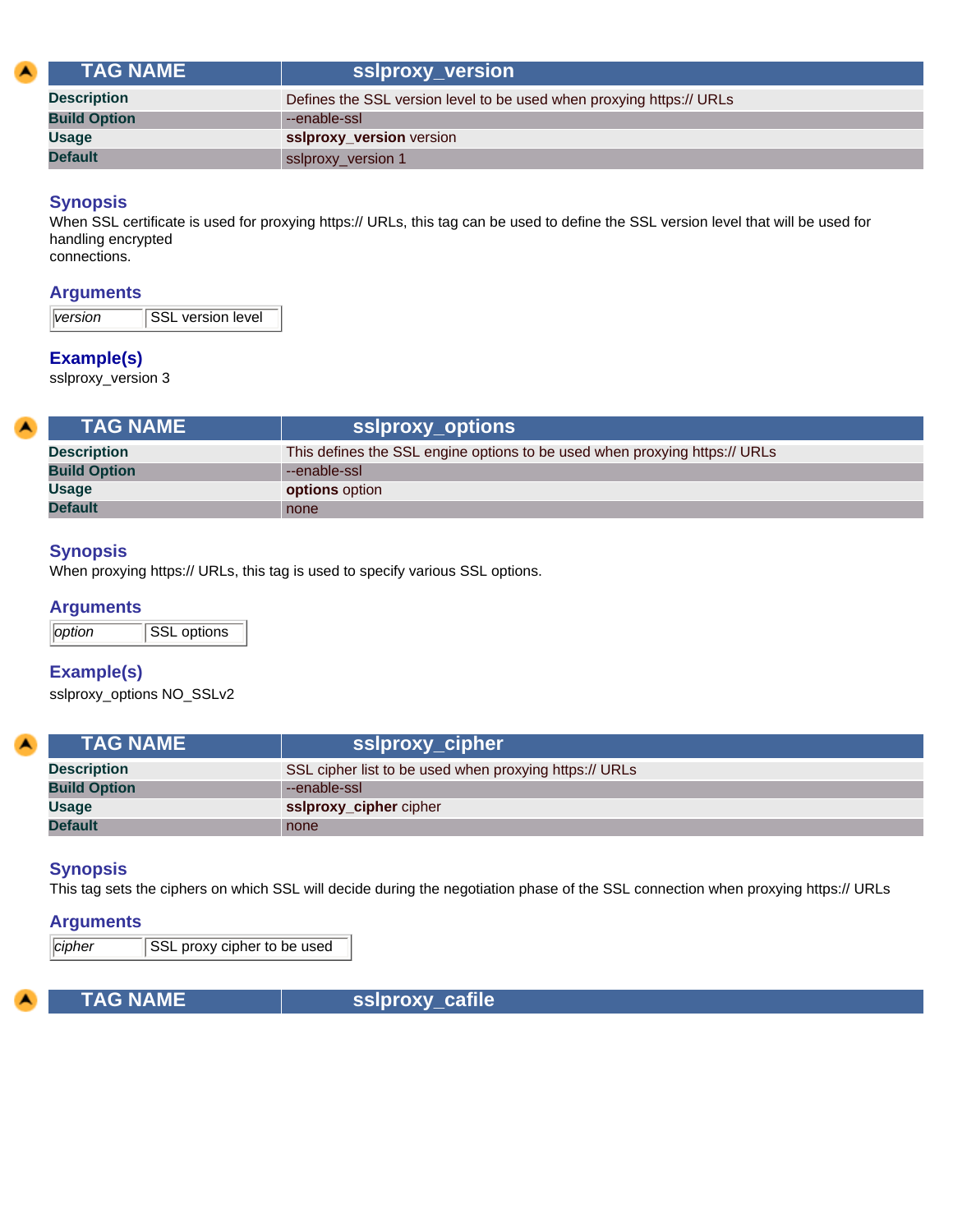| TAG NAME | sslproxy_version |
| --- | --- |
| Description | Defines the SSL version level to be used when proxying https:// URLs |
| Build Option | --enable-ssl |
| Usage | **sslproxy_version** version |
| Default | sslproxy_version 1 |

### Synopsis

When SSL certificate is used for proxying https:// URLs, this tag can be used to define the SSL version level that will be used for handling encrypted
connections.

### Arguments

| *version* | SSL version level |
| --- | --- |

### Example(s)

sslproxy_version 3

| TAG NAME | sslproxy_options |
| --- | --- |
| Description | This defines the SSL engine options to be used when proxying https:// URLs |
| Build Option | --enable-ssl |
| Usage | **options** option |
| Default | none |

### Synopsis

When proxying https:// URLs, this tag is used to specify various SSL options.

### Arguments

| *option* | SSL options |
| --- | --- |

### Example(s)

sslproxy_options NO_SSLv2

| TAG NAME | sslproxy_cipher |
| --- | --- |
| Description | SSL cipher list to be used when proxying https:// URLs |
| Build Option | --enable-ssl |
| Usage | **sslproxy_cipher** cipher |
| Default | none |

### Synopsis

This tag sets the ciphers on which SSL will decide during the negotiation phase of the SSL connection when proxying https:// URLs

### Arguments

| *cipher* | SSL proxy cipher to be used |
| --- | --- |

| TAG NAME | sslproxy_cafile |
| --- | --- |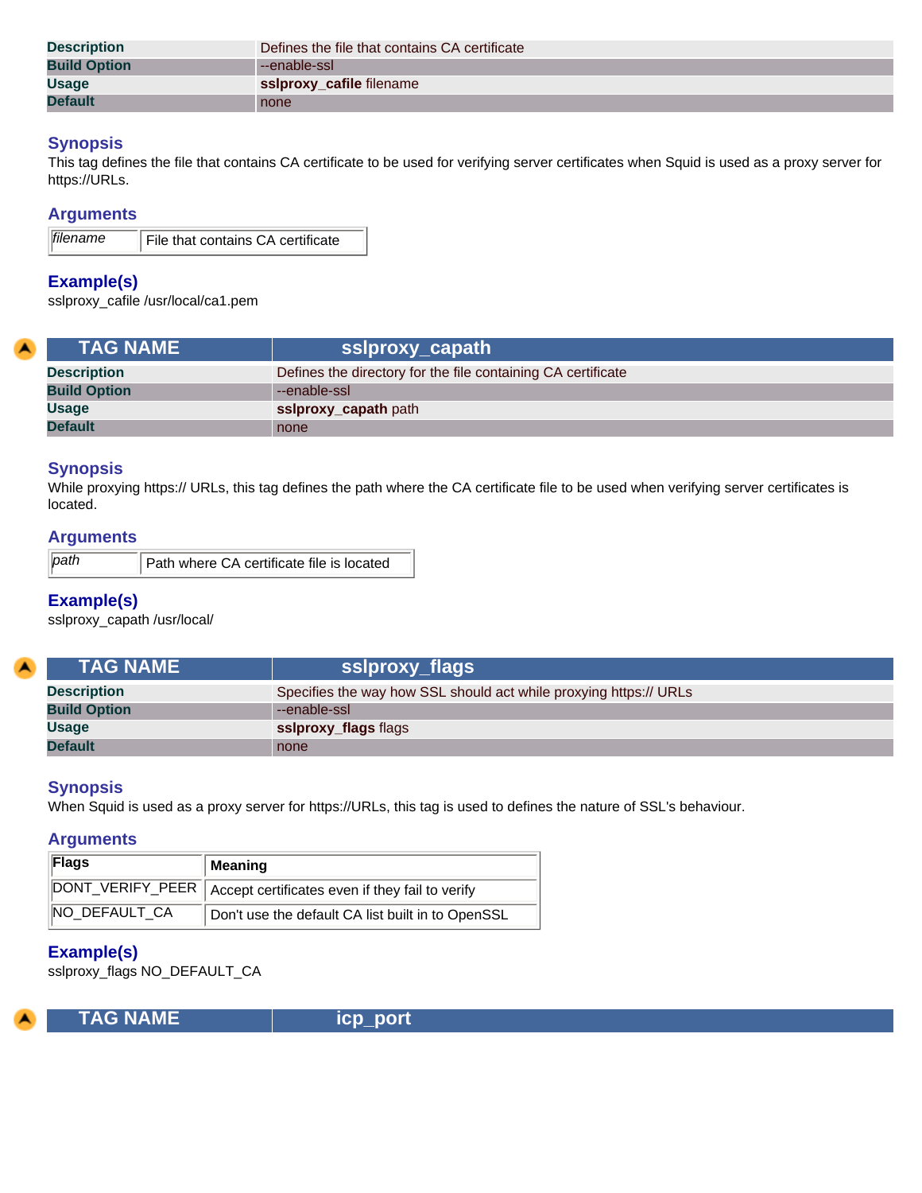| Description | Defines the file that contains CA certificate |
| --- | --- |
| Build Option | --enable-ssl |
| Usage | **sslproxy_cafile** filename |
| Default | none |

### Synopsis

This tag defines the file that contains CA certificate to be used for verifying server certificates when Squid is used as a proxy server for https://URLs.

### Arguments

| *filename* | File that contains CA certificate |
| --- | --- |

### Example(s)

sslproxy_cafile /usr/local/ca1.pem

| TAG NAME | sslproxy_capath |
| --- | --- |
| Description | Defines the directory for the file containing CA certificate |
| Build Option | --enable-ssl |
| Usage | **sslproxy_capath** path |
| Default | none |

### Synopsis

While proxying https:// URLs, this tag defines the path where the CA certificate file to be used when verifying server certificates is located.

### Arguments

| *path* | Path where CA certificate file is located |
| --- | --- |

### Example(s)

sslproxy_capath /usr/local/

| TAG NAME | sslproxy_flags |
| --- | --- |
| Description | Specifies the way how SSL should act while proxying https:// URLs |
| Build Option | --enable-ssl |
| Usage | **sslproxy_flags** flags |
| Default | none |

### Synopsis

When Squid is used as a proxy server for https://URLs, this tag is used to defines the nature of SSL's behaviour.

### Arguments

| Flags | Meaning |
| --- | --- |
| DONT_VERIFY_PEER | Accept certificates even if they fail to verify |
| NO_DEFAULT_CA | Don't use the default CA list built in to OpenSSL |

### Example(s)

sslproxy_flags NO_DEFAULT_CA

| TAG NAME | icp_port |
| --- | --- |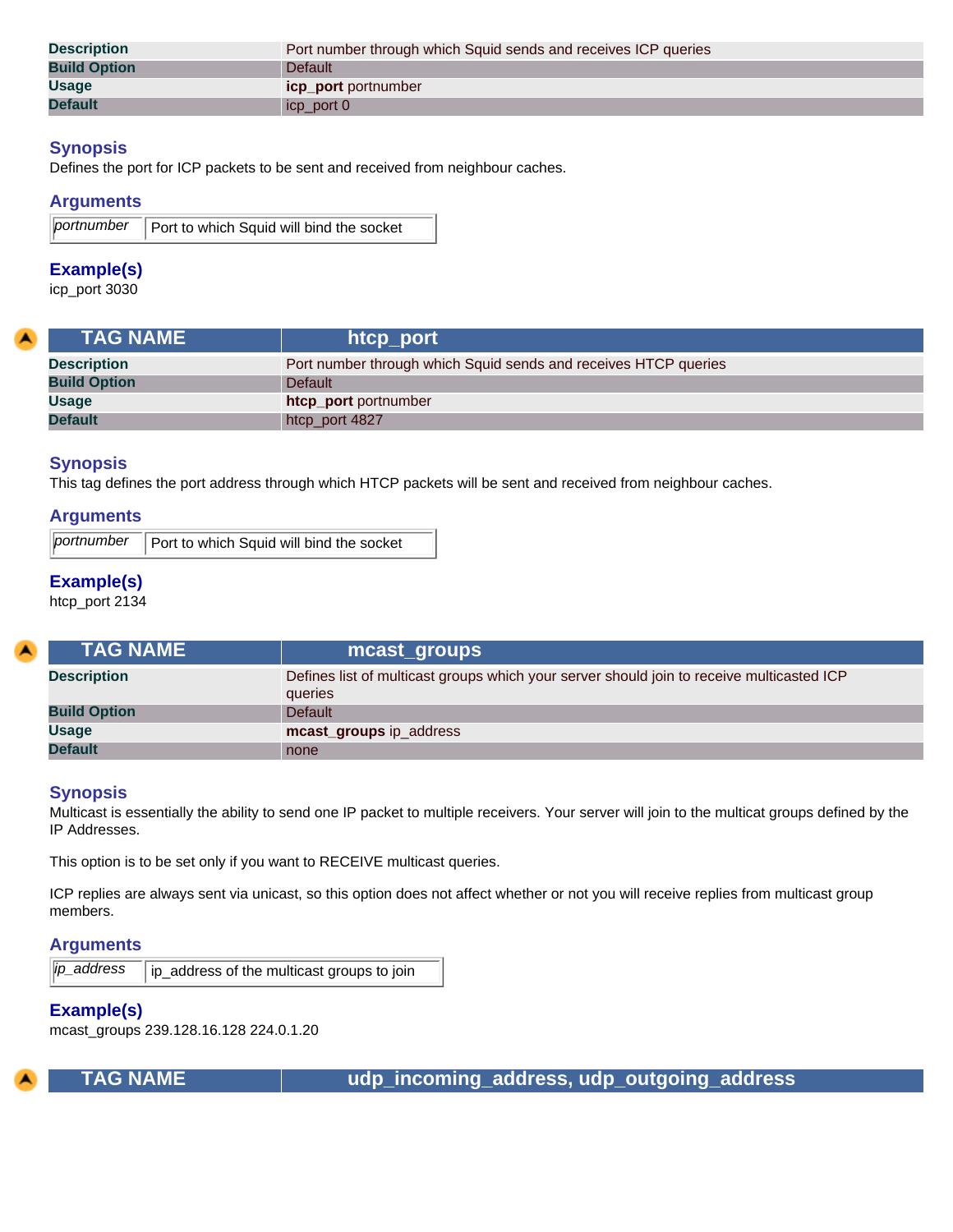| | |
|---|---|
| **Description** | Port number through which Squid sends and receives ICP queries |
| **Build Option** | Default |
| **Usage** | **icp_port** portnumber |
| **Default** | icp_port 0 |

### Synopsis

Defines the port for ICP packets to be sent and received from neighbour caches.

### Arguments

| | |
|---|---|
| *portnumber* | Port to which Squid will bind the socket |

### Example(s)

icp_port 3030

| TAG NAME | htcp_port |
|---|---|
| **Description** | Port number through which Squid sends and receives HTCP queries |
| **Build Option** | Default |
| **Usage** | **htcp_port** portnumber |
| **Default** | htcp_port 4827 |

### Synopsis

This tag defines the port address through which HTCP packets will be sent and received from neighbour caches.

### Arguments

| | |
|---|---|
| *portnumber* | Port to which Squid will bind the socket |

### Example(s)

htcp_port 2134

| TAG NAME | mcast_groups |
|---|---|
| **Description** | Defines list of multicast groups which your server should join to receive multicasted ICP queries |
| **Build Option** | Default |
| **Usage** | **mcast_groups** ip_address |
| **Default** | none |

### Synopsis

Multicast is essentially the ability to send one IP packet to multiple receivers. Your server will join to the multicat groups defined by the IP Addresses.

This option is to be set only if you want to RECEIVE multicast queries.

ICP replies are always sent via unicast, so this option does not affect whether or not you will receive replies from multicast group members.

### Arguments

| | |
|---|---|
| *ip_address* | ip_address of the multicast groups to join |

### Example(s)

mcast_groups 239.128.16.128 224.0.1.20

| TAG NAME | udp_incoming_address, udp_outgoing_address |
|---|---|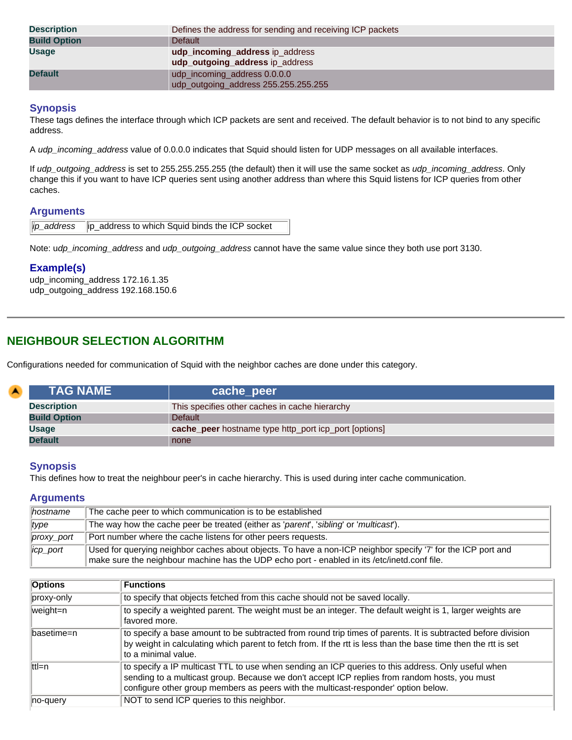| | |
|---|---|
| **Description** | Defines the address for sending and receiving ICP packets |
| **Build Option** | Default |
| **Usage** | **udp_incoming_address** ip_address<br>**udp_outgoing_address** ip_address |
| **Default** | udp_incoming_address 0.0.0.0<br>udp_outgoing_address 255.255.255.255 |

### Synopsis

These tags defines the interface through which ICP packets are sent and received. The default behavior is to not bind to any specific address.

A *udp_incoming_address* value of 0.0.0.0 indicates that Squid should listen for UDP messages on all available interfaces.

If *udp_outgoing_address* is set to 255.255.255.255 (the default) then it will use the same socket as *udp_incoming_address*. Only change this if you want to have ICP queries sent using another address than where this Squid listens for ICP queries from other caches.

### Arguments

| | |
|---|---|
| *ip_address* | ip_address to which Squid binds the ICP socket |

Note: u*dp_incoming_address* and *udp_outgoing_address* cannot have the same value since they both use port 3130.

### Example(s)

udp_incoming_address 172.16.1.35
udp_outgoing_address 192.168.150.6

---

## NEIGHBOUR SELECTION ALGORITHM

Configurations needed for communication of Squid with the neighbor caches are done under this category.

| TAG NAME | cache_peer |
|---|---|
| **Description** | This specifies other caches in cache hierarchy |
| **Build Option** | Default |
| **Usage** | **cache_peer** hostname type http_port icp_port [options] |
| **Default** | none |

### Synopsis

This defines how to treat the neighbour peer's in cache hierarchy. This is used during inter cache communication.

### Arguments

| | |
|---|---|
| *hostname* | The cache peer to which communication is to be established |
| *type* | The way how the cache peer be treated (either as '*parent*', '*sibling*' or '*multicast*'). |
| *proxy_port* | Port number where the cache listens for other peers requests. |
| *icp_port* | Used for querying neighbor caches about objects. To have a non-ICP neighbor specify '7' for the ICP port and make sure the neighbour machine has the UDP echo port - enabled in its /etc/inetd.conf file. |

| **Options** | **Functions** |
|---|---|
| proxy-only | to specify that objects fetched from this cache should not be saved locally. |
| weight=n | to specify a weighted parent. The weight must be an integer. The default weight is 1, larger weights are favored more. |
| basetime=n | to specify a base amount to be subtracted from round trip times of parents. It is subtracted before division by weight in calculating which parent to fetch from. If the rtt is less than the base time then the rtt is set to a minimal value. |
| ttl=n | to specify a IP multicast TTL to use when sending an ICP queries to this address. Only useful when sending to a multicast group. Because we don't accept ICP replies from random hosts, you must configure other group members as peers with the multicast-responder' option below. |
| no-query | NOT to send ICP queries to this neighbor. |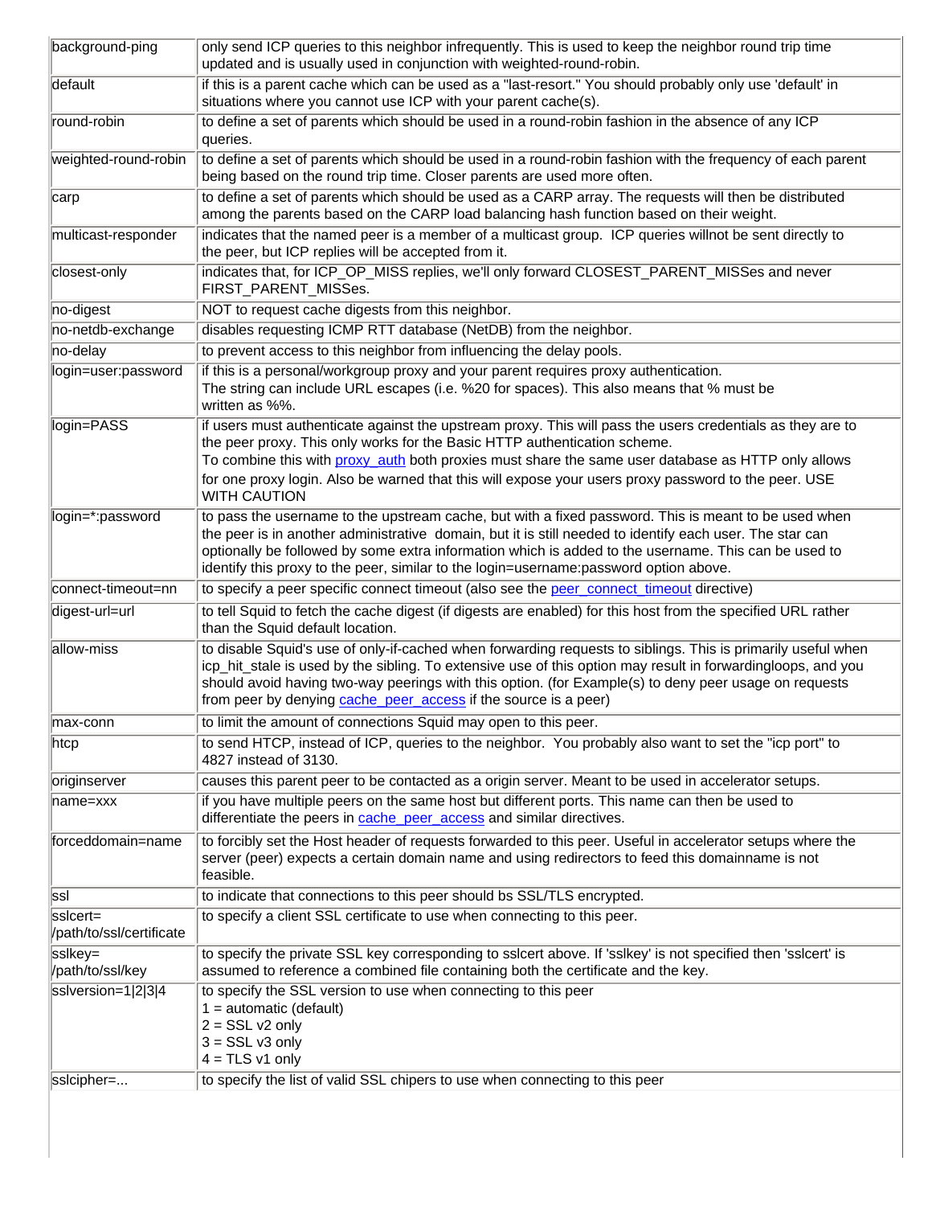| | |
|---|---|
| background-ping | only send ICP queries to this neighbor infrequently. This is used to keep the neighbor round trip time updated and is usually used in conjunction with weighted-round-robin. |
| default | if this is a parent cache which can be used as a "last-resort." You should probably only use 'default' in situations where you cannot use ICP with your parent cache(s). |
| round-robin | to define a set of parents which should be used in a round-robin fashion in the absence of any ICP queries. |
| weighted-round-robin | to define a set of parents which should be used in a round-robin fashion with the frequency of each parent being based on the round trip time. Closer parents are used more often. |
| carp | to define a set of parents which should be used as a CARP array. The requests will then be distributed among the parents based on the CARP load balancing hash function based on their weight. |
| multicast-responder | indicates that the named peer is a member of a multicast group. ICP queries willnot be sent directly to the peer, but ICP replies will be accepted from it. |
| closest-only | indicates that, for ICP_OP_MISS replies, we'll only forward CLOSEST_PARENT_MISSes and never FIRST_PARENT_MISSes. |
| no-digest | NOT to request cache digests from this neighbor. |
| no-netdb-exchange | disables requesting ICMP RTT database (NetDB) from the neighbor. |
| no-delay | to prevent access to this neighbor from influencing the delay pools. |
| login=user:password | if this is a personal/workgroup proxy and your parent requires proxy authentication. The string can include URL escapes (i.e. %20 for spaces). This also means that % must be written as %%. |
| login=PASS | if users must authenticate against the upstream proxy. This will pass the users credentials as they are to the peer proxy. This only works for the Basic HTTP authentication scheme. To combine this with proxy_auth both proxies must share the same user database as HTTP only allows for one proxy login. Also be warned that this will expose your users proxy password to the peer. USE WITH CAUTION |
| login=*:password | to pass the username to the upstream cache, but with a fixed password. This is meant to be used when the peer is in another administrative domain, but it is still needed to identify each user. The star can optionally be followed by some extra information which is added to the username. This can be used to identify this proxy to the peer, similar to the login=username:password option above. |
| connect-timeout=nn | to specify a peer specific connect timeout (also see the peer_connect_timeout directive) |
| digest-url=url | to tell Squid to fetch the cache digest (if digests are enabled) for this host from the specified URL rather than the Squid default location. |
| allow-miss | to disable Squid's use of only-if-cached when forwarding requests to siblings. This is primarily useful when icp_hit_stale is used by the sibling. To extensive use of this option may result in forwardingloops, and you should avoid having two-way peerings with this option. (for Example(s) to deny peer usage on requests from peer by denying cache_peer_access if the source is a peer) |
| max-conn | to limit the amount of connections Squid may open to this peer. |
| htcp | to send HTCP, instead of ICP, queries to the neighbor. You probably also want to set the "icp port" to 4827 instead of 3130. |
| originserver | causes this parent peer to be contacted as a origin server. Meant to be used in accelerator setups. |
| name=xxx | if you have multiple peers on the same host but different ports. This name can then be used to differentiate the peers in cache_peer_access and similar directives. |
| forceddomain=name | to forcibly set the Host header of requests forwarded to this peer. Useful in accelerator setups where the server (peer) expects a certain domain name and using redirectors to feed this domainname is not feasible. |
| ssl | to indicate that connections to this peer should bs SSL/TLS encrypted. |
| sslcert=/path/to/ssl/certificate | to specify a client SSL certificate to use when connecting to this peer. |
| sslkey=/path/to/ssl/key | to specify the private SSL key corresponding to sslcert above. If 'sslkey' is not specified then 'sslcert' is assumed to reference a combined file containing both the certificate and the key. |
| sslversion=1\|2\|3\|4 | to specify the SSL version to use when connecting to this peer<br>1 = automatic (default)<br>2 = SSL v2 only<br>3 = SSL v3 only<br>4 = TLS v1 only |
| sslcipher=... | to specify the list of valid SSL chipers to use when connecting to this peer |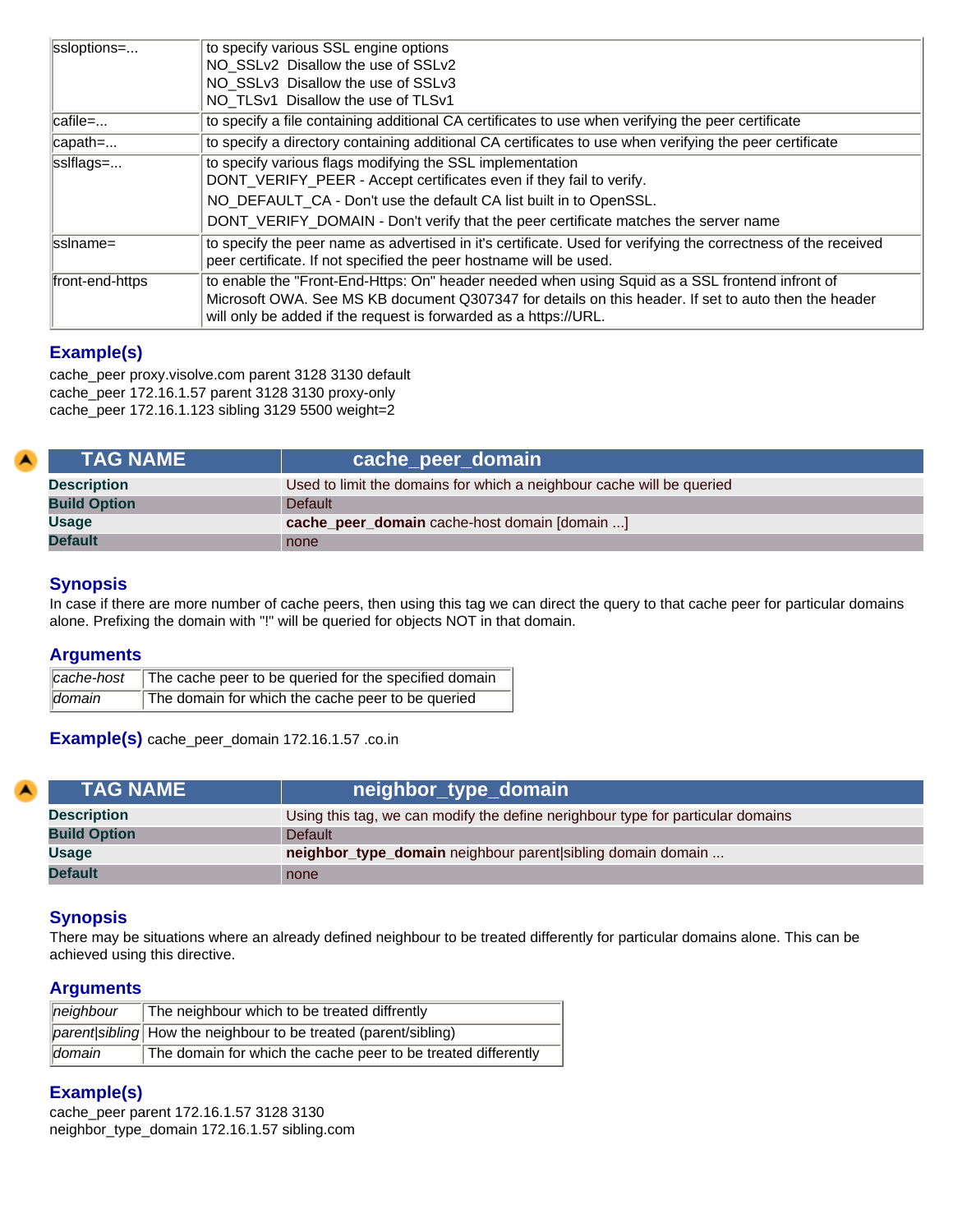| | |
|---|---|
| ssloptions=... | to specify various SSL engine options<br>NO_SSLv2 Disallow the use of SSLv2<br>NO_SSLv3 Disallow the use of SSLv3<br>NO_TLSv1 Disallow the use of TLSv1 |
| cafile=... | to specify a file containing additional CA certificates to use when verifying the peer certificate |
| capath=... | to specify a directory containing additional CA certificates to use when verifying the peer certificate |
| sslflags=... | to specify various flags modifying the SSL implementation<br>DONT_VERIFY_PEER - Accept certificates even if they fail to verify.<br>NO_DEFAULT_CA - Don't use the default CA list built in to OpenSSL.<br>DONT_VERIFY_DOMAIN - Don't verify that the peer certificate matches the server name |
| sslname= | to specify the peer name as advertised in it's certificate. Used for verifying the correctness of the received peer certificate. If not specified the peer hostname will be used. |
| front-end-https | to enable the "Front-End-Https: On" header needed when using Squid as a SSL frontend infront of Microsoft OWA. See MS KB document Q307347 for details on this header. If set to auto then the header will only be added if the request is forwarded as a https://URL. |

### Example(s)

cache_peer proxy.visolve.com parent 3128 3130 default
cache_peer 172.16.1.57 parent 3128 3130 proxy-only
cache_peer 172.16.1.123 sibling 3129 5500 weight=2

| TAG NAME | cache_peer_domain |
|---|---|
| **Description** | Used to limit the domains for which a neighbour cache will be queried |
| **Build Option** | Default |
| **Usage** | **cache_peer_domain** cache-host domain [domain ...] |
| **Default** | none |

### Synopsis

In case if there are more number of cache peers, then using this tag we can direct the query to that cache peer for particular domains alone. Prefixing the domain with "!" will be queried for objects NOT in that domain.

### Arguments

| | |
|---|---|
| *cache-host* | The cache peer to be queried for the specified domain |
| *domain* | The domain for which the cache peer to be queried |

### Example(s)

cache_peer_domain 172.16.1.57 .co.in

| TAG NAME | neighbor_type_domain |
|---|---|
| **Description** | Using this tag, we can modify the define nerighbour type for particular domains |
| **Build Option** | Default |
| **Usage** | **neighbor_type_domain** neighbour parent\|sibling domain domain ... |
| **Default** | none |

### Synopsis

There may be situations where an already defined neighbour to be treated differently for particular domains alone. This can be achieved using this directive.

### Arguments

| | |
|---|---|
| *neighbour* | The neighbour which to be treated diffrently |
| *parent\|sibling* | How the neighbour to be treated (parent/sibling) |
| *domain* | The domain for which the cache peer to be treated differently |

### Example(s)

cache_peer parent 172.16.1.57 3128 3130
neighbor_type_domain 172.16.1.57 sibling.com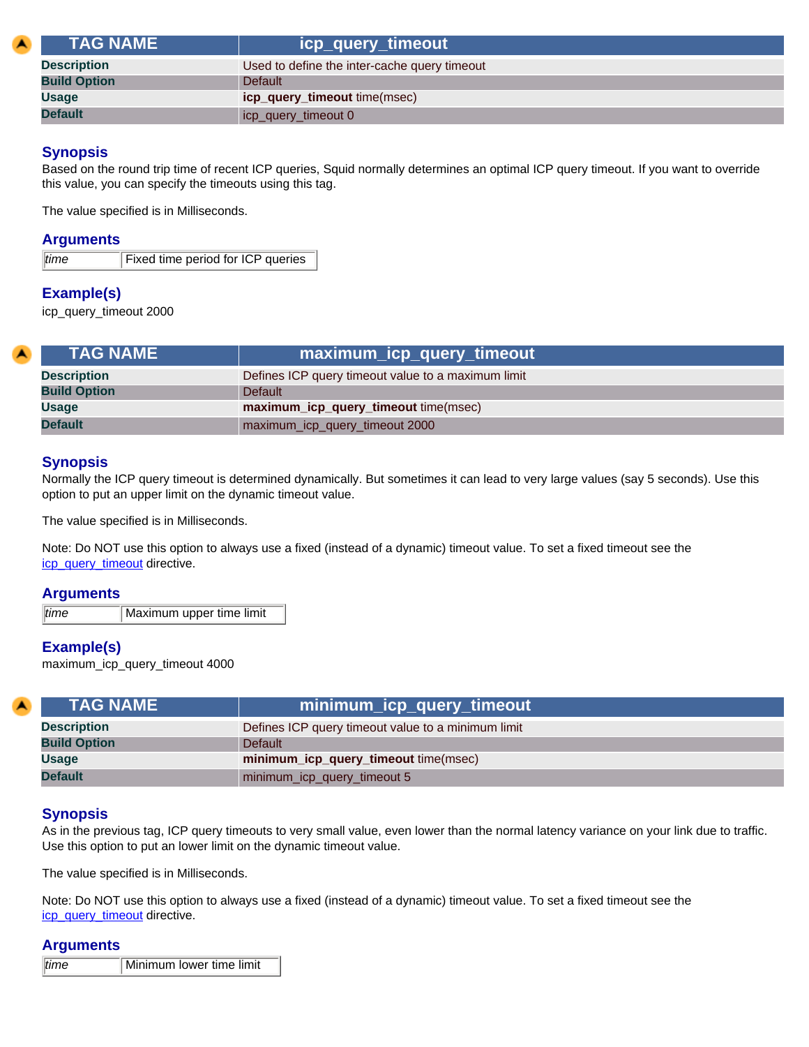| TAG NAME | icp_query_timeout |
| --- | --- |
| Description | Used to define the inter-cache query timeout |
| Build Option | Default |
| Usage | **icp_query_timeout** time(msec) |
| Default | icp_query_timeout 0 |

### Synopsis

Based on the round trip time of recent ICP queries, Squid normally determines an optimal ICP query timeout. If you want to override this value, you can specify the timeouts using this tag.

The value specified is in Milliseconds.

### Arguments

| *time* | Fixed time period for ICP queries |
| --- | --- |

### Example(s)

icp_query_timeout 2000

| TAG NAME | maximum_icp_query_timeout |
| --- | --- |
| Description | Defines ICP query timeout value to a maximum limit |
| Build Option | Default |
| Usage | **maximum_icp_query_timeout** time(msec) |
| Default | maximum_icp_query_timeout 2000 |

### Synopsis

Normally the ICP query timeout is determined dynamically. But sometimes it can lead to very large values (say 5 seconds). Use this option to put an upper limit on the dynamic timeout value.

The value specified is in Milliseconds.

Note: Do NOT use this option to always use a fixed (instead of a dynamic) timeout value. To set a fixed timeout see the icp_query_timeout directive.

### Arguments

| *time* | Maximum upper time limit |
| --- | --- |

### Example(s)

maximum_icp_query_timeout 4000

| TAG NAME | minimum_icp_query_timeout |
| --- | --- |
| Description | Defines ICP query timeout value to a minimum limit |
| Build Option | Default |
| Usage | **minimum_icp_query_timeout** time(msec) |
| Default | minimum_icp_query_timeout 5 |

### Synopsis

As in the previous tag, ICP query timeouts to very small value, even lower than the normal latency variance on your link due to traffic. Use this option to put an lower limit on the dynamic timeout value.

The value specified is in Milliseconds.

Note: Do NOT use this option to always use a fixed (instead of a dynamic) timeout value. To set a fixed timeout see the icp_query_timeout directive.

### Arguments

| *time* | Minimum lower time limit |
| --- | --- |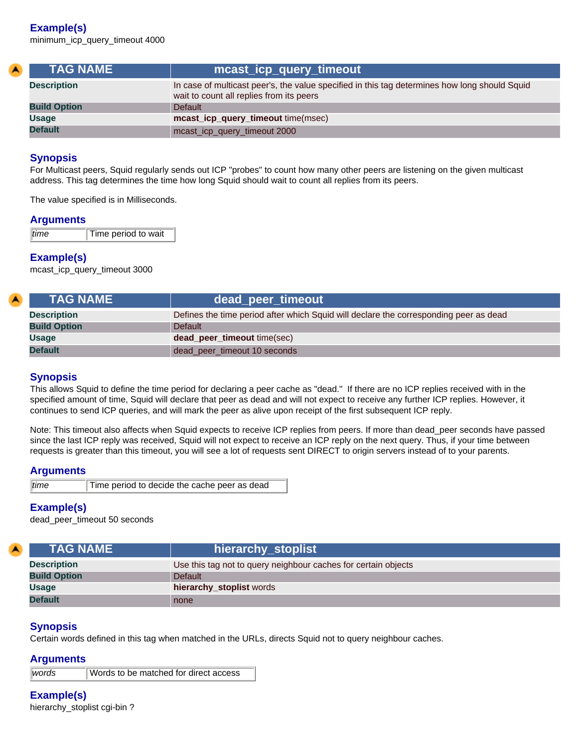### Example(s)

minimum_icp_query_timeout 4000

| TAG NAME | mcast_icp_query_timeout |
|---|---|
| **Description** | In case of multicast peer's, the value specified in this tag determines how long should Squid wait to count all replies from its peers |
| **Build Option** | Default |
| **Usage** | **mcast_icp_query_timeout** time(msec) |
| **Default** | mcast_icp_query_timeout 2000 |

### Synopsis

For Multicast peers, Squid regularly sends out ICP "probes" to count how many other peers are listening on the given multicast address. This tag determines the time how long Squid should wait to count all replies from its peers.

The value specified is in Milliseconds.

### Arguments

| *time* | Time period to wait |
|---|---|

### Example(s)

mcast_icp_query_timeout 3000

| TAG NAME | dead_peer_timeout |
|---|---|
| **Description** | Defines the time period after which Squid will declare the corresponding peer as dead |
| **Build Option** | Default |
| **Usage** | **dead_peer_timeout** time(sec) |
| **Default** | dead_peer_timeout 10 seconds |

### Synopsis

This allows Squid to define the time period for declaring a peer cache as "dead." If there are no ICP replies received with in the specified amount of time, Squid will declare that peer as dead and will not expect to receive any further ICP replies. However, it continues to send ICP queries, and will mark the peer as alive upon receipt of the first subsequent ICP reply.

Note: This timeout also affects when Squid expects to receive ICP replies from peers. If more than dead_peer seconds have passed since the last ICP reply was received, Squid will not expect to receive an ICP reply on the next query. Thus, if your time between requests is greater than this timeout, you will see a lot of requests sent DIRECT to origin servers instead of to your parents.

### Arguments

| *time* | Time period to decide the cache peer as dead |
|---|---|

### Example(s)

dead_peer_timeout 50 seconds

| TAG NAME | hierarchy_stoplist |
|---|---|
| **Description** | Use this tag not to query neighbour caches for certain objects |
| **Build Option** | Default |
| **Usage** | **hierarchy_stoplist** words |
| **Default** | none |

### Synopsis

Certain words defined in this tag when matched in the URLs, directs Squid not to query neighbour caches.

### Arguments

| *words* | Words to be matched for direct access |
|---|---|

### Example(s)

hierarchy_stoplist cgi-bin ?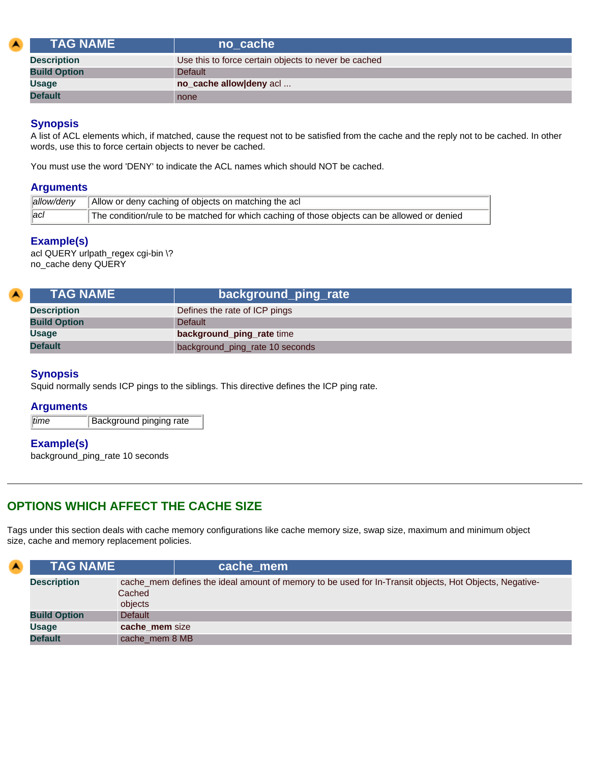| TAG NAME | no_cache |
|---|---|
| **Description** | Use this to force certain objects to never be cached |
| **Build Option** | Default |
| **Usage** | **no_cache allow\|deny** acl ... |
| **Default** | none |

### Synopsis

A list of ACL elements which, if matched, cause the request not to be satisfied from the cache and the reply not to be cached. In other words, use this to force certain objects to never be cached.

You must use the word 'DENY' to indicate the ACL names which should NOT be cached.

### Arguments

| | |
|---|---|
| *allow/deny* | Allow or deny caching of objects on matching the acl |
| *acl* | The condition/rule to be matched for which caching of those objects can be allowed or denied |

### Example(s)

acl QUERY urlpath_regex cgi-bin \?
no_cache deny QUERY

| TAG NAME | background_ping_rate |
|---|---|
| **Description** | Defines the rate of ICP pings |
| **Build Option** | Default |
| **Usage** | **background_ping_rate** time |
| **Default** | background_ping_rate 10 seconds |

### Synopsis

Squid normally sends ICP pings to the siblings. This directive defines the ICP ping rate.

### Arguments

| | |
|---|---|
| *time* | Background pinging rate |

### Example(s)

background_ping_rate 10 seconds

---

## OPTIONS WHICH AFFECT THE CACHE SIZE

Tags under this section deals with cache memory configurations like cache memory size, swap size, maximum and minimum object size, cache and memory replacement policies.

| TAG NAME | cache_mem |
|---|---|
| **Description** | cache_mem defines the ideal amount of memory to be used for In-Transit objects, Hot Objects, Negative-Cached objects |
| **Build Option** | Default |
| **Usage** | **cache_mem** size |
| **Default** | cache_mem 8 MB |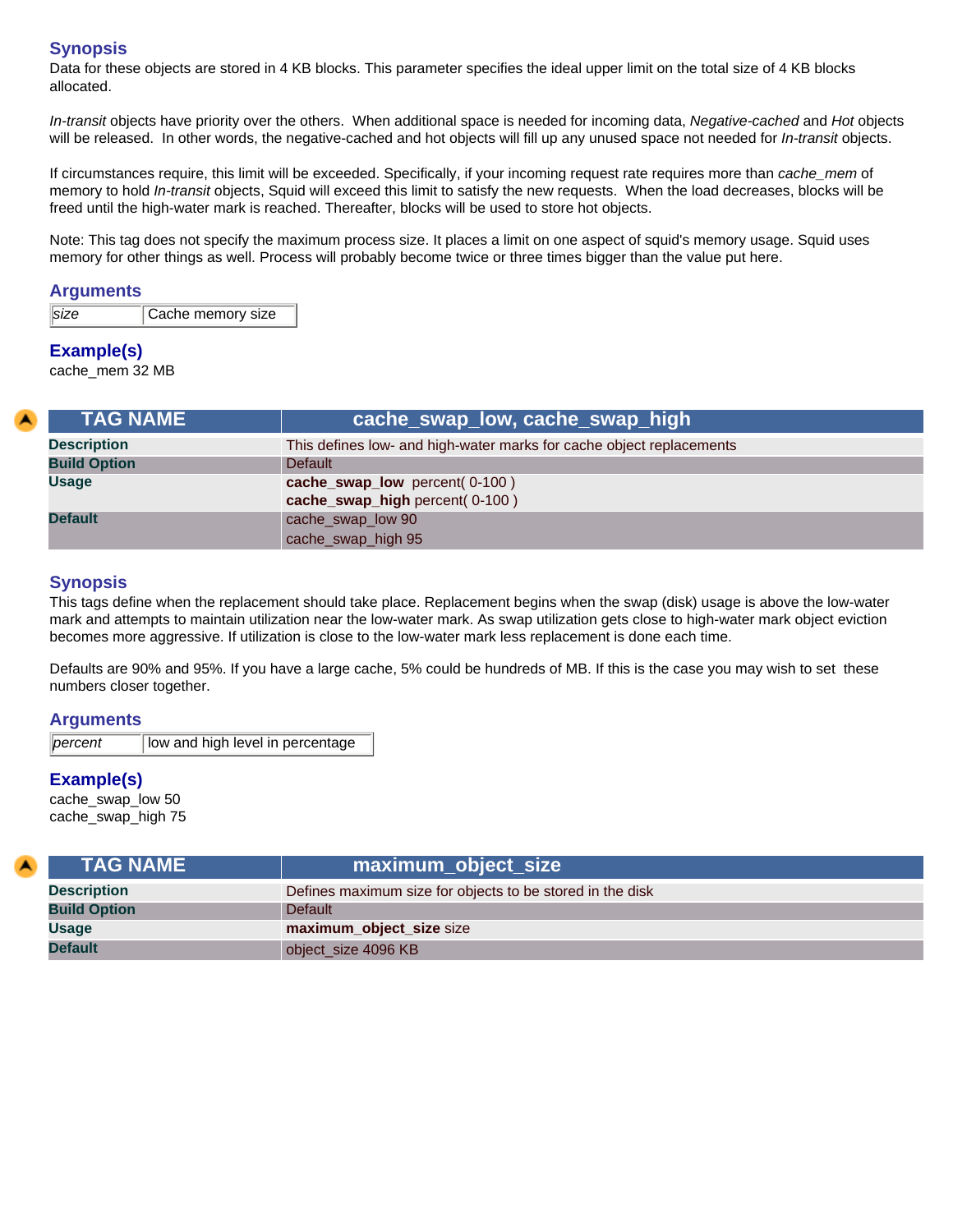### Synopsis

Data for these objects are stored in 4 KB blocks. This parameter specifies the ideal upper limit on the total size of 4 KB blocks allocated.

*In-transit* objects have priority over the others. When additional space is needed for incoming data, *Negative-cached* and *Hot* objects will be released. In other words, the negative-cached and hot objects will fill up any unused space not needed for *In-transit* objects.

If circumstances require, this limit will be exceeded. Specifically, if your incoming request rate requires more than *cache_mem* of memory to hold *In-transit* objects, Squid will exceed this limit to satisfy the new requests. When the load decreases, blocks will be freed until the high-water mark is reached. Thereafter, blocks will be used to store hot objects.

Note: This tag does not specify the maximum process size. It places a limit on one aspect of squid's memory usage. Squid uses memory for other things as well. Process will probably become twice or three times bigger than the value put here.

### Arguments

| *size* | Cache memory size |
|---|---|

### Example(s)

cache_mem 32 MB

| TAG NAME | cache_swap_low, cache_swap_high |
|---|---|
| **Description** | This defines low- and high-water marks for cache object replacements |
| **Build Option** | Default |
| **Usage** | **cache_swap_low** percent( 0-100 )<br>**cache_swap_high** percent( 0-100 ) |
| **Default** | cache_swap_low 90<br>cache_swap_high 95 |

### Synopsis

This tags define when the replacement should take place. Replacement begins when the swap (disk) usage is above the low-water mark and attempts to maintain utilization near the low-water mark. As swap utilization gets close to high-water mark object eviction becomes more aggressive. If utilization is close to the low-water mark less replacement is done each time.

Defaults are 90% and 95%. If you have a large cache, 5% could be hundreds of MB. If this is the case you may wish to set these numbers closer together.

### Arguments

| *percent* | low and high level in percentage |
|---|---|

### Example(s)

cache_swap_low 50
cache_swap_high 75

| TAG NAME | maximum_object_size |
|---|---|
| **Description** | Defines maximum size for objects to be stored in the disk |
| **Build Option** | Default |
| **Usage** | **maximum_object_size** size |
| **Default** | object_size 4096 KB |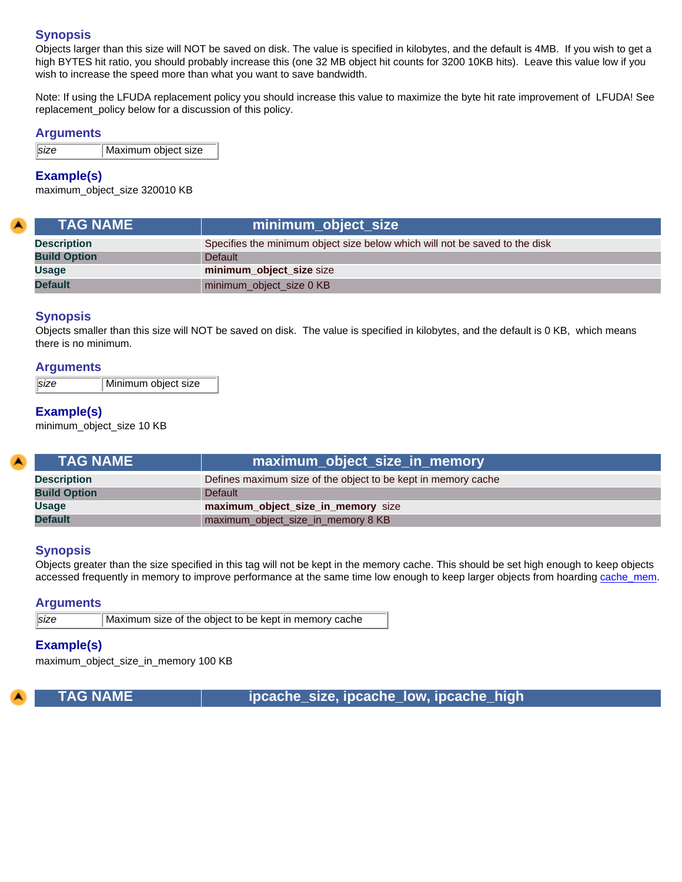### Synopsis

Objects larger than this size will NOT be saved on disk. The value is specified in kilobytes, and the default is 4MB. If you wish to get a high BYTES hit ratio, you should probably increase this (one 32 MB object hit counts for 3200 10KB hits). Leave this value low if you wish to increase the speed more than what you want to save bandwidth.

Note: If using the LFUDA replacement policy you should increase this value to maximize the byte hit rate improvement of LFUDA! See replacement_policy below for a discussion of this policy.

### Arguments

| *size* | Maximum object size |
|---|---|

### Example(s)

maximum_object_size 320010 KB

| TAG NAME | minimum_object_size |
|---|---|
| **Description** | Specifies the minimum object size below which will not be saved to the disk |
| **Build Option** | Default |
| **Usage** | **minimum_object_size** size |
| **Default** | minimum_object_size 0 KB |

### Synopsis

Objects smaller than this size will NOT be saved on disk. The value is specified in kilobytes, and the default is 0 KB, which means there is no minimum.

### Arguments

| *size* | Minimum object size |
|---|---|

### Example(s)

minimum_object_size 10 KB

| TAG NAME | maximum_object_size_in_memory |
|---|---|
| **Description** | Defines maximum size of the object to be kept in memory cache |
| **Build Option** | Default |
| **Usage** | **maximum_object_size_in_memory** size |
| **Default** | maximum_object_size_in_memory 8 KB |

### Synopsis

Objects greater than the size specified in this tag will not be kept in the memory cache. This should be set high enough to keep objects accessed frequently in memory to improve performance at the same time low enough to keep larger objects from hoarding cache_mem.

### Arguments

| *size* | Maximum size of the object to be kept in memory cache |
|---|---|

### Example(s)

maximum_object_size_in_memory 100 KB

| TAG NAME | ipcache_size, ipcache_low, ipcache_high |
|---|---|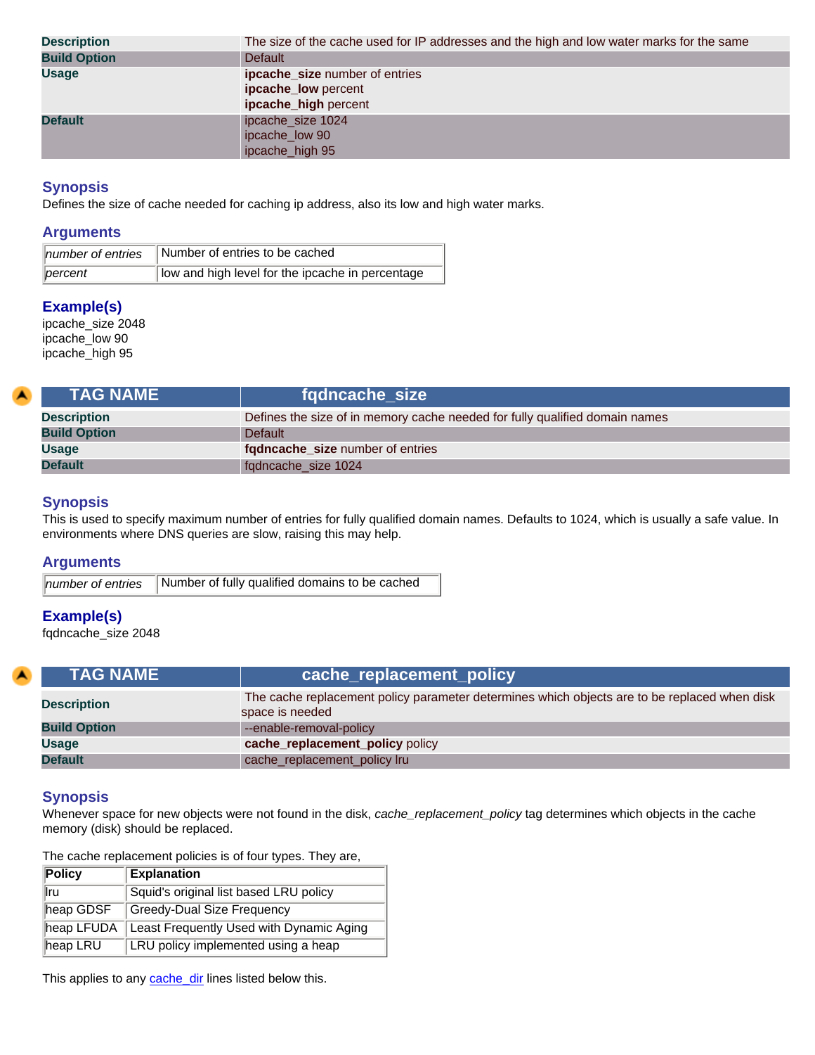| | |
|---|---|
| **Description** | The size of the cache used for IP addresses and the high and low water marks for the same |
| **Build Option** | Default |
| **Usage** | **ipcache_size** number of entries<br>**ipcache_low** percent<br>**ipcache_high** percent |
| **Default** | ipcache_size 1024<br>ipcache_low 90<br>ipcache_high 95 |

### Synopsis

Defines the size of cache needed for caching ip address, also its low and high water marks.

### Arguments

| | |
|---|---|
| *number of entries* | Number of entries to be cached |
| *percent* | low and high level for the ipcache in percentage |

### Example(s)

ipcache_size 2048
ipcache_low 90
ipcache_high 95

| TAG NAME | fqdncache_size |
|---|---|
| **Description** | Defines the size of in memory cache needed for fully qualified domain names |
| **Build Option** | Default |
| **Usage** | **fqdncache_size** number of entries |
| **Default** | fqdncache_size 1024 |

### Synopsis

This is used to specify maximum number of entries for fully qualified domain names. Defaults to 1024, which is usually a safe value. In environments where DNS queries are slow, raising this may help.

### Arguments

| | |
|---|---|
| *number of entries* | Number of fully qualified domains to be cached |

### Example(s)

fqdncache_size 2048

| TAG NAME | cache_replacement_policy |
|---|---|
| **Description** | The cache replacement policy parameter determines which objects are to be replaced when disk space is needed |
| **Build Option** | --enable-removal-policy |
| **Usage** | **cache_replacement_policy** policy |
| **Default** | cache_replacement_policy lru |

### Synopsis

Whenever space for new objects were not found in the disk, *cache_replacement_policy* tag determines which objects in the cache memory (disk) should be replaced.

The cache replacement policies is of four types. They are,

| Policy | Explanation |
|---|---|
| lru | Squid's original list based LRU policy |
| heap GDSF | Greedy-Dual Size Frequency |
| heap LFUDA | Least Frequently Used with Dynamic Aging |
| heap LRU | LRU policy implemented using a heap |

This applies to any cache_dir lines listed below this.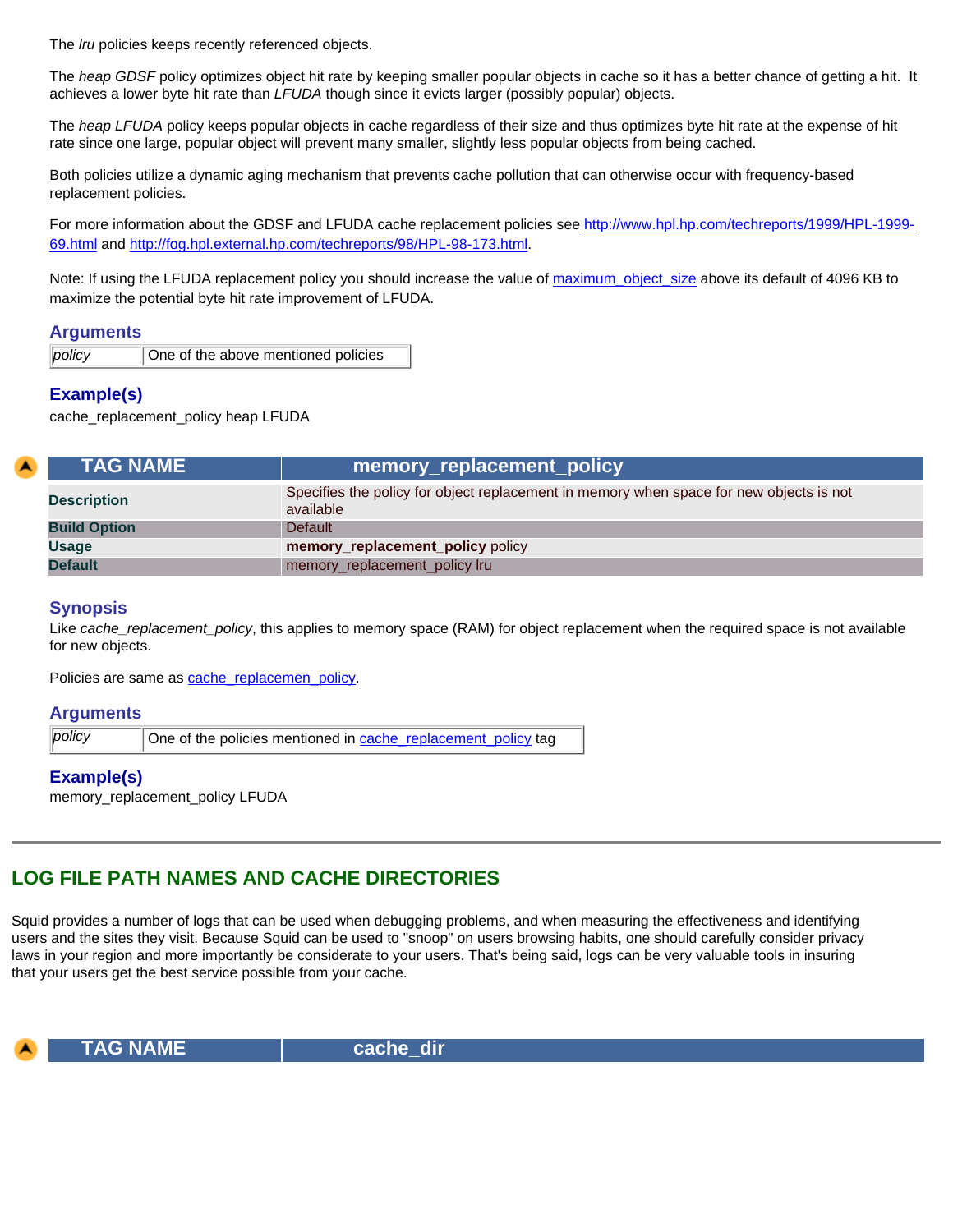The *lru* policies keeps recently referenced objects.

The *heap GDSF* policy optimizes object hit rate by keeping smaller popular objects in cache so it has a better chance of getting a hit. It achieves a lower byte hit rate than *LFUDA* though since it evicts larger (possibly popular) objects.

The *heap LFUDA* policy keeps popular objects in cache regardless of their size and thus optimizes byte hit rate at the expense of hit rate since one large, popular object will prevent many smaller, slightly less popular objects from being cached.

Both policies utilize a dynamic aging mechanism that prevents cache pollution that can otherwise occur with frequency-based replacement policies.

For more information about the GDSF and LFUDA cache replacement policies see http://www.hpl.hp.com/techreports/1999/HPL-1999-69.html and http://fog.hpl.external.hp.com/techreports/98/HPL-98-173.html.

Note: If using the LFUDA replacement policy you should increase the value of maximum_object_size above its default of 4096 KB to maximize the potential byte hit rate improvement of LFUDA.

### Arguments

| *policy* | One of the above mentioned policies |
|---|---|

### Example(s)

cache_replacement_policy heap LFUDA

| TAG NAME | memory_replacement_policy |
|---|---|
| **Description** | Specifies the policy for object replacement in memory when space for new objects is not available |
| **Build Option** | Default |
| **Usage** | **memory_replacement_policy** policy |
| **Default** | memory_replacement_policy lru |

### Synopsis

Like *cache_replacement_policy*, this applies to memory space (RAM) for object replacement when the required space is not available for new objects.

Policies are same as cache_replacemen_policy.

### Arguments

| *policy* | One of the policies mentioned in cache_replacement_policy tag |
|---|---|

### Example(s)

memory_replacement_policy LFUDA

---

## LOG FILE PATH NAMES AND CACHE DIRECTORIES

Squid provides a number of logs that can be used when debugging problems, and when measuring the effectiveness and identifying users and the sites they visit. Because Squid can be used to "snoop" on users browsing habits, one should carefully consider privacy laws in your region and more importantly be considerate to your users. That's being said, logs can be very valuable tools in insuring that your users get the best service possible from your cache.

| TAG NAME | cache_dir |
|---|---|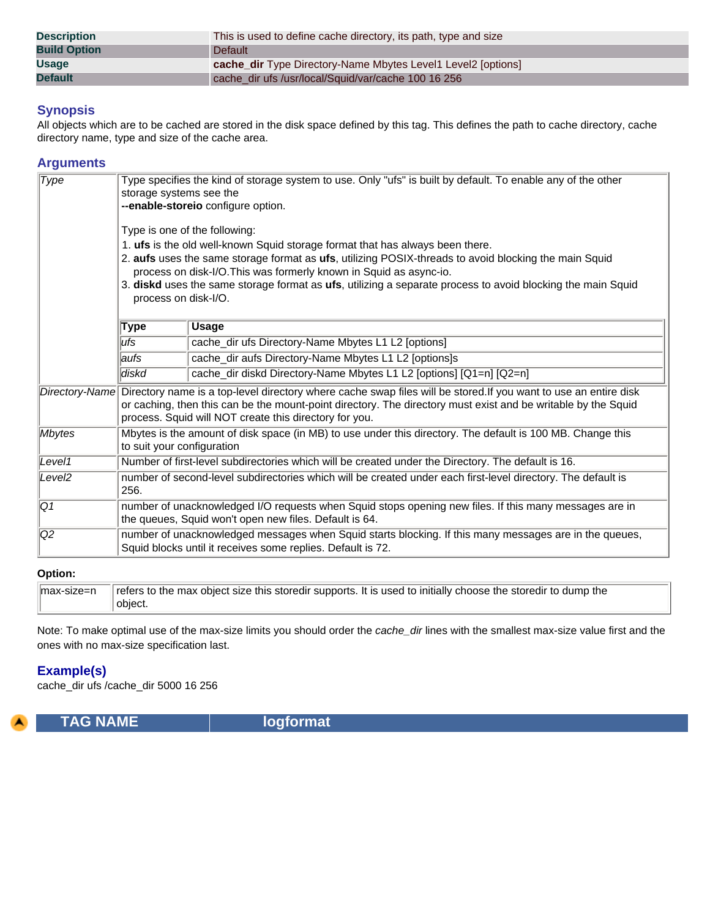| | |
|---|---|
| **Description** | This is used to define cache directory, its path, type and size |
| **Build Option** | Default |
| **Usage** | **cache_dir** Type Directory-Name Mbytes Level1 Level2 [options] |
| **Default** | cache_dir ufs /usr/local/Squid/var/cache 100 16 256 |

## Synopsis

All objects which are to be cached are stored in the disk space defined by this tag. This defines the path to cache directory, cache directory name, type and size of the cache area.

## Arguments

| | |
|---|---|
| *Type* | Type specifies the kind of storage system to use. Only "ufs" is built by default. To enable any of the other storage systems see the **--enable-storeio** configure option.<br><br>Type is one of the following:<br>1. **ufs** is the old well-known Squid storage format that has always been there.<br>2. **aufs** uses the same storage format as **ufs**, utilizing POSIX-threads to avoid blocking the main Squid process on disk-I/O.This was formerly known in Squid as async-io.<br>3. **diskd** uses the same storage format as **ufs**, utilizing a separate process to avoid blocking the main Squid process on disk-I/O.<br><br>**Type** / **Usage**:<br>*ufs* — cache_dir ufs Directory-Name Mbytes L1 L2 [options]<br>*aufs* — cache_dir aufs Directory-Name Mbytes L1 L2 [options]s<br>*diskd* — cache_dir diskd Directory-Name Mbytes L1 L2 [options] [Q1=n] [Q2=n] |
| *Directory-Name* | Directory name is a top-level directory where cache swap files will be stored.If you want to use an entire disk or caching, then this can be the mount-point directory. The directory must exist and be writable by the Squid process. Squid will NOT create this directory for you. |
| *Mbytes* | Mbytes is the amount of disk space (in MB) to use under this directory. The default is 100 MB. Change this to suit your configuration |
| *Level1* | Number of first-level subdirectories which will be created under the Directory. The default is 16. |
| *Level2* | number of second-level subdirectories which will be created under each first-level directory. The default is 256. |
| *Q1* | number of unacknowledged I/O requests when Squid stops opening new files. If this many messages are in the queues, Squid won't open new files. Default is 64. |
| *Q2* | number of unacknowledged messages when Squid starts blocking. If this many messages are in the queues, Squid blocks until it receives some replies. Default is 72. |

**Option:**

| | |
|---|---|
| max-size=n | refers to the max object size this storedir supports. It is used to initially choose the storedir to dump the object. |

Note: To make optimal use of the max-size limits you should order the *cache_dir* lines with the smallest max-size value first and the ones with no max-size specification last.

## Example(s)

cache_dir ufs /cache_dir 5000 16 256

| TAG NAME | logformat |
|---|---|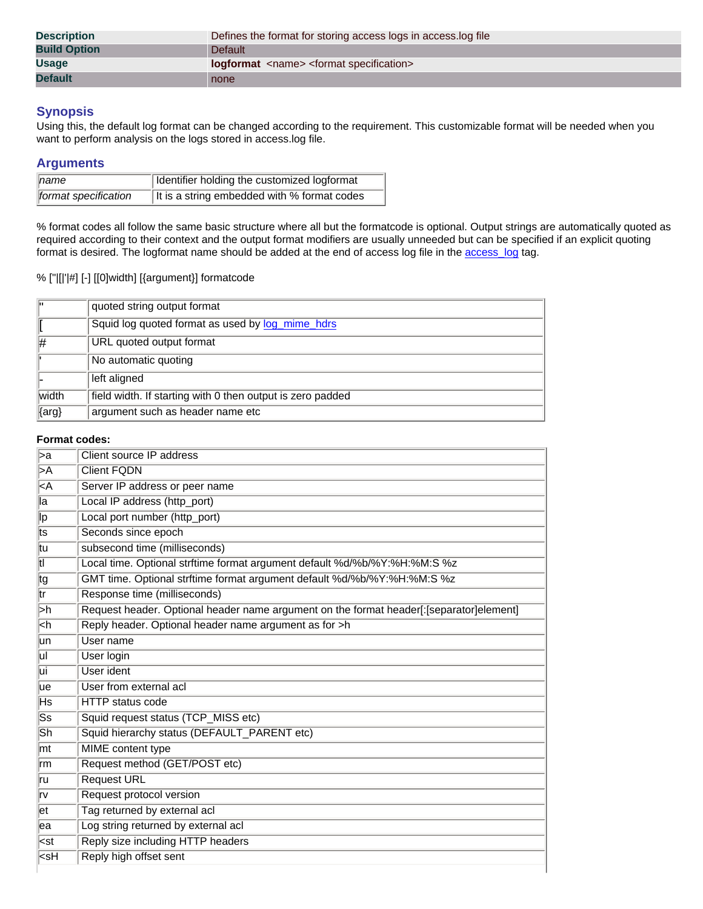| Description | Defines the format for storing access logs in access.log file |
| --- | --- |
| Build Option | Default |
| Usage | **logformat** <name> <format specification> |
| Default | none |

## Synopsis

Using this, the default log format can be changed according to the requirement. This customizable format will be needed when you want to perform analysis on the logs stored in access.log file.

## Arguments

| *name* | Identifier holding the customized logformat |
| --- | --- |
| *format specification* | It is a string embedded with % format codes |

% format codes all follow the same basic structure where all but the formatcode is optional. Output strings are automatically quoted as required according to their context and the output format modifiers are usually unneeded but can be specified if an explicit quoting format is desired. The logformat name should be added at the end of access log file in the access_log tag.

% ["|[|'|#] [-] [[0]width] [{argument}] formatcode

| " | quoted string output format |
| --- | --- |
| [ | Squid log quoted format as used by log_mime_hdrs |
| # | URL quoted output format |
| ' | No automatic quoting |
| - | left aligned |
| width | field width. If starting with 0 then output is zero padded |
| {arg} | argument such as header name etc |

**Format codes:**

| >a | Client source IP address |
| --- | --- |
| >A | Client FQDN |
| <A | Server IP address or peer name |
| la | Local IP address (http_port) |
| lp | Local port number (http_port) |
| ts | Seconds since epoch |
| tu | subsecond time (milliseconds) |
| tl | Local time. Optional strftime format argument default %d/%b/%Y:%H:%M:S %z |
| tg | GMT time. Optional strftime format argument default %d/%b/%Y:%H:%M:S %z |
| tr | Response time (milliseconds) |
| >h | Request header. Optional header name argument on the format header[:[separator]element] |
| <h | Reply header. Optional header name argument as for >h |
| un | User name |
| ul | User login |
| ui | User ident |
| ue | User from external acl |
| Hs | HTTP status code |
| Ss | Squid request status (TCP_MISS etc) |
| Sh | Squid hierarchy status (DEFAULT_PARENT etc) |
| mt | MIME content type |
| rm | Request method (GET/POST etc) |
| ru | Request URL |
| rv | Request protocol version |
| et | Tag returned by external acl |
| ea | Log string returned by external acl |
| <st | Reply size including HTTP headers |
| <sH | Reply high offset sent |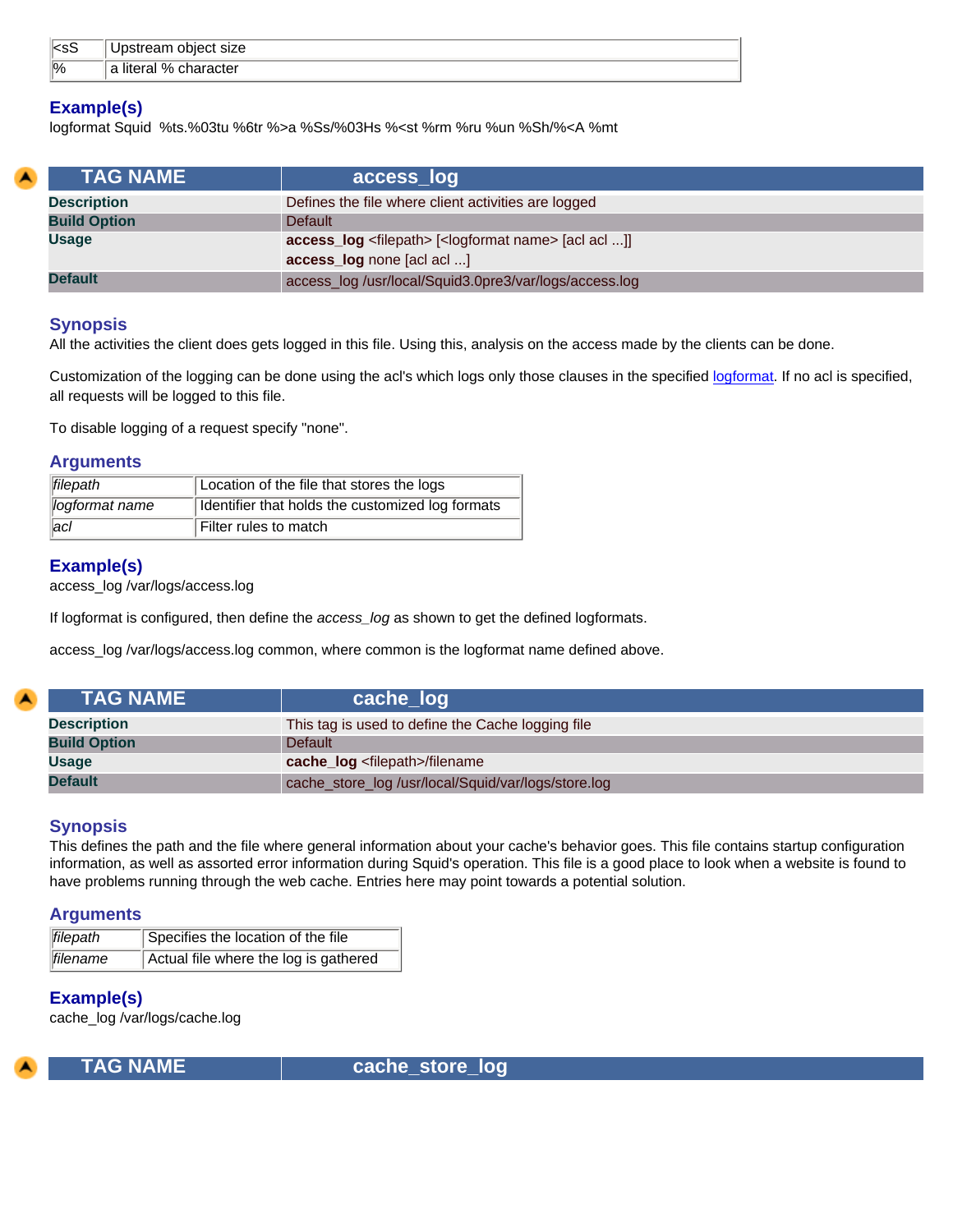| | |
|---|---|
| <sS | Upstream object size |
| % | a literal % character |

### Example(s)

logformat Squid %ts.%03tu %6tr %>a %Ss/%03Hs %<st %rm %ru %un %Sh/%<A %mt

| TAG NAME | access_log |
|---|---|
| **Description** | Defines the file where client activities are logged |
| **Build Option** | Default |
| **Usage** | **access_log** <filepath> [<logformat name> [acl acl ...]]<br>**access_log** none [acl acl ...] |
| **Default** | access_log /usr/local/Squid3.0pre3/var/logs/access.log |

### Synopsis

All the activities the client does gets logged in this file. Using this, analysis on the access made by the clients can be done.

Customization of the logging can be done using the acl's which logs only those clauses in the specified logformat. If no acl is specified, all requests will be logged to this file.

To disable logging of a request specify "none".

### Arguments

| | |
|---|---|
| *filepath* | Location of the file that stores the logs |
| *logformat name* | Identifier that holds the customized log formats |
| *acl* | Filter rules to match |

### Example(s)

access_log /var/logs/access.log

If logformat is configured, then define the *access_log* as shown to get the defined logformats.

access_log /var/logs/access.log common, where common is the logformat name defined above.

| TAG NAME | cache_log |
|---|---|
| **Description** | This tag is used to define the Cache logging file |
| **Build Option** | Default |
| **Usage** | **cache_log** <filepath>/filename |
| **Default** | cache_store_log /usr/local/Squid/var/logs/store.log |

### Synopsis

This defines the path and the file where general information about your cache's behavior goes. This file contains startup configuration information, as well as assorted error information during Squid's operation. This file is a good place to look when a website is found to have problems running through the web cache. Entries here may point towards a potential solution.

### Arguments

| | |
|---|---|
| *filepath* | Specifies the location of the file |
| *filename* | Actual file where the log is gathered |

### Example(s)

cache_log /var/logs/cache.log

| TAG NAME | cache_store_log |
|---|---|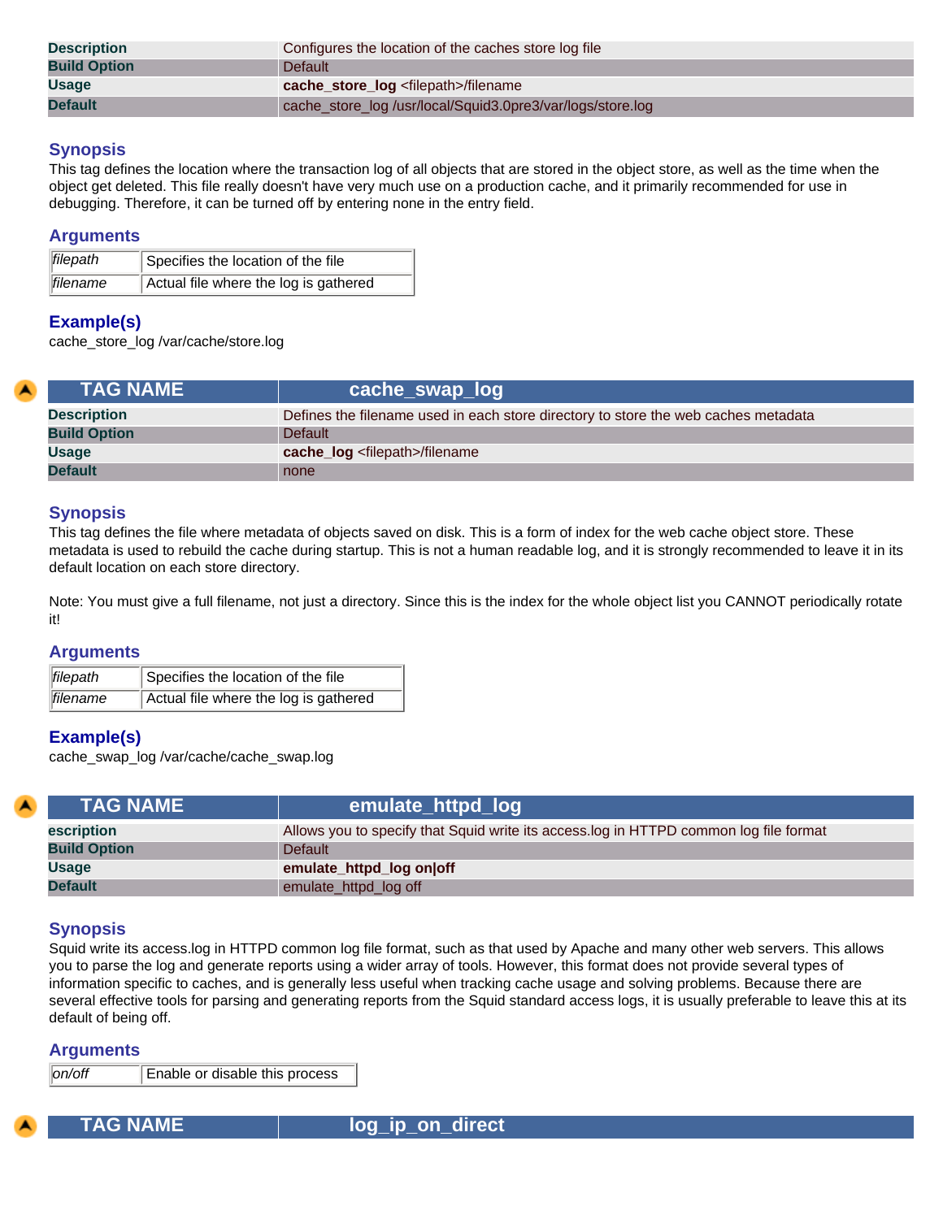| | |
|---|---|
| **Description** | Configures the location of the caches store log file |
| **Build Option** | Default |
| **Usage** | **cache_store_log** <filepath>/filename |
| **Default** | cache_store_log /usr/local/Squid3.0pre3/var/logs/store.log |

## Synopsis

This tag defines the location where the transaction log of all objects that are stored in the object store, as well as the time when the object get deleted. This file really doesn't have very much use on a production cache, and it primarily recommended for use in debugging. Therefore, it can be turned off by entering none in the entry field.

## Arguments

| | |
|---|---|
| *filepath* | Specifies the location of the file |
| *filename* | Actual file where the log is gathered |

## Example(s)

cache_store_log /var/cache/store.log

| TAG NAME | cache_swap_log |
|---|---|
| **Description** | Defines the filename used in each store directory to store the web caches metadata |
| **Build Option** | Default |
| **Usage** | **cache_log** <filepath>/filename |
| **Default** | none |

## Synopsis

This tag defines the file where metadata of objects saved on disk. This is a form of index for the web cache object store. These metadata is used to rebuild the cache during startup. This is not a human readable log, and it is strongly recommended to leave it in its default location on each store directory.

Note: You must give a full filename, not just a directory. Since this is the index for the whole object list you CANNOT periodically rotate it!

## Arguments

| | |
|---|---|
| *filepath* | Specifies the location of the file |
| *filename* | Actual file where the log is gathered |

## Example(s)

cache_swap_log /var/cache/cache_swap.log

| TAG NAME | emulate_httpd_log |
|---|---|
| **escription** | Allows you to specify that Squid write its access.log in HTTPD common log file format |
| **Build Option** | Default |
| **Usage** | **emulate_httpd_log on\|off** |
| **Default** | emulate_httpd_log off |

## Synopsis

Squid write its access.log in HTTPD common log file format, such as that used by Apache and many other web servers. This allows you to parse the log and generate reports using a wider array of tools. However, this format does not provide several types of information specific to caches, and is generally less useful when tracking cache usage and solving problems. Because there are several effective tools for parsing and generating reports from the Squid standard access logs, it is usually preferable to leave this at its default of being off.

## Arguments

| | |
|---|---|
| *on/off* | Enable or disable this process |

| TAG NAME | log_ip_on_direct |
|---|---|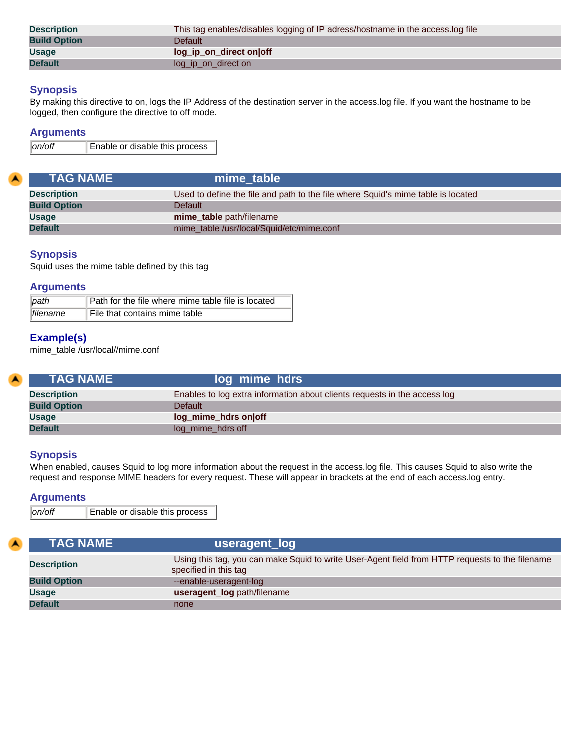| | |
|---|---|
| **Description** | This tag enables/disables logging of IP adress/hostname in the access.log file |
| **Build Option** | Default |
| **Usage** | **log_ip_on_direct on\|off** |
| **Default** | log_ip_on_direct on |

### Synopsis

By making this directive to on, logs the IP Address of the destination server in the access.log file. If you want the hostname to be logged, then configure the directive to off mode.

### Arguments

| | |
|---|---|
| *on/off* | Enable or disable this process |

| TAG NAME | mime_table |
|---|---|
| **Description** | Used to define the file and path to the file where Squid's mime table is located |
| **Build Option** | Default |
| **Usage** | **mime_table** path/filename |
| **Default** | mime_table /usr/local/Squid/etc/mime.conf |

### Synopsis

Squid uses the mime table defined by this tag

### Arguments

| | |
|---|---|
| *path* | Path for the file where mime table file is located |
| *filename* | File that contains mime table |

### Example(s)

mime_table /usr/local//mime.conf

| TAG NAME | log_mime_hdrs |
|---|---|
| **Description** | Enables to log extra information about clients requests in the access log |
| **Build Option** | Default |
| **Usage** | **log_mime_hdrs on\|off** |
| **Default** | log_mime_hdrs off |

### Synopsis

When enabled, causes Squid to log more information about the request in the access.log file. This causes Squid to also write the request and response MIME headers for every request. These will appear in brackets at the end of each access.log entry.

### Arguments

| | |
|---|---|
| *on/off* | Enable or disable this process |

| TAG NAME | useragent_log |
|---|---|
| **Description** | Using this tag, you can make Squid to write User-Agent field from HTTP requests to the filename specified in this tag |
| **Build Option** | --enable-useragent-log |
| **Usage** | **useragent_log** path/filename |
| **Default** | none |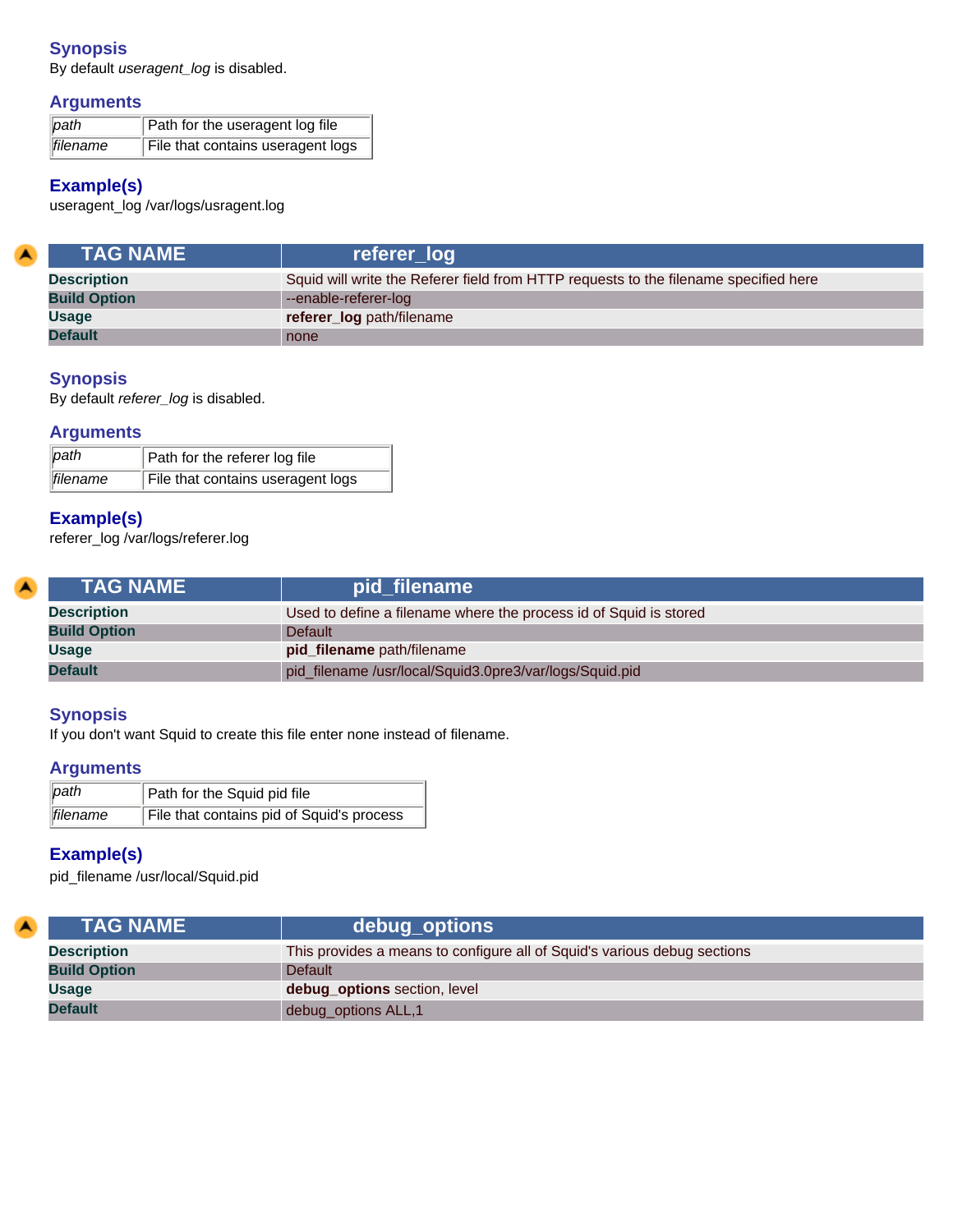### Synopsis

By default *useragent_log* is disabled.

### Arguments

| *path* | Path for the useragent log file |
|---|---|
| *filename* | File that contains useragent logs |

### Example(s)

useragent_log /var/logs/usragent.log

| TAG NAME | referer_log |
|---|---|
| **Description** | Squid will write the Referer field from HTTP requests to the filename specified here |
| **Build Option** | --enable-referer-log |
| **Usage** | **referer_log** path/filename |
| **Default** | none |

### Synopsis

By default *referer_log* is disabled.

### Arguments

| *path* | Path for the referer log file |
|---|---|
| *filename* | File that contains useragent logs |

### Example(s)

referer_log /var/logs/referer.log

| TAG NAME | pid_filename |
|---|---|
| **Description** | Used to define a filename where the process id of Squid is stored |
| **Build Option** | Default |
| **Usage** | **pid_filename** path/filename |
| **Default** | pid_filename /usr/local/Squid3.0pre3/var/logs/Squid.pid |

### Synopsis

If you don't want Squid to create this file enter none instead of filename.

### Arguments

| *path* | Path for the Squid pid file |
|---|---|
| *filename* | File that contains pid of Squid's process |

### Example(s)

pid_filename /usr/local/Squid.pid

| TAG NAME | debug_options |
|---|---|
| **Description** | This provides a means to configure all of Squid's various debug sections |
| **Build Option** | Default |
| **Usage** | **debug_options** section, level |
| **Default** | debug_options ALL,1 |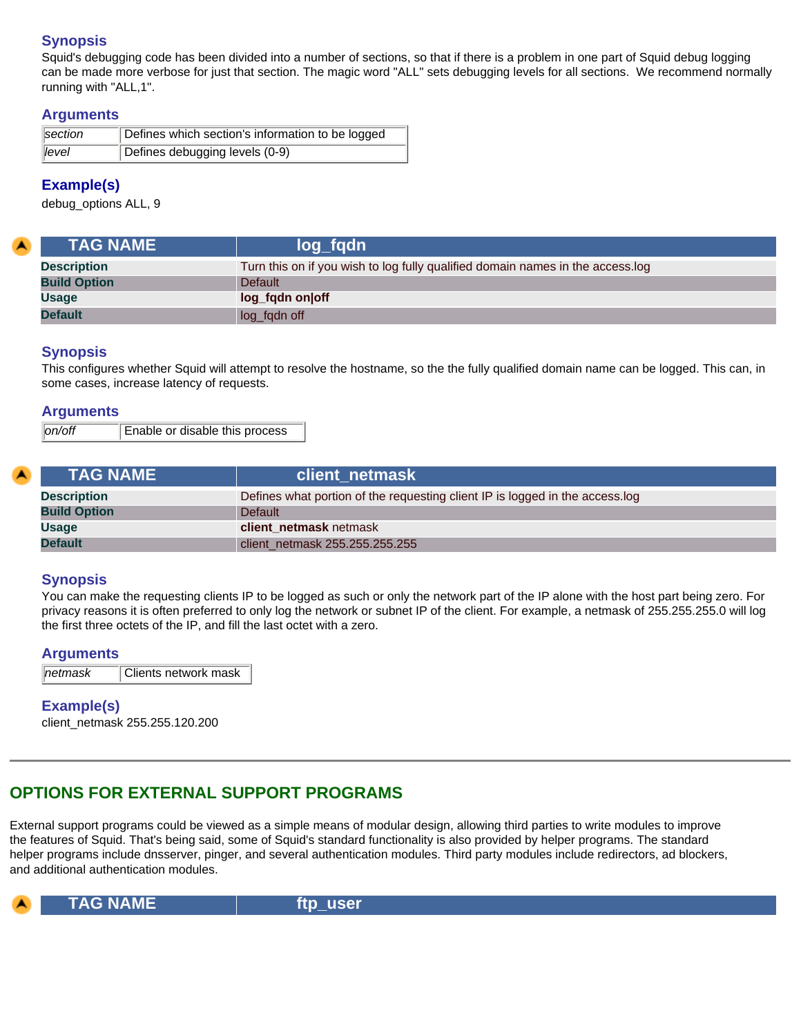### Synopsis

Squid's debugging code has been divided into a number of sections, so that if there is a problem in one part of Squid debug logging can be made more verbose for just that section. The magic word "ALL" sets debugging levels for all sections. We recommend normally running with "ALL,1".

### Arguments

| | |
|---|---|
| *section* | Defines which section's information to be logged |
| *level* | Defines debugging levels (0-9) |

### Example(s)

debug_options ALL, 9

| TAG NAME | log_fqdn |
|---|---|
| **Description** | Turn this on if you wish to log fully qualified domain names in the access.log |
| **Build Option** | Default |
| **Usage** | **log_fqdn on\|off** |
| **Default** | log_fqdn off |

### Synopsis

This configures whether Squid will attempt to resolve the hostname, so the the fully qualified domain name can be logged. This can, in some cases, increase latency of requests.

### Arguments

| | |
|---|---|
| *on/off* | Enable or disable this process |

| TAG NAME | client_netmask |
|---|---|
| **Description** | Defines what portion of the requesting client IP is logged in the access.log |
| **Build Option** | Default |
| **Usage** | **client_netmask** netmask |
| **Default** | client_netmask 255.255.255.255 |

### Synopsis

You can make the requesting clients IP to be logged as such or only the network part of the IP alone with the host part being zero. For privacy reasons it is often preferred to only log the network or subnet IP of the client. For example, a netmask of 255.255.255.0 will log the first three octets of the IP, and fill the last octet with a zero.

### Arguments

| | |
|---|---|
| *netmask* | Clients network mask |

### Example(s)

client_netmask 255.255.120.200

---

## OPTIONS FOR EXTERNAL SUPPORT PROGRAMS

External support programs could be viewed as a simple means of modular design, allowing third parties to write modules to improve the features of Squid. That's being said, some of Squid's standard functionality is also provided by helper programs. The standard helper programs include dnsserver, pinger, and several authentication modules. Third party modules include redirectors, ad blockers, and additional authentication modules.

| TAG NAME | ftp_user |
|---|---|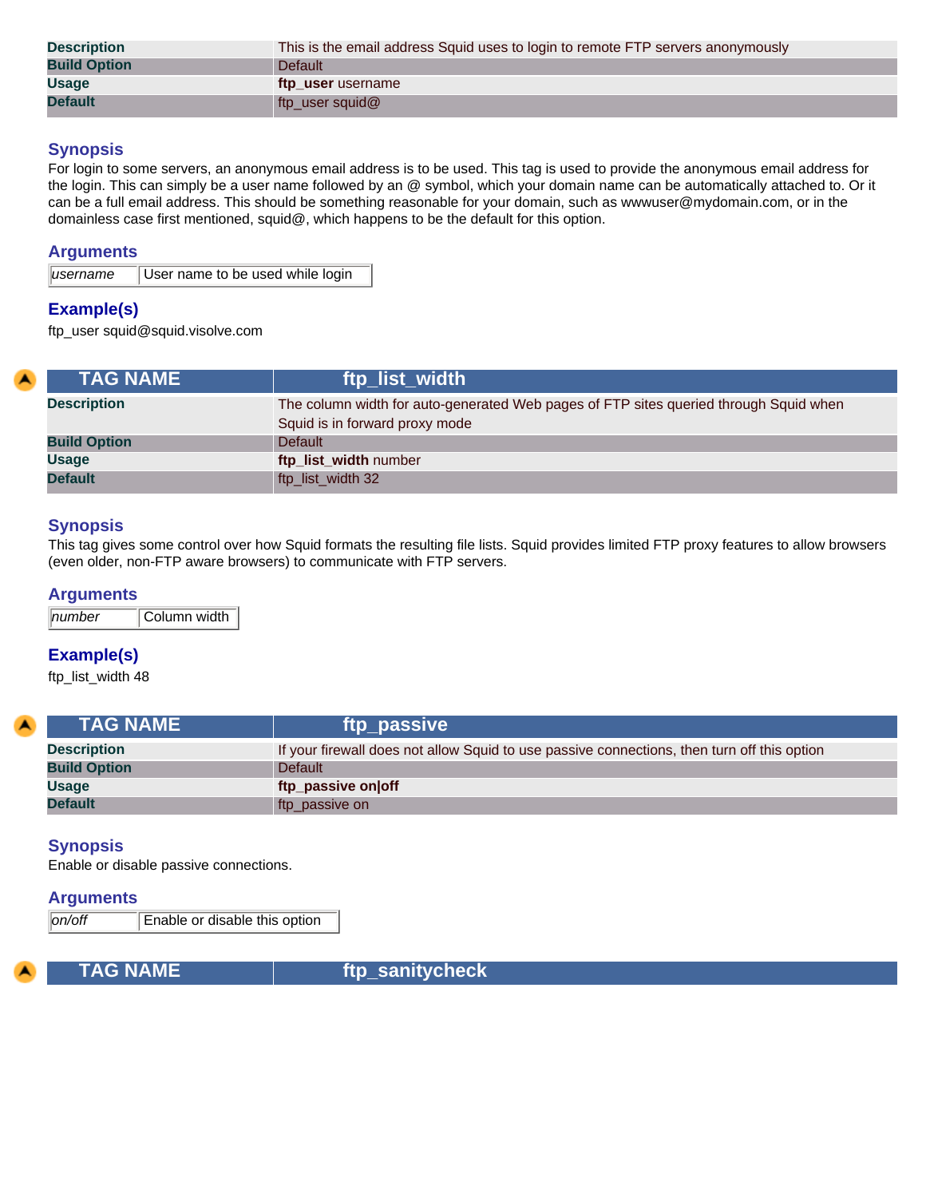| | |
|---|---|
| **Description** | This is the email address Squid uses to login to remote FTP servers anonymously |
| **Build Option** | Default |
| **Usage** | **ftp_user** username |
| **Default** | ftp_user squid@ |

### Synopsis

For login to some servers, an anonymous email address is to be used. This tag is used to provide the anonymous email address for the login. This can simply be a user name followed by an @ symbol, which your domain name can be automatically attached to. Or it can be a full email address. This should be something reasonable for your domain, such as wwwuser@mydomain.com, or in the domainless case first mentioned, squid@, which happens to be the default for this option.

### Arguments

| | |
|---|---|
| *username* | User name to be used while login |

### Example(s)

ftp_user squid@squid.visolve.com

| TAG NAME | ftp_list_width |
|---|---|
| **Description** | The column width for auto-generated Web pages of FTP sites queried through Squid when Squid is in forward proxy mode |
| **Build Option** | Default |
| **Usage** | **ftp_list_width** number |
| **Default** | ftp_list_width 32 |

### Synopsis

This tag gives some control over how Squid formats the resulting file lists. Squid provides limited FTP proxy features to allow browsers (even older, non-FTP aware browsers) to communicate with FTP servers.

### Arguments

| | |
|---|---|
| *number* | Column width |

### Example(s)

ftp_list_width 48

| TAG NAME | ftp_passive |
|---|---|
| **Description** | If your firewall does not allow Squid to use passive connections, then turn off this option |
| **Build Option** | Default |
| **Usage** | **ftp_passive on\|off** |
| **Default** | ftp_passive on |

### Synopsis

Enable or disable passive connections.

### Arguments

| | |
|---|---|
| *on/off* | Enable or disable this option |

| TAG NAME | ftp_sanitycheck |
|---|---|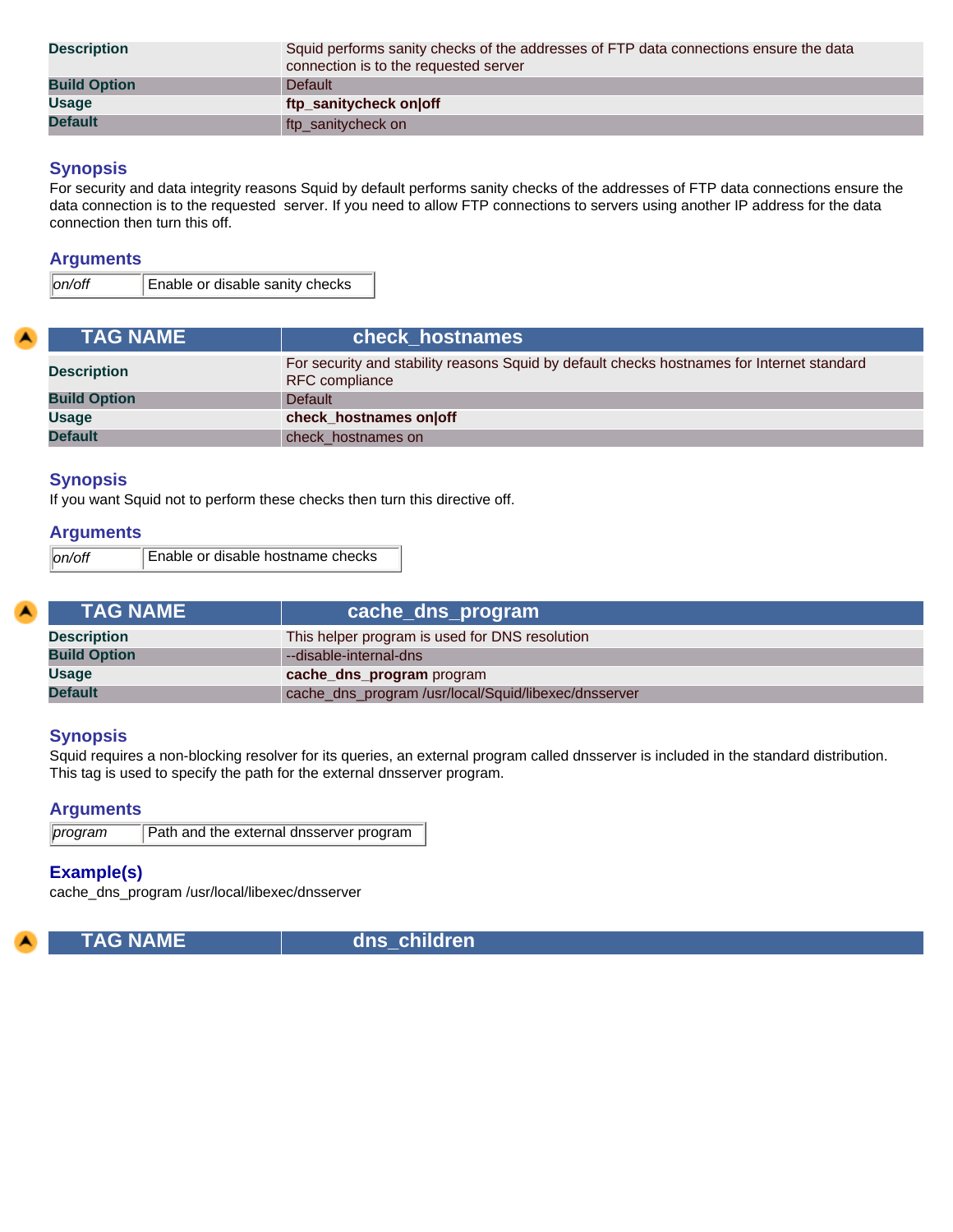| | |
|---|---|
| **Description** | Squid performs sanity checks of the addresses of FTP data connections ensure the data connection is to the requested server |
| **Build Option** | Default |
| **Usage** | **ftp_sanitycheck on\|off** |
| **Default** | ftp_sanitycheck on |

### Synopsis

For security and data integrity reasons Squid by default performs sanity checks of the addresses of FTP data connections ensure the data connection is to the requested server. If you need to allow FTP connections to servers using another IP address for the data connection then turn this off.

### Arguments

| | |
|---|---|
| *on/off* | Enable or disable sanity checks |

| TAG NAME | check_hostnames |
|---|---|
| **Description** | For security and stability reasons Squid by default checks hostnames for Internet standard RFC compliance |
| **Build Option** | Default |
| **Usage** | **check_hostnames on\|off** |
| **Default** | check_hostnames on |

### Synopsis

If you want Squid not to perform these checks then turn this directive off.

### Arguments

| | |
|---|---|
| *on/off* | Enable or disable hostname checks |

| TAG NAME | cache_dns_program |
|---|---|
| **Description** | This helper program is used for DNS resolution |
| **Build Option** | --disable-internal-dns |
| **Usage** | **cache_dns_program** program |
| **Default** | cache_dns_program /usr/local/Squid/libexec/dnsserver |

### Synopsis

Squid requires a non-blocking resolver for its queries, an external program called dnsserver is included in the standard distribution. This tag is used to specify the path for the external dnsserver program.

### Arguments

| | |
|---|---|
| *program* | Path and the external dnsserver program |

### Example(s)

cache_dns_program /usr/local/libexec/dnsserver

| TAG NAME | dns_children |
|---|---|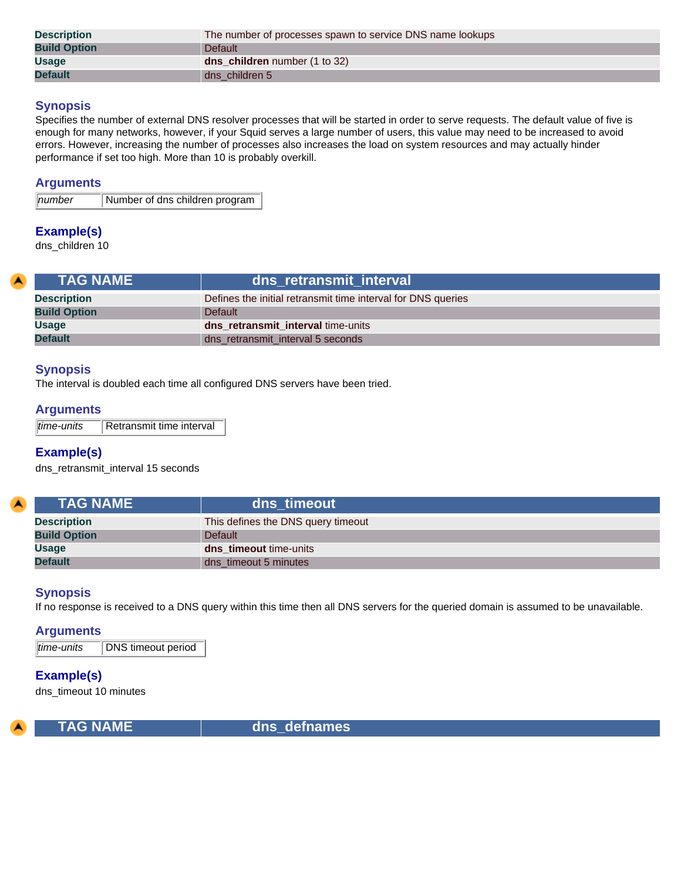| | |
|---|---|
| **Description** | The number of processes spawn to service DNS name lookups |
| **Build Option** | Default |
| **Usage** | **dns_children** number (1 to 32) |
| **Default** | dns_children 5 |

### Synopsis

Specifies the number of external DNS resolver processes that will be started in order to serve requests. The default value of five is enough for many networks, however, if your Squid serves a large number of users, this value may need to be increased to avoid errors. However, increasing the number of processes also increases the load on system resources and may actually hinder performance if set too high. More than 10 is probably overkill.

### Arguments

| | |
|---|---|
| *number* | Number of dns children program |

### Example(s)

dns_children 10

| TAG NAME | dns_retransmit_interval |
|---|---|
| **Description** | Defines the initial retransmit time interval for DNS queries |
| **Build Option** | Default |
| **Usage** | **dns_retransmit_interval** time-units |
| **Default** | dns_retransmit_interval 5 seconds |

### Synopsis

The interval is doubled each time all configured DNS servers have been tried.

### Arguments

| | |
|---|---|
| *time-units* | Retransmit time interval |

### Example(s)

dns_retransmit_interval 15 seconds

| TAG NAME | dns_timeout |
|---|---|
| **Description** | This defines the DNS query timeout |
| **Build Option** | Default |
| **Usage** | **dns_timeout** time-units |
| **Default** | dns_timeout 5 minutes |

### Synopsis

If no response is received to a DNS query within this time then all DNS servers for the queried domain is assumed to be unavailable.

### Arguments

| | |
|---|---|
| *time-units* | DNS timeout period |

### Example(s)

dns_timeout 10 minutes

| TAG NAME | dns_defnames |
|---|---|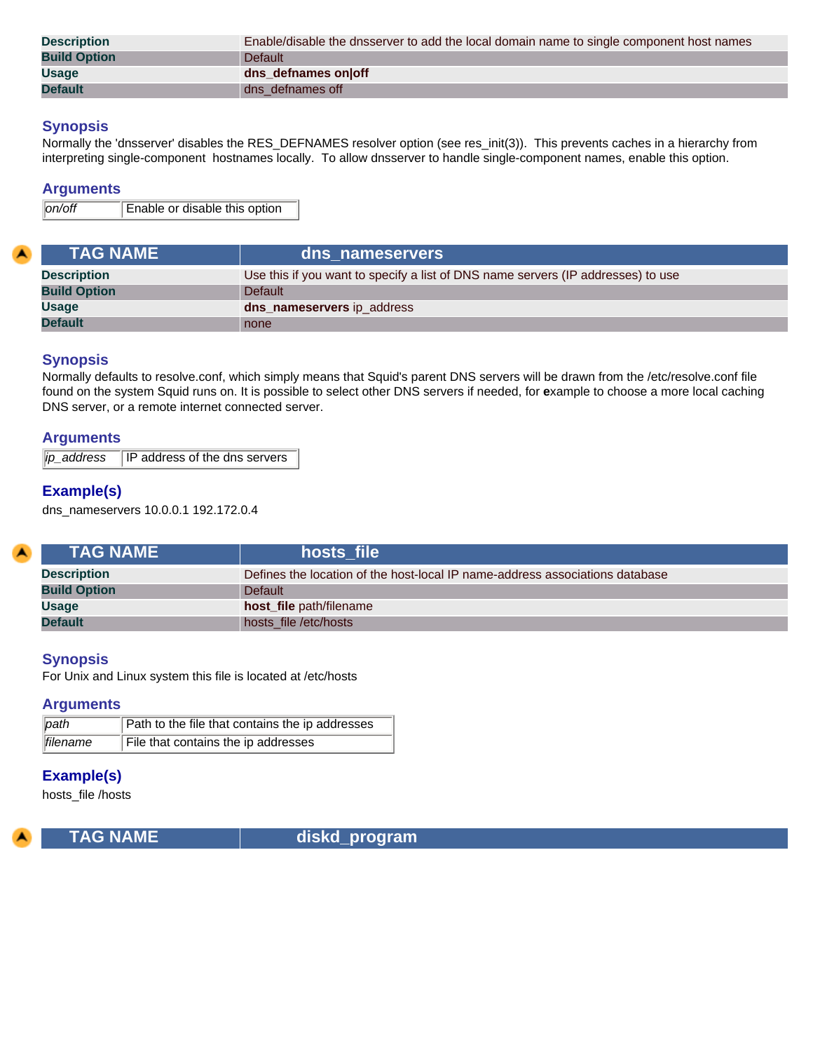| | |
|---|---|
| **Description** | Enable/disable the dnsserver to add the local domain name to single component host names |
| **Build Option** | Default |
| **Usage** | **dns_defnames on\|off** |
| **Default** | dns_defnames off |

### Synopsis

Normally the 'dnsserver' disables the RES_DEFNAMES resolver option (see res_init(3)). This prevents caches in a hierarchy from interpreting single-component hostnames locally. To allow dnsserver to handle single-component names, enable this option.

### Arguments

| | |
|---|---|
| *on/off* | Enable or disable this option |

| TAG NAME | dns_nameservers |
|---|---|
| **Description** | Use this if you want to specify a list of DNS name servers (IP addresses) to use |
| **Build Option** | Default |
| **Usage** | **dns_nameservers** ip_address |
| **Default** | none |

### Synopsis

Normally defaults to resolve.conf, which simply means that Squid's parent DNS servers will be drawn from the /etc/resolve.conf file found on the system Squid runs on. It is possible to select other DNS servers if needed, for **e**xample to choose a more local caching DNS server, or a remote internet connected server.

### Arguments

| | |
|---|---|
| *ip_address* | IP address of the dns servers |

### Example(s)

dns_nameservers 10.0.0.1 192.172.0.4

| TAG NAME | hosts_file |
|---|---|
| **Description** | Defines the location of the host-local IP name-address associations database |
| **Build Option** | Default |
| **Usage** | **host_file** path/filename |
| **Default** | hosts_file /etc/hosts |

### Synopsis

For Unix and Linux system this file is located at /etc/hosts

### Arguments

| | |
|---|---|
| *path* | Path to the file that contains the ip addresses |
| *filename* | File that contains the ip addresses |

### Example(s)

hosts_file /hosts

| TAG NAME | diskd_program |
|---|---|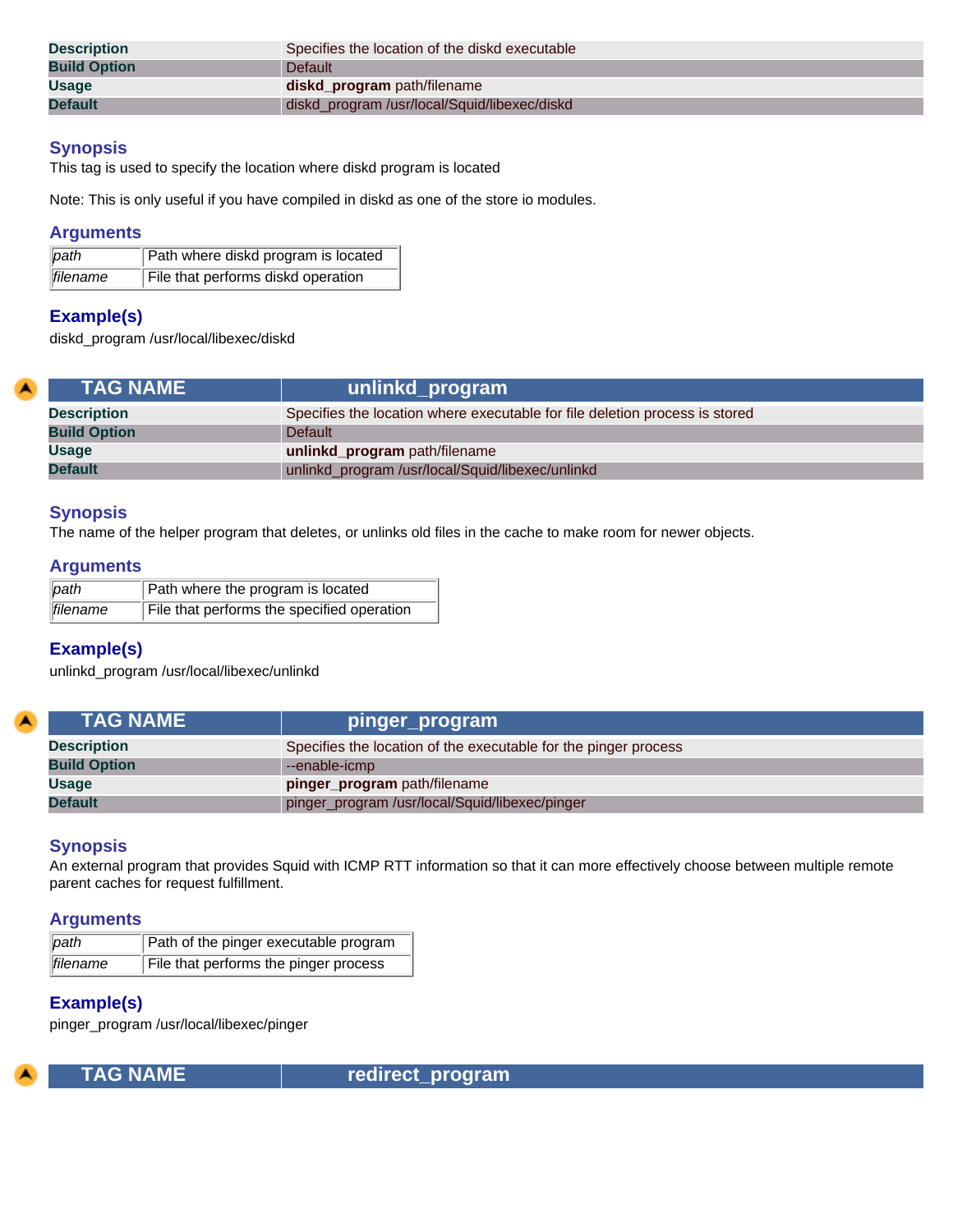| Description | Specifies the location of the diskd executable |
| --- | --- |
| Build Option | Default |
| Usage | **diskd_program** path/filename |
| Default | diskd_program /usr/local/Squid/libexec/diskd |

### Synopsis

This tag is used to specify the location where diskd program is located

Note: This is only useful if you have compiled in diskd as one of the store io modules.

### Arguments

| | |
| --- | --- |
| *path* | Path where diskd program is located |
| *filename* | File that performs diskd operation |

### Example(s)

diskd_program /usr/local/libexec/diskd

| TAG NAME | unlinkd_program |
| --- | --- |
| Description | Specifies the location where executable for file deletion process is stored |
| Build Option | Default |
| Usage | **unlinkd_program** path/filename |
| Default | unlinkd_program /usr/local/Squid/libexec/unlinkd |

### Synopsis

The name of the helper program that deletes, or unlinks old files in the cache to make room for newer objects.

### Arguments

| | |
| --- | --- |
| *path* | Path where the program is located |
| *filename* | File that performs the specified operation |

### Example(s)

unlinkd_program /usr/local/libexec/unlinkd

| TAG NAME | pinger_program |
| --- | --- |
| Description | Specifies the location of the executable for the pinger process |
| Build Option | --enable-icmp |
| Usage | **pinger_program** path/filename |
| Default | pinger_program /usr/local/Squid/libexec/pinger |

### Synopsis

An external program that provides Squid with ICMP RTT information so that it can more effectively choose between multiple remote parent caches for request fulfillment.

### Arguments

| | |
| --- | --- |
| *path* | Path of the pinger executable program |
| *filename* | File that performs the pinger process |

### Example(s)

pinger_program /usr/local/libexec/pinger

| TAG NAME | redirect_program |
| --- | --- |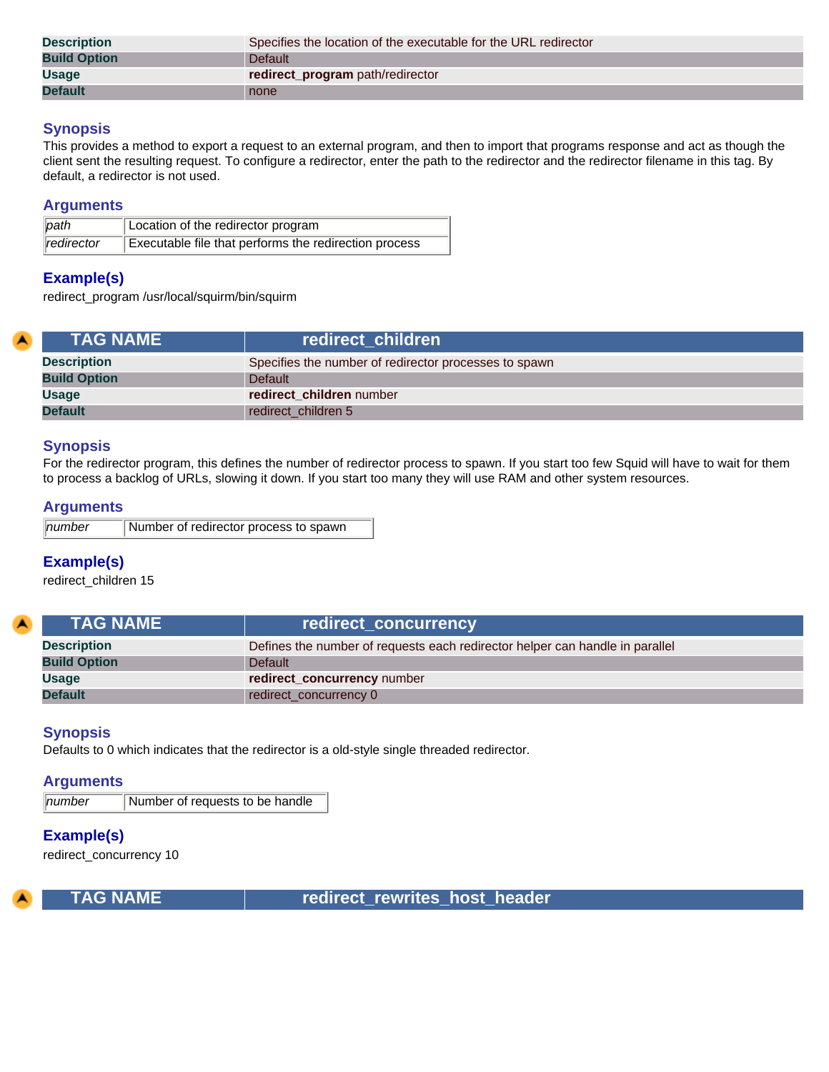| Description | Specifies the location of the executable for the URL redirector |
|---|---|
| Build Option | Default |
| Usage | **redirect_program** path/redirector |
| Default | none |

### Synopsis

This provides a method to export a request to an external program, and then to import that programs response and act as though the client sent the resulting request. To configure a redirector, enter the path to the redirector and the redirector filename in this tag. By default, a redirector is not used.

### Arguments

| | |
|---|---|
| *path* | Location of the redirector program |
| *redirector* | Executable file that performs the redirection process |

### Example(s)

redirect_program /usr/local/squirm/bin/squirm

| TAG NAME | redirect_children |
|---|---|
| Description | Specifies the number of redirector processes to spawn |
| Build Option | Default |
| Usage | **redirect_children** number |
| Default | redirect_children 5 |

### Synopsis

For the redirector program, this defines the number of redirector process to spawn. If you start too few Squid will have to wait for them to process a backlog of URLs, slowing it down. If you start too many they will use RAM and other system resources.

### Arguments

| | |
|---|---|
| *number* | Number of redirector process to spawn |

### Example(s)

redirect_children 15

| TAG NAME | redirect_concurrency |
|---|---|
| Description | Defines the number of requests each redirector helper can handle in parallel |
| Build Option | Default |
| Usage | **redirect_concurrency** number |
| Default | redirect_concurrency 0 |

### Synopsis

Defaults to 0 which indicates that the redirector is a old-style single threaded redirector.

### Arguments

| | |
|---|---|
| *number* | Number of requests to be handle |

### Example(s)

redirect_concurrency 10

| TAG NAME | redirect_rewrites_host_header |
|---|---|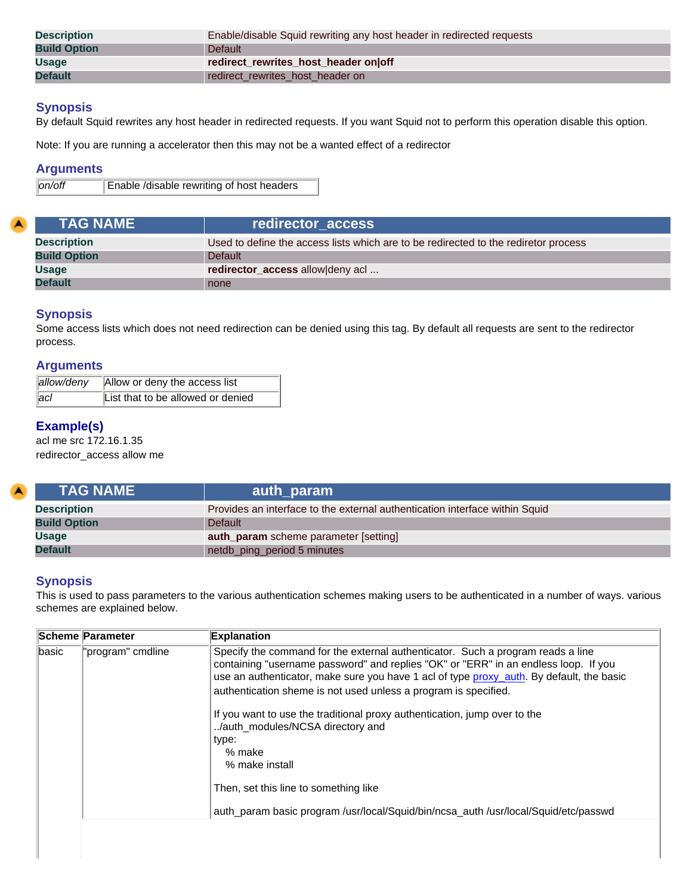| Description | Enable/disable Squid rewriting any host header in redirected requests |
|---|---|
| Build Option | Default |
| Usage | **redirect_rewrites_host_header on\|off** |
| Default | redirect_rewrites_host_header on |

### Synopsis

By default Squid rewrites any host header in redirected requests. If you want Squid not to perform this operation disable this option.

Note: If you are running a accelerator then this may not be a wanted effect of a redirector

### Arguments

| | |
|---|---|
| *on/off* | Enable /disable rewriting of host headers |

| TAG NAME | redirector_access |
|---|---|
| Description | Used to define the access lists which are to be redirected to the rediretor process |
| Build Option | Default |
| Usage | **redirector_access** allow\|deny acl ... |
| Default | none |

### Synopsis

Some access lists which does not need redirection can be denied using this tag. By default all requests are sent to the redirector process.

### Arguments

| | |
|---|---|
| *allow/deny* | Allow or deny the access list |
| *acl* | List that to be allowed or denied |

### Example(s)

acl me src 172.16.1.35
redirector_access allow me

| TAG NAME | auth_param |
|---|---|
| Description | Provides an interface to the external authentication interface within Squid |
| Build Option | Default |
| Usage | **auth_param** scheme parameter [setting] |
| Default | netdb_ping_period 5 minutes |

### Synopsis

This is used to pass parameters to the various authentication schemes making users to be authenticated in a number of ways. various schemes are explained below.

| Scheme | Parameter | Explanation |
|---|---|---|
| basic | "program" cmdline | Specify the command for the external authenticator. Such a program reads a line containing "username password" and replies "OK" or "ERR" in an endless loop. If you use an authenticator, make sure you have 1 acl of type proxy_auth. By default, the basic authentication sheme is not used unless a program is specified.<br><br>If you want to use the traditional proxy authentication, jump over to the ../auth_modules/NCSA directory and type:<br>% make<br>% make install<br><br>Then, set this line to something like<br><br>auth_param basic program /usr/local/Squid/bin/ncsa_auth /usr/local/Squid/etc/passwd |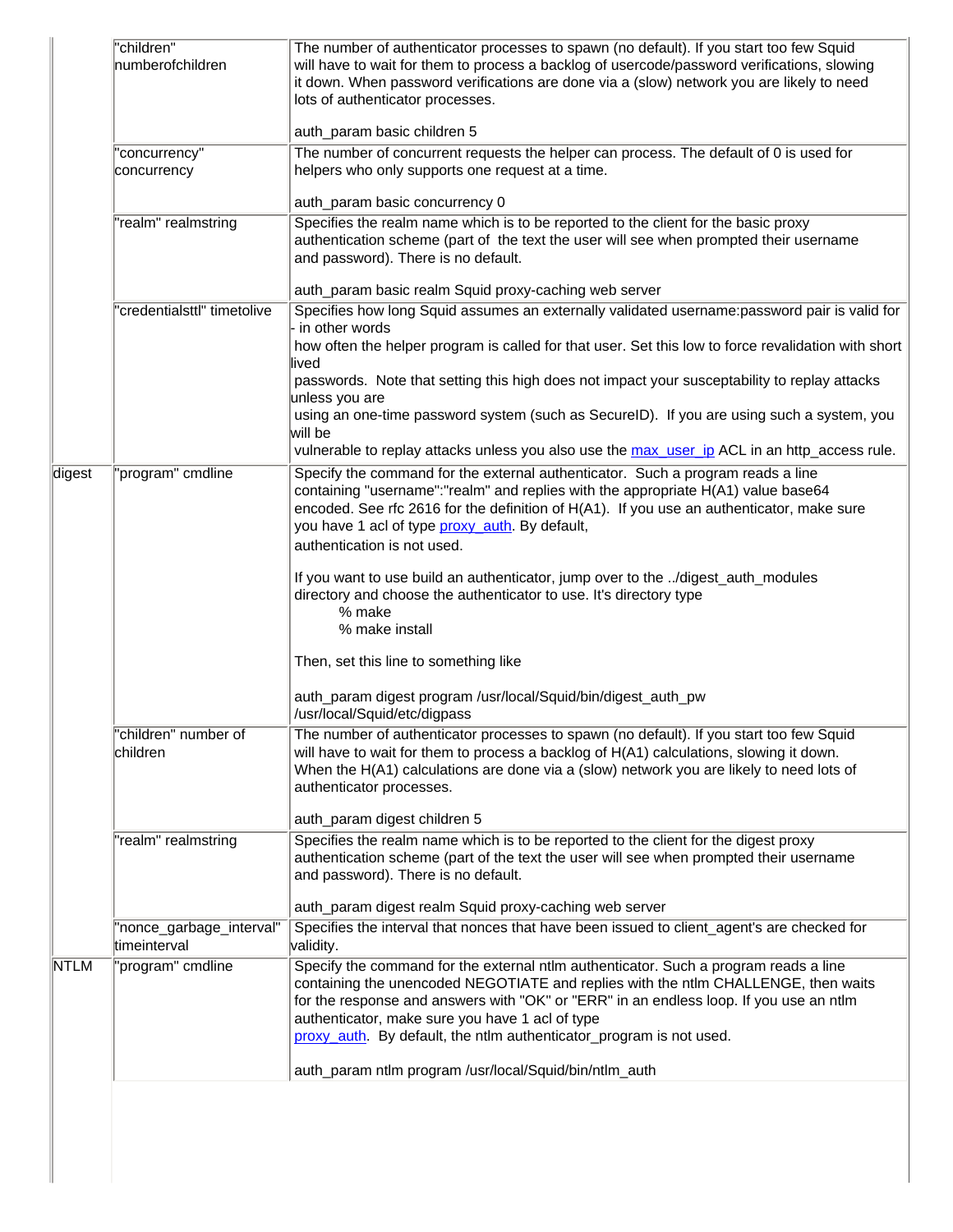| | | |
|---|---|---|
| | "children" numberofchildren | The number of authenticator processes to spawn (no default). If you start too few Squid will have to wait for them to process a backlog of usercode/password verifications, slowing it down. When password verifications are done via a (slow) network you are likely to need lots of authenticator processes.<br><br>auth_param basic children 5 |
| | "concurrency" concurrency | The number of concurrent requests the helper can process. The default of 0 is used for helpers who only supports one request at a time.<br><br>auth_param basic concurrency 0 |
| | "realm" realmstring | Specifies the realm name which is to be reported to the client for the basic proxy authentication scheme (part of the text the user will see when prompted their username and password). There is no default.<br><br>auth_param basic realm Squid proxy-caching web server |
| | "credentialsttl" timetolive | Specifies how long Squid assumes an externally validated username:password pair is valid for - in other words<br>how often the helper program is called for that user. Set this low to force revalidation with short lived<br>passwords. Note that setting this high does not impact your susceptability to replay attacks unless you are<br>using an one-time password system (such as SecureID). If you are using such a system, you will be<br>vulnerable to replay attacks unless you also use the max_user_ip ACL in an http_access rule. |
| digest | "program" cmdline | Specify the command for the external authenticator. Such a program reads a line containing "username":"realm" and replies with the appropriate H(A1) value base64 encoded. See rfc 2616 for the definition of H(A1). If you use an authenticator, make sure you have 1 acl of type proxy_auth. By default,<br>authentication is not used.<br><br>If you want to use build an authenticator, jump over to the ../digest_auth_modules directory and choose the authenticator to use. It's directory type<br>% make<br>% make install<br><br>Then, set this line to something like<br><br>auth_param digest program /usr/local/Squid/bin/digest_auth_pw /usr/local/Squid/etc/digpass |
| | "children" number of children | The number of authenticator processes to spawn (no default). If you start too few Squid will have to wait for them to process a backlog of H(A1) calculations, slowing it down. When the H(A1) calculations are done via a (slow) network you are likely to need lots of authenticator processes.<br><br>auth_param digest children 5 |
| | "realm" realmstring | Specifies the realm name which is to be reported to the client for the digest proxy authentication scheme (part of the text the user will see when prompted their username and password). There is no default.<br><br>auth_param digest realm Squid proxy-caching web server |
| | "nonce_garbage_interval" timeinterval | Specifies the interval that nonces that have been issued to client_agent's are checked for validity. |
| NTLM | "program" cmdline | Specify the command for the external ntlm authenticator. Such a program reads a line containing the unencoded NEGOTIATE and replies with the ntlm CHALLENGE, then waits for the response and answers with "OK" or "ERR" in an endless loop. If you use an ntlm authenticator, make sure you have 1 acl of type<br>proxy_auth. By default, the ntlm authenticator_program is not used.<br><br>auth_param ntlm program /usr/local/Squid/bin/ntlm_auth |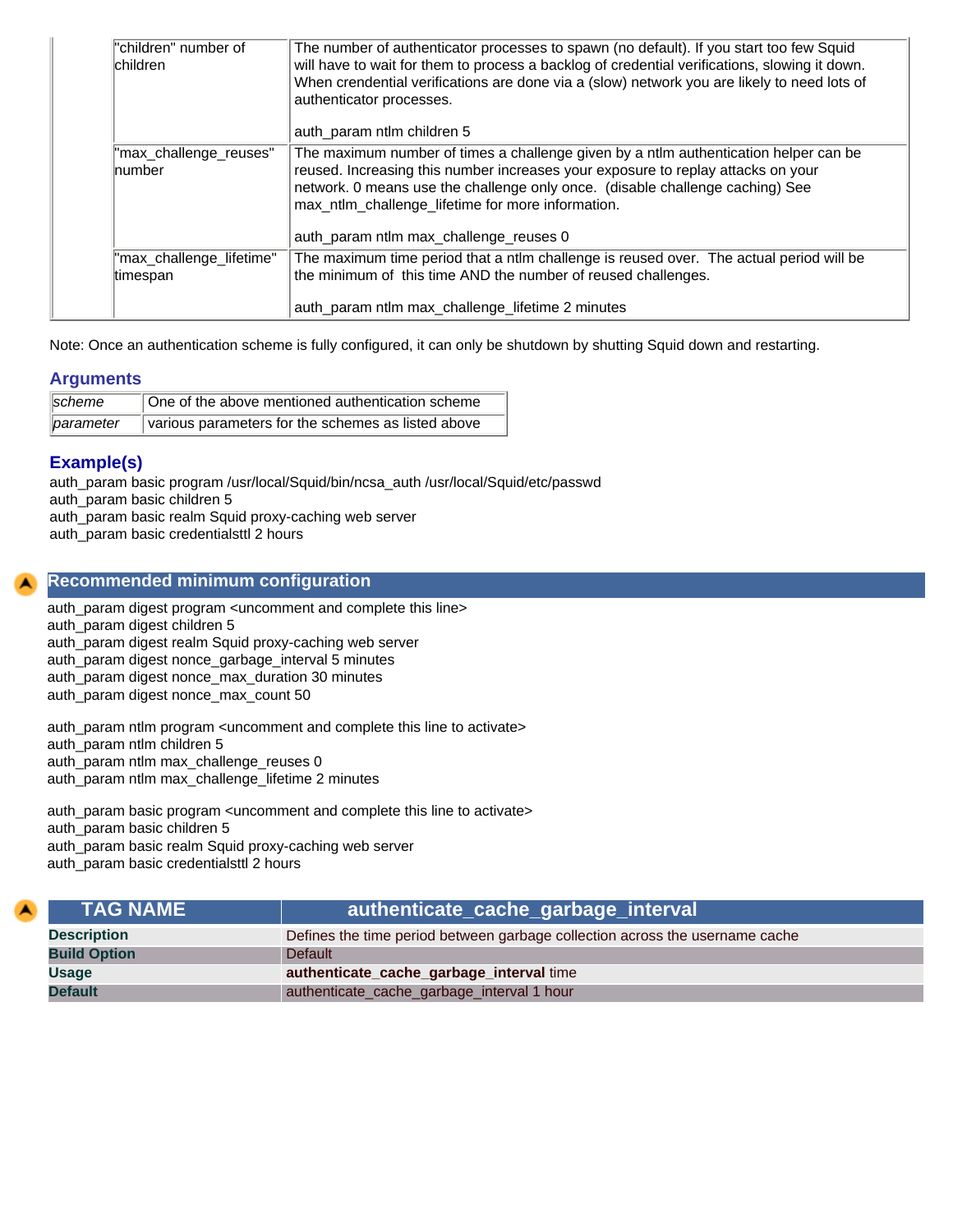| | | |
|---|---|---|
| | "children" number of children | The number of authenticator processes to spawn (no default). If you start too few Squid will have to wait for them to process a backlog of credential verifications, slowing it down. When crendential verifications are done via a (slow) network you are likely to need lots of authenticator processes.<br><br>auth_param ntlm children 5 |
| | "max_challenge_reuses" number | The maximum number of times a challenge given by a ntlm authentication helper can be reused. Increasing this number increases your exposure to replay attacks on your network. 0 means use the challenge only once. (disable challenge caching) See max_ntlm_challenge_lifetime for more information.<br><br>auth_param ntlm max_challenge_reuses 0 |
| | "max_challenge_lifetime" timespan | The maximum time period that a ntlm challenge is reused over. The actual period will be the minimum of this time AND the number of reused challenges.<br><br>auth_param ntlm max_challenge_lifetime 2 minutes |

Note: Once an authentication scheme is fully configured, it can only be shutdown by shutting Squid down and restarting.

### Arguments

| | |
|---|---|
| *scheme* | One of the above mentioned authentication scheme |
| *parameter* | various parameters for the schemes as listed above |

### Example(s)

auth_param basic program /usr/local/Squid/bin/ncsa_auth /usr/local/Squid/etc/passwd
auth_param basic children 5
auth_param basic realm Squid proxy-caching web server
auth_param basic credentialsttl 2 hours

## Recommended minimum configuration

auth_param digest program <uncomment and complete this line>
auth_param digest children 5
auth_param digest realm Squid proxy-caching web server
auth_param digest nonce_garbage_interval 5 minutes
auth_param digest nonce_max_duration 30 minutes
auth_param digest nonce_max_count 50

auth_param ntlm program <uncomment and complete this line to activate>
auth_param ntlm children 5
auth_param ntlm max_challenge_reuses 0
auth_param ntlm max_challenge_lifetime 2 minutes

auth_param basic program <uncomment and complete this line to activate>
auth_param basic children 5
auth_param basic realm Squid proxy-caching web server
auth_param basic credentialsttl 2 hours

| TAG NAME | authenticate_cache_garbage_interval |
|---|---|
| **Description** | Defines the time period between garbage collection across the username cache |
| **Build Option** | Default |
| **Usage** | **authenticate_cache_garbage_interval** time |
| **Default** | authenticate_cache_garbage_interval 1 hour |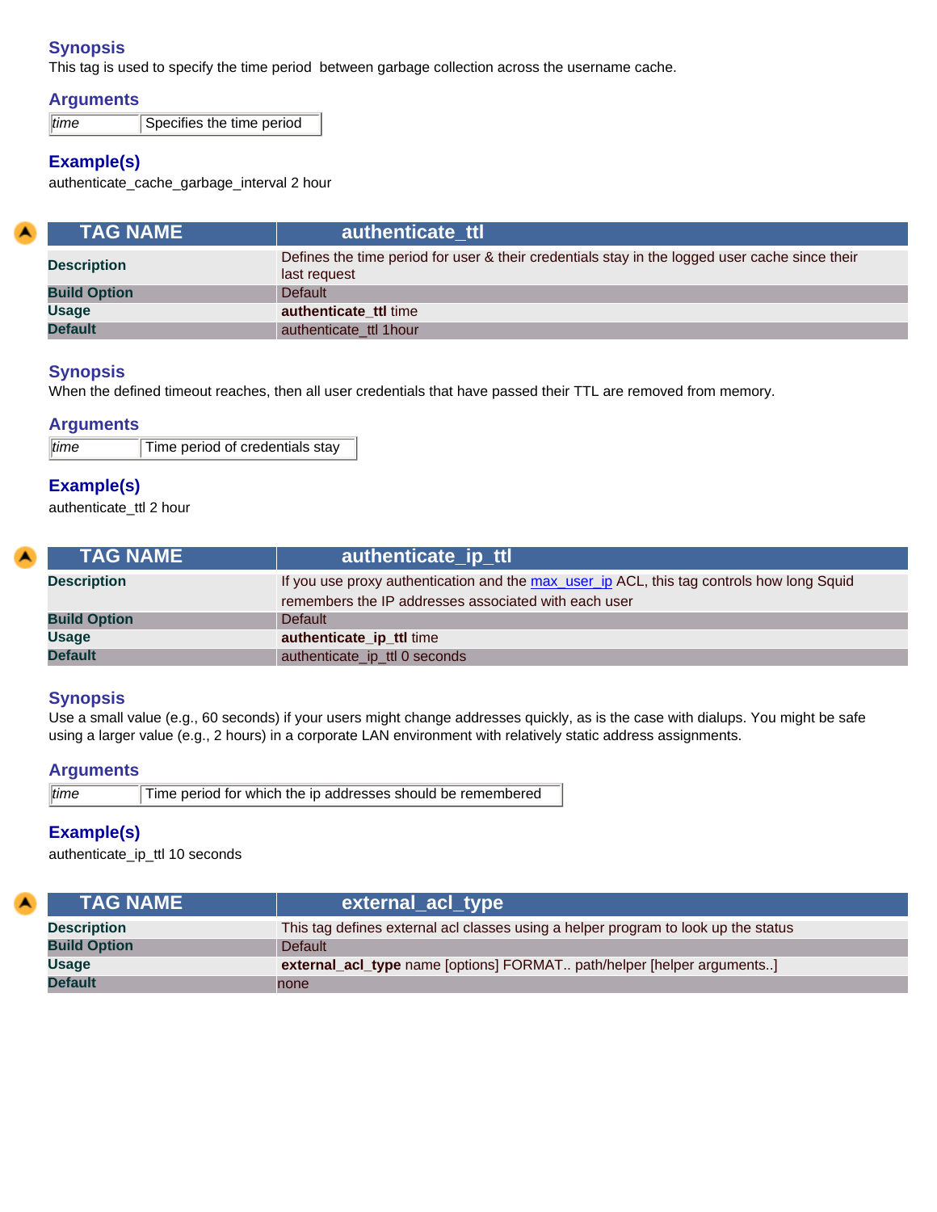### Synopsis

This tag is used to specify the time period between garbage collection across the username cache.

### Arguments

| | |
|---|---|
| *time* | Specifies the time period |

### Example(s)

authenticate_cache_garbage_interval 2 hour

| TAG NAME | authenticate_ttl |
|---|---|
| **Description** | Defines the time period for user & their credentials stay in the logged user cache since their last request |
| **Build Option** | Default |
| **Usage** | **authenticate_ttl** time |
| **Default** | authenticate_ttl 1hour |

### Synopsis

When the defined timeout reaches, then all user credentials that have passed their TTL are removed from memory.

### Arguments

| | |
|---|---|
| *time* | Time period of credentials stay |

### Example(s)

authenticate_ttl 2 hour

| TAG NAME | authenticate_ip_ttl |
|---|---|
| **Description** | If you use proxy authentication and the max_user_ip ACL, this tag controls how long Squid remembers the IP addresses associated with each user |
| **Build Option** | Default |
| **Usage** | **authenticate_ip_ttl** time |
| **Default** | authenticate_ip_ttl 0 seconds |

### Synopsis

Use a small value (e.g., 60 seconds) if your users might change addresses quickly, as is the case with dialups. You might be safe using a larger value (e.g., 2 hours) in a corporate LAN environment with relatively static address assignments.

### Arguments

| | |
|---|---|
| *time* | Time period for which the ip addresses should be remembered |

### Example(s)

authenticate_ip_ttl 10 seconds

| TAG NAME | external_acl_type |
|---|---|
| **Description** | This tag defines external acl classes using a helper program to look up the status |
| **Build Option** | Default |
| **Usage** | **external_acl_type** name [options] FORMAT.. path/helper [helper arguments..] |
| **Default** | none |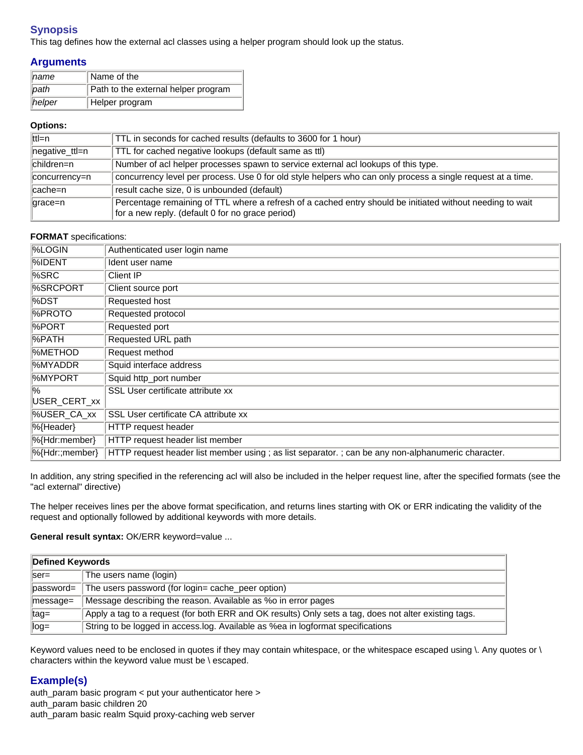## Synopsis

This tag defines how the external acl classes using a helper program should look up the status.

## Arguments

| | |
|---|---|
| *name* | Name of the |
| *path* | Path to the external helper program |
| *helper* | Helper program |

**Options:**

| | |
|---|---|
| ttl=n | TTL in seconds for cached results (defaults to 3600 for 1 hour) |
| negative_ttl=n | TTL for cached negative lookups (default same as ttl) |
| children=n | Number of acl helper processes spawn to service external acl lookups of this type. |
| concurrency=n | concurrency level per process. Use 0 for old style helpers who can only process a single request at a time. |
| cache=n | result cache size, 0 is unbounded (default) |
| grace=n | Percentage remaining of TTL where a refresh of a cached entry should be initiated without needing to wait for a new reply. (default 0 for no grace period) |

**FORMAT** specifications:

| | |
|---|---|
| %LOGIN | Authenticated user login name |
| %IDENT | Ident user name |
| %SRC | Client IP |
| %SRCPORT | Client source port |
| %DST | Requested host |
| %PROTO | Requested protocol |
| %PORT | Requested port |
| %PATH | Requested URL path |
| %METHOD | Request method |
| %MYADDR | Squid interface address |
| %MYPORT | Squid http_port number |
| %USER_CERT_xx | SSL User certificate attribute xx |
| %USER_CA_xx | SSL User certificate CA attribute xx |
| %{Header} | HTTP request header |
| %{Hdr:member} | HTTP request header list member |
| %{Hdr:;member} | HTTP request header list member using ; as list separator. ; can be any non-alphanumeric character. |

In addition, any string specified in the referencing acl will also be included in the helper request line, after the specified formats (see the "acl external" directive)

The helper receives lines per the above format specification, and returns lines starting with OK or ERR indicating the validity of the request and optionally followed by additional keywords with more details.

**General result syntax:** OK/ERR keyword=value ...

| **Defined Keywords** | |
|---|---|
| ser= | The users name (login) |
| password= | The users password (for login= cache_peer option) |
| message= | Message describing the reason. Available as %o in error pages |
| tag= | Apply a tag to a request (for both ERR and OK results) Only sets a tag, does not alter existing tags. |
| log= | String to be logged in access.log. Available as %ea in logformat specifications |

Keyword values need to be enclosed in quotes if they may contain whitespace, or the whitespace escaped using \. Any quotes or \ characters within the keyword value must be \ escaped.

## Example(s)

auth_param basic program < put your authenticator here >
auth_param basic children 20
auth_param basic realm Squid proxy-caching web server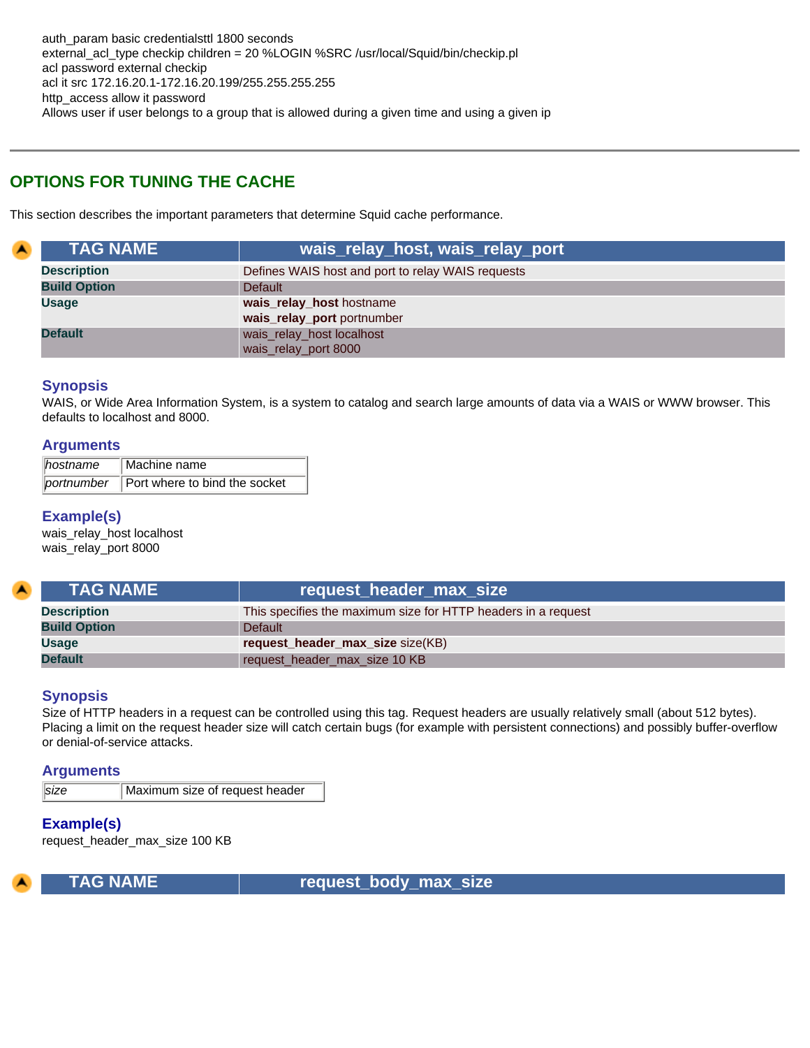auth_param basic credentialsttl 1800 seconds
external_acl_type checkip children = 20 %LOGIN %SRC /usr/local/Squid/bin/checkip.pl
acl password external checkip
acl it src 172.16.20.1-172.16.20.199/255.255.255.255
http_access allow it password
Allows user if user belongs to a group that is allowed during a given time and using a given ip

---

## OPTIONS FOR TUNING THE CACHE

This section describes the important parameters that determine Squid cache performance.

| TAG NAME | wais_relay_host, wais_relay_port |
|---|---|
| **Description** | Defines WAIS host and port to relay WAIS requests |
| **Build Option** | Default |
| **Usage** | **wais_relay_host** hostname<br>**wais_relay_port** portnumber |
| **Default** | wais_relay_host localhost<br>wais_relay_port 8000 |

### Synopsis

WAIS, or Wide Area Information System, is a system to catalog and search large amounts of data via a WAIS or WWW browser. This defaults to localhost and 8000.

### Arguments

| | |
|---|---|
| *hostname* | Machine name |
| *portnumber* | Port where to bind the socket |

### Example(s)

wais_relay_host localhost
wais_relay_port 8000

| TAG NAME | request_header_max_size |
|---|---|
| **Description** | This specifies the maximum size for HTTP headers in a request |
| **Build Option** | Default |
| **Usage** | **request_header_max_size** size(KB) |
| **Default** | request_header_max_size 10 KB |

### Synopsis

Size of HTTP headers in a request can be controlled using this tag. Request headers are usually relatively small (about 512 bytes). Placing a limit on the request header size will catch certain bugs (for example with persistent connections) and possibly buffer-overflow or denial-of-service attacks.

### Arguments

| | |
|---|---|
| *size* | Maximum size of request header |

### Example(s)

request_header_max_size 100 KB

| TAG NAME | request_body_max_size |
|---|---|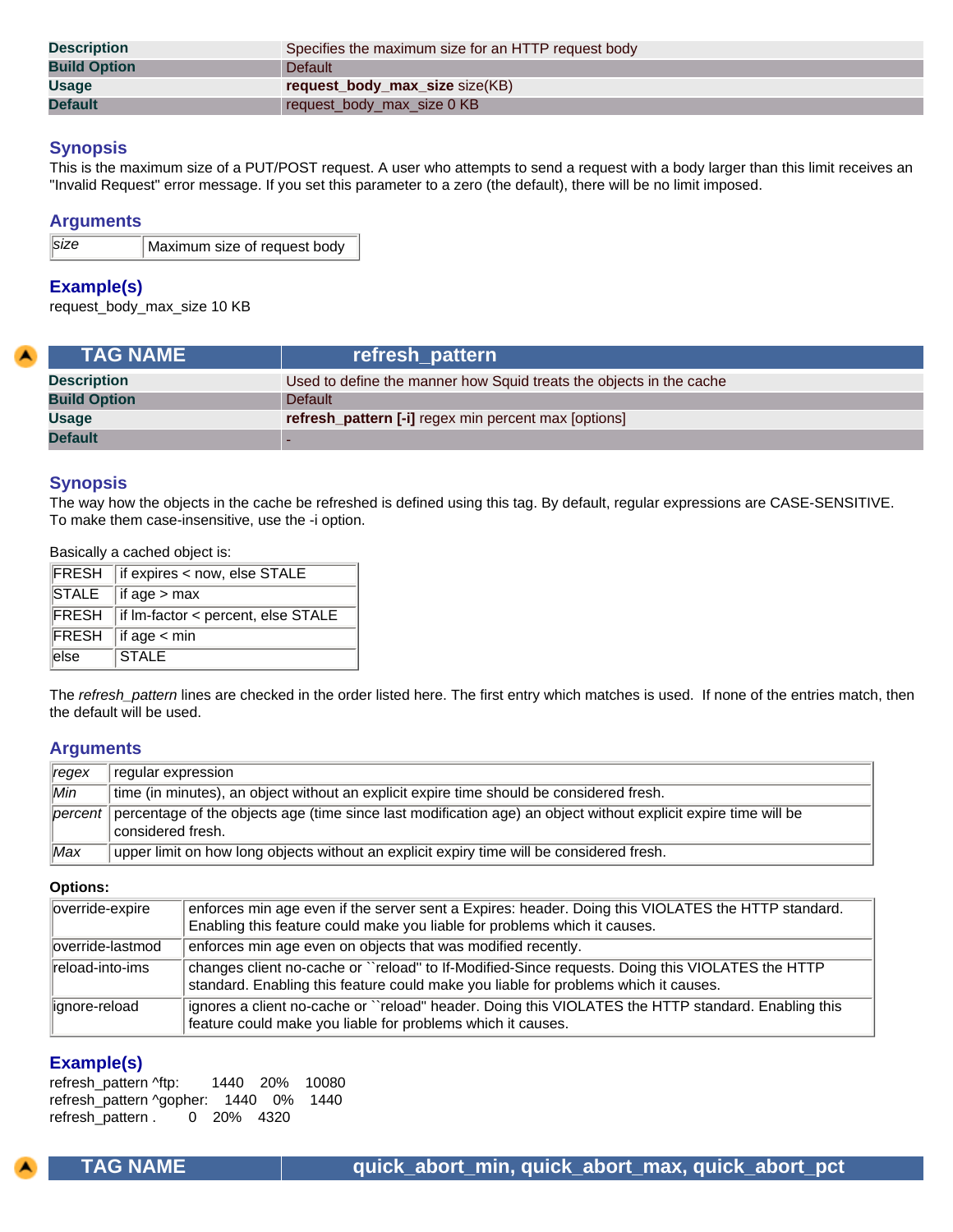| | |
|---|---|
| **Description** | Specifies the maximum size for an HTTP request body |
| **Build Option** | Default |
| **Usage** | **request_body_max_size** size(KB) |
| **Default** | request_body_max_size 0 KB |

### Synopsis

This is the maximum size of a PUT/POST request. A user who attempts to send a request with a body larger than this limit receives an "Invalid Request" error message. If you set this parameter to a zero (the default), there will be no limit imposed.

### Arguments

| | |
|---|---|
| *size* | Maximum size of request body |

### Example(s)

request_body_max_size 10 KB

| TAG NAME | refresh_pattern |
|---|---|
| **Description** | Used to define the manner how Squid treats the objects in the cache |
| **Build Option** | Default |
| **Usage** | **refresh_pattern [-i]** regex min percent max [options] |
| **Default** | - |

### Synopsis

The way how the objects in the cache be refreshed is defined using this tag. By default, regular expressions are CASE-SENSITIVE. To make them case-insensitive, use the -i option.

Basically a cached object is:

| | |
|---|---|
| FRESH | if expires < now, else STALE |
| STALE | if age > max |
| FRESH | if lm-factor < percent, else STALE |
| FRESH | if age < min |
| else | STALE |

The *refresh_pattern* lines are checked in the order listed here. The first entry which matches is used. If none of the entries match, then the default will be used.

### Arguments

| | |
|---|---|
| *regex* | regular expression |
| *Min* | time (in minutes), an object without an explicit expire time should be considered fresh. |
| *percent* | percentage of the objects age (time since last modification age) an object without explicit expire time will be considered fresh. |
| *Max* | upper limit on how long objects without an explicit expiry time will be considered fresh. |

**Options:**

| | |
|---|---|
| override-expire | enforces min age even if the server sent a Expires: header. Doing this VIOLATES the HTTP standard. Enabling this feature could make you liable for problems which it causes. |
| override-lastmod | enforces min age even on objects that was modified recently. |
| reload-into-ims | changes client no-cache or ``reload'' to If-Modified-Since requests. Doing this VIOLATES the HTTP standard. Enabling this feature could make you liable for problems which it causes. |
| ignore-reload | ignores a client no-cache or ``reload'' header. Doing this VIOLATES the HTTP standard. Enabling this feature could make you liable for problems which it causes. |

### Example(s)

```
refresh_pattern ^ftp:     1440   20%   10080
refresh_pattern ^gopher:   1440   0%   1440
refresh_pattern .      0   20%   4320
```

| TAG NAME | quick_abort_min, quick_abort_max, quick_abort_pct |
|---|---|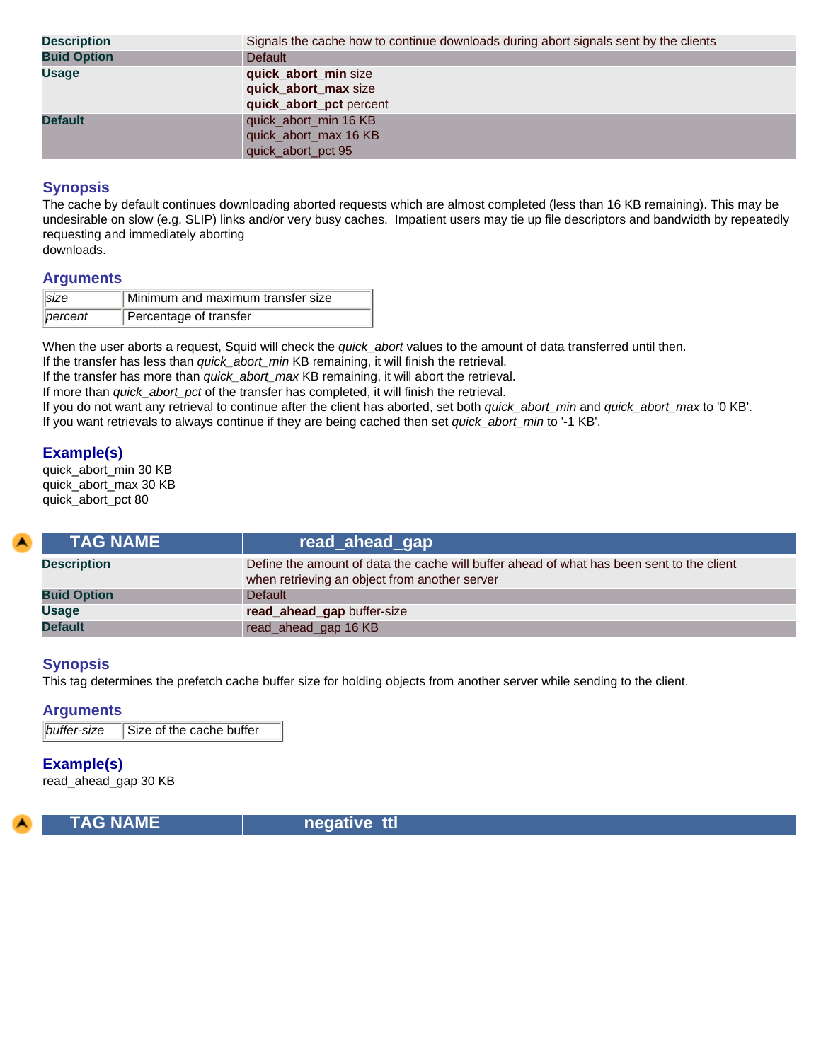| | |
|---|---|
| **Description** | Signals the cache how to continue downloads during abort signals sent by the clients |
| **Buid Option** | Default |
| **Usage** | **quick_abort_min** size<br>**quick_abort_max** size<br>**quick_abort_pct** percent |
| **Default** | quick_abort_min 16 KB<br>quick_abort_max 16 KB<br>quick_abort_pct 95 |

### Synopsis

The cache by default continues downloading aborted requests which are almost completed (less than 16 KB remaining). This may be undesirable on slow (e.g. SLIP) links and/or very busy caches. Impatient users may tie up file descriptors and bandwidth by repeatedly requesting and immediately aborting downloads.

### Arguments

| | |
|---|---|
| *size* | Minimum and maximum transfer size |
| *percent* | Percentage of transfer |

When the user aborts a request, Squid will check the *quick_abort* values to the amount of data transferred until then.
If the transfer has less than *quick_abort_min* KB remaining, it will finish the retrieval.
If the transfer has more than *quick_abort_max* KB remaining, it will abort the retrieval.
If more than *quick_abort_pct* of the transfer has completed, it will finish the retrieval.
If you do not want any retrieval to continue after the client has aborted, set both *quick_abort_min* and *quick_abort_max* to '0 KB'.
If you want retrievals to always continue if they are being cached then set *quick_abort_min* to '-1 KB'.

### Example(s)

quick_abort_min 30 KB
quick_abort_max 30 KB
quick_abort_pct 80

| TAG NAME | read_ahead_gap |
|---|---|
| **Description** | Define the amount of data the cache will buffer ahead of what has been sent to the client when retrieving an object from another server |
| **Buid Option** | Default |
| **Usage** | **read_ahead_gap** buffer-size |
| **Default** | read_ahead_gap 16 KB |

### Synopsis

This tag determines the prefetch cache buffer size for holding objects from another server while sending to the client.

### Arguments

| | |
|---|---|
| *buffer-size* | Size of the cache buffer |

### Example(s)

read_ahead_gap 30 KB

| TAG NAME | negative_ttl |
|---|---|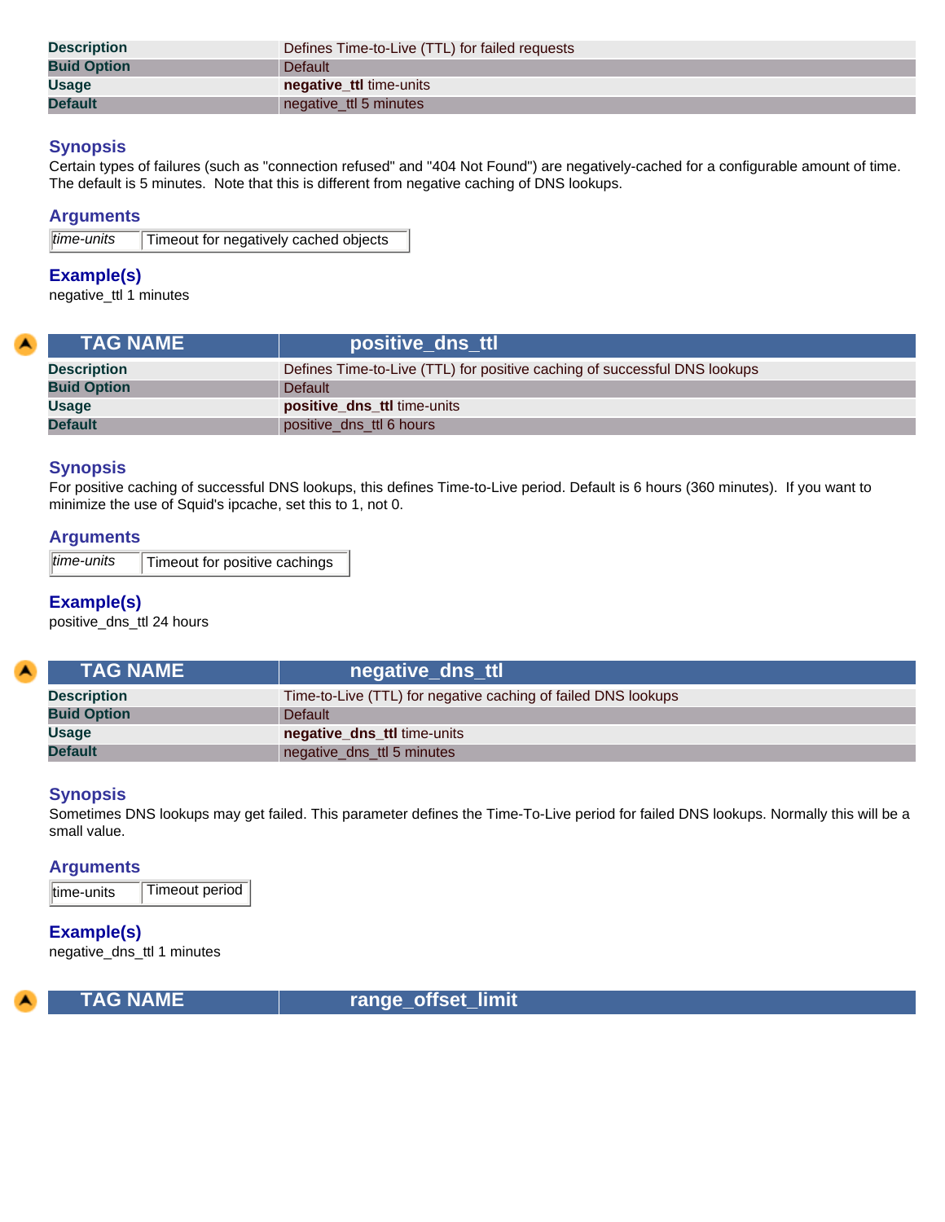| Description | Defines Time-to-Live (TTL) for failed requests |
|---|---|
| Buid Option | Default |
| Usage | **negative_ttl** time-units |
| Default | negative_ttl 5 minutes |

### Synopsis

Certain types of failures (such as "connection refused" and "404 Not Found") are negatively-cached for a configurable amount of time. The default is 5 minutes. Note that this is different from negative caching of DNS lookups.

### Arguments

| *time-units* | Timeout for negatively cached objects |
|---|---|

### Example(s)

negative_ttl 1 minutes

| TAG NAME | positive_dns_ttl |
|---|---|
| Description | Defines Time-to-Live (TTL) for positive caching of successful DNS lookups |
| Buid Option | Default |
| Usage | **positive_dns_ttl** time-units |
| Default | positive_dns_ttl 6 hours |

### Synopsis

For positive caching of successful DNS lookups, this defines Time-to-Live period. Default is 6 hours (360 minutes). If you want to minimize the use of Squid's ipcache, set this to 1, not 0.

### Arguments

| *time-units* | Timeout for positive cachings |
|---|---|

### Example(s)

positive_dns_ttl 24 hours

| TAG NAME | negative_dns_ttl |
|---|---|
| Description | Time-to-Live (TTL) for negative caching of failed DNS lookups |
| Buid Option | Default |
| Usage | **negative_dns_ttl** time-units |
| Default | negative_dns_ttl 5 minutes |

### Synopsis

Sometimes DNS lookups may get failed. This parameter defines the Time-To-Live period for failed DNS lookups. Normally this will be a small value.

### Arguments

| time-units | Timeout period |
|---|---|

### Example(s)

negative_dns_ttl 1 minutes

| TAG NAME | range_offset_limit |
|---|---|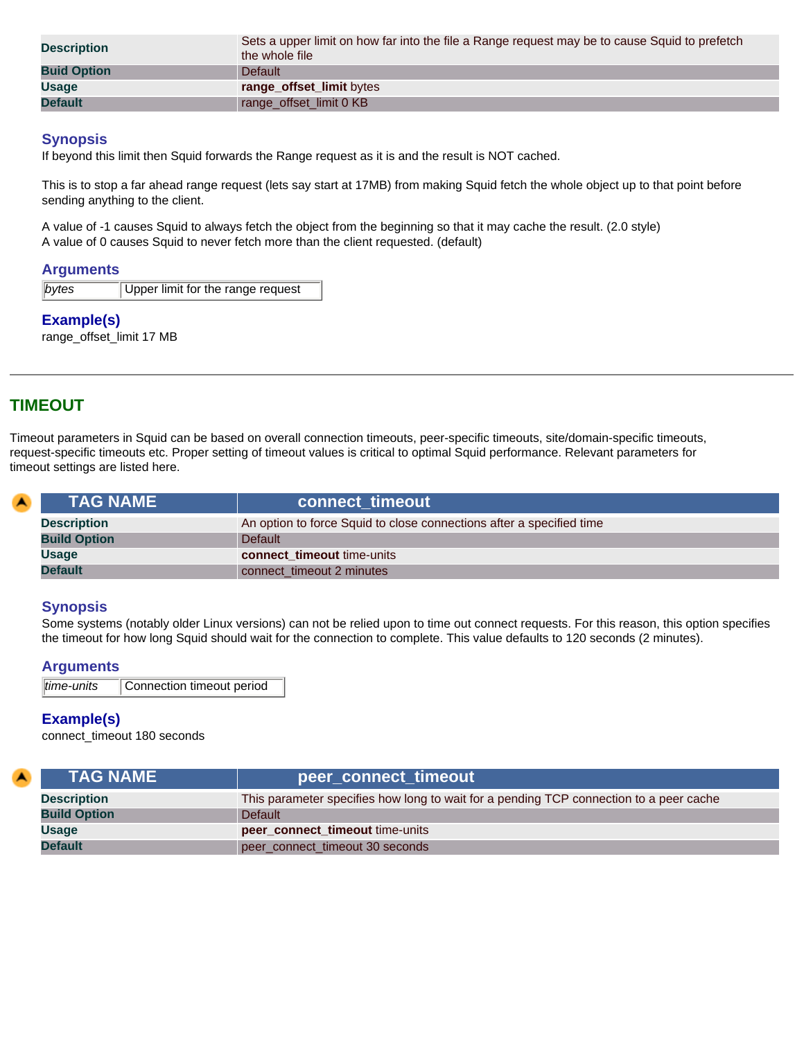| | |
|---|---|
| **Description** | Sets a upper limit on how far into the file a Range request may be to cause Squid to prefetch the whole file |
| **Buid Option** | Default |
| **Usage** | **range_offset_limit** bytes |
| **Default** | range_offset_limit 0 KB |

### Synopsis

If beyond this limit then Squid forwards the Range request as it is and the result is NOT cached.

This is to stop a far ahead range request (lets say start at 17MB) from making Squid fetch the whole object up to that point before sending anything to the client.

A value of -1 causes Squid to always fetch the object from the beginning so that it may cache the result. (2.0 style)
A value of 0 causes Squid to never fetch more than the client requested. (default)

### Arguments

| | |
|---|---|
| *bytes* | Upper limit for the range request |

### Example(s)

range_offset_limit 17 MB

---

## TIMEOUT

Timeout parameters in Squid can be based on overall connection timeouts, peer-specific timeouts, site/domain-specific timeouts, request-specific timeouts etc. Proper setting of timeout values is critical to optimal Squid performance. Relevant parameters for timeout settings are listed here.

| TAG NAME | connect_timeout |
|---|---|
| **Description** | An option to force Squid to close connections after a specified time |
| **Build Option** | Default |
| **Usage** | **connect_timeout** time-units |
| **Default** | connect_timeout 2 minutes |

### Synopsis

Some systems (notably older Linux versions) can not be relied upon to time out connect requests. For this reason, this option specifies the timeout for how long Squid should wait for the connection to complete. This value defaults to 120 seconds (2 minutes).

### Arguments

| | |
|---|---|
| *time-units* | Connection timeout period |

### Example(s)

connect_timeout 180 seconds

| TAG NAME | peer_connect_timeout |
|---|---|
| **Description** | This parameter specifies how long to wait for a pending TCP connection to a peer cache |
| **Build Option** | Default |
| **Usage** | **peer_connect_timeout** time-units |
| **Default** | peer_connect_timeout 30 seconds |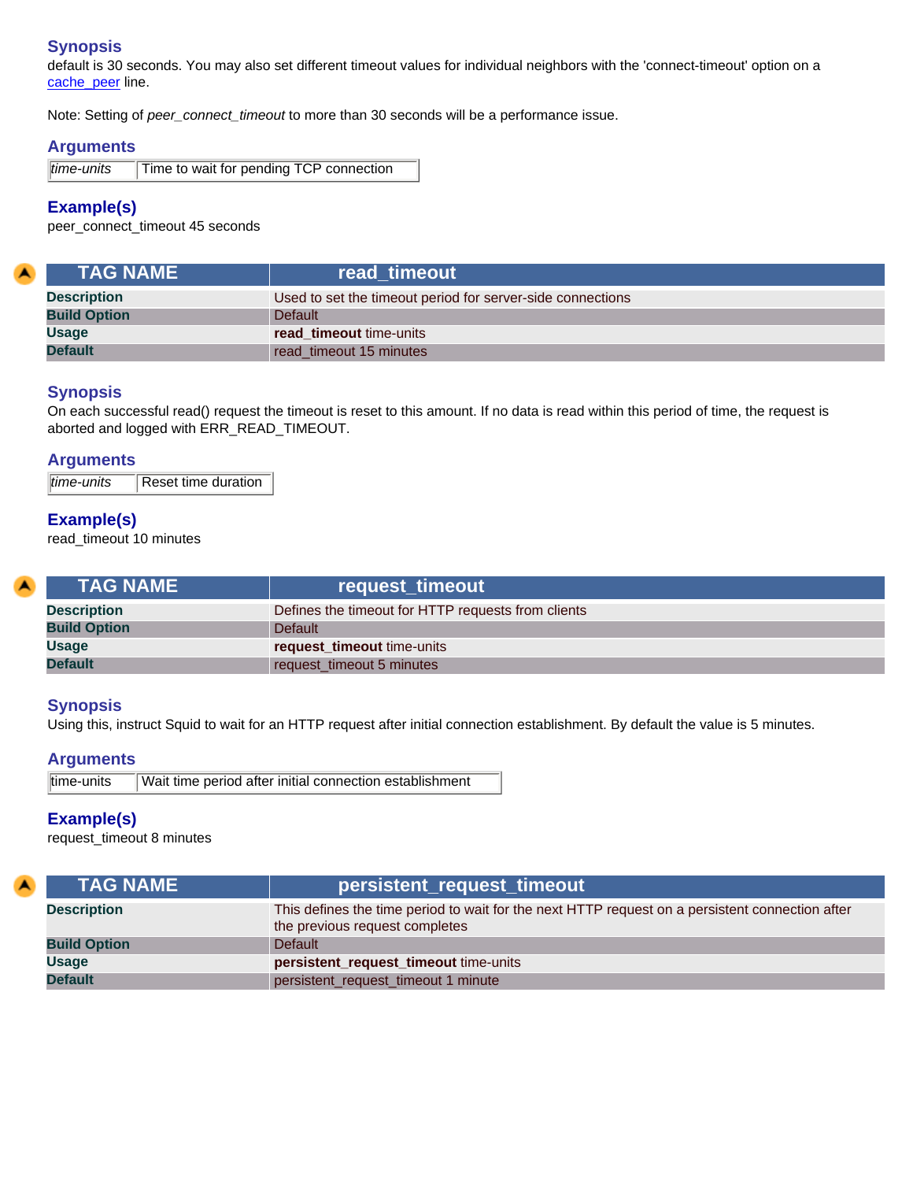### Synopsis

default is 30 seconds. You may also set different timeout values for individual neighbors with the 'connect-timeout' option on a cache_peer line.

Note: Setting of *peer_connect_timeout* to more than 30 seconds will be a performance issue.

### Arguments

| | |
|---|---|
| *time-units* | Time to wait for pending TCP connection |

### Example(s)

peer_connect_timeout 45 seconds

| TAG NAME | read_timeout |
|---|---|
| **Description** | Used to set the timeout period for server-side connections |
| **Build Option** | Default |
| **Usage** | **read_timeout** time-units |
| **Default** | read_timeout 15 minutes |

### Synopsis

On each successful read() request the timeout is reset to this amount. If no data is read within this period of time, the request is aborted and logged with ERR_READ_TIMEOUT.

### Arguments

| | |
|---|---|
| *time-units* | Reset time duration |

### Example(s)

read_timeout 10 minutes

| TAG NAME | request_timeout |
|---|---|
| **Description** | Defines the timeout for HTTP requests from clients |
| **Build Option** | Default |
| **Usage** | **request_timeout** time-units |
| **Default** | request_timeout 5 minutes |

### Synopsis

Using this, instruct Squid to wait for an HTTP request after initial connection establishment. By default the value is 5 minutes.

### Arguments

| | |
|---|---|
| time-units | Wait time period after initial connection establishment |

### Example(s)

request_timeout 8 minutes

| TAG NAME | persistent_request_timeout |
|---|---|
| **Description** | This defines the time period to wait for the next HTTP request on a persistent connection after the previous request completes |
| **Build Option** | Default |
| **Usage** | **persistent_request_timeout** time-units |
| **Default** | persistent_request_timeout 1 minute |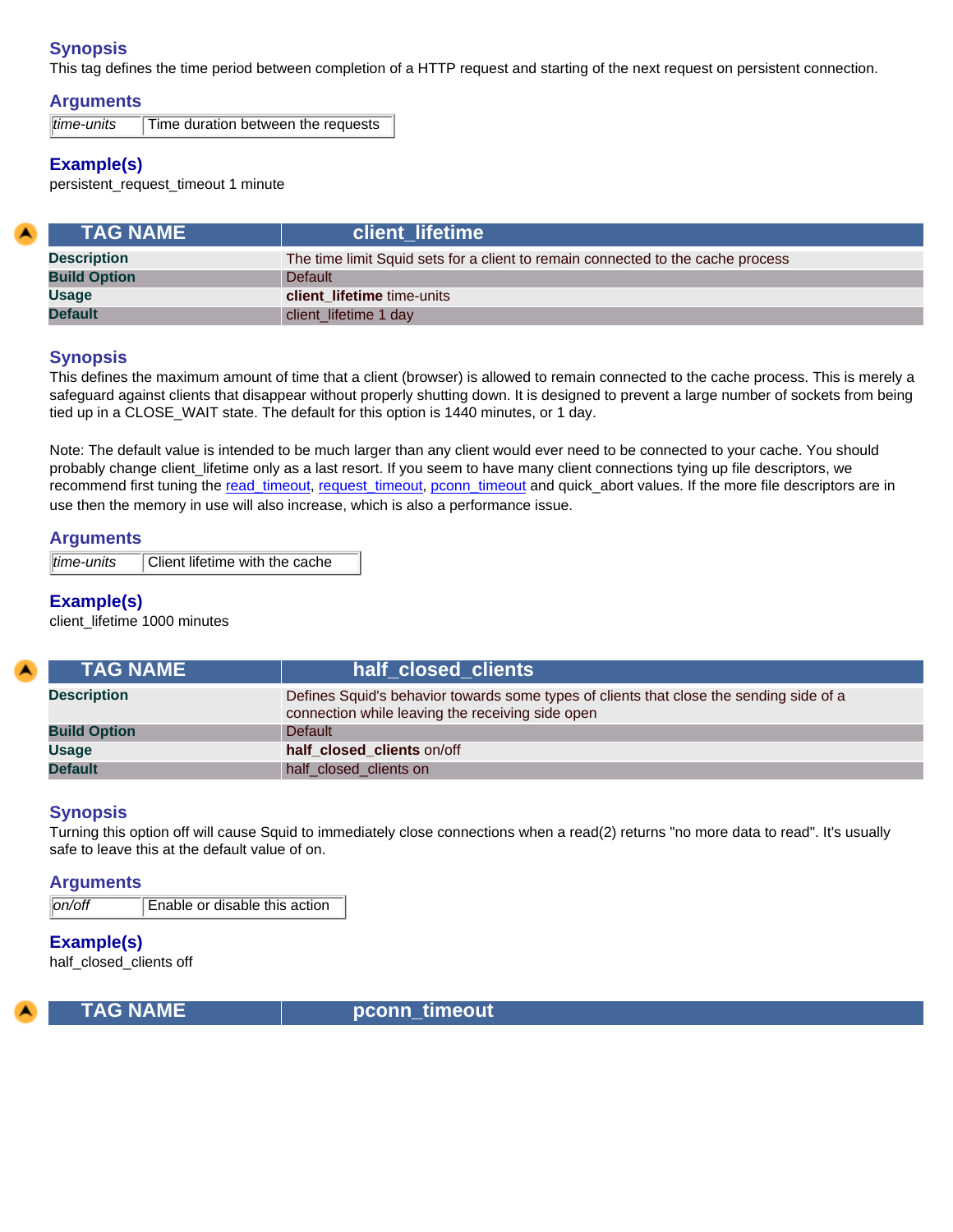### Synopsis

This tag defines the time period between completion of a HTTP request and starting of the next request on persistent connection.

### Arguments

| | |
|---|---|
| *time-units* | Time duration between the requests |

### Example(s)

persistent_request_timeout 1 minute

| TAG NAME | client_lifetime |
|---|---|
| **Description** | The time limit Squid sets for a client to remain connected to the cache process |
| **Build Option** | Default |
| **Usage** | **client_lifetime** time-units |
| **Default** | client_lifetime 1 day |

### Synopsis

This defines the maximum amount of time that a client (browser) is allowed to remain connected to the cache process. This is merely a safeguard against clients that disappear without properly shutting down. It is designed to prevent a large number of sockets from being tied up in a CLOSE_WAIT state. The default for this option is 1440 minutes, or 1 day.

Note: The default value is intended to be much larger than any client would ever need to be connected to your cache. You should probably change client_lifetime only as a last resort. If you seem to have many client connections tying up file descriptors, we recommend first tuning the read_timeout, request_timeout, pconn_timeout and quick_abort values. If the more file descriptors are in use then the memory in use will also increase, which is also a performance issue.

### Arguments

| | |
|---|---|
| *time-units* | Client lifetime with the cache |

### Example(s)

client_lifetime 1000 minutes

| TAG NAME | half_closed_clients |
|---|---|
| **Description** | Defines Squid's behavior towards some types of clients that close the sending side of a connection while leaving the receiving side open |
| **Build Option** | Default |
| **Usage** | **half_closed_clients** on/off |
| **Default** | half_closed_clients on |

### Synopsis

Turning this option off will cause Squid to immediately close connections when a read(2) returns "no more data to read". It's usually safe to leave this at the default value of on.

### Arguments

| | |
|---|---|
| *on/off* | Enable or disable this action |

### Example(s)

half_closed_clients off

| TAG NAME | pconn_timeout |
|---|---|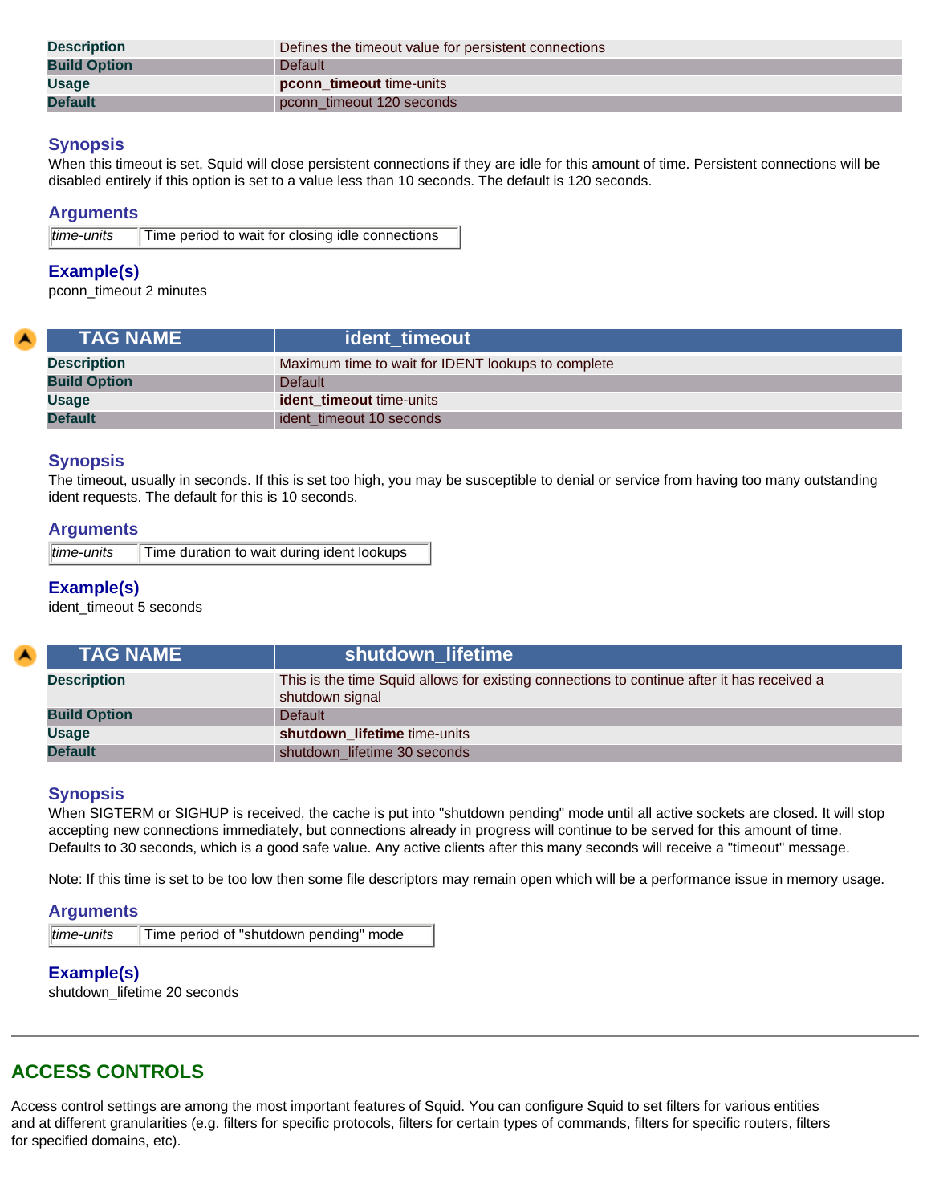| | |
|---|---|
| **Description** | Defines the timeout value for persistent connections |
| **Build Option** | Default |
| **Usage** | **pconn_timeout** time-units |
| **Default** | pconn_timeout 120 seconds |

### Synopsis

When this timeout is set, Squid will close persistent connections if they are idle for this amount of time. Persistent connections will be disabled entirely if this option is set to a value less than 10 seconds. The default is 120 seconds.

### Arguments

| | |
|---|---|
| *time-units* | Time period to wait for closing idle connections |

### Example(s)

pconn_timeout 2 minutes

| TAG NAME | ident_timeout |
|---|---|
| **Description** | Maximum time to wait for IDENT lookups to complete |
| **Build Option** | Default |
| **Usage** | **ident_timeout** time-units |
| **Default** | ident_timeout 10 seconds |

### Synopsis

The timeout, usually in seconds. If this is set too high, you may be susceptible to denial or service from having too many outstanding ident requests. The default for this is 10 seconds.

### Arguments

| | |
|---|---|
| *time-units* | Time duration to wait during ident lookups |

### Example(s)

ident_timeout 5 seconds

| TAG NAME | shutdown_lifetime |
|---|---|
| **Description** | This is the time Squid allows for existing connections to continue after it has received a shutdown signal |
| **Build Option** | Default |
| **Usage** | **shutdown_lifetime** time-units |
| **Default** | shutdown_lifetime 30 seconds |

### Synopsis

When SIGTERM or SIGHUP is received, the cache is put into "shutdown pending" mode until all active sockets are closed. It will stop accepting new connections immediately, but connections already in progress will continue to be served for this amount of time. Defaults to 30 seconds, which is a good safe value. Any active clients after this many seconds will receive a "timeout" message.

Note: If this time is set to be too low then some file descriptors may remain open which will be a performance issue in memory usage.

### Arguments

| | |
|---|---|
| *time-units* | Time period of "shutdown pending" mode |

### Example(s)

shutdown_lifetime 20 seconds

## ACCESS CONTROLS

Access control settings are among the most important features of Squid. You can configure Squid to set filters for various entities and at different granularities (e.g. filters for specific protocols, filters for certain types of commands, filters for specific routers, filters for specified domains, etc).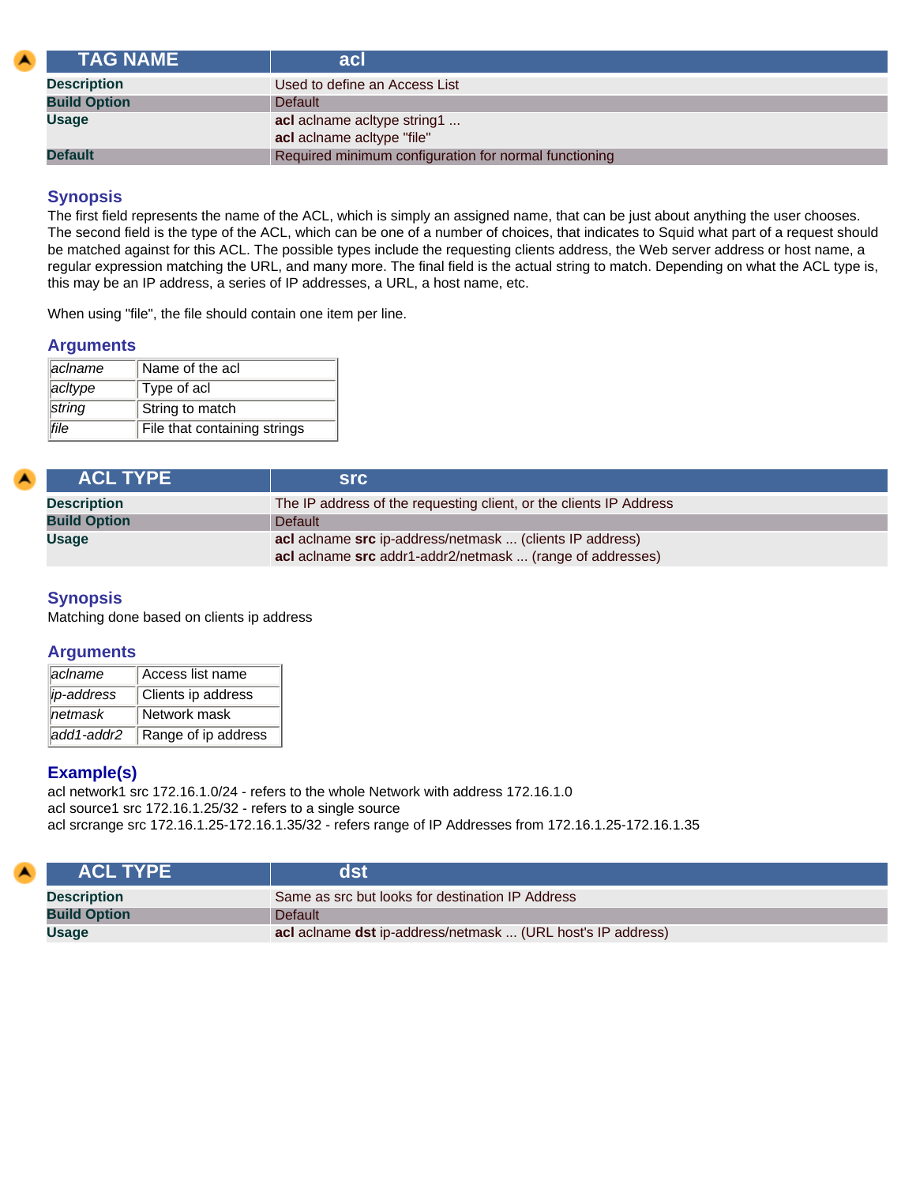| TAG NAME | acl |
|---|---|
| **Description** | Used to define an Access List |
| **Build Option** | Default |
| **Usage** | **acl** aclname acltype string1 ...<br>**acl** aclname acltype "file" |
| **Default** | Required minimum configuration for normal functioning |

### Synopsis

The first field represents the name of the ACL, which is simply an assigned name, that can be just about anything the user chooses. The second field is the type of the ACL, which can be one of a number of choices, that indicates to Squid what part of a request should be matched against for this ACL. The possible types include the requesting clients address, the Web server address or host name, a regular expression matching the URL, and many more. The final field is the actual string to match. Depending on what the ACL type is, this may be an IP address, a series of IP addresses, a URL, a host name, etc.

When using "file", the file should contain one item per line.

### Arguments

| | |
|---|---|
| *aclname* | Name of the acl |
| *acltype* | Type of acl |
| *string* | String to match |
| *file* | File that containing strings |

| ACL TYPE | src |
|---|---|
| **Description** | The IP address of the requesting client, or the clients IP Address |
| **Build Option** | Default |
| **Usage** | **acl** aclname **src** ip-address/netmask ... (clients IP address)<br>**acl** aclname **src** addr1-addr2/netmask ... (range of addresses) |

### Synopsis

Matching done based on clients ip address

### Arguments

| | |
|---|---|
| *aclname* | Access list name |
| *ip-address* | Clients ip address |
| *netmask* | Network mask |
| *add1-addr2* | Range of ip address |

### Example(s)

acl network1 src 172.16.1.0/24 - refers to the whole Network with address 172.16.1.0
acl source1 src 172.16.1.25/32 - refers to a single source
acl srcrange src 172.16.1.25-172.16.1.35/32 - refers range of IP Addresses from 172.16.1.25-172.16.1.35

| ACL TYPE | dst |
|---|---|
| **Description** | Same as src but looks for destination IP Address |
| **Build Option** | Default |
| **Usage** | **acl** aclname **dst** ip-address/netmask ... (URL host's IP address) |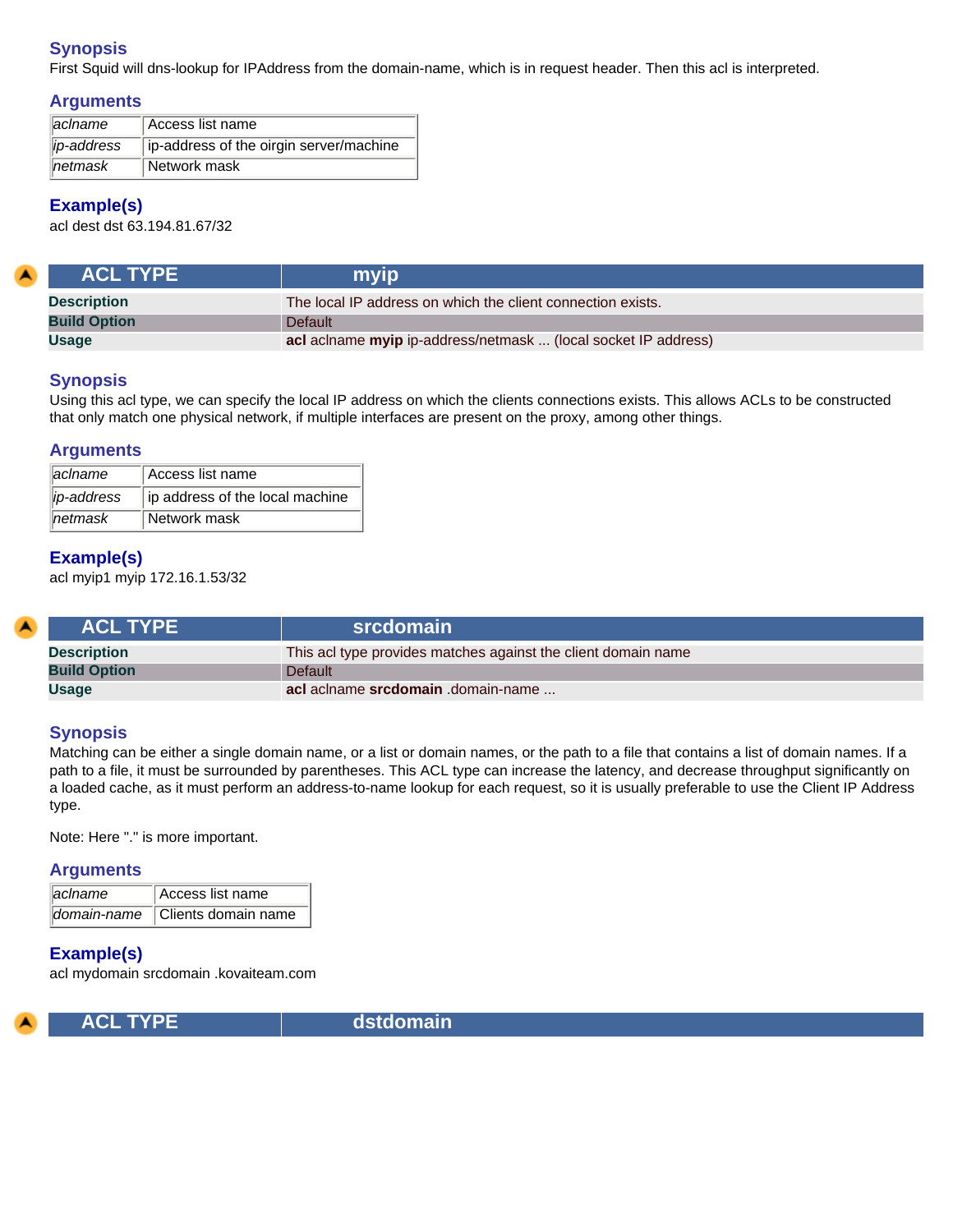### Synopsis

First Squid will dns-lookup for IPAddress from the domain-name, which is in request header. Then this acl is interpreted.

### Arguments

| | |
|---|---|
| *aclname* | Access list name |
| *ip-address* | ip-address of the oirgin server/machine |
| *netmask* | Network mask |

### Example(s)

acl dest dst 63.194.81.67/32

| ACL TYPE | myip |
|---|---|
| **Description** | The local IP address on which the client connection exists. |
| **Build Option** | Default |
| **Usage** | **acl** aclname **myip** ip-address/netmask ... (local socket IP address) |

### Synopsis

Using this acl type, we can specify the local IP address on which the clients connections exists. This allows ACLs to be constructed that only match one physical network, if multiple interfaces are present on the proxy, among other things.

### Arguments

| | |
|---|---|
| *aclname* | Access list name |
| *ip-address* | ip address of the local machine |
| *netmask* | Network mask |

### Example(s)

acl myip1 myip 172.16.1.53/32

| ACL TYPE | srcdomain |
|---|---|
| **Description** | This acl type provides matches against the client domain name |
| **Build Option** | Default |
| **Usage** | **acl** aclname **srcdomain** .domain-name ... |

### Synopsis

Matching can be either a single domain name, or a list or domain names, or the path to a file that contains a list of domain names. If a path to a file, it must be surrounded by parentheses. This ACL type can increase the latency, and decrease throughput significantly on a loaded cache, as it must perform an address-to-name lookup for each request, so it is usually preferable to use the Client IP Address type.

Note: Here "." is more important.

### Arguments

| | |
|---|---|
| *aclname* | Access list name |
| *domain-name* | Clients domain name |

### Example(s)

acl mydomain srcdomain .kovaiteam.com

| ACL TYPE | dstdomain |
|---|---|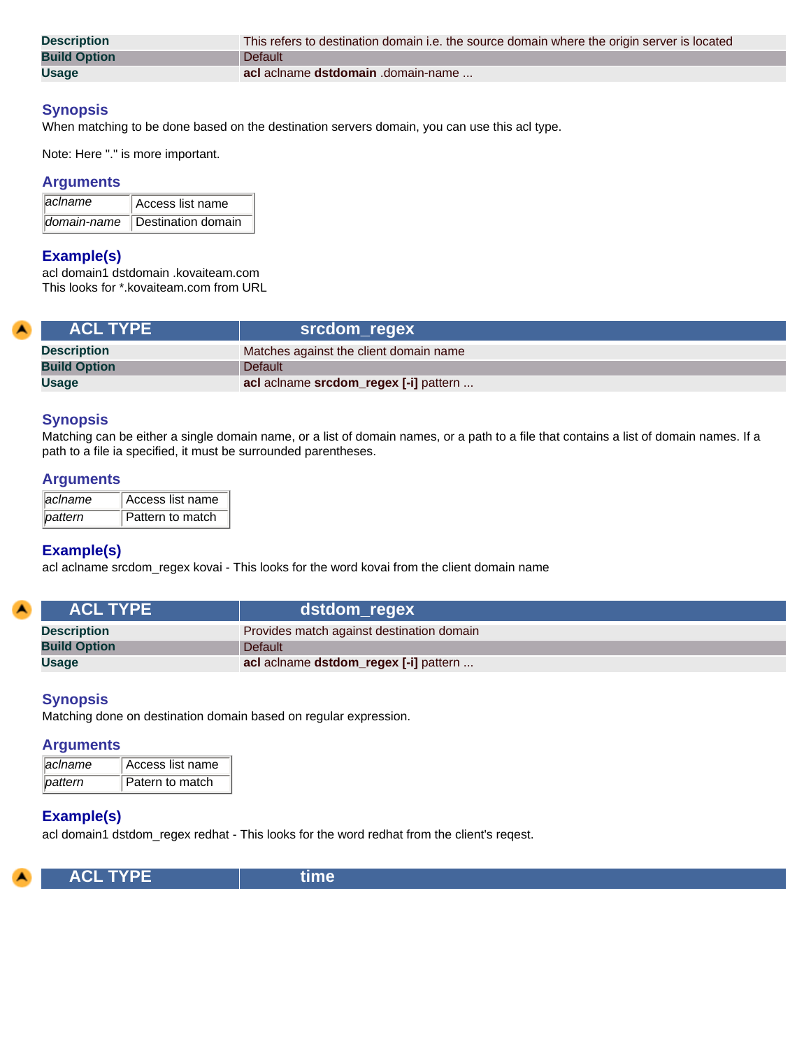| | |
|---|---|
| **Description** | This refers to destination domain i.e. the source domain where the origin server is located |
| **Build Option** | Default |
| **Usage** | **acl** aclname **dstdomain** .domain-name ... |

### Synopsis

When matching to be done based on the destination servers domain, you can use this acl type.

Note: Here "." is more important.

### Arguments

| | |
|---|---|
| *aclname* | Access list name |
| *domain-name* | Destination domain |

### Example(s)

acl domain1 dstdomain .kovaiteam.com
This looks for *.kovaiteam.com from URL

| ACL TYPE | srcdom_regex |
|---|---|
| **Description** | Matches against the client domain name |
| **Build Option** | Default |
| **Usage** | **acl** aclname **srcdom_regex [-i]** pattern ... |

### Synopsis

Matching can be either a single domain name, or a list of domain names, or a path to a file that contains a list of domain names. If a path to a file ia specified, it must be surrounded parentheses.

### Arguments

| | |
|---|---|
| *aclname* | Access list name |
| *pattern* | Pattern to match |

### Example(s)

acl aclname srcdom_regex kovai - This looks for the word kovai from the client domain name

| ACL TYPE | dstdom_regex |
|---|---|
| **Description** | Provides match against destination domain |
| **Build Option** | Default |
| **Usage** | **acl** aclname **dstdom_regex [-i]** pattern ... |

### Synopsis

Matching done on destination domain based on regular expression.

### Arguments

| | |
|---|---|
| *aclname* | Access list name |
| *pattern* | Patern to match |

### Example(s)

acl domain1 dstdom_regex redhat - This looks for the word redhat from the client's reqest.

| ACL TYPE | time |
|---|---|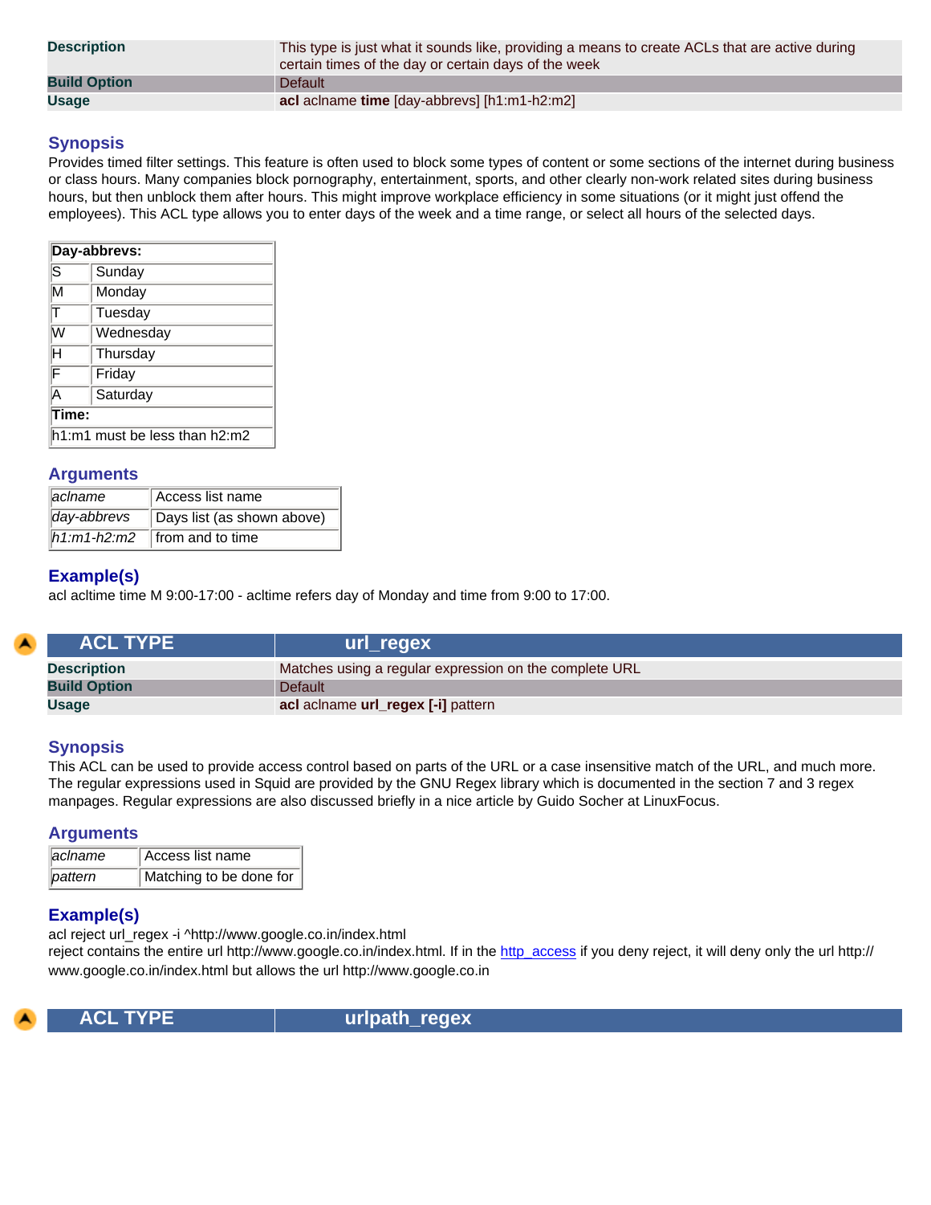| | |
|---|---|
| **Description** | This type is just what it sounds like, providing a means to create ACLs that are active during certain times of the day or certain days of the week |
| **Build Option** | Default |
| **Usage** | **acl** aclname **time** [day-abbrevs] [h1:m1-h2:m2] |

### Synopsis

Provides timed filter settings. This feature is often used to block some types of content or some sections of the internet during business or class hours. Many companies block pornography, entertainment, sports, and other clearly non-work related sites during business hours, but then unblock them after hours. This might improve workplace efficiency in some situations (or it might just offend the employees). This ACL type allows you to enter days of the week and a time range, or select all hours of the selected days.

| **Day-abbrevs:** | |
|---|---|
| S | Sunday |
| M | Monday |
| T | Tuesday |
| W | Wednesday |
| H | Thursday |
| F | Friday |
| A | Saturday |
| **Time:** | |
| h1:m1 must be less than h2:m2 | |

### Arguments

| | |
|---|---|
| *aclname* | Access list name |
| *day-abbrevs* | Days list (as shown above) |
| *h1:m1-h2:m2* | from and to time |

### Example(s)

acl acltime time M 9:00-17:00 - acltime refers day of Monday and time from 9:00 to 17:00.

| ACL TYPE | url_regex |
|---|---|
| **Description** | Matches using a regular expression on the complete URL |
| **Build Option** | Default |
| **Usage** | **acl** aclname **url_regex [-i]** pattern |

### Synopsis

This ACL can be used to provide access control based on parts of the URL or a case insensitive match of the URL, and much more. The regular expressions used in Squid are provided by the GNU Regex library which is documented in the section 7 and 3 regex manpages. Regular expressions are also discussed briefly in a nice article by Guido Socher at LinuxFocus.

### Arguments

| | |
|---|---|
| *aclname* | Access list name |
| *pattern* | Matching to be done for |

### Example(s)

acl reject url_regex -i ^http://www.google.co.in/index.html
reject contains the entire url http://www.google.co.in/index.html. If in the http_access if you deny reject, it will deny only the url http://www.google.co.in/index.html but allows the url http://www.google.co.in

| ACL TYPE | urlpath_regex |
|---|---|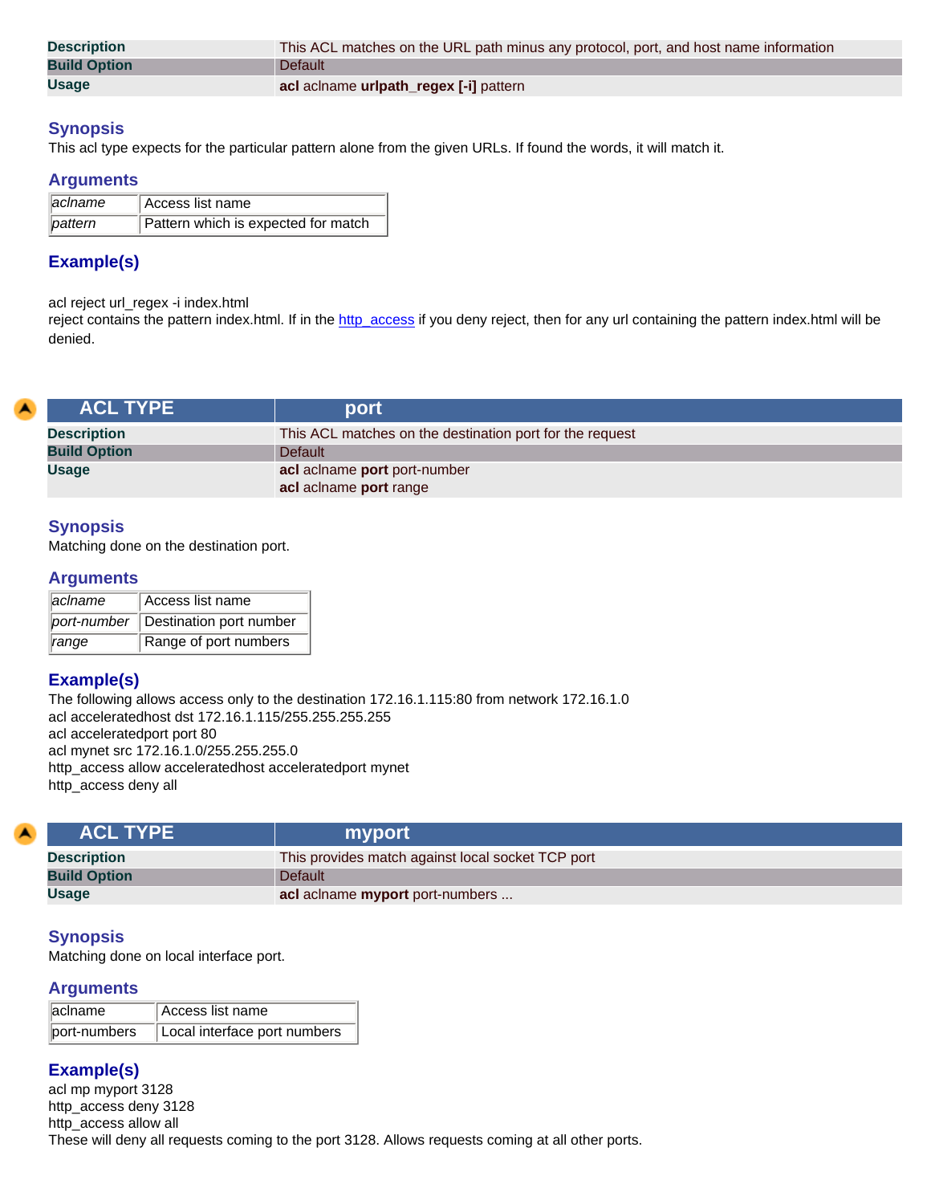| | |
|---|---|
| **Description** | This ACL matches on the URL path minus any protocol, port, and host name information |
| **Build Option** | Default |
| **Usage** | **acl** aclname **urlpath_regex [-i]** pattern |

### Synopsis

This acl type expects for the particular pattern alone from the given URLs. If found the words, it will match it.

### Arguments

| | |
|---|---|
| *aclname* | Access list name |
| *pattern* | Pattern which is expected for match |

### Example(s)

acl reject url_regex -i index.html
reject contains the pattern index.html. If in the http_access if you deny reject, then for any url containing the pattern index.html will be denied.

| ACL TYPE | port |
|---|---|
| **Description** | This ACL matches on the destination port for the request |
| **Build Option** | Default |
| **Usage** | **acl** aclname **port** port-number<br>**acl** aclname **port** range |

### Synopsis

Matching done on the destination port.

### Arguments

| | |
|---|---|
| *aclname* | Access list name |
| *port-number* | Destination port number |
| *range* | Range of port numbers |

### Example(s)

The following allows access only to the destination 172.16.1.115:80 from network 172.16.1.0
acl acceleratedhost dst 172.16.1.115/255.255.255.255
acl acceleratedport port 80
acl mynet src 172.16.1.0/255.255.255.0
http_access allow acceleratedhost acceleratedport mynet
http_access deny all

| ACL TYPE | myport |
|---|---|
| **Description** | This provides match against local socket TCP port |
| **Build Option** | Default |
| **Usage** | **acl** aclname **myport** port-numbers ... |

### Synopsis

Matching done on local interface port.

### Arguments

| | |
|---|---|
| aclname | Access list name |
| port-numbers | Local interface port numbers |

### Example(s)

acl mp myport 3128
http_access deny 3128
http_access allow all
These will deny all requests coming to the port 3128. Allows requests coming at all other ports.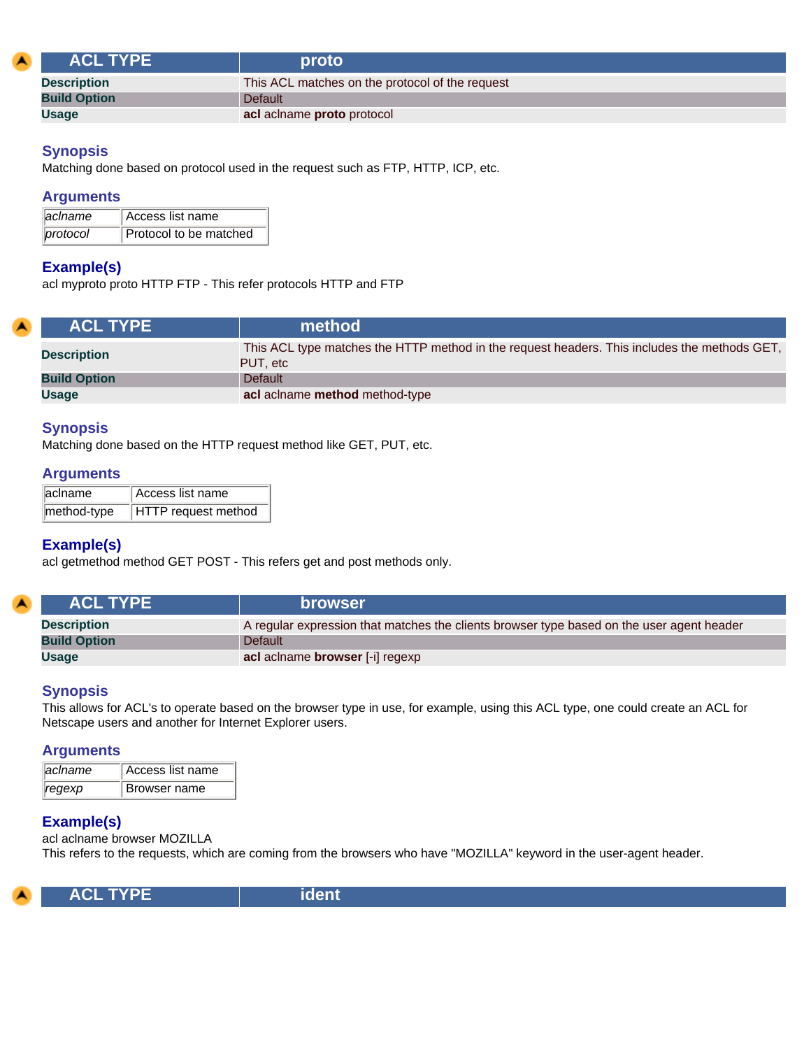| ACL TYPE | proto |
|---|---|
| **Description** | This ACL matches on the protocol of the request |
| **Build Option** | Default |
| **Usage** | **acl** aclname **proto** protocol |

### Synopsis

Matching done based on protocol used in the request such as FTP, HTTP, ICP, etc.

### Arguments

| | |
|---|---|
| *aclname* | Access list name |
| *protocol* | Protocol to be matched |

### Example(s)

acl myproto proto HTTP FTP - This refer protocols HTTP and FTP

| ACL TYPE | method |
|---|---|
| **Description** | This ACL type matches the HTTP method in the request headers. This includes the methods GET, PUT, etc |
| **Build Option** | Default |
| **Usage** | **acl** aclname **method** method-type |

### Synopsis

Matching done based on the HTTP request method like GET, PUT, etc.

### Arguments

| | |
|---|---|
| aclname | Access list name |
| method-type | HTTP request method |

### Example(s)

acl getmethod method GET POST - This refers get and post methods only.

| ACL TYPE | browser |
|---|---|
| **Description** | A regular expression that matches the clients browser type based on the user agent header |
| **Build Option** | Default |
| **Usage** | **acl** aclname **browser** [-i] regexp |

### Synopsis

This allows for ACL's to operate based on the browser type in use, for example, using this ACL type, one could create an ACL for Netscape users and another for Internet Explorer users.

### Arguments

| | |
|---|---|
| *aclname* | Access list name |
| *regexp* | Browser name |

### Example(s)

acl aclname browser MOZILLA
This refers to the requests, which are coming from the browsers who have "MOZILLA" keyword in the user-agent header.

| ACL TYPE | ident |
|---|---|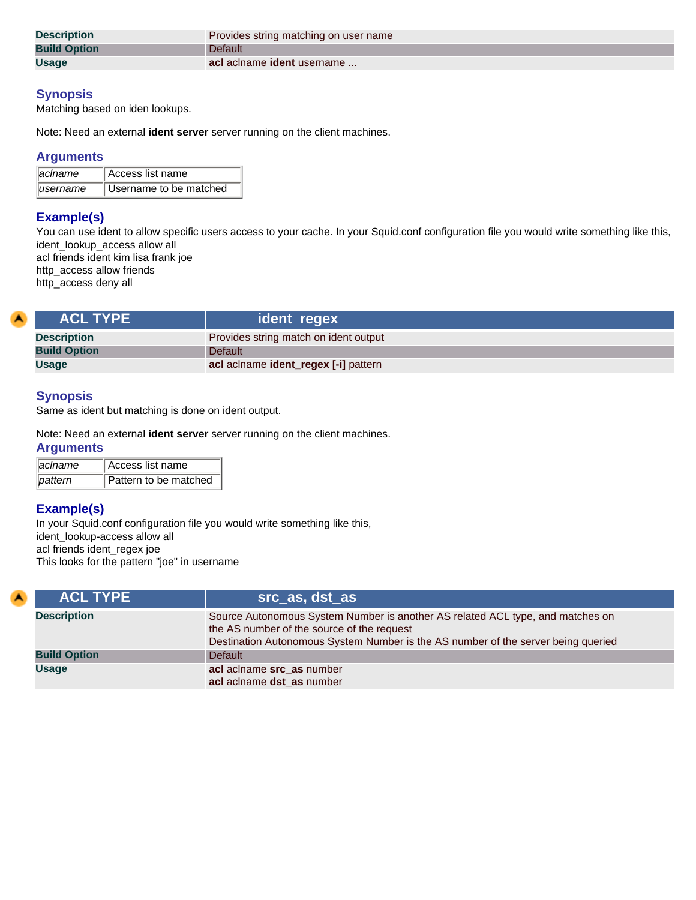| | |
|---|---|
| **Description** | Provides string matching on user name |
| **Build Option** | Default |
| **Usage** | **acl** aclname **ident** username ... |

### Synopsis

Matching based on iden lookups.

Note: Need an external **ident server** server running on the client machines.

### Arguments

| | |
|---|---|
| *aclname* | Access list name |
| *username* | Username to be matched |

### Example(s)

You can use ident to allow specific users access to your cache. In your Squid.conf configuration file you would write something like this,
ident_lookup_access allow all
acl friends ident kim lisa frank joe
http_access allow friends
http_access deny all

| ACL TYPE | ident_regex |
|---|---|
| **Description** | Provides string match on ident output |
| **Build Option** | Default |
| **Usage** | **acl** aclname **ident_regex [-i]** pattern |

### Synopsis

Same as ident but matching is done on ident output.

Note: Need an external **ident server** server running on the client machines.

### Arguments

| | |
|---|---|
| *aclname* | Access list name |
| *pattern* | Pattern to be matched |

### Example(s)

In your Squid.conf configuration file you would write something like this,
ident_lookup-access allow all
acl friends ident_regex joe
This looks for the pattern "joe" in username

| ACL TYPE | src_as, dst_as |
|---|---|
| **Description** | Source Autonomous System Number is another AS related ACL type, and matches on the AS number of the source of the request<br>Destination Autonomous System Number is the AS number of the server being queried |
| **Build Option** | Default |
| **Usage** | **acl** aclname **src_as** number<br>**acl** aclname **dst_as** number |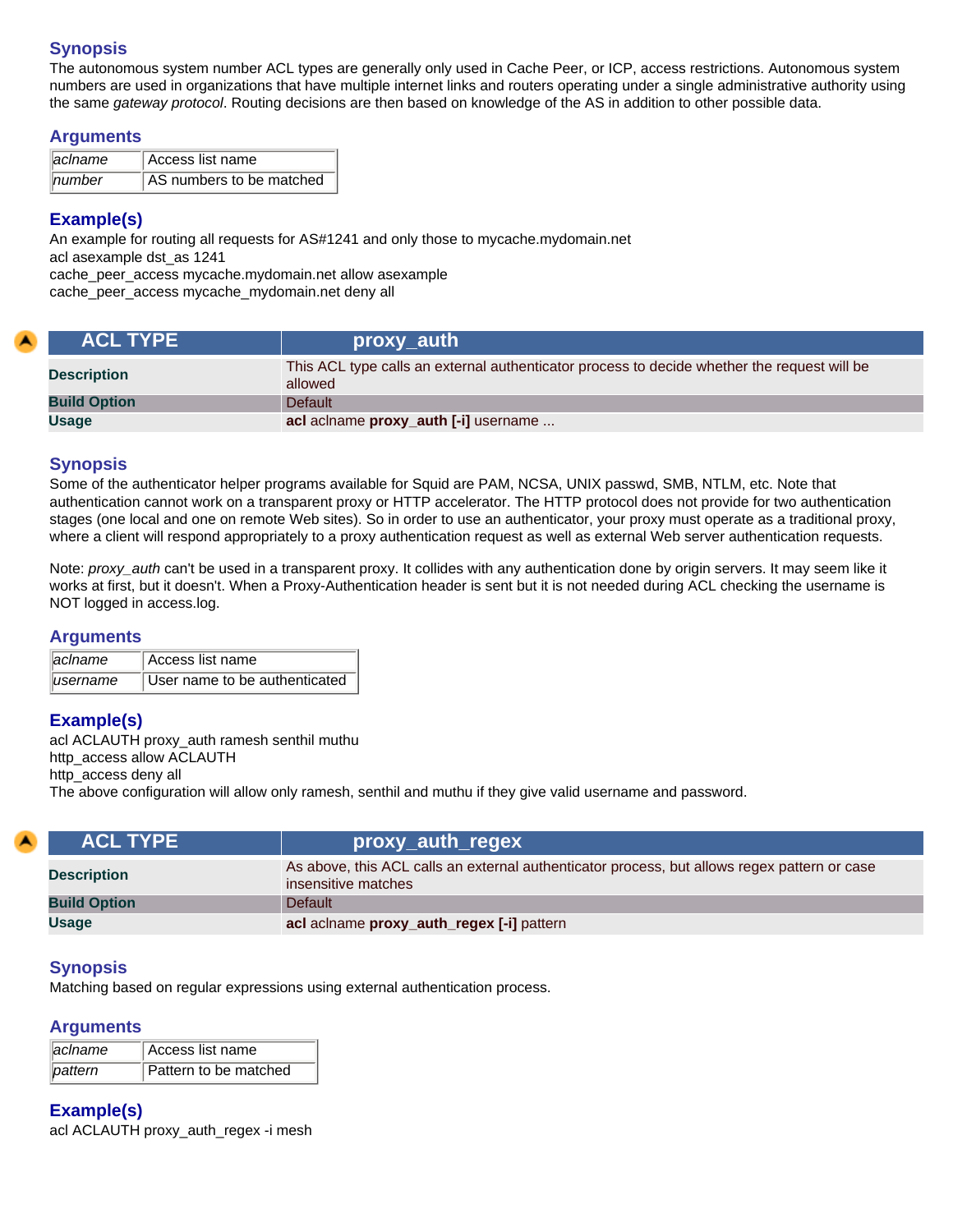### Synopsis

The autonomous system number ACL types are generally only used in Cache Peer, or ICP, access restrictions. Autonomous system numbers are used in organizations that have multiple internet links and routers operating under a single administrative authority using the same *gateway protocol*. Routing decisions are then based on knowledge of the AS in addition to other possible data.

### Arguments

| | |
|---|---|
| *aclname* | Access list name |
| *number* | AS numbers to be matched |

### Example(s)

An example for routing all requests for AS#1241 and only those to mycache.mydomain.net
acl asexample dst_as 1241
cache_peer_access mycache.mydomain.net allow asexample
cache_peer_access mycache_mydomain.net deny all

| ACL TYPE | proxy_auth |
|---|---|
| **Description** | This ACL type calls an external authenticator process to decide whether the request will be allowed |
| **Build Option** | Default |
| **Usage** | **acl** aclname **proxy_auth [-i]** username ... |

### Synopsis

Some of the authenticator helper programs available for Squid are PAM, NCSA, UNIX passwd, SMB, NTLM, etc. Note that authentication cannot work on a transparent proxy or HTTP accelerator. The HTTP protocol does not provide for two authentication stages (one local and one on remote Web sites). So in order to use an authenticator, your proxy must operate as a traditional proxy, where a client will respond appropriately to a proxy authentication request as well as external Web server authentication requests.

Note: *proxy_auth* can't be used in a transparent proxy. It collides with any authentication done by origin servers. It may seem like it works at first, but it doesn't. When a Proxy-Authentication header is sent but it is not needed during ACL checking the username is NOT logged in access.log.

### Arguments

| | |
|---|---|
| *aclname* | Access list name |
| *username* | User name to be authenticated |

### Example(s)

acl ACLAUTH proxy_auth ramesh senthil muthu
http_access allow ACLAUTH
http_access deny all
The above configuration will allow only ramesh, senthil and muthu if they give valid username and password.

| ACL TYPE | proxy_auth_regex |
|---|---|
| **Description** | As above, this ACL calls an external authenticator process, but allows regex pattern or case insensitive matches |
| **Build Option** | Default |
| **Usage** | **acl** aclname **proxy_auth_regex [-i]** pattern |

### Synopsis

Matching based on regular expressions using external authentication process.

### Arguments

| | |
|---|---|
| *aclname* | Access list name |
| *pattern* | Pattern to be matched |

### Example(s)

acl ACLAUTH proxy_auth_regex -i mesh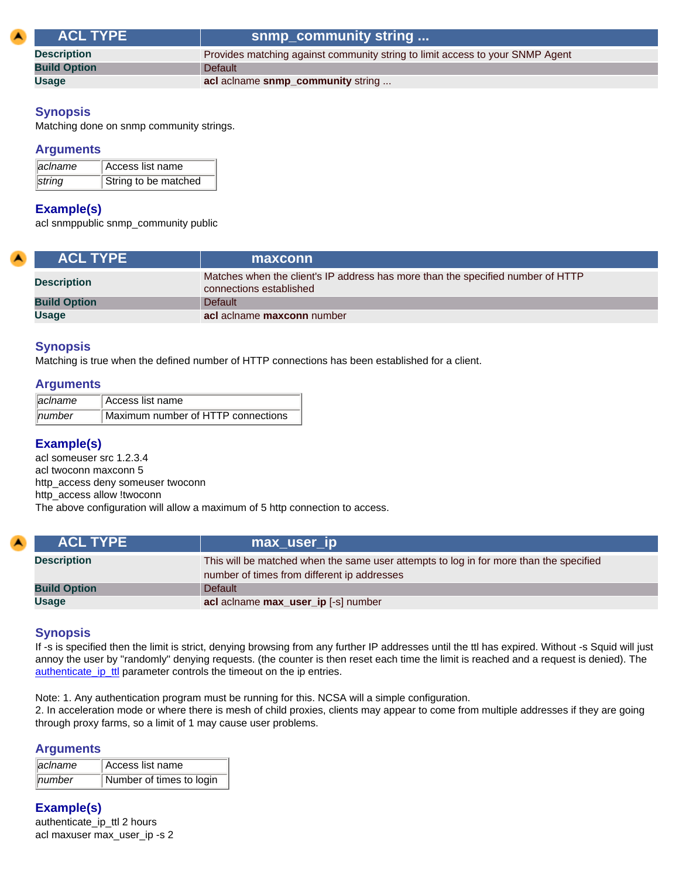| ACL TYPE | snmp_community string ... |
|---|---|
| **Description** | Provides matching against community string to limit access to your SNMP Agent |
| **Build Option** | Default |
| **Usage** | **acl** aclname **snmp_community** string ... |

### Synopsis

Matching done on snmp community strings.

### Arguments

| | |
|---|---|
| *aclname* | Access list name |
| *string* | String to be matched |

### Example(s)

acl snmppublic snmp_community public

| ACL TYPE | maxconn |
|---|---|
| **Description** | Matches when the client's IP address has more than the specified number of HTTP connections established |
| **Build Option** | Default |
| **Usage** | **acl** aclname **maxconn** number |

### Synopsis

Matching is true when the defined number of HTTP connections has been established for a client.

### Arguments

| | |
|---|---|
| *aclname* | Access list name |
| *number* | Maximum number of HTTP connections |

### Example(s)

acl someuser src 1.2.3.4
acl twoconn maxconn 5
http_access deny someuser twoconn
http_access allow !twoconn
The above configuration will allow a maximum of 5 http connection to access.

| ACL TYPE | max_user_ip |
|---|---|
| **Description** | This will be matched when the same user attempts to log in for more than the specified number of times from different ip addresses |
| **Build Option** | Default |
| **Usage** | **acl** aclname **max_user_ip** [-s] number |

### Synopsis

If -s is specified then the limit is strict, denying browsing from any further IP addresses until the ttl has expired. Without -s Squid will just annoy the user by "randomly" denying requests. (the counter is then reset each time the limit is reached and a request is denied). The authenticate_ip_ttl parameter controls the timeout on the ip entries.

Note: 1. Any authentication program must be running for this. NCSA will a simple configuration.
2. In acceleration mode or where there is mesh of child proxies, clients may appear to come from multiple addresses if they are going through proxy farms, so a limit of 1 may cause user problems.

### Arguments

| | |
|---|---|
| *aclname* | Access list name |
| *number* | Number of times to login |

### Example(s)

authenticate_ip_ttl 2 hours
acl maxuser max_user_ip -s 2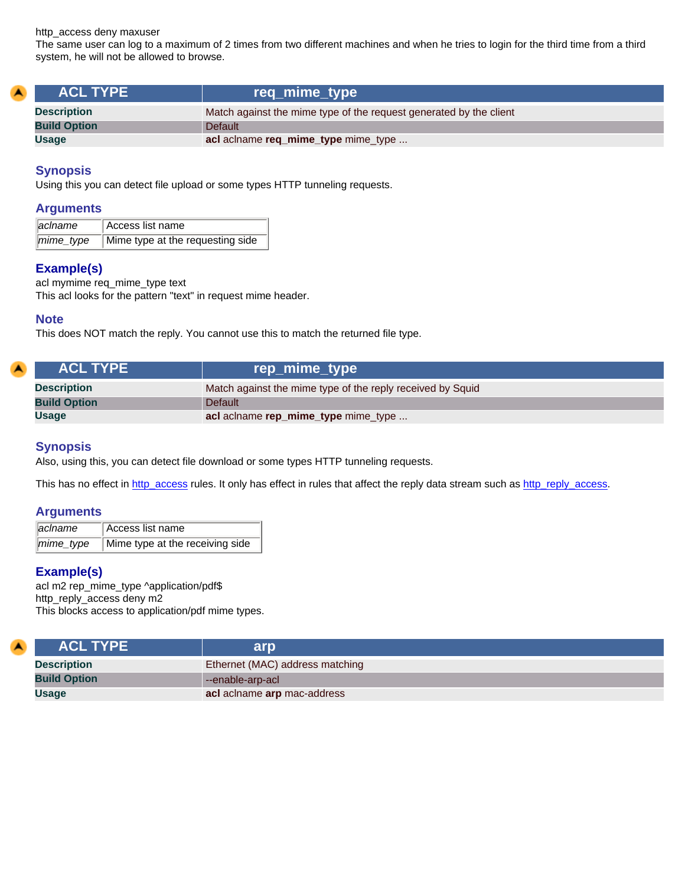http_access deny maxuser
The same user can log to a maximum of 2 times from two different machines and when he tries to login for the third time from a third system, he will not be allowed to browse.

| ACL TYPE | req_mime_type |
|---|---|
| **Description** | Match against the mime type of the request generated by the client |
| **Build Option** | Default |
| **Usage** | **acl** aclname **req_mime_type** mime_type ... |

### Synopsis

Using this you can detect file upload or some types HTTP tunneling requests.

### Arguments

| | |
|---|---|
| *aclname* | Access list name |
| *mime_type* | Mime type at the requesting side |

### Example(s)

acl mymime req_mime_type text
This acl looks for the pattern "text" in request mime header.

### Note

This does NOT match the reply. You cannot use this to match the returned file type.

| ACL TYPE | rep_mime_type |
|---|---|
| **Description** | Match against the mime type of the reply received by Squid |
| **Build Option** | Default |
| **Usage** | **acl** aclname **rep_mime_type** mime_type ... |

### Synopsis

Also, using this, you can detect file download or some types HTTP tunneling requests.

This has no effect in http_access rules. It only has effect in rules that affect the reply data stream such as http_reply_access.

### Arguments

| | |
|---|---|
| *aclname* | Access list name |
| *mime_type* | Mime type at the receiving side |

### Example(s)

acl m2 rep_mime_type ^application/pdf$
http_reply_access deny m2
This blocks access to application/pdf mime types.

| ACL TYPE | arp |
|---|---|
| **Description** | Ethernet (MAC) address matching |
| **Build Option** | --enable-arp-acl |
| **Usage** | **acl** aclname **arp** mac-address |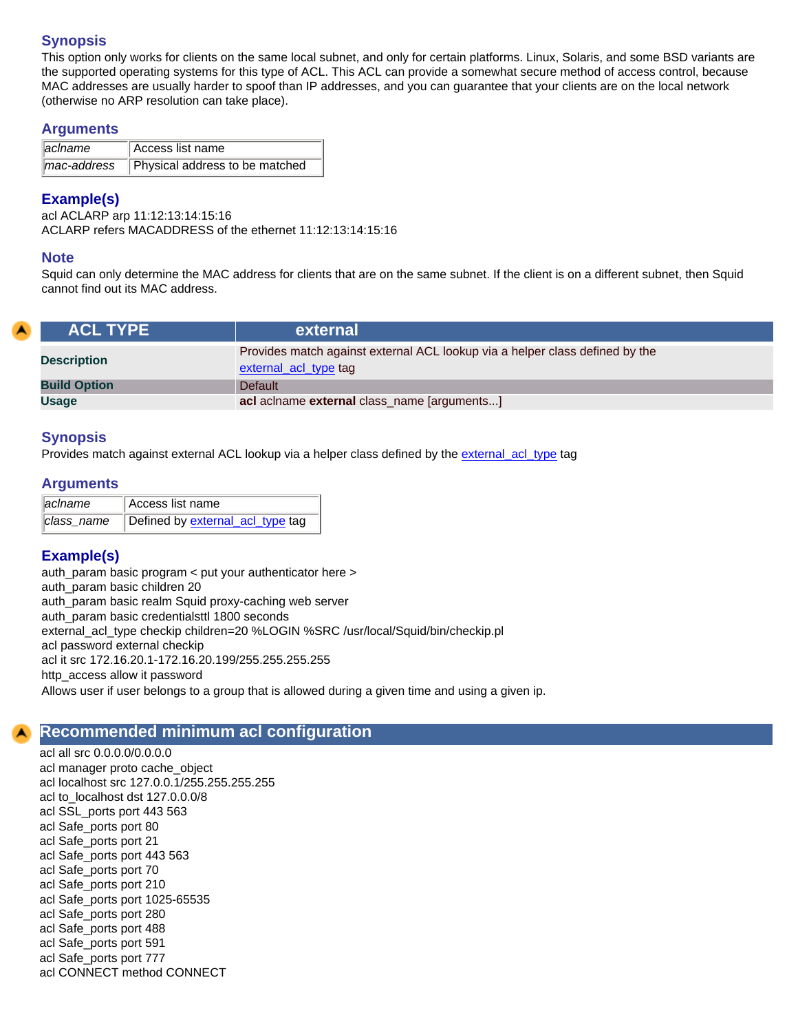### Synopsis

This option only works for clients on the same local subnet, and only for certain platforms. Linux, Solaris, and some BSD variants are the supported operating systems for this type of ACL. This ACL can provide a somewhat secure method of access control, because MAC addresses are usually harder to spoof than IP addresses, and you can guarantee that your clients are on the local network (otherwise no ARP resolution can take place).

### Arguments

| | |
|---|---|
| *aclname* | Access list name |
| *mac-address* | Physical address to be matched |

### Example(s)

acl ACLARP arp 11:12:13:14:15:16
ACLARP refers MACADDRESS of the ethernet 11:12:13:14:15:16

### Note

Squid can only determine the MAC address for clients that are on the same subnet. If the client is on a different subnet, then Squid cannot find out its MAC address.

| ACL TYPE | external |
|---|---|
| **Description** | Provides match against external ACL lookup via a helper class defined by the external_acl_type tag |
| **Build Option** | Default |
| **Usage** | **acl** aclname **external** class_name [arguments...] |

### Synopsis

Provides match against external ACL lookup via a helper class defined by the external_acl_type tag

### Arguments

| | |
|---|---|
| *aclname* | Access list name |
| *class_name* | Defined by external_acl_type tag |

### Example(s)

auth_param basic program < put your authenticator here >
auth_param basic children 20
auth_param basic realm Squid proxy-caching web server
auth_param basic credentialsttl 1800 seconds
external_acl_type checkip children=20 %LOGIN %SRC /usr/local/Squid/bin/checkip.pl
acl password external checkip
acl it src 172.16.20.1-172.16.20.199/255.255.255.255
http_access allow it password
Allows user if user belongs to a group that is allowed during a given time and using a given ip.

## Recommended minimum acl configuration

acl all src 0.0.0.0/0.0.0.0
acl manager proto cache_object
acl localhost src 127.0.0.1/255.255.255.255
acl to_localhost dst 127.0.0.0/8
acl SSL_ports port 443 563
acl Safe_ports port 80
acl Safe_ports port 21
acl Safe_ports port 443 563
acl Safe_ports port 70
acl Safe_ports port 210
acl Safe_ports port 1025-65535
acl Safe_ports port 280
acl Safe_ports port 488
acl Safe_ports port 591
acl Safe_ports port 777
acl CONNECT method CONNECT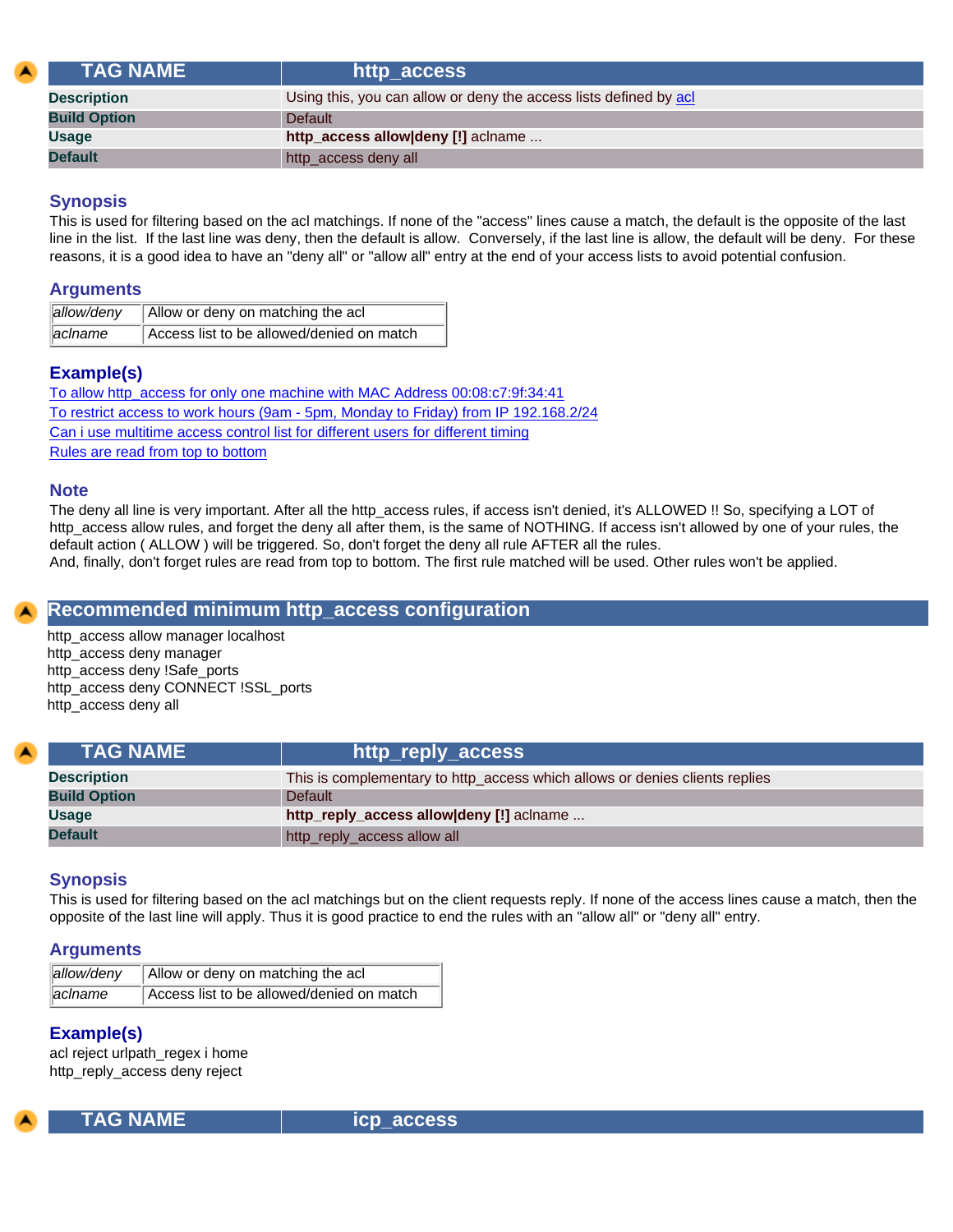| TAG NAME | http_access |
|---|---|
| **Description** | Using this, you can allow or deny the access lists defined by acl |
| **Build Option** | Default |
| **Usage** | **http_access allow\|deny [!]** aclname ... |
| **Default** | http_access deny all |

### Synopsis

This is used for filtering based on the acl matchings. If none of the "access" lines cause a match, the default is the opposite of the last line in the list. If the last line was deny, then the default is allow. Conversely, if the last line is allow, the default will be deny. For these reasons, it is a good idea to have an "deny all" or "allow all" entry at the end of your access lists to avoid potential confusion.

### Arguments

| | |
|---|---|
| *allow/deny* | Allow or deny on matching the acl |
| *aclname* | Access list to be allowed/denied on match |

### Example(s)

To allow http_access for only one machine with MAC Address 00:08:c7:9f:34:41
To restrict access to work hours (9am - 5pm, Monday to Friday) from IP 192.168.2/24
Can i use multitime access control list for different users for different timing
Rules are read from top to bottom

### Note

The deny all line is very important. After all the http_access rules, if access isn't denied, it's ALLOWED !! So, specifying a LOT of http_access allow rules, and forget the deny all after them, is the same of NOTHING. If access isn't allowed by one of your rules, the default action ( ALLOW ) will be triggered. So, don't forget the deny all rule AFTER all the rules.
And, finally, don't forget rules are read from top to bottom. The first rule matched will be used. Other rules won't be applied.

## Recommended minimum http_access configuration

http_access allow manager localhost
http_access deny manager
http_access deny !Safe_ports
http_access deny CONNECT !SSL_ports
http_access deny all

| TAG NAME | http_reply_access |
|---|---|
| **Description** | This is complementary to http_access which allows or denies clients replies |
| **Build Option** | Default |
| **Usage** | **http_reply_access allow\|deny [!]** aclname ... |
| **Default** | http_reply_access allow all |

### Synopsis

This is used for filtering based on the acl matchings but on the client requests reply. If none of the access lines cause a match, then the opposite of the last line will apply. Thus it is good practice to end the rules with an "allow all" or "deny all" entry.

### Arguments

| | |
|---|---|
| *allow/deny* | Allow or deny on matching the acl |
| *aclname* | Access list to be allowed/denied on match |

### Example(s)

acl reject urlpath_regex i home
http_reply_access deny reject

| TAG NAME | icp_access |
|---|---|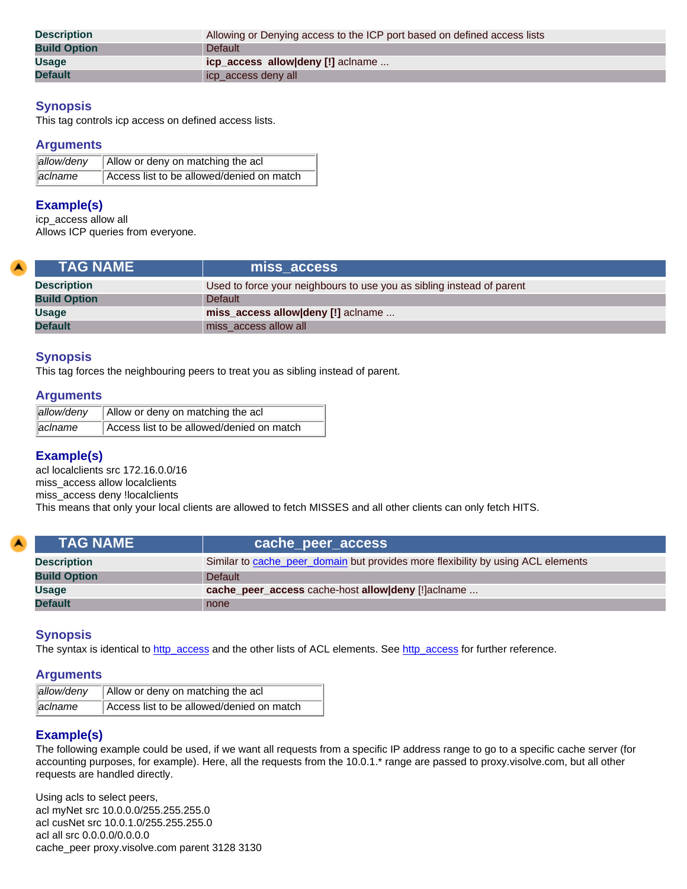| | |
|---|---|
| **Description** | Allowing or Denying access to the ICP port based on defined access lists |
| **Build Option** | Default |
| **Usage** | **icp_access allow\|deny [!]** aclname ... |
| **Default** | icp_access deny all |

### Synopsis

This tag controls icp access on defined access lists.

### Arguments

| | |
|---|---|
| *allow/deny* | Allow or deny on matching the acl |
| *aclname* | Access list to be allowed/denied on match |

### Example(s)

icp_access allow all
Allows ICP queries from everyone.

| TAG NAME | miss_access |
|---|---|
| **Description** | Used to force your neighbours to use you as sibling instead of parent |
| **Build Option** | Default |
| **Usage** | **miss_access allow\|deny [!]** aclname ... |
| **Default** | miss_access allow all |

### Synopsis

This tag forces the neighbouring peers to treat you as sibling instead of parent.

### Arguments

| | |
|---|---|
| *allow/deny* | Allow or deny on matching the acl |
| *aclname* | Access list to be allowed/denied on match |

### Example(s)

acl localclients src 172.16.0.0/16
miss_access allow localclients
miss_access deny !localclients
This means that only your local clients are allowed to fetch MISSES and all other clients can only fetch HITS.

| TAG NAME | cache_peer_access |
|---|---|
| **Description** | Similar to cache_peer_domain but provides more flexibility by using ACL elements |
| **Build Option** | Default |
| **Usage** | **cache_peer_access** cache-host **allow\|deny** [!]aclname ... |
| **Default** | none |

### Synopsis

The syntax is identical to http_access and the other lists of ACL elements. See http_access for further reference.

### Arguments

| | |
|---|---|
| *allow/deny* | Allow or deny on matching the acl |
| *aclname* | Access list to be allowed/denied on match |

### Example(s)

The following example could be used, if we want all requests from a specific IP address range to go to a specific cache server (for accounting purposes, for example). Here, all the requests from the 10.0.1.* range are passed to proxy.visolve.com, but all other requests are handled directly.

Using acls to select peers,
acl myNet src 10.0.0.0/255.255.255.0
acl cusNet src 10.0.1.0/255.255.255.0
acl all src 0.0.0.0/0.0.0.0
cache_peer proxy.visolve.com parent 3128 3130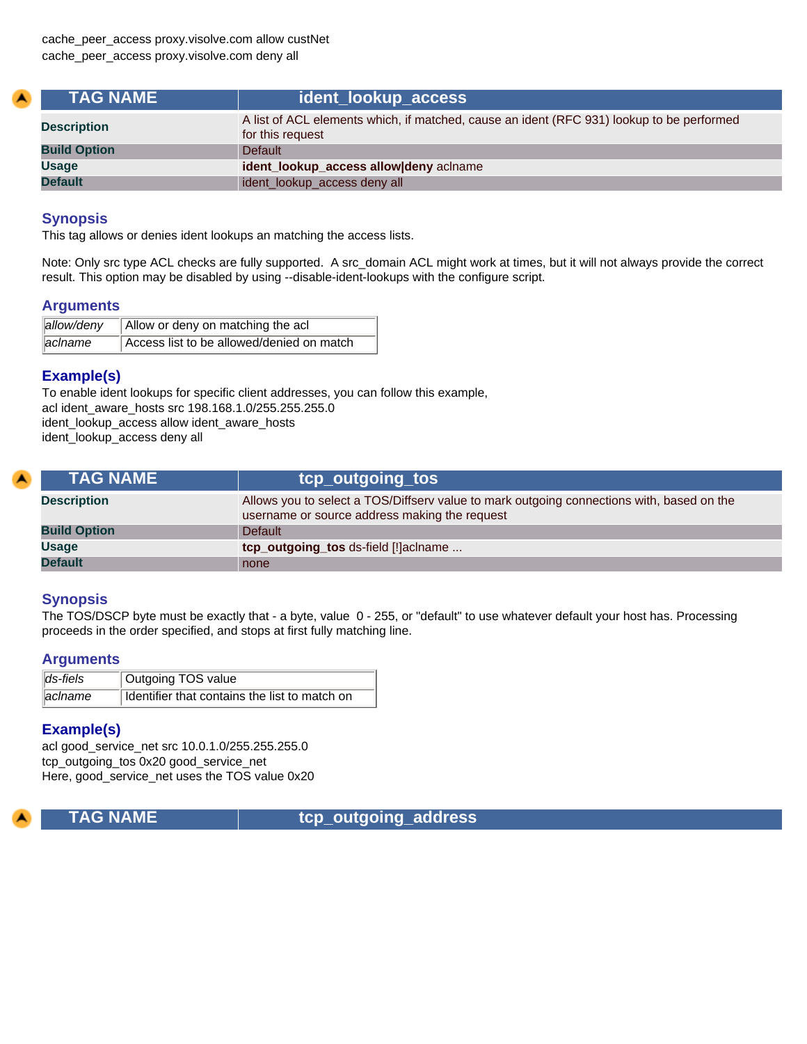cache_peer_access proxy.visolve.com allow custNet
cache_peer_access proxy.visolve.com deny all

| TAG NAME | ident_lookup_access |
|---|---|
| **Description** | A list of ACL elements which, if matched, cause an ident (RFC 931) lookup to be performed for this request |
| **Build Option** | Default |
| **Usage** | **ident_lookup_access allow\|deny** aclname |
| **Default** | ident_lookup_access deny all |

### Synopsis

This tag allows or denies ident lookups an matching the access lists.

Note: Only src type ACL checks are fully supported. A src_domain ACL might work at times, but it will not always provide the correct result. This option may be disabled by using --disable-ident-lookups with the configure script.

### Arguments

| | |
|---|---|
| *allow/deny* | Allow or deny on matching the acl |
| *aclname* | Access list to be allowed/denied on match |

### Example(s)

To enable ident lookups for specific client addresses, you can follow this example,
acl ident_aware_hosts src 198.168.1.0/255.255.255.0
ident_lookup_access allow ident_aware_hosts
ident_lookup_access deny all

| TAG NAME | tcp_outgoing_tos |
|---|---|
| **Description** | Allows you to select a TOS/Diffserv value to mark outgoing connections with, based on the username or source address making the request |
| **Build Option** | Default |
| **Usage** | **tcp_outgoing_tos** ds-field [!]aclname ... |
| **Default** | none |

### Synopsis

The TOS/DSCP byte must be exactly that - a byte, value 0 - 255, or "default" to use whatever default your host has. Processing proceeds in the order specified, and stops at first fully matching line.

### Arguments

| | |
|---|---|
| *ds-fiels* | Outgoing TOS value |
| *aclname* | Identifier that contains the list to match on |

### Example(s)

acl good_service_net src 10.0.1.0/255.255.255.0
tcp_outgoing_tos 0x20 good_service_net
Here, good_service_net uses the TOS value 0x20

| TAG NAME | tcp_outgoing_address |
|---|---|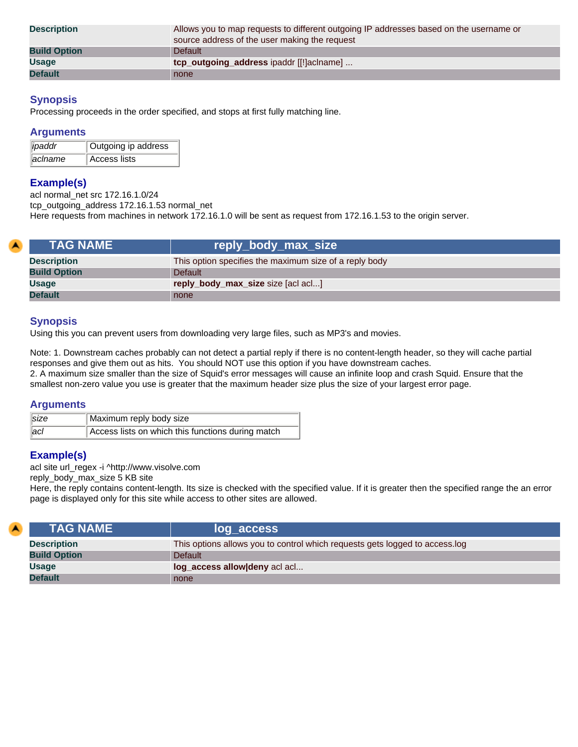| Description | Allows you to map requests to different outgoing IP addresses based on the username or source address of the user making the request |
|---|---|
| Build Option | Default |
| Usage | **tcp_outgoing_address** ipaddr [[!]aclname] ... |
| Default | none |

### Synopsis

Processing proceeds in the order specified, and stops at first fully matching line.

### Arguments

| | |
|---|---|
| *ipaddr* | Outgoing ip address |
| *aclname* | Access lists |

### Example(s)

acl normal_net src 172.16.1.0/24
tcp_outgoing_address 172.16.1.53 normal_net
Here requests from machines in network 172.16.1.0 will be sent as request from 172.16.1.53 to the origin server.

| TAG NAME | reply_body_max_size |
|---|---|
| Description | This option specifies the maximum size of a reply body |
| Build Option | Default |
| Usage | **reply_body_max_size** size [acl acl...] |
| Default | none |

### Synopsis

Using this you can prevent users from downloading very large files, such as MP3's and movies.

Note: 1. Downstream caches probably can not detect a partial reply if there is no content-length header, so they will cache partial responses and give them out as hits. You should NOT use this option if you have downstream caches.
2. A maximum size smaller than the size of Squid's error messages will cause an infinite loop and crash Squid. Ensure that the smallest non-zero value you use is greater that the maximum header size plus the size of your largest error page.

### Arguments

| | |
|---|---|
| *size* | Maximum reply body size |
| *acl* | Access lists on which this functions during match |

### Example(s)

acl site url_regex -i ^http://www.visolve.com
reply_body_max_size 5 KB site
Here, the reply contains content-length. Its size is checked with the specified value. If it is greater then the specified range the an error page is displayed only for this site while access to other sites are allowed.

| TAG NAME | log_access |
|---|---|
| Description | This options allows you to control which requests gets logged to access.log |
| Build Option | Default |
| Usage | **log_access allow\|deny** acl acl... |
| Default | none |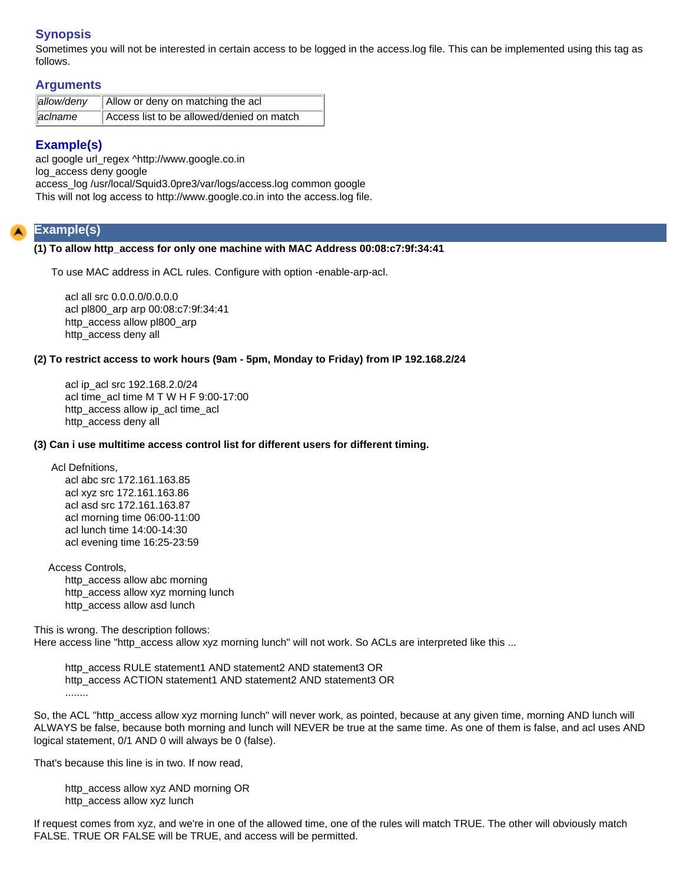## Synopsis

Sometimes you will not be interested in certain access to be logged in the access.log file. This can be implemented using this tag as follows.

## Arguments

| | |
|---|---|
| *allow/deny* | Allow or deny on matching the acl |
| *aclname* | Access list to be allowed/denied on match |

## Example(s)

acl google url_regex ^http://www.google.co.in
log_access deny google
access_log /usr/local/Squid3.0pre3/var/logs/access.log common google
This will not log access to http://www.google.co.in into the access.log file.

## Example(s)

**(1) To allow http_access for only one machine with MAC Address 00:08:c7:9f:34:41**

To use MAC address in ACL rules. Configure with option -enable-arp-acl.

```
acl all src 0.0.0.0/0.0.0.0
acl pl800_arp arp 00:08:c7:9f:34:41
http_access allow pl800_arp
http_access deny all
```

**(2) To restrict access to work hours (9am - 5pm, Monday to Friday) from IP 192.168.2/24**

```
acl ip_acl src 192.168.2.0/24
acl time_acl time M T W H F 9:00-17:00
http_access allow ip_acl time_acl
http_access deny all
```

**(3) Can i use multitime access control list for different users for different timing.**

Acl Defnitions,

```
acl abc src 172.161.163.85
acl xyz src 172.161.163.86
acl asd src 172.161.163.87
acl morning time 06:00-11:00
acl lunch time 14:00-14:30
acl evening time 16:25-23:59
```

Access Controls,

```
http_access allow abc morning
http_access allow xyz morning lunch
http_access allow asd lunch
```

This is wrong. The description follows:
Here access line "http_access allow xyz morning lunch" will not work. So ACLs are interpreted like this ...

```
http_access RULE statement1 AND statement2 AND statement3 OR
http_access ACTION statement1 AND statement2 AND statement3 OR
........
```

So, the ACL "http_access allow xyz morning lunch" will never work, as pointed, because at any given time, morning AND lunch will ALWAYS be false, because both morning and lunch will NEVER be true at the same time. As one of them is false, and acl uses AND logical statement, 0/1 AND 0 will always be 0 (false).

That's because this line is in two. If now read,

```
http_access allow xyz AND morning OR
http_access allow xyz lunch
```

If request comes from xyz, and we're in one of the allowed time, one of the rules will match TRUE. The other will obviously match FALSE. TRUE OR FALSE will be TRUE, and access will be permitted.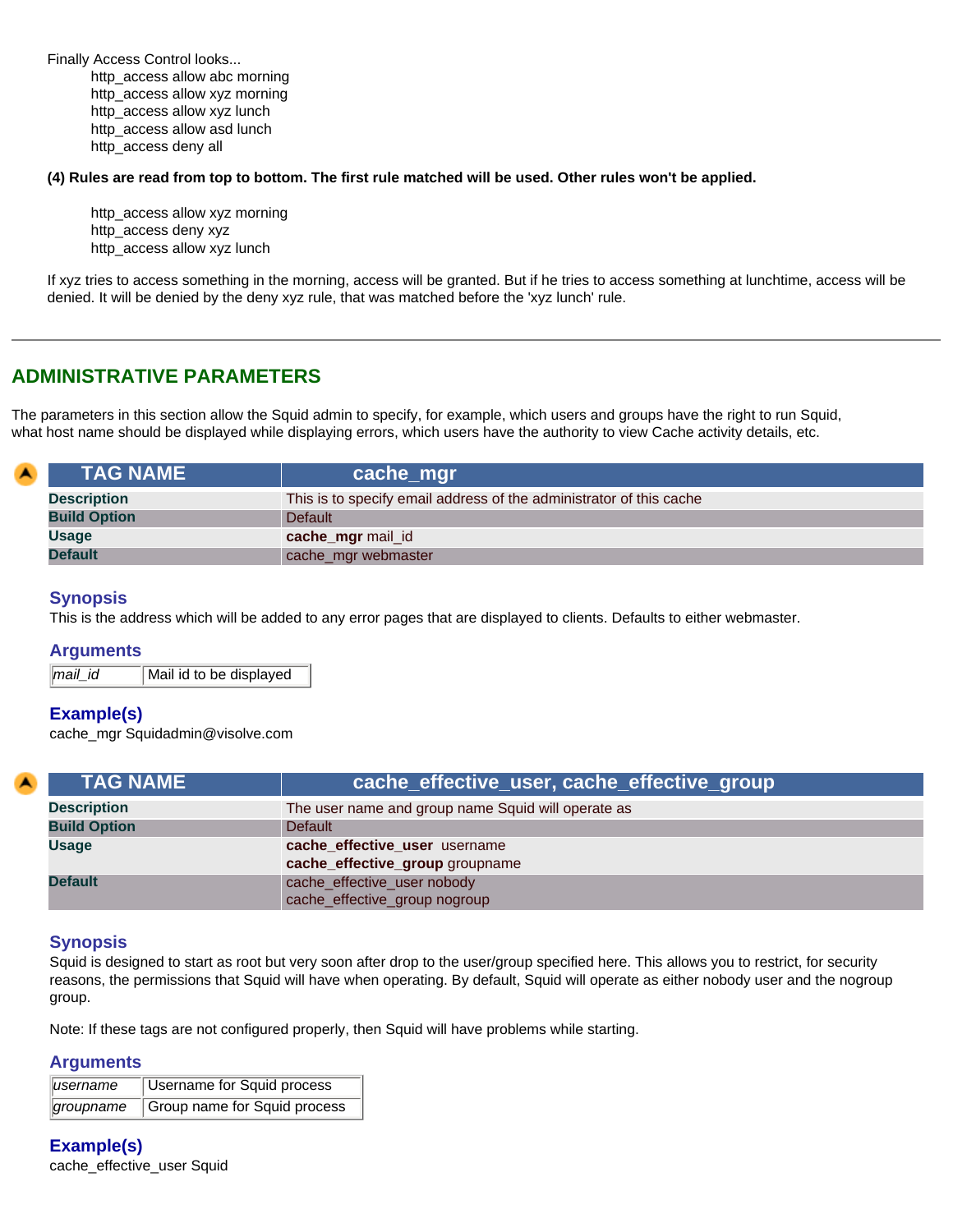Finally Access Control looks...

```
http_access allow abc morning
http_access allow xyz morning
http_access allow xyz lunch
http_access allow asd lunch
http_access deny all
```

**(4) Rules are read from top to bottom. The first rule matched will be used. Other rules won't be applied.**

```
http_access allow xyz morning
http_access deny xyz
http_access allow xyz lunch
```

If xyz tries to access something in the morning, access will be granted. But if he tries to access something at lunchtime, access will be denied. It will be denied by the deny xyz rule, that was matched before the 'xyz lunch' rule.

---

## ADMINISTRATIVE PARAMETERS

The parameters in this section allow the Squid admin to specify, for example, which users and groups have the right to run Squid, what host name should be displayed while displaying errors, which users have the authority to view Cache activity details, etc.

| TAG NAME | cache_mgr |
|---|---|
| **Description** | This is to specify email address of the administrator of this cache |
| **Build Option** | Default |
| **Usage** | **cache_mgr** mail_id |
| **Default** | cache_mgr webmaster |

### Synopsis

This is the address which will be added to any error pages that are displayed to clients. Defaults to either webmaster.

### Arguments

| | |
|---|---|
| *mail_id* | Mail id to be displayed |

### Example(s)

cache_mgr Squidadmin@visolve.com

| TAG NAME | cache_effective_user, cache_effective_group |
|---|---|
| **Description** | The user name and group name Squid will operate as |
| **Build Option** | Default |
| **Usage** | **cache_effective_user** username<br>**cache_effective_group** groupname |
| **Default** | cache_effective_user nobody<br>cache_effective_group nogroup |

### Synopsis

Squid is designed to start as root but very soon after drop to the user/group specified here. This allows you to restrict, for security reasons, the permissions that Squid will have when operating. By default, Squid will operate as either nobody user and the nogroup group.

Note: If these tags are not configured properly, then Squid will have problems while starting.

### Arguments

| | |
|---|---|
| *username* | Username for Squid process |
| *groupname* | Group name for Squid process |

### Example(s)

cache_effective_user Squid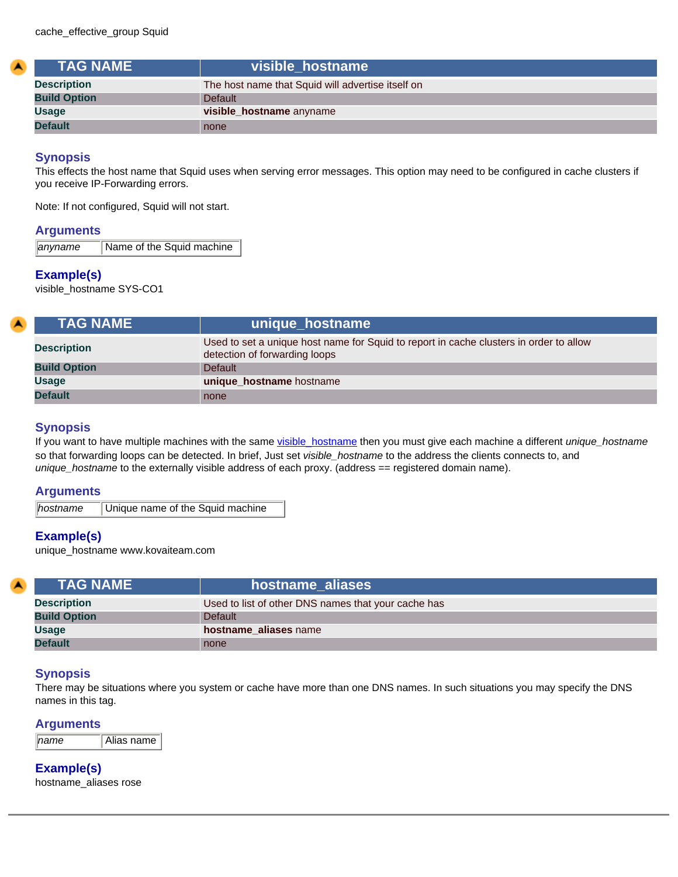cache_effective_group Squid

| TAG NAME | visible_hostname |
| --- | --- |
| **Description** | The host name that Squid will advertise itself on |
| **Build Option** | Default |
| **Usage** | **visible_hostname** anyname |
| **Default** | none |

### Synopsis

This effects the host name that Squid uses when serving error messages. This option may need to be configured in cache clusters if you receive IP-Forwarding errors.

Note: If not configured, Squid will not start.

### Arguments

| *anyname* | Name of the Squid machine |
| --- | --- |

### Example(s)

visible_hostname SYS-CO1

| TAG NAME | unique_hostname |
| --- | --- |
| **Description** | Used to set a unique host name for Squid to report in cache clusters in order to allow detection of forwarding loops |
| **Build Option** | Default |
| **Usage** | **unique_hostname** hostname |
| **Default** | none |

### Synopsis

If you want to have multiple machines with the same visible_hostname then you must give each machine a different *unique_hostname* so that forwarding loops can be detected. In brief, Just set *visible_hostname* to the address the clients connects to, and *unique_hostname* to the externally visible address of each proxy. (address == registered domain name).

### Arguments

| *hostname* | Unique name of the Squid machine |
| --- | --- |

### Example(s)

unique_hostname www.kovaiteam.com

| TAG NAME | hostname_aliases |
| --- | --- |
| **Description** | Used to list of other DNS names that your cache has |
| **Build Option** | Default |
| **Usage** | **hostname_aliases** name |
| **Default** | none |

### Synopsis

There may be situations where you system or cache have more than one DNS names. In such situations you may specify the DNS names in this tag.

### Arguments

| *name* | Alias name |
| --- | --- |

### Example(s)

hostname_aliases rose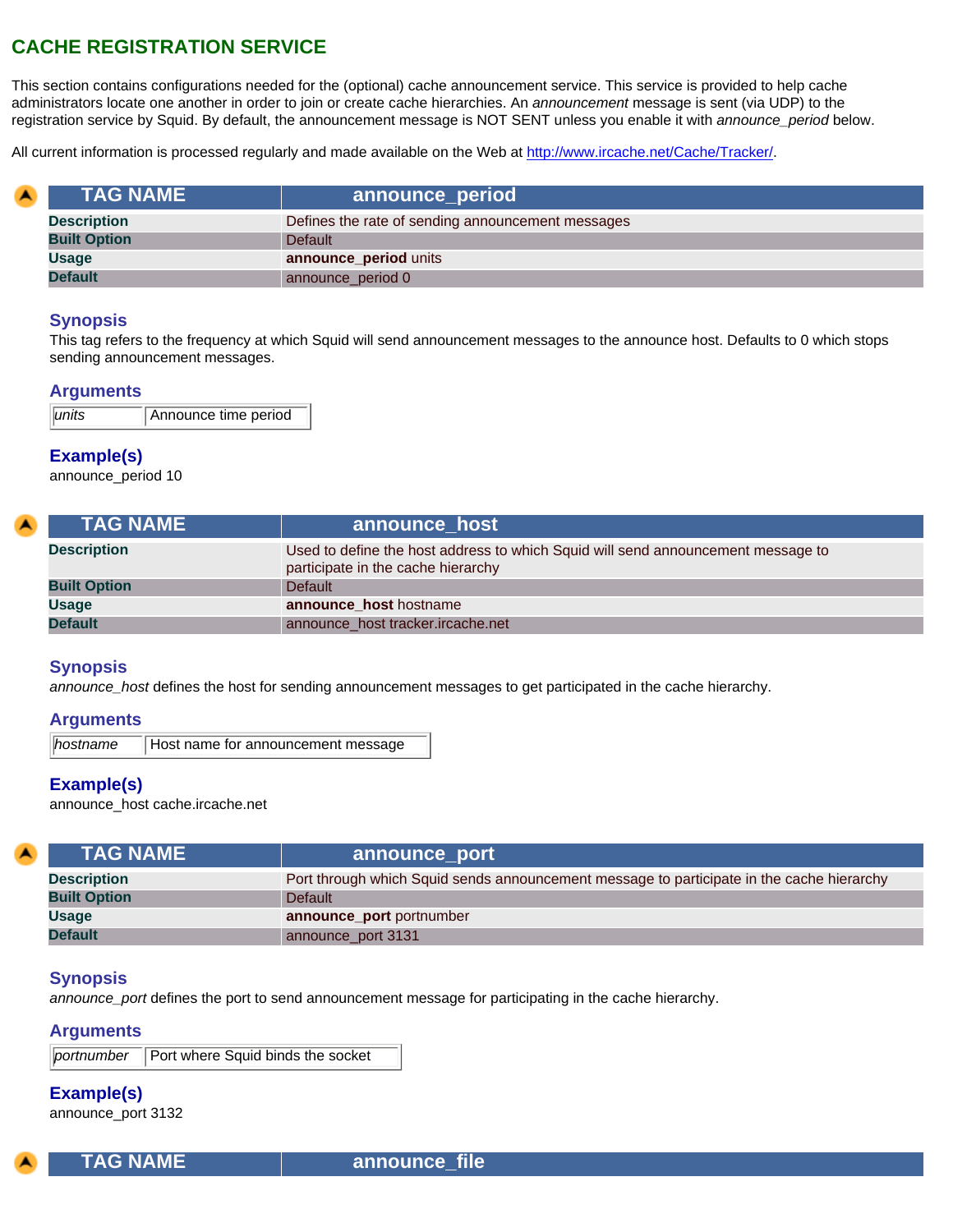## CACHE REGISTRATION SERVICE

This section contains configurations needed for the (optional) cache announcement service. This service is provided to help cache administrators locate one another in order to join or create cache hierarchies. An *announcement* message is sent (via UDP) to the registration service by Squid. By default, the announcement message is NOT SENT unless you enable it with *announce_period* below.

All current information is processed regularly and made available on the Web at http://www.ircache.net/Cache/Tracker/.

| TAG NAME | announce_period |
|---|---|
| **Description** | Defines the rate of sending announcement messages |
| **Built Option** | Default |
| **Usage** | **announce_period** units |
| **Default** | announce_period 0 |

### Synopsis

This tag refers to the frequency at which Squid will send announcement messages to the announce host. Defaults to 0 which stops sending announcement messages.

### Arguments

| | |
|---|---|
| *units* | Announce time period |

### Example(s)

announce_period 10

| TAG NAME | announce_host |
|---|---|
| **Description** | Used to define the host address to which Squid will send announcement message to participate in the cache hierarchy |
| **Built Option** | Default |
| **Usage** | **announce_host** hostname |
| **Default** | announce_host tracker.ircache.net |

### Synopsis

*announce_host* defines the host for sending announcement messages to get participated in the cache hierarchy.

### Arguments

| | |
|---|---|
| *hostname* | Host name for announcement message |

### Example(s)

announce_host cache.ircache.net

| TAG NAME | announce_port |
|---|---|
| **Description** | Port through which Squid sends announcement message to participate in the cache hierarchy |
| **Built Option** | Default |
| **Usage** | **announce_port** portnumber |
| **Default** | announce_port 3131 |

### Synopsis

*announce_port* defines the port to send announcement message for participating in the cache hierarchy.

### Arguments

| | |
|---|---|
| *portnumber* | Port where Squid binds the socket |

### Example(s)

announce_port 3132

| TAG NAME | announce_file |
|---|---|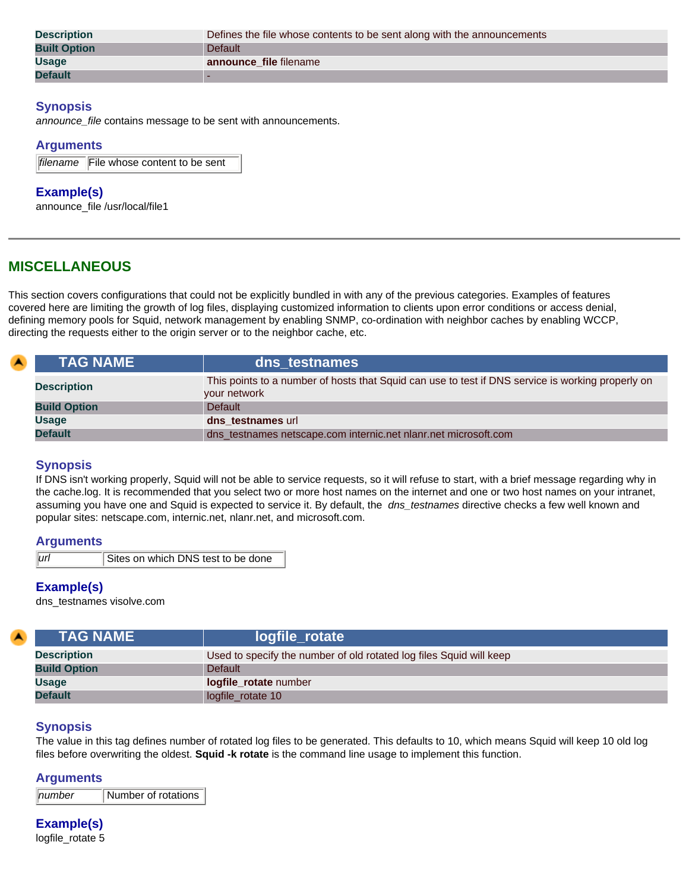| | |
|---|---|
| **Description** | Defines the file whose contents to be sent along with the announcements |
| **Built Option** | Default |
| **Usage** | **announce_file** filename |
| **Default** | - |

### Synopsis

*announce_file* contains message to be sent with announcements.

### Arguments

| | |
|---|---|
| *filename* | File whose content to be sent |

### Example(s)

announce_file /usr/local/file1

---

## MISCELLANEOUS

This section covers configurations that could not be explicitly bundled in with any of the previous categories. Examples of features covered here are limiting the growth of log files, displaying customized information to clients upon error conditions or access denial, defining memory pools for Squid, network management by enabling SNMP, co-ordination with neighbor caches by enabling WCCP, directing the requests either to the origin server or to the neighbor cache, etc.

| TAG NAME | dns_testnames |
|---|---|
| **Description** | This points to a number of hosts that Squid can use to test if DNS service is working properly on your network |
| **Build Option** | Default |
| **Usage** | **dns_testnames** url |
| **Default** | dns_testnames netscape.com internic.net nlanr.net microsoft.com |

### Synopsis

If DNS isn't working properly, Squid will not be able to service requests, so it will refuse to start, with a brief message regarding why in the cache.log. It is recommended that you select two or more host names on the internet and one or two host names on your intranet, assuming you have one and Squid is expected to service it. By default, the *dns_testnames* directive checks a few well known and popular sites: netscape.com, internic.net, nlanr.net, and microsoft.com.

### Arguments

| | |
|---|---|
| *url* | Sites on which DNS test to be done |

### Example(s)

dns_testnames visolve.com

| TAG NAME | logfile_rotate |
|---|---|
| **Description** | Used to specify the number of old rotated log files Squid will keep |
| **Build Option** | Default |
| **Usage** | **logfile_rotate** number |
| **Default** | logfile_rotate 10 |

### Synopsis

The value in this tag defines number of rotated log files to be generated. This defaults to 10, which means Squid will keep 10 old log files before overwriting the oldest. **Squid -k rotate** is the command line usage to implement this function.

### Arguments

| | |
|---|---|
| *number* | Number of rotations |

### Example(s)

logfile_rotate 5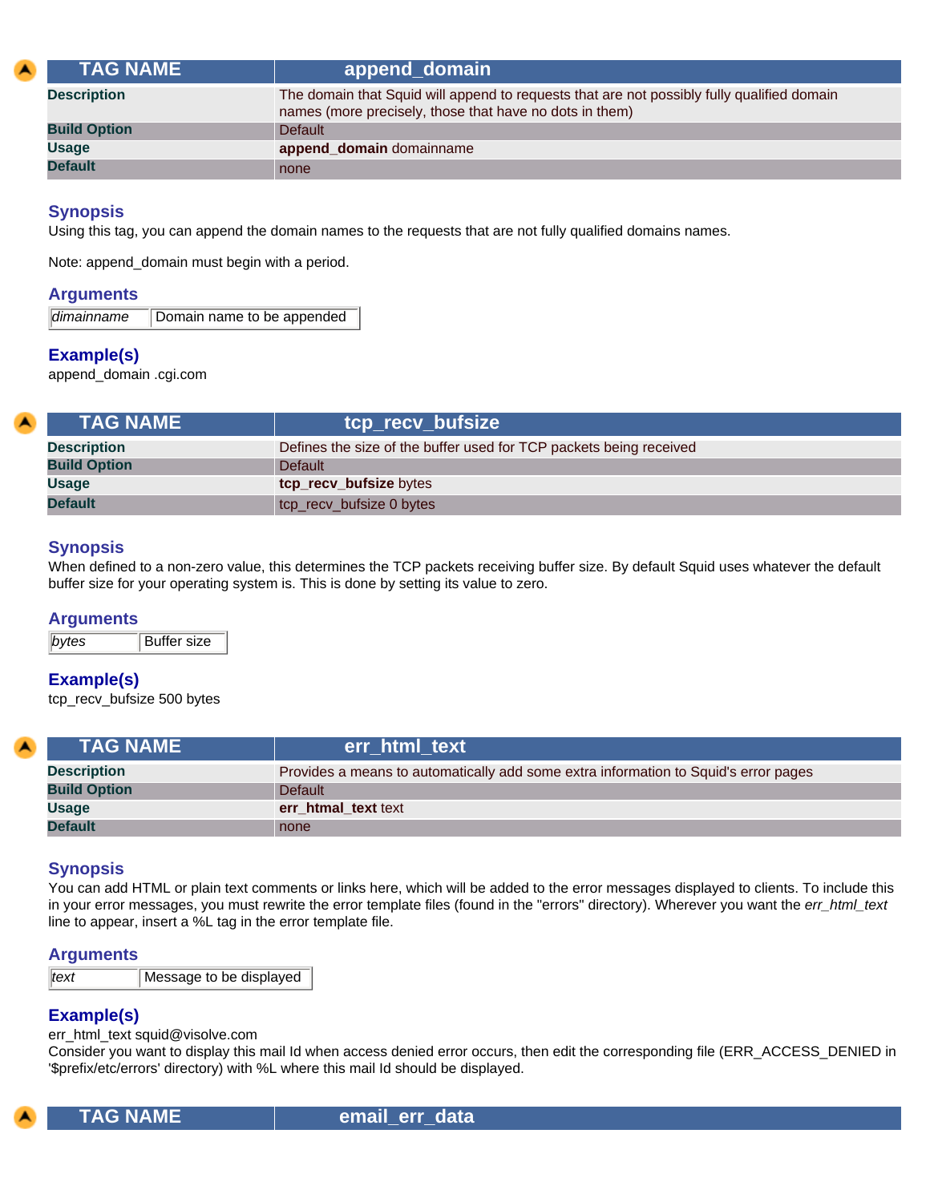| TAG NAME | append_domain |
| --- | --- |
| **Description** | The domain that Squid will append to requests that are not possibly fully qualified domain names (more precisely, those that have no dots in them) |
| **Build Option** | Default |
| **Usage** | **append_domain** domainname |
| **Default** | none |

### Synopsis

Using this tag, you can append the domain names to the requests that are not fully qualified domains names.

Note: append_domain must begin with a period.

### Arguments

| *dimainname* | Domain name to be appended |
| --- | --- |

### Example(s)

append_domain .cgi.com

| TAG NAME | tcp_recv_bufsize |
| --- | --- |
| **Description** | Defines the size of the buffer used for TCP packets being received |
| **Build Option** | Default |
| **Usage** | **tcp_recv_bufsize** bytes |
| **Default** | tcp_recv_bufsize 0 bytes |

### Synopsis

When defined to a non-zero value, this determines the TCP packets receiving buffer size. By default Squid uses whatever the default buffer size for your operating system is. This is done by setting its value to zero.

### Arguments

| *bytes* | Buffer size |
| --- | --- |

### Example(s)

tcp_recv_bufsize 500 bytes

| TAG NAME | err_html_text |
| --- | --- |
| **Description** | Provides a means to automatically add some extra information to Squid's error pages |
| **Build Option** | Default |
| **Usage** | **err_htmal_text** text |
| **Default** | none |

### Synopsis

You can add HTML or plain text comments or links here, which will be added to the error messages displayed to clients. To include this in your error messages, you must rewrite the error template files (found in the "errors" directory). Wherever you want the *err_html_text* line to appear, insert a %L tag in the error template file.

### Arguments

| *text* | Message to be displayed |
| --- | --- |

### Example(s)

err_html_text squid@visolve.com
Consider you want to display this mail Id when access denied error occurs, then edit the corresponding file (ERR_ACCESS_DENIED in '$prefix/etc/errors' directory) with %L where this mail Id should be displayed.

| TAG NAME | email_err_data |
| --- | --- |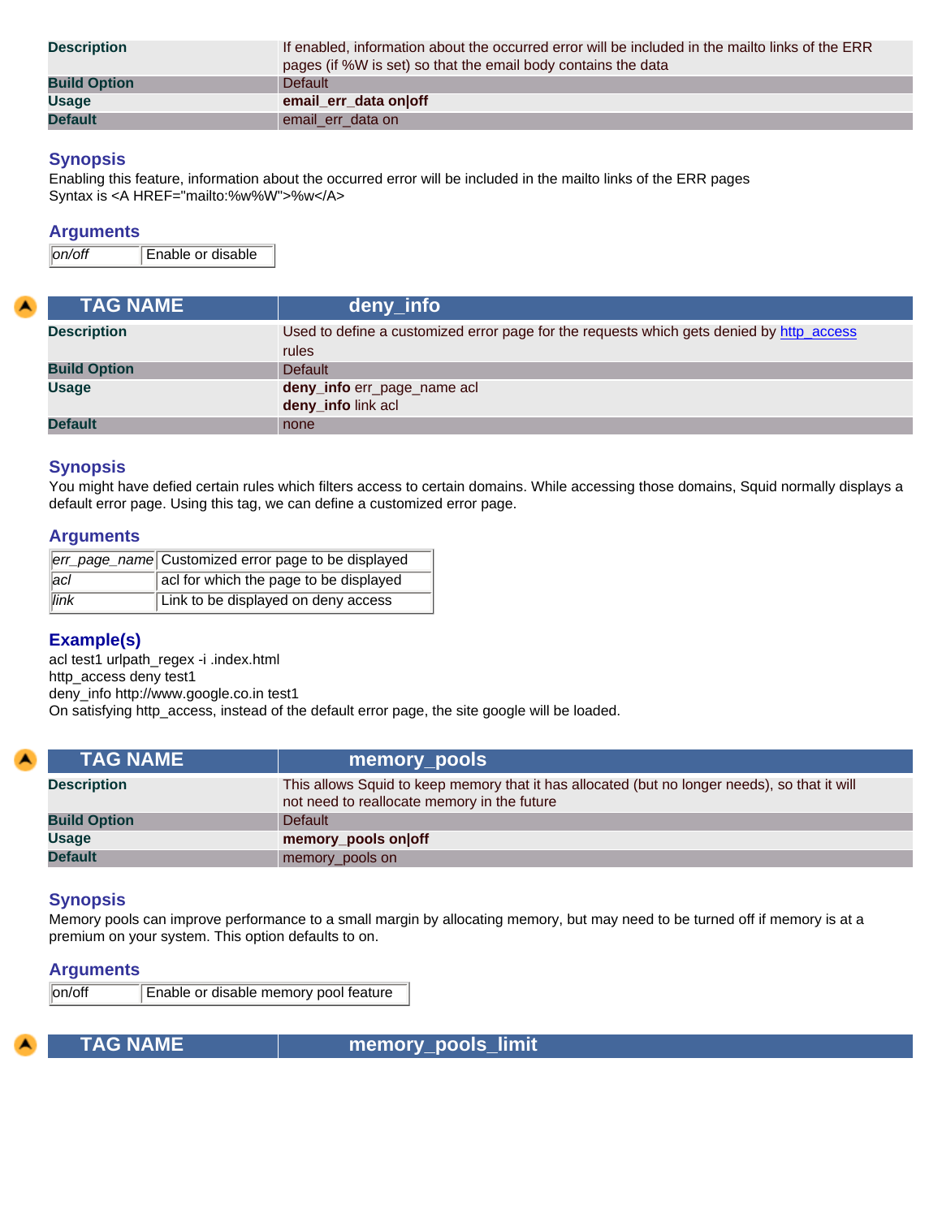| | |
|---|---|
| **Description** | If enabled, information about the occurred error will be included in the mailto links of the ERR pages (if %W is set) so that the email body contains the data |
| **Build Option** | Default |
| **Usage** | **email_err_data on\|off** |
| **Default** | email_err_data on |

### Synopsis

Enabling this feature, information about the occurred error will be included in the mailto links of the ERR pages
Syntax is <A HREF="mailto:%w%W">%w</A>

### Arguments

| | |
|---|---|
| *on/off* | Enable or disable |

| TAG NAME | deny_info |
|---|---|
| **Description** | Used to define a customized error page for the requests which gets denied by http_access rules |
| **Build Option** | Default |
| **Usage** | **deny_info** err_page_name acl<br>**deny_info** link acl |
| **Default** | none |

### Synopsis

You might have defied certain rules which filters access to certain domains. While accessing those domains, Squid normally displays a default error page. Using this tag, we can define a customized error page.

### Arguments

| | |
|---|---|
| *err_page_name* | Customized error page to be displayed |
| *acl* | acl for which the page to be displayed |
| *link* | Link to be displayed on deny access |

### Example(s)

acl test1 urlpath_regex -i .index.html
http_access deny test1
deny_info http://www.google.co.in test1
On satisfying http_access, instead of the default error page, the site google will be loaded.

| TAG NAME | memory_pools |
|---|---|
| **Description** | This allows Squid to keep memory that it has allocated (but no longer needs), so that it will not need to reallocate memory in the future |
| **Build Option** | Default |
| **Usage** | **memory_pools on\|off** |
| **Default** | memory_pools on |

### Synopsis

Memory pools can improve performance to a small margin by allocating memory, but may need to be turned off if memory is at a premium on your system. This option defaults to on.

### Arguments

| | |
|---|---|
| on/off | Enable or disable memory pool feature |

| TAG NAME | memory_pools_limit |
|---|---|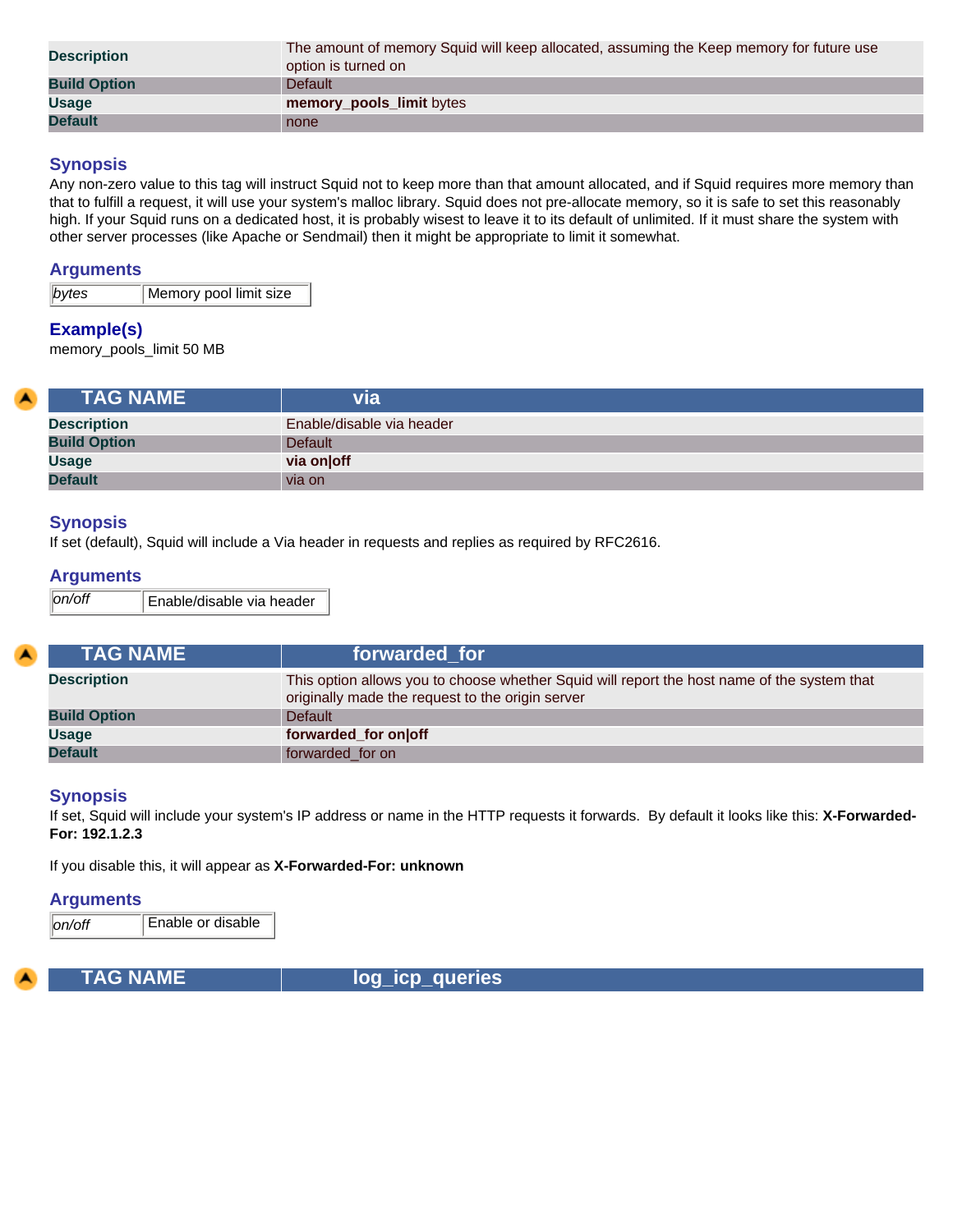| | |
|---|---|
| **Description** | The amount of memory Squid will keep allocated, assuming the Keep memory for future use option is turned on |
| **Build Option** | Default |
| **Usage** | **memory_pools_limit** bytes |
| **Default** | none |

### Synopsis

Any non-zero value to this tag will instruct Squid not to keep more than that amount allocated, and if Squid requires more memory than that to fulfill a request, it will use your system's malloc library. Squid does not pre-allocate memory, so it is safe to set this reasonably high. If your Squid runs on a dedicated host, it is probably wisest to leave it to its default of unlimited. If it must share the system with other server processes (like Apache or Sendmail) then it might be appropriate to limit it somewhat.

### Arguments

| | |
|---|---|
| *bytes* | Memory pool limit size |

### Example(s)

memory_pools_limit 50 MB

| TAG NAME | via |
|---|---|
| **Description** | Enable/disable via header |
| **Build Option** | Default |
| **Usage** | **via on\|off** |
| **Default** | via on |

### Synopsis

If set (default), Squid will include a Via header in requests and replies as required by RFC2616.

### Arguments

| | |
|---|---|
| *on/off* | Enable/disable via header |

| TAG NAME | forwarded_for |
|---|---|
| **Description** | This option allows you to choose whether Squid will report the host name of the system that originally made the request to the origin server |
| **Build Option** | Default |
| **Usage** | **forwarded_for on\|off** |
| **Default** | forwarded_for on |

### Synopsis

If set, Squid will include your system's IP address or name in the HTTP requests it forwards. By default it looks like this: **X-Forwarded-For: 192.1.2.3**

If you disable this, it will appear as **X-Forwarded-For: unknown**

### Arguments

| | |
|---|---|
| *on/off* | Enable or disable |

| TAG NAME | log_icp_queries |
|---|---|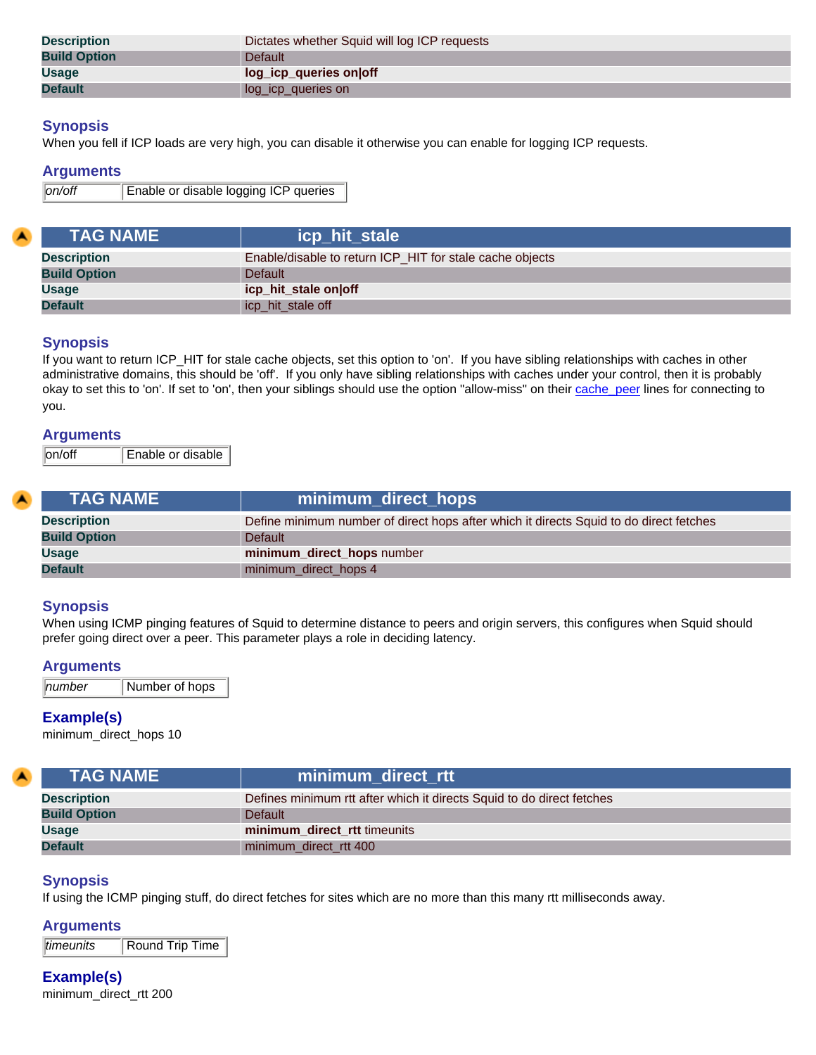| | |
|---|---|
| **Description** | Dictates whether Squid will log ICP requests |
| **Build Option** | Default |
| **Usage** | **log_icp_queries on\|off** |
| **Default** | log_icp_queries on |

### Synopsis

When you fell if ICP loads are very high, you can disable it otherwise you can enable for logging ICP requests.

### Arguments

| | |
|---|---|
| *on/off* | Enable or disable logging ICP queries |

| TAG NAME | icp_hit_stale |
|---|---|
| **Description** | Enable/disable to return ICP_HIT for stale cache objects |
| **Build Option** | Default |
| **Usage** | **icp_hit_stale on\|off** |
| **Default** | icp_hit_stale off |

### Synopsis

If you want to return ICP_HIT for stale cache objects, set this option to 'on'. If you have sibling relationships with caches in other administrative domains, this should be 'off'. If you only have sibling relationships with caches under your control, then it is probably okay to set this to 'on'. If set to 'on', then your siblings should use the option "allow-miss" on their cache_peer lines for connecting to you.

### Arguments

| | |
|---|---|
| on/off | Enable or disable |

| TAG NAME | minimum_direct_hops |
|---|---|
| **Description** | Define minimum number of direct hops after which it directs Squid to do direct fetches |
| **Build Option** | Default |
| **Usage** | **minimum_direct_hops** number |
| **Default** | minimum_direct_hops 4 |

### Synopsis

When using ICMP pinging features of Squid to determine distance to peers and origin servers, this configures when Squid should prefer going direct over a peer. This parameter plays a role in deciding latency.

### Arguments

| | |
|---|---|
| *number* | Number of hops |

### Example(s)

minimum_direct_hops 10

| TAG NAME | minimum_direct_rtt |
|---|---|
| **Description** | Defines minimum rtt after which it directs Squid to do direct fetches |
| **Build Option** | Default |
| **Usage** | **minimum_direct_rtt** timeunits |
| **Default** | minimum_direct_rtt 400 |

### Synopsis

If using the ICMP pinging stuff, do direct fetches for sites which are no more than this many rtt milliseconds away.

### Arguments

| | |
|---|---|
| *timeunits* | Round Trip Time |

### Example(s)

minimum_direct_rtt 200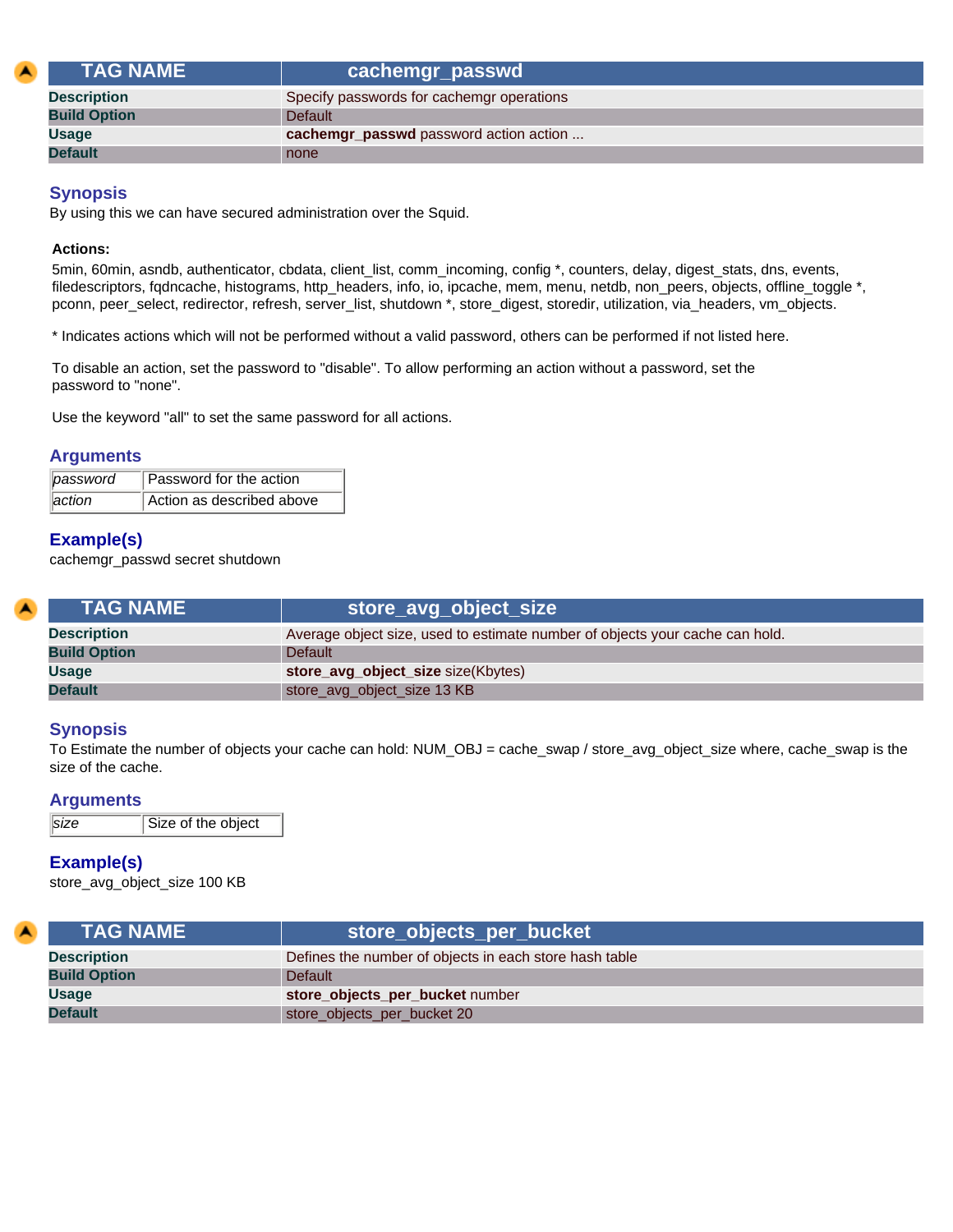| TAG NAME | cachemgr_passwd |
|---|---|
| **Description** | Specify passwords for cachemgr operations |
| **Build Option** | Default |
| **Usage** | **cachemgr_passwd** password action action ... |
| **Default** | none |

### Synopsis

By using this we can have secured administration over the Squid.

**Actions:**

5min, 60min, asndb, authenticator, cbdata, client_list, comm_incoming, config *, counters, delay, digest_stats, dns, events, filedescriptors, fqdncache, histograms, http_headers, info, io, ipcache, mem, menu, netdb, non_peers, objects, offline_toggle *, pconn, peer_select, redirector, refresh, server_list, shutdown *, store_digest, storedir, utilization, via_headers, vm_objects.

* Indicates actions which will not be performed without a valid password, others can be performed if not listed here.

To disable an action, set the password to "disable". To allow performing an action without a password, set the password to "none".

Use the keyword "all" to set the same password for all actions.

### Arguments

| | |
|---|---|
| *password* | Password for the action |
| *action* | Action as described above |

### Example(s)

cachemgr_passwd secret shutdown

| TAG NAME | store_avg_object_size |
|---|---|
| **Description** | Average object size, used to estimate number of objects your cache can hold. |
| **Build Option** | Default |
| **Usage** | **store_avg_object_size** size(Kbytes) |
| **Default** | store_avg_object_size 13 KB |

### Synopsis

To Estimate the number of objects your cache can hold: NUM_OBJ = cache_swap / store_avg_object_size where, cache_swap is the size of the cache.

### Arguments

| | |
|---|---|
| *size* | Size of the object |

### Example(s)

store_avg_object_size 100 KB

| TAG NAME | store_objects_per_bucket |
|---|---|
| **Description** | Defines the number of objects in each store hash table |
| **Build Option** | Default |
| **Usage** | **store_objects_per_bucket** number |
| **Default** | store_objects_per_bucket 20 |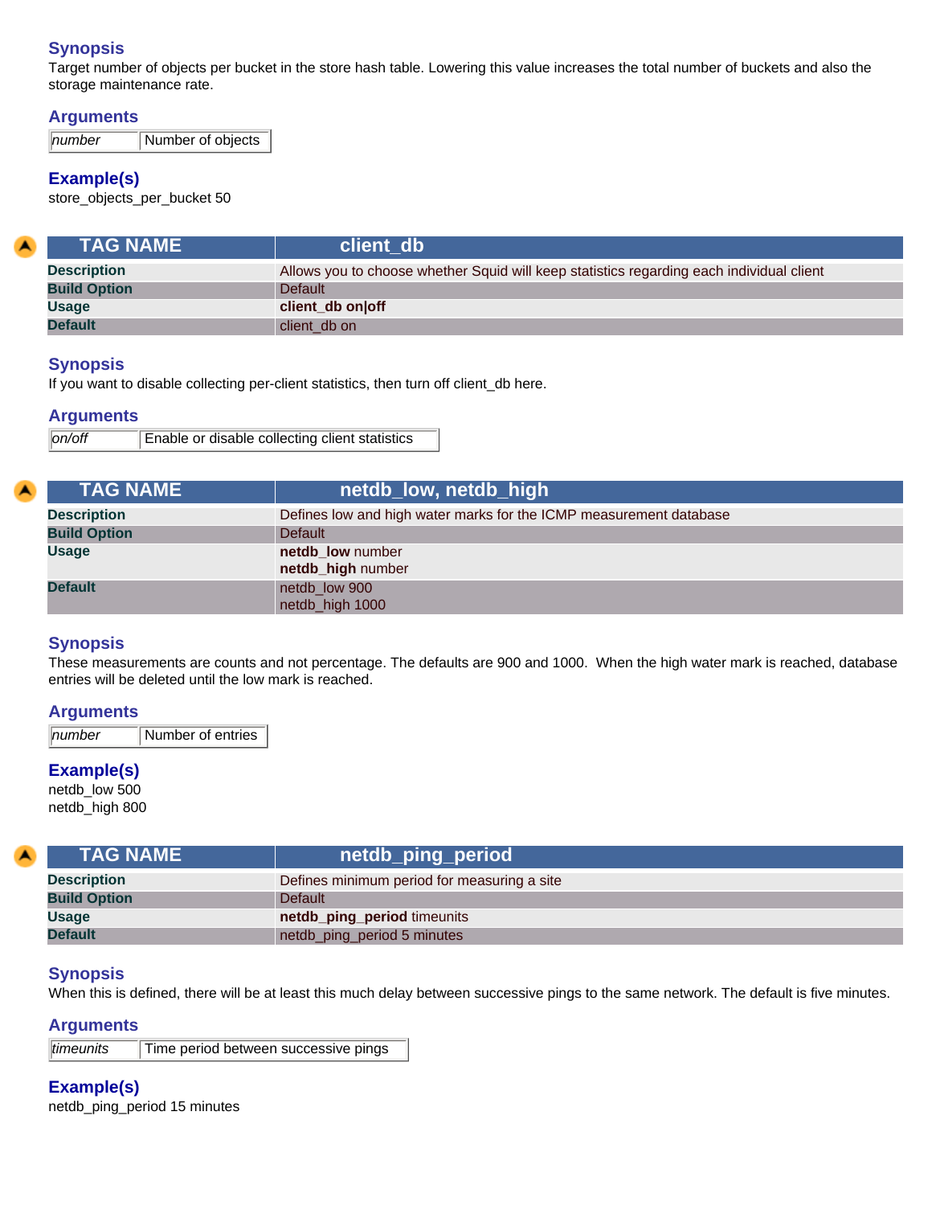### Synopsis

Target number of objects per bucket in the store hash table. Lowering this value increases the total number of buckets and also the storage maintenance rate.

### Arguments

| *number* | Number of objects |
|---|---|

### Example(s)

store_objects_per_bucket 50

| TAG NAME | client_db |
|---|---|
| **Description** | Allows you to choose whether Squid will keep statistics regarding each individual client |
| **Build Option** | Default |
| **Usage** | **client_db on\|off** |
| **Default** | client_db on |

### Synopsis

If you want to disable collecting per-client statistics, then turn off client_db here.

### Arguments

| *on/off* | Enable or disable collecting client statistics |
|---|---|

| TAG NAME | netdb_low, netdb_high |
|---|---|
| **Description** | Defines low and high water marks for the ICMP measurement database |
| **Build Option** | Default |
| **Usage** | **netdb_low** number<br>**netdb_high** number |
| **Default** | netdb_low 900<br>netdb_high 1000 |

### Synopsis

These measurements are counts and not percentage. The defaults are 900 and 1000. When the high water mark is reached, database entries will be deleted until the low mark is reached.

### Arguments

| *number* | Number of entries |
|---|---|

### Example(s)

netdb_low 500
netdb_high 800

| TAG NAME | netdb_ping_period |
|---|---|
| **Description** | Defines minimum period for measuring a site |
| **Build Option** | Default |
| **Usage** | **netdb_ping_period** timeunits |
| **Default** | netdb_ping_period 5 minutes |

### Synopsis

When this is defined, there will be at least this much delay between successive pings to the same network. The default is five minutes.

### Arguments

| *timeunits* | Time period between successive pings |
|---|---|

### Example(s)

netdb_ping_period 15 minutes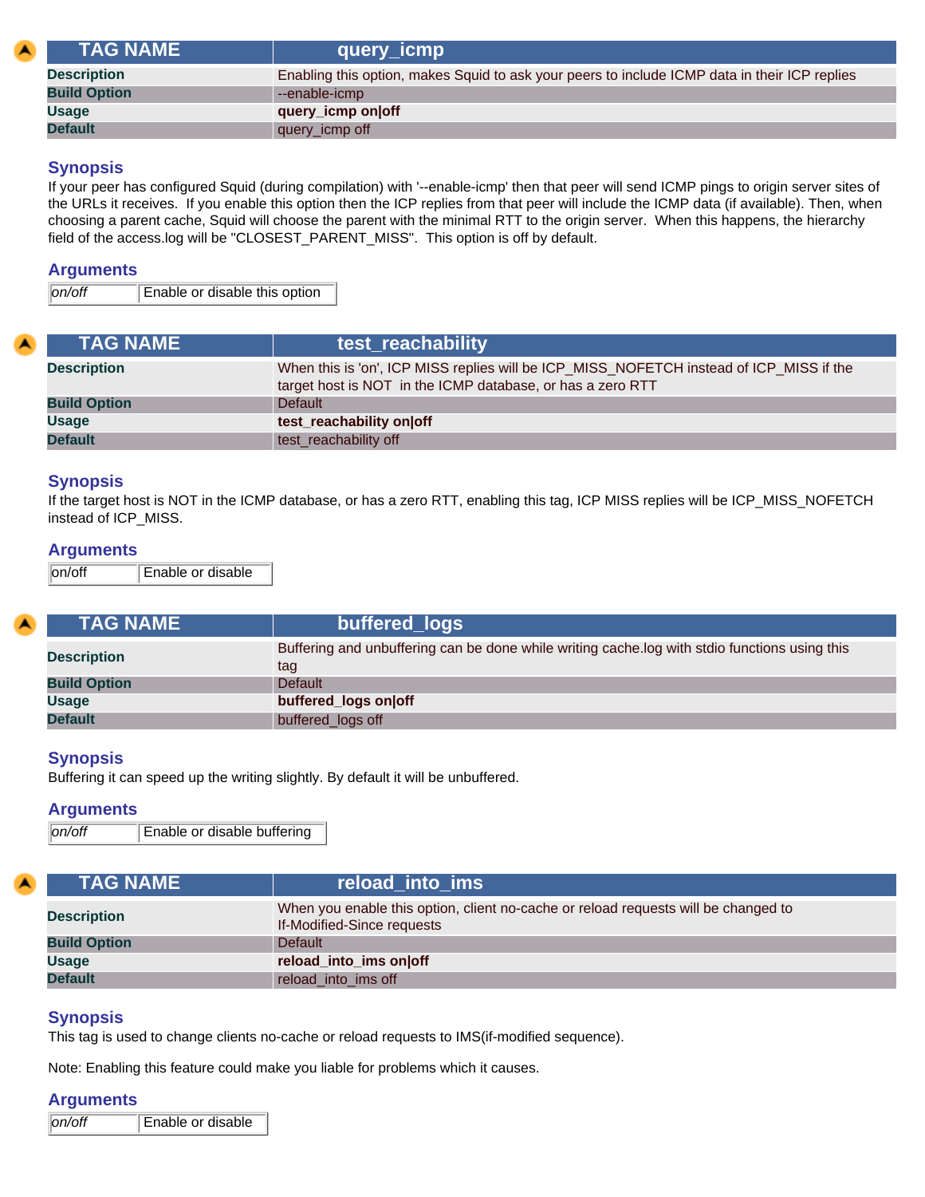| TAG NAME | query_icmp |
|---|---|
| Description | Enabling this option, makes Squid to ask your peers to include ICMP data in their ICP replies |
| Build Option | --enable-icmp |
| Usage | **query_icmp on\|off** |
| Default | query_icmp off |

### Synopsis

If your peer has configured Squid (during compilation) with '--enable-icmp' then that peer will send ICMP pings to origin server sites of the URLs it receives. If you enable this option then the ICP replies from that peer will include the ICMP data (if available). Then, when choosing a parent cache, Squid will choose the parent with the minimal RTT to the origin server. When this happens, the hierarchy field of the access.log will be "CLOSEST_PARENT_MISS". This option is off by default.

### Arguments

| *on/off* | Enable or disable this option |
|---|---|

| TAG NAME | test_reachability |
|---|---|
| Description | When this is 'on', ICP MISS replies will be ICP_MISS_NOFETCH instead of ICP_MISS if the target host is NOT in the ICMP database, or has a zero RTT |
| Build Option | Default |
| Usage | **test_reachability on\|off** |
| Default | test_reachability off |

### Synopsis

If the target host is NOT in the ICMP database, or has a zero RTT, enabling this tag, ICP MISS replies will be ICP_MISS_NOFETCH instead of ICP_MISS.

### Arguments

| on/off | Enable or disable |
|---|---|

| TAG NAME | buffered_logs |
|---|---|
| Description | Buffering and unbuffering can be done while writing cache.log with stdio functions using this tag |
| Build Option | Default |
| Usage | **buffered_logs on\|off** |
| Default | buffered_logs off |

### Synopsis

Buffering it can speed up the writing slightly. By default it will be unbuffered.

### Arguments

| *on/off* | Enable or disable buffering |
|---|---|

| TAG NAME | reload_into_ims |
|---|---|
| Description | When you enable this option, client no-cache or reload requests will be changed to If-Modified-Since requests |
| Build Option | Default |
| Usage | **reload_into_ims on\|off** |
| Default | reload_into_ims off |

### Synopsis

This tag is used to change clients no-cache or reload requests to IMS(if-modified sequence).

Note: Enabling this feature could make you liable for problems which it causes.

### Arguments

| *on/off* | Enable or disable |
|---|---|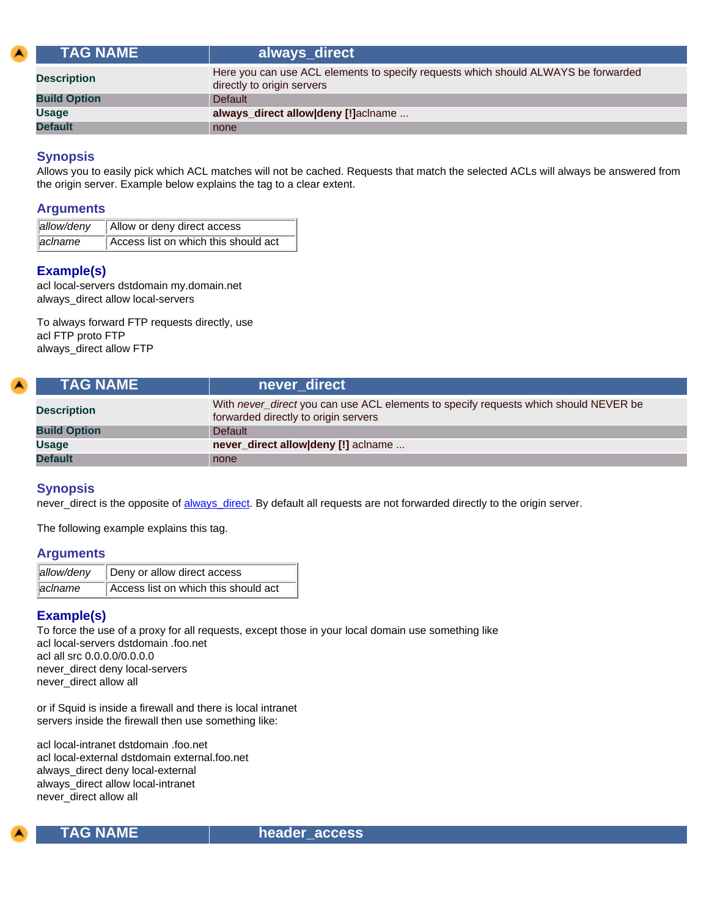| TAG NAME | always_direct |
|---|---|
| **Description** | Here you can use ACL elements to specify requests which should ALWAYS be forwarded directly to origin servers |
| **Build Option** | Default |
| **Usage** | **always_direct allow\|deny [!]**aclname ... |
| **Default** | none |

### Synopsis

Allows you to easily pick which ACL matches will not be cached. Requests that match the selected ACLs will always be answered from the origin server. Example below explains the tag to a clear extent.

### Arguments

| | |
|---|---|
| *allow/deny* | Allow or deny direct access |
| *aclname* | Access list on which this should act |

### Example(s)

acl local-servers dstdomain my.domain.net
always_direct allow local-servers

To always forward FTP requests directly, use
acl FTP proto FTP
always_direct allow FTP

| TAG NAME | never_direct |
|---|---|
| **Description** | With *never_direct* you can use ACL elements to specify requests which should NEVER be forwarded directly to origin servers |
| **Build Option** | Default |
| **Usage** | **never_direct allow\|deny [!]** aclname ... |
| **Default** | none |

### Synopsis

never_direct is the opposite of always_direct. By default all requests are not forwarded directly to the origin server.

The following example explains this tag.

### Arguments

| | |
|---|---|
| *allow/deny* | Deny or allow direct access |
| *aclname* | Access list on which this should act |

### Example(s)

To force the use of a proxy for all requests, except those in your local domain use something like
acl local-servers dstdomain .foo.net
acl all src 0.0.0.0/0.0.0.0
never_direct deny local-servers
never_direct allow all

or if Squid is inside a firewall and there is local intranet
servers inside the firewall then use something like:

acl local-intranet dstdomain .foo.net
acl local-external dstdomain external.foo.net
always_direct deny local-external
always_direct allow local-intranet
never_direct allow all

| TAG NAME | header_access |
|---|---|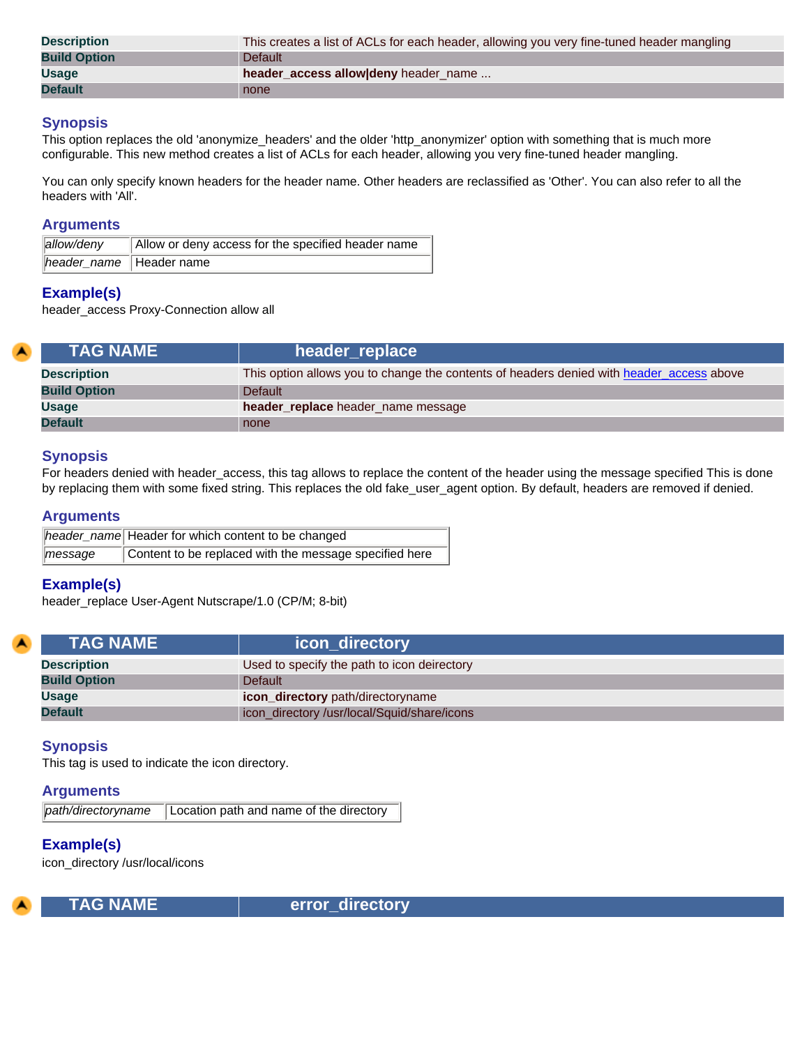| | |
|---|---|
| **Description** | This creates a list of ACLs for each header, allowing you very fine-tuned header mangling |
| **Build Option** | Default |
| **Usage** | **header_access allow\|deny** header_name ... |
| **Default** | none |

### Synopsis

This option replaces the old 'anonymize_headers' and the older 'http_anonymizer' option with something that is much more configurable. This new method creates a list of ACLs for each header, allowing you very fine-tuned header mangling.

You can only specify known headers for the header name. Other headers are reclassified as 'Other'. You can also refer to all the headers with 'All'.

### Arguments

| | |
|---|---|
| *allow/deny* | Allow or deny access for the specified header name |
| *header_name* | Header name |

### Example(s)

header_access Proxy-Connection allow all

| TAG NAME | header_replace |
|---|---|
| **Description** | This option allows you to change the contents of headers denied with header_access above |
| **Build Option** | Default |
| **Usage** | **header_replace** header_name message |
| **Default** | none |

### Synopsis

For headers denied with header_access, this tag allows to replace the content of the header using the message specified This is done by replacing them with some fixed string. This replaces the old fake_user_agent option. By default, headers are removed if denied.

### Arguments

| | |
|---|---|
| *header_name* | Header for which content to be changed |
| *message* | Content to be replaced with the message specified here |

### Example(s)

header_replace User-Agent Nutscrape/1.0 (CP/M; 8-bit)

| TAG NAME | icon_directory |
|---|---|
| **Description** | Used to specify the path to icon deirectory |
| **Build Option** | Default |
| **Usage** | **icon_directory** path/directoryname |
| **Default** | icon_directory /usr/local/Squid/share/icons |

### Synopsis

This tag is used to indicate the icon directory.

### Arguments

| | |
|---|---|
| *path/directoryname* | Location path and name of the directory |

### Example(s)

icon_directory /usr/local/icons

| TAG NAME | error_directory |
|---|---|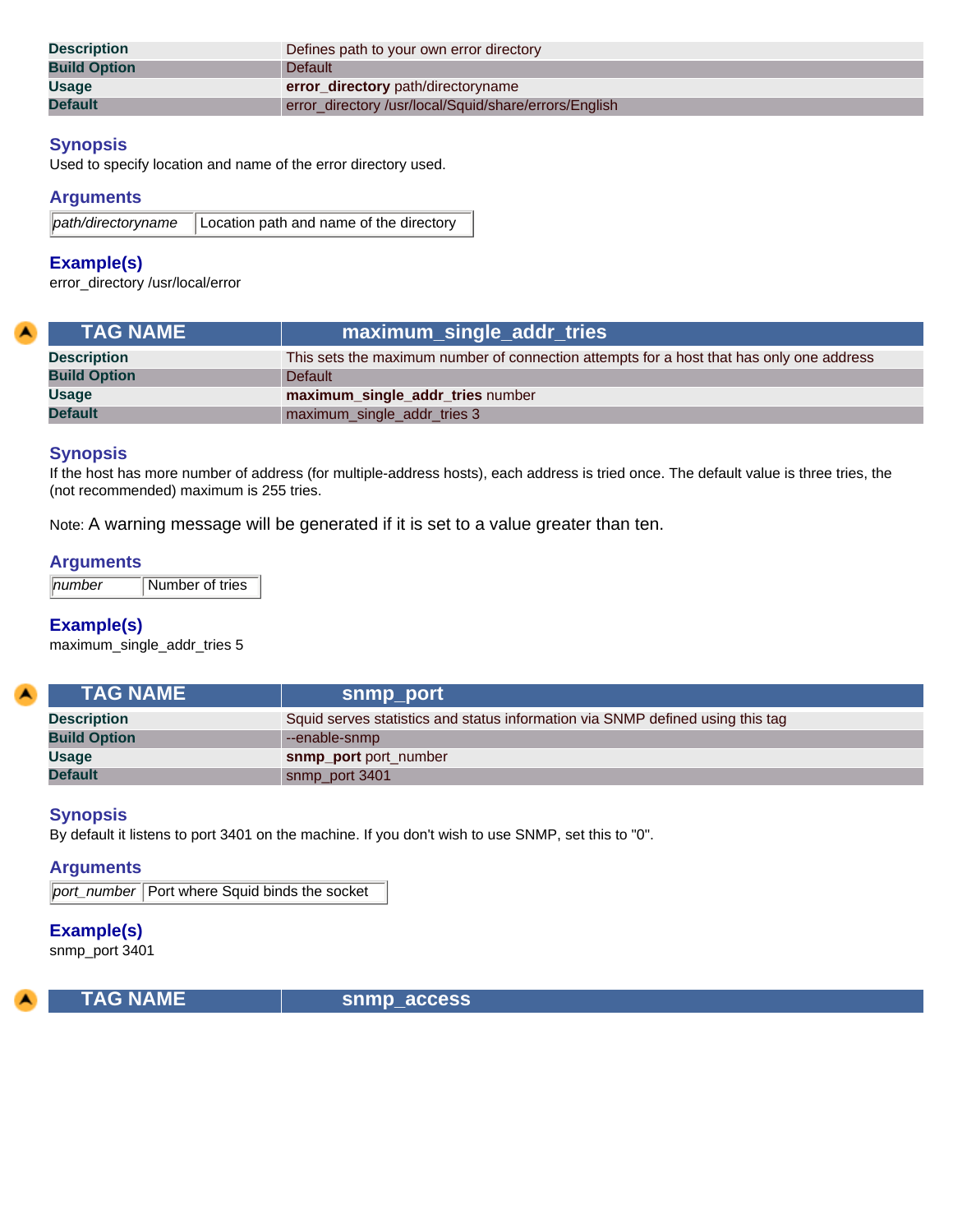| | |
|---|---|
| **Description** | Defines path to your own error directory |
| **Build Option** | Default |
| **Usage** | **error_directory** path/directoryname |
| **Default** | error_directory /usr/local/Squid/share/errors/English |

### Synopsis

Used to specify location and name of the error directory used.

### Arguments

| | |
|---|---|
| *path/directoryname* | Location path and name of the directory |

### Example(s)

error_directory /usr/local/error

| TAG NAME | maximum_single_addr_tries |
|---|---|
| **Description** | This sets the maximum number of connection attempts for a host that has only one address |
| **Build Option** | Default |
| **Usage** | **maximum_single_addr_tries** number |
| **Default** | maximum_single_addr_tries 3 |

### Synopsis

If the host has more number of address (for multiple-address hosts), each address is tried once. The default value is three tries, the (not recommended) maximum is 255 tries.

Note: A warning message will be generated if it is set to a value greater than ten.

### Arguments

| | |
|---|---|
| *number* | Number of tries |

### Example(s)

maximum_single_addr_tries 5

| TAG NAME | snmp_port |
|---|---|
| **Description** | Squid serves statistics and status information via SNMP defined using this tag |
| **Build Option** | --enable-snmp |
| **Usage** | **snmp_port** port_number |
| **Default** | snmp_port 3401 |

### Synopsis

By default it listens to port 3401 on the machine. If you don't wish to use SNMP, set this to "0".

### Arguments

| | |
|---|---|
| *port_number* | Port where Squid binds the socket |

### Example(s)

snmp_port 3401

| TAG NAME | snmp_access |
|---|---|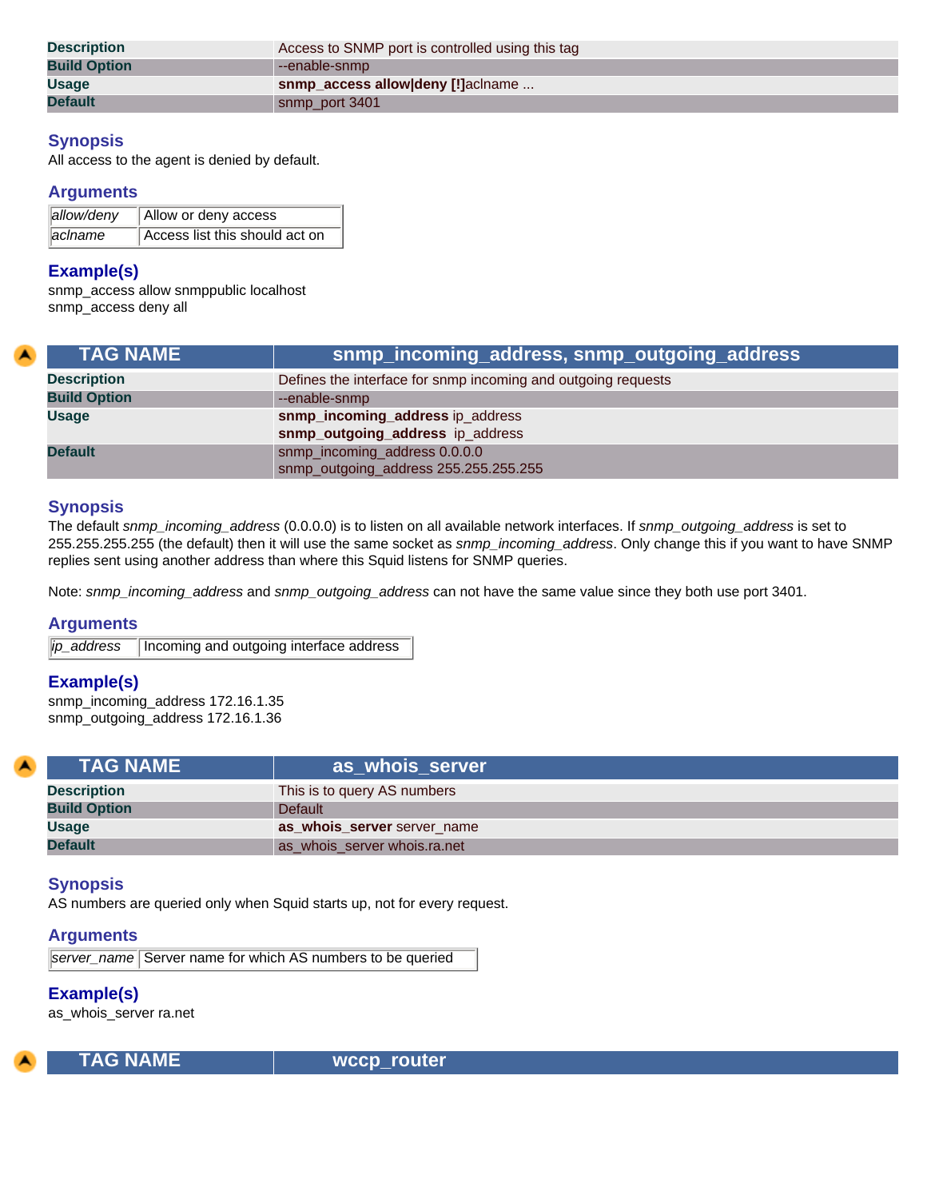| | |
|---|---|
| **Description** | Access to SNMP port is controlled using this tag |
| **Build Option** | --enable-snmp |
| **Usage** | **snmp_access allow\|deny [!]**aclname ... |
| **Default** | snmp_port 3401 |

### Synopsis

All access to the agent is denied by default.

### Arguments

| | |
|---|---|
| *allow/deny* | Allow or deny access |
| *aclname* | Access list this should act on |

### Example(s)

snmp_access allow snmppublic localhost
snmp_access deny all

| TAG NAME | snmp_incoming_address, snmp_outgoing_address |
|---|---|
| **Description** | Defines the interface for snmp incoming and outgoing requests |
| **Build Option** | --enable-snmp |
| **Usage** | **snmp_incoming_address** ip_address<br>**snmp_outgoing_address** ip_address |
| **Default** | snmp_incoming_address 0.0.0.0<br>snmp_outgoing_address 255.255.255.255 |

### Synopsis

The default *snmp_incoming_address* (0.0.0.0) is to listen on all available network interfaces. If *snmp_outgoing_address* is set to 255.255.255.255 (the default) then it will use the same socket as *snmp_incoming_address*. Only change this if you want to have SNMP replies sent using another address than where this Squid listens for SNMP queries.

Note: *snmp_incoming_address* and *snmp_outgoing_address* can not have the same value since they both use port 3401.

### Arguments

| | |
|---|---|
| *ip_address* | Incoming and outgoing interface address |

### Example(s)

snmp_incoming_address 172.16.1.35
snmp_outgoing_address 172.16.1.36

| TAG NAME | as_whois_server |
|---|---|
| **Description** | This is to query AS numbers |
| **Build Option** | Default |
| **Usage** | **as_whois_server** server_name |
| **Default** | as_whois_server whois.ra.net |

### Synopsis

AS numbers are queried only when Squid starts up, not for every request.

### Arguments

| | |
|---|---|
| *server_name* | Server name for which AS numbers to be queried |

### Example(s)

as_whois_server ra.net

| TAG NAME | wccp_router |
|---|---|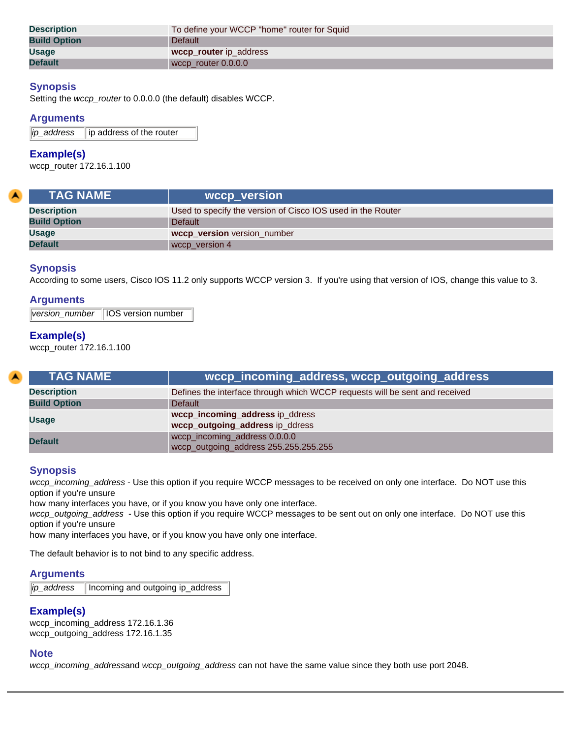| | |
|---|---|
| **Description** | To define your WCCP "home" router for Squid |
| **Build Option** | Default |
| **Usage** | **wccp_router** ip_address |
| **Default** | wccp_router 0.0.0.0 |

### Synopsis

Setting the *wccp_router* to 0.0.0.0 (the default) disables WCCP.

### Arguments

| | |
|---|---|
| *ip_address* | ip address of the router |

### Example(s)

wccp_router 172.16.1.100

| TAG NAME | wccp_version |
|---|---|
| **Description** | Used to specify the version of Cisco IOS used in the Router |
| **Build Option** | Default |
| **Usage** | **wccp_version** version_number |
| **Default** | wccp_version 4 |

### Synopsis

According to some users, Cisco IOS 11.2 only supports WCCP version 3. If you're using that version of IOS, change this value to 3.

### Arguments

| | |
|---|---|
| *version_number* | IOS version number |

### Example(s)

wccp_router 172.16.1.100

| TAG NAME | wccp_incoming_address, wccp_outgoing_address |
|---|---|
| **Description** | Defines the interface through which WCCP requests will be sent and received |
| **Build Option** | Default |
| **Usage** | **wccp_incoming_address** ip_ddress<br>**wccp_outgoing_address** ip_ddress |
| **Default** | wccp_incoming_address 0.0.0.0<br>wccp_outgoing_address 255.255.255.255 |

### Synopsis

*wccp_incoming_address* - Use this option if you require WCCP messages to be received on only one interface. Do NOT use this option if you're unsure
how many interfaces you have, or if you know you have only one interface.
*wccp_outgoing_address* - Use this option if you require WCCP messages to be sent out on only one interface. Do NOT use this option if you're unsure
how many interfaces you have, or if you know you have only one interface.

The default behavior is to not bind to any specific address.

### Arguments

| | |
|---|---|
| *ip_address* | Incoming and outgoing ip_address |

### Example(s)

wccp_incoming_address 172.16.1.36
wccp_outgoing_address 172.16.1.35

### Note

*wccp_incoming_address*and *wccp_outgoing_address* can not have the same value since they both use port 2048.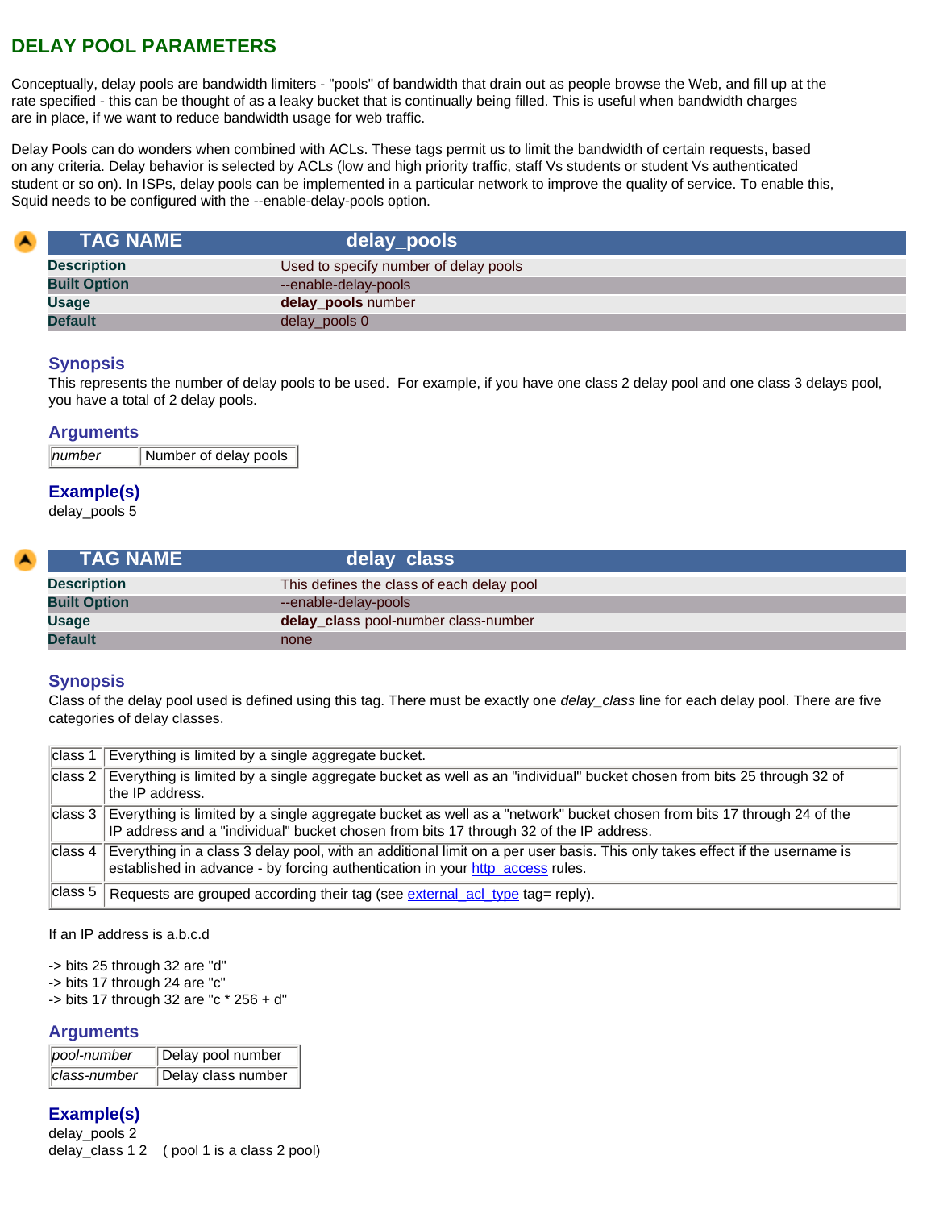## DELAY POOL PARAMETERS

Conceptually, delay pools are bandwidth limiters - "pools" of bandwidth that drain out as people browse the Web, and fill up at the rate specified - this can be thought of as a leaky bucket that is continually being filled. This is useful when bandwidth charges are in place, if we want to reduce bandwidth usage for web traffic.

Delay Pools can do wonders when combined with ACLs. These tags permit us to limit the bandwidth of certain requests, based on any criteria. Delay behavior is selected by ACLs (low and high priority traffic, staff Vs students or student Vs authenticated student or so on). In ISPs, delay pools can be implemented in a particular network to improve the quality of service. To enable this, Squid needs to be configured with the --enable-delay-pools option.

| TAG NAME | delay_pools |
|---|---|
| Description | Used to specify number of delay pools |
| Built Option | --enable-delay-pools |
| Usage | **delay_pools** number |
| Default | delay_pools 0 |

### Synopsis

This represents the number of delay pools to be used. For example, if you have one class 2 delay pool and one class 3 delays pool, you have a total of 2 delay pools.

### Arguments

| | |
|---|---|
| *number* | Number of delay pools |

### Example(s)

delay_pools 5

| TAG NAME | delay_class |
|---|---|
| Description | This defines the class of each delay pool |
| Built Option | --enable-delay-pools |
| Usage | **delay_class** pool-number class-number |
| Default | none |

### Synopsis

Class of the delay pool used is defined using this tag. There must be exactly one *delay_class* line for each delay pool. There are five categories of delay classes.

| | |
|---|---|
| class 1 | Everything is limited by a single aggregate bucket. |
| class 2 | Everything is limited by a single aggregate bucket as well as an "individual" bucket chosen from bits 25 through 32 of the IP address. |
| class 3 | Everything is limited by a single aggregate bucket as well as a "network" bucket chosen from bits 17 through 24 of the IP address and a "individual" bucket chosen from bits 17 through 32 of the IP address. |
| class 4 | Everything in a class 3 delay pool, with an additional limit on a per user basis. This only takes effect if the username is established in advance - by forcing authentication in your http_access rules. |
| class 5 | Requests are grouped according their tag (see external_acl_type tag= reply). |

If an IP address is a.b.c.d

-> bits 25 through 32 are "d"
-> bits 17 through 24 are "c"
-> bits 17 through 32 are "c * 256 + d"

### Arguments

| | |
|---|---|
| *pool-number* | Delay pool number |
| *class-number* | Delay class number |

### Example(s)

delay_pools 2
delay_class 1 2 ( pool 1 is a class 2 pool)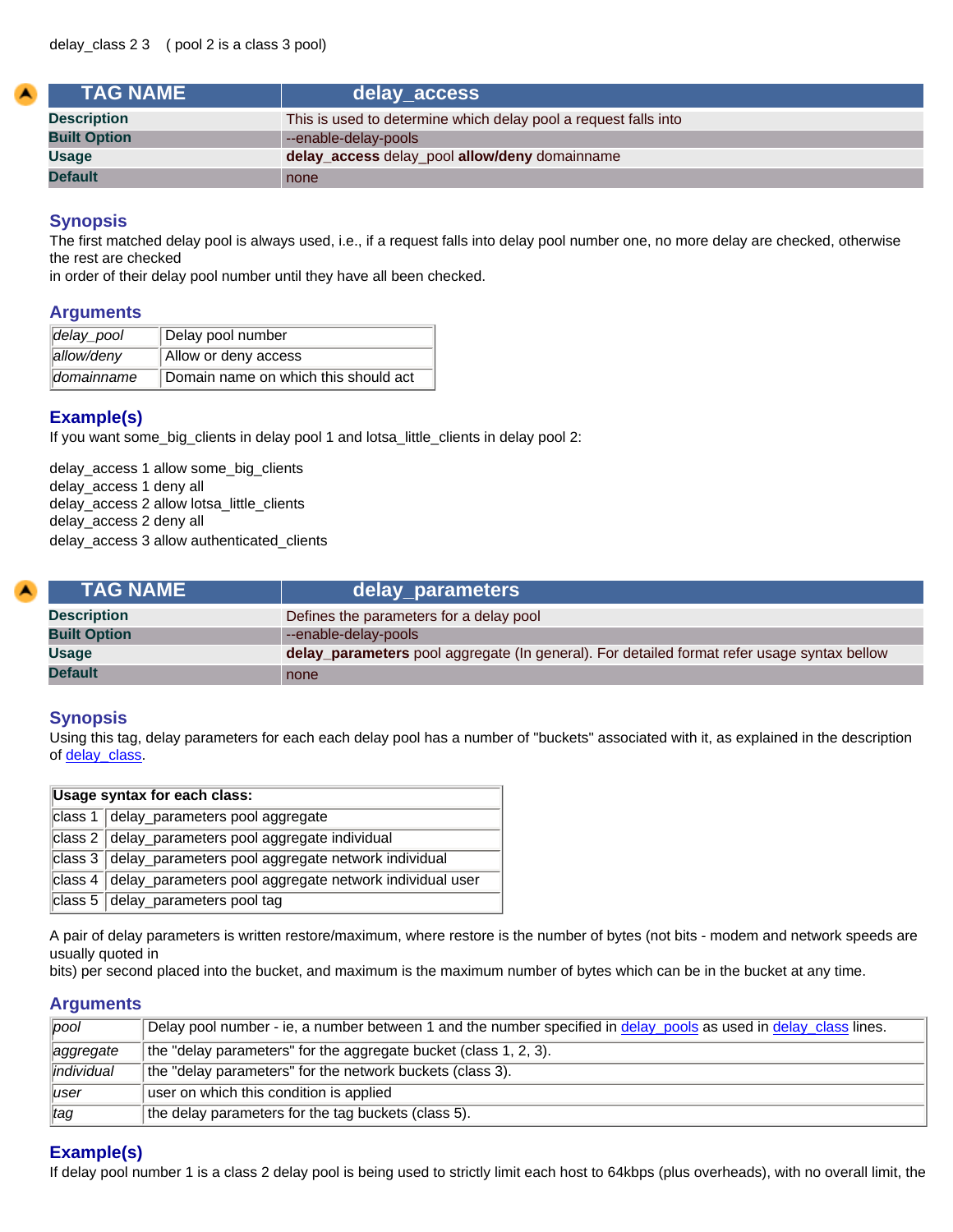delay_class 2 3    ( pool 2 is a class 3 pool)

| TAG NAME | delay_access |
|---|---|
| **Description** | This is used to determine which delay pool a request falls into |
| **Built Option** | --enable-delay-pools |
| **Usage** | **delay_access** delay_pool **allow/deny** domainname |
| **Default** | none |

### Synopsis

The first matched delay pool is always used, i.e., if a request falls into delay pool number one, no more delay are checked, otherwise the rest are checked
in order of their delay pool number until they have all been checked.

### Arguments

| | |
|---|---|
| *delay_pool* | Delay pool number |
| *allow/deny* | Allow or deny access |
| *domainname* | Domain name on which this should act |

### Example(s)

If you want some_big_clients in delay pool 1 and lotsa_little_clients in delay pool 2:

```
delay_access 1 allow some_big_clients
delay_access 1 deny all
delay_access 2 allow lotsa_little_clients
delay_access 2 deny all
delay_access 3 allow authenticated_clients
```

| TAG NAME | delay_parameters |
|---|---|
| **Description** | Defines the parameters for a delay pool |
| **Built Option** | --enable-delay-pools |
| **Usage** | **delay_parameters** pool aggregate (In general). For detailed format refer usage syntax bellow |
| **Default** | none |

### Synopsis

Using this tag, delay parameters for each each delay pool has a number of "buckets" associated with it, as explained in the description of delay_class.

| Usage syntax for each class: | |
|---|---|
| class 1 | delay_parameters pool aggregate |
| class 2 | delay_parameters pool aggregate individual |
| class 3 | delay_parameters pool aggregate network individual |
| class 4 | delay_parameters pool aggregate network individual user |
| class 5 | delay_parameters pool tag |

A pair of delay parameters is written restore/maximum, where restore is the number of bytes (not bits - modem and network speeds are usually quoted in
bits) per second placed into the bucket, and maximum is the maximum number of bytes which can be in the bucket at any time.

### Arguments

| | |
|---|---|
| *pool* | Delay pool number - ie, a number between 1 and the number specified in delay_pools as used in delay_class lines. |
| *aggregate* | the "delay parameters" for the aggregate bucket (class 1, 2, 3). |
| *individual* | the "delay parameters" for the network buckets (class 3). |
| *user* | user on which this condition is applied |
| *tag* | the delay parameters for the tag buckets (class 5). |

### Example(s)

If delay pool number 1 is a class 2 delay pool is being used to strictly limit each host to 64kbps (plus overheads), with no overall limit, the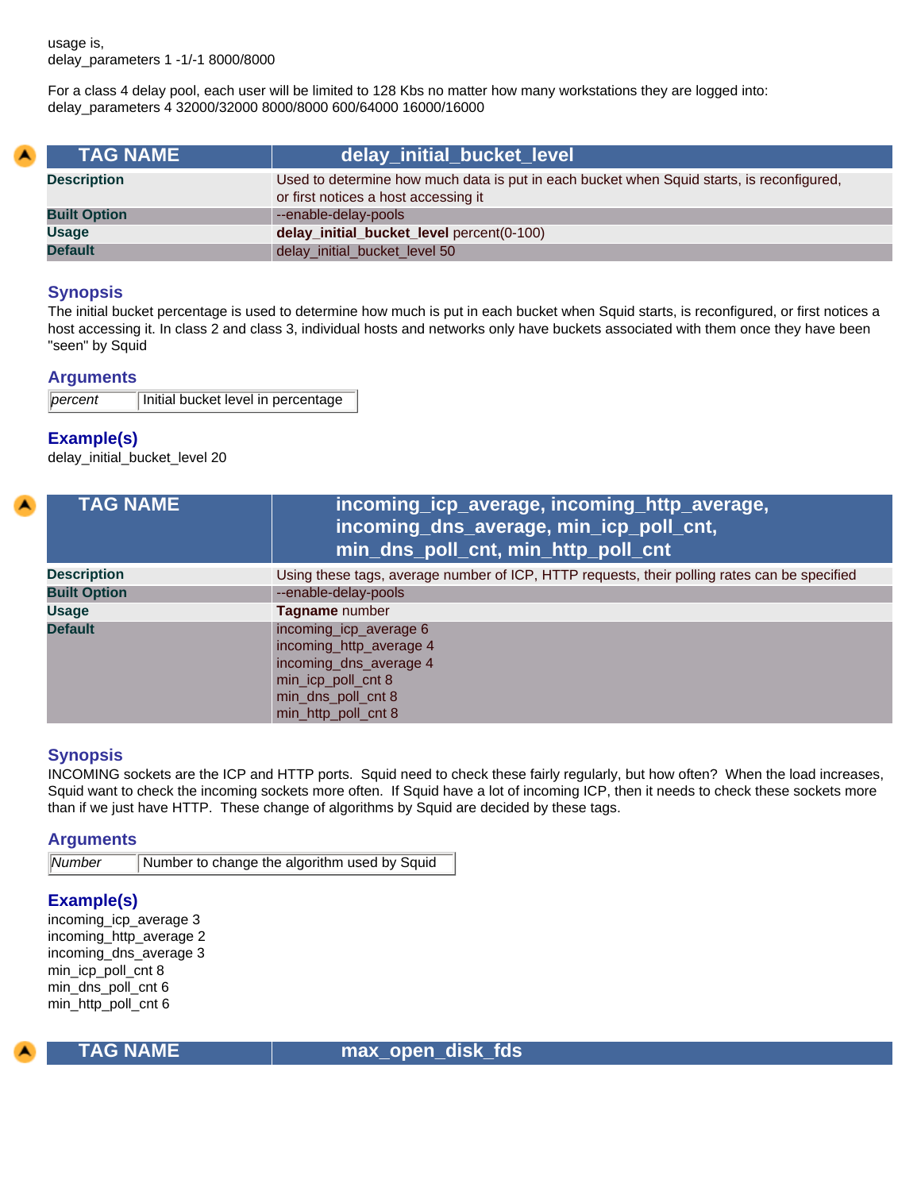usage is,
delay_parameters 1 -1/-1 8000/8000

For a class 4 delay pool, each user will be limited to 128 Kbs no matter how many workstations they are logged into:
delay_parameters 4 32000/32000 8000/8000 600/64000 16000/16000

| TAG NAME | delay_initial_bucket_level |
|---|---|
| Description | Used to determine how much data is put in each bucket when Squid starts, is reconfigured, or first notices a host accessing it |
| Built Option | --enable-delay-pools |
| Usage | **delay_initial_bucket_level** percent(0-100) |
| Default | delay_initial_bucket_level 50 |

### Synopsis

The initial bucket percentage is used to determine how much is put in each bucket when Squid starts, is reconfigured, or first notices a host accessing it. In class 2 and class 3, individual hosts and networks only have buckets associated with them once they have been "seen" by Squid

### Arguments

| *percent* | Initial bucket level in percentage |
|---|---|

### Example(s)

delay_initial_bucket_level 20

| TAG NAME | incoming_icp_average, incoming_http_average, incoming_dns_average, min_icp_poll_cnt, min_dns_poll_cnt, min_http_poll_cnt |
|---|---|
| Description | Using these tags, average number of ICP, HTTP requests, their polling rates can be specified |
| Built Option | --enable-delay-pools |
| Usage | **Tagname** number |
| Default | incoming_icp_average 6<br>incoming_http_average 4<br>incoming_dns_average 4<br>min_icp_poll_cnt 8<br>min_dns_poll_cnt 8<br>min_http_poll_cnt 8 |

### Synopsis

INCOMING sockets are the ICP and HTTP ports. Squid need to check these fairly regularly, but how often? When the load increases, Squid want to check the incoming sockets more often. If Squid have a lot of incoming ICP, then it needs to check these sockets more than if we just have HTTP. These change of algorithms by Squid are decided by these tags.

### Arguments

| *Number* | Number to change the algorithm used by Squid |
|---|---|

### Example(s)

incoming_icp_average 3
incoming_http_average 2
incoming_dns_average 3
min_icp_poll_cnt 8
min_dns_poll_cnt 6
min_http_poll_cnt 6

| TAG NAME | max_open_disk_fds |
|---|---|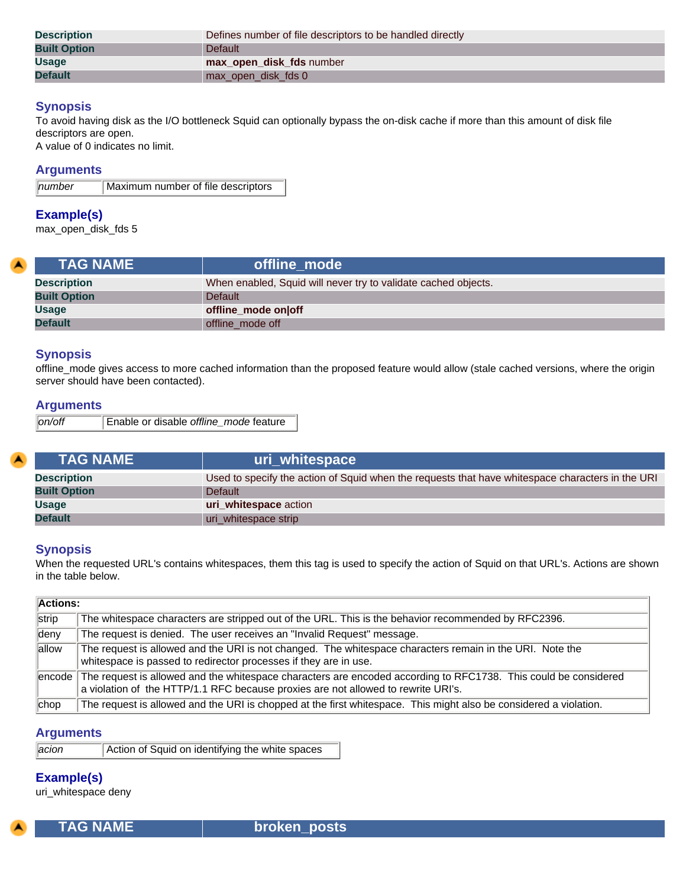| | |
|---|---|
| **Description** | Defines number of file descriptors to be handled directly |
| **Built Option** | Default |
| **Usage** | **max_open_disk_fds** number |
| **Default** | max_open_disk_fds 0 |

### Synopsis

To avoid having disk as the I/O bottleneck Squid can optionally bypass the on-disk cache if more than this amount of disk file descriptors are open.
A value of 0 indicates no limit.

### Arguments

| | |
|---|---|
| *number* | Maximum number of file descriptors |

### Example(s)

max_open_disk_fds 5

| TAG NAME | offline_mode |
|---|---|
| **Description** | When enabled, Squid will never try to validate cached objects. |
| **Built Option** | Default |
| **Usage** | **offline_mode on\|off** |
| **Default** | offline_mode off |

### Synopsis

offline_mode gives access to more cached information than the proposed feature would allow (stale cached versions, where the origin server should have been contacted).

### Arguments

| | |
|---|---|
| *on/off* | Enable or disable *offline_mode* feature |

| TAG NAME | uri_whitespace |
|---|---|
| **Description** | Used to specify the action of Squid when the requests that have whitespace characters in the URI |
| **Built Option** | Default |
| **Usage** | **uri_whitespace** action |
| **Default** | uri_whitespace strip |

### Synopsis

When the requested URL's contains whitespaces, them this tag is used to specify the action of Squid on that URL's. Actions are shown in the table below.

| **Actions:** | |
|---|---|
| strip | The whitespace characters are stripped out of the URL. This is the behavior recommended by RFC2396. |
| deny | The request is denied. The user receives an "Invalid Request" message. |
| allow | The request is allowed and the URI is not changed. The whitespace characters remain in the URI. Note the whitespace is passed to redirector processes if they are in use. |
| encode | The request is allowed and the whitespace characters are encoded according to RFC1738. This could be considered a violation of the HTTP/1.1 RFC because proxies are not allowed to rewrite URI's. |
| chop | The request is allowed and the URI is chopped at the first whitespace. This might also be considered a violation. |

### Arguments

| | |
|---|---|
| *acion* | Action of Squid on identifying the white spaces |

### Example(s)

uri_whitespace deny

| TAG NAME | broken_posts |
|---|---|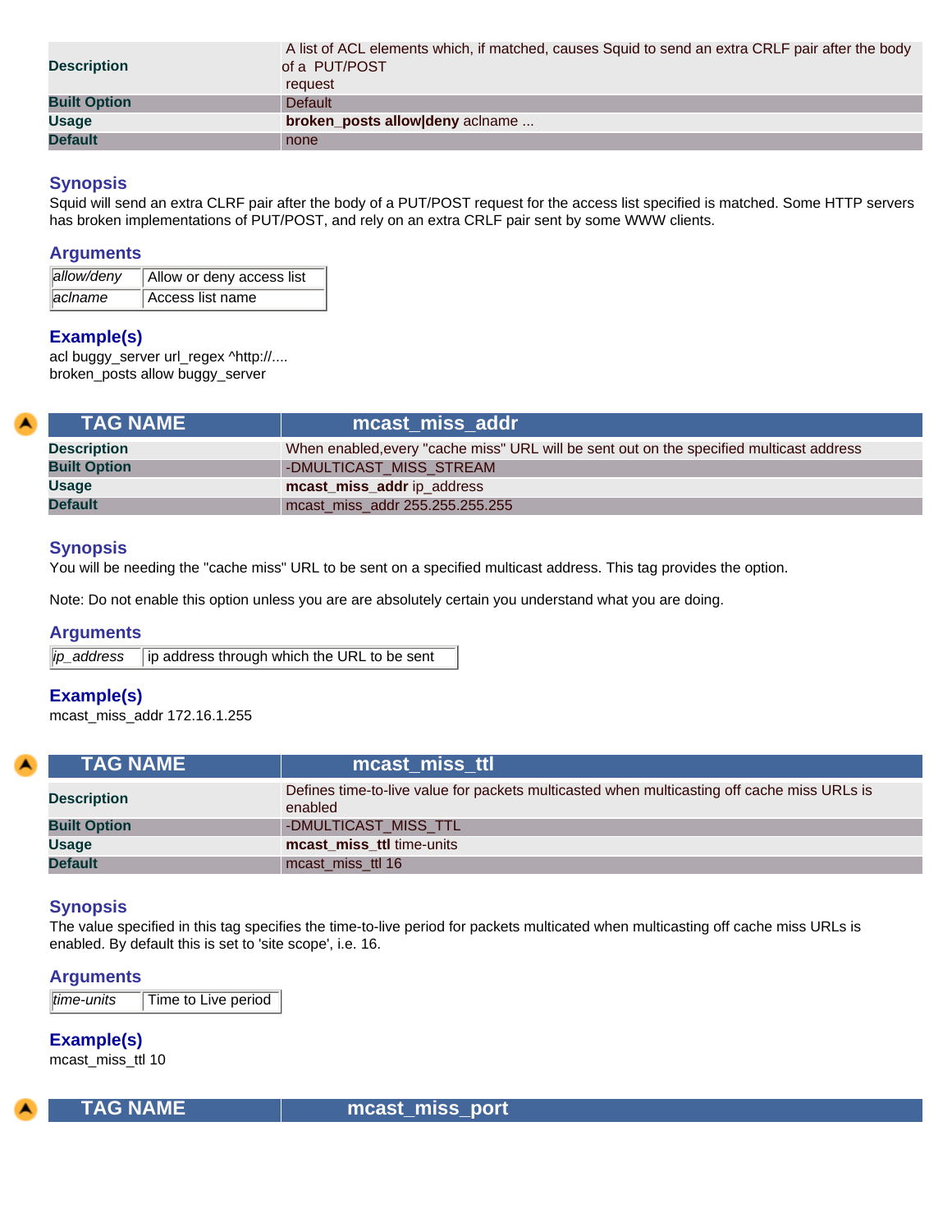| | |
|---|---|
| **Description** | A list of ACL elements which, if matched, causes Squid to send an extra CRLF pair after the body of a PUT/POST request |
| **Built Option** | Default |
| **Usage** | **broken_posts allow\|deny** aclname ... |
| **Default** | none |

### Synopsis

Squid will send an extra CLRF pair after the body of a PUT/POST request for the access list specified is matched. Some HTTP servers has broken implementations of PUT/POST, and rely on an extra CRLF pair sent by some WWW clients.

### Arguments

| | |
|---|---|
| *allow/deny* | Allow or deny access list |
| *aclname* | Access list name |

### Example(s)

acl buggy_server url_regex ^http://....
broken_posts allow buggy_server

| TAG NAME | mcast_miss_addr |
|---|---|
| **Description** | When enabled,every "cache miss" URL will be sent out on the specified multicast address |
| **Built Option** | -DMULTICAST_MISS_STREAM |
| **Usage** | **mcast_miss_addr** ip_address |
| **Default** | mcast_miss_addr 255.255.255.255 |

### Synopsis

You will be needing the "cache miss" URL to be sent on a specified multicast address. This tag provides the option.

Note: Do not enable this option unless you are are absolutely certain you understand what you are doing.

### Arguments

| | |
|---|---|
| *ip_address* | ip address through which the URL to be sent |

### Example(s)

mcast_miss_addr 172.16.1.255

| TAG NAME | mcast_miss_ttl |
|---|---|
| **Description** | Defines time-to-live value for packets multicasted when multicasting off cache miss URLs is enabled |
| **Built Option** | -DMULTICAST_MISS_TTL |
| **Usage** | **mcast_miss_ttl** time-units |
| **Default** | mcast_miss_ttl 16 |

### Synopsis

The value specified in this tag specifies the time-to-live period for packets multicated when multicasting off cache miss URLs is enabled. By default this is set to 'site scope', i.e. 16.

### Arguments

| | |
|---|---|
| *time-units* | Time to Live period |

### Example(s)

mcast_miss_ttl 10

| TAG NAME | mcast_miss_port |
|---|---|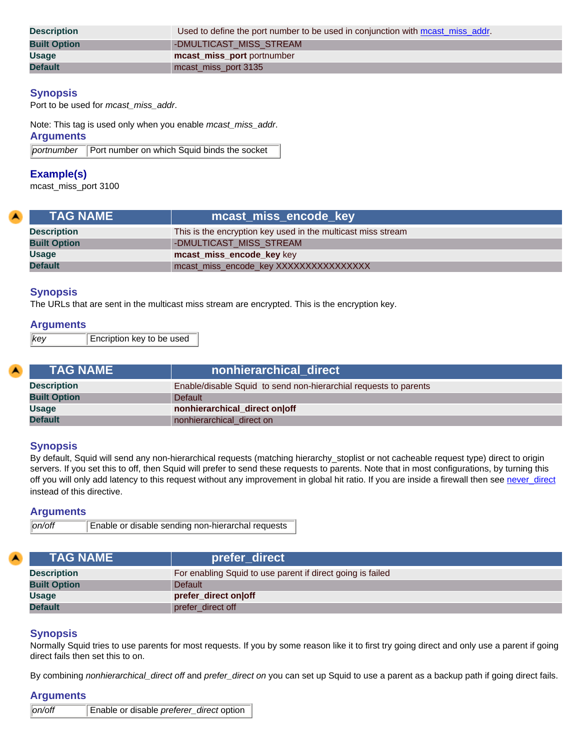| | |
|---|---|
| **Description** | Used to define the port number to be used in conjunction with mcast_miss_addr. |
| **Built Option** | -DMULTICAST_MISS_STREAM |
| **Usage** | **mcast_miss_port** portnumber |
| **Default** | mcast_miss_port 3135 |

### Synopsis

Port to be used for *mcast_miss_addr*.

Note: This tag is used only when you enable *mcast_miss_addr*.

### Arguments

| | |
|---|---|
| *portnumber* | Port number on which Squid binds the socket |

### Example(s)

mcast_miss_port 3100

| TAG NAME | mcast_miss_encode_key |
|---|---|
| **Description** | This is the encryption key used in the multicast miss stream |
| **Built Option** | -DMULTICAST_MISS_STREAM |
| **Usage** | **mcast_miss_encode_key** key |
| **Default** | mcast_miss_encode_key XXXXXXXXXXXXXXXX |

### Synopsis

The URLs that are sent in the multicast miss stream are encrypted. This is the encryption key.

### Arguments

| | |
|---|---|
| *key* | Encription key to be used |

| TAG NAME | nonhierarchical_direct |
|---|---|
| **Description** | Enable/disable Squid to send non-hierarchial requests to parents |
| **Built Option** | Default |
| **Usage** | **nonhierarchical_direct on\|off** |
| **Default** | nonhierarchical_direct on |

### Synopsis

By default, Squid will send any non-hierarchical requests (matching hierarchy_stoplist or not cacheable request type) direct to origin servers. If you set this to off, then Squid will prefer to send these requests to parents. Note that in most configurations, by turning this off you will only add latency to this request without any improvement in global hit ratio. If you are inside a firewall then see never_direct instead of this directive.

### Arguments

| | |
|---|---|
| *on/off* | Enable or disable sending non-hierarchal requests |

| TAG NAME | prefer_direct |
|---|---|
| **Description** | For enabling Squid to use parent if direct going is failed |
| **Built Option** | Default |
| **Usage** | **prefer_direct on\|off** |
| **Default** | prefer_direct off |

### Synopsis

Normally Squid tries to use parents for most requests. If you by some reason like it to first try going direct and only use a parent if going direct fails then set this to on.

By combining *nonhierarchical_direct off* and *prefer_direct on* you can set up Squid to use a parent as a backup path if going direct fails.

### Arguments

| | |
|---|---|
| *on/off* | Enable or disable *preferer_direct* option |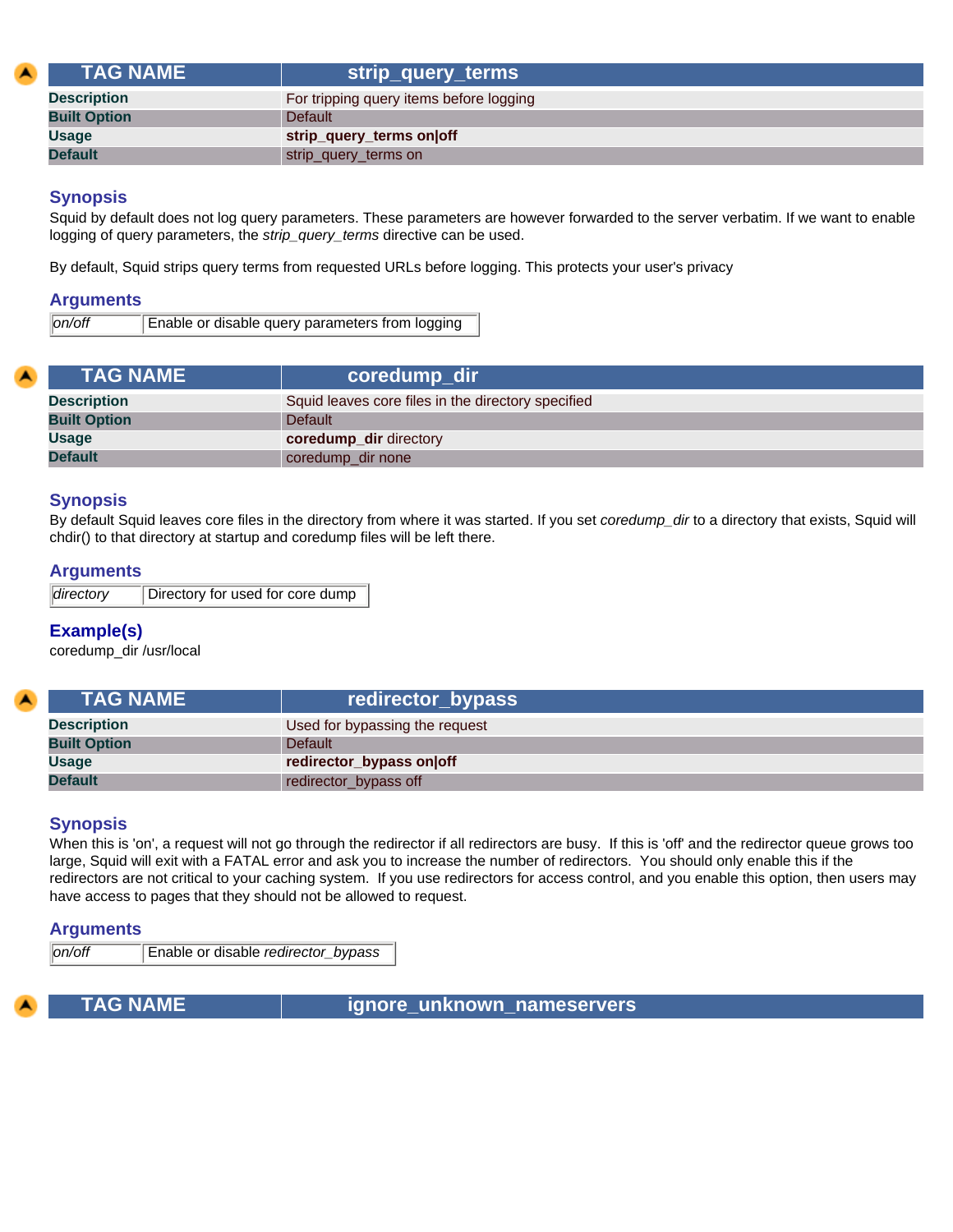| TAG NAME | strip_query_terms |
|---|---|
| **Description** | For tripping query items before logging |
| **Built Option** | Default |
| **Usage** | **strip_query_terms on\|off** |
| **Default** | strip_query_terms on |

### Synopsis

Squid by default does not log query parameters. These parameters are however forwarded to the server verbatim. If we want to enable logging of query parameters, the *strip_query_terms* directive can be used.

By default, Squid strips query terms from requested URLs before logging. This protects your user's privacy

### Arguments

| *on/off* | Enable or disable query parameters from logging |
|---|---|

| TAG NAME | coredump_dir |
|---|---|
| **Description** | Squid leaves core files in the directory specified |
| **Built Option** | Default |
| **Usage** | **coredump_dir** directory |
| **Default** | coredump_dir none |

### Synopsis

By default Squid leaves core files in the directory from where it was started. If you set *coredump_dir* to a directory that exists, Squid will chdir() to that directory at startup and coredump files will be left there.

### Arguments

| *directory* | Directory for used for core dump |
|---|---|

### Example(s)

coredump_dir /usr/local

| TAG NAME | redirector_bypass |
|---|---|
| **Description** | Used for bypassing the request |
| **Built Option** | Default |
| **Usage** | **redirector_bypass on\|off** |
| **Default** | redirector_bypass off |

### Synopsis

When this is 'on', a request will not go through the redirector if all redirectors are busy. If this is 'off' and the redirector queue grows too large, Squid will exit with a FATAL error and ask you to increase the number of redirectors. You should only enable this if the redirectors are not critical to your caching system. If you use redirectors for access control, and you enable this option, then users may have access to pages that they should not be allowed to request.

### Arguments

| *on/off* | Enable or disable *redirector_bypass* |
|---|---|

| TAG NAME | ignore_unknown_nameservers |
|---|---|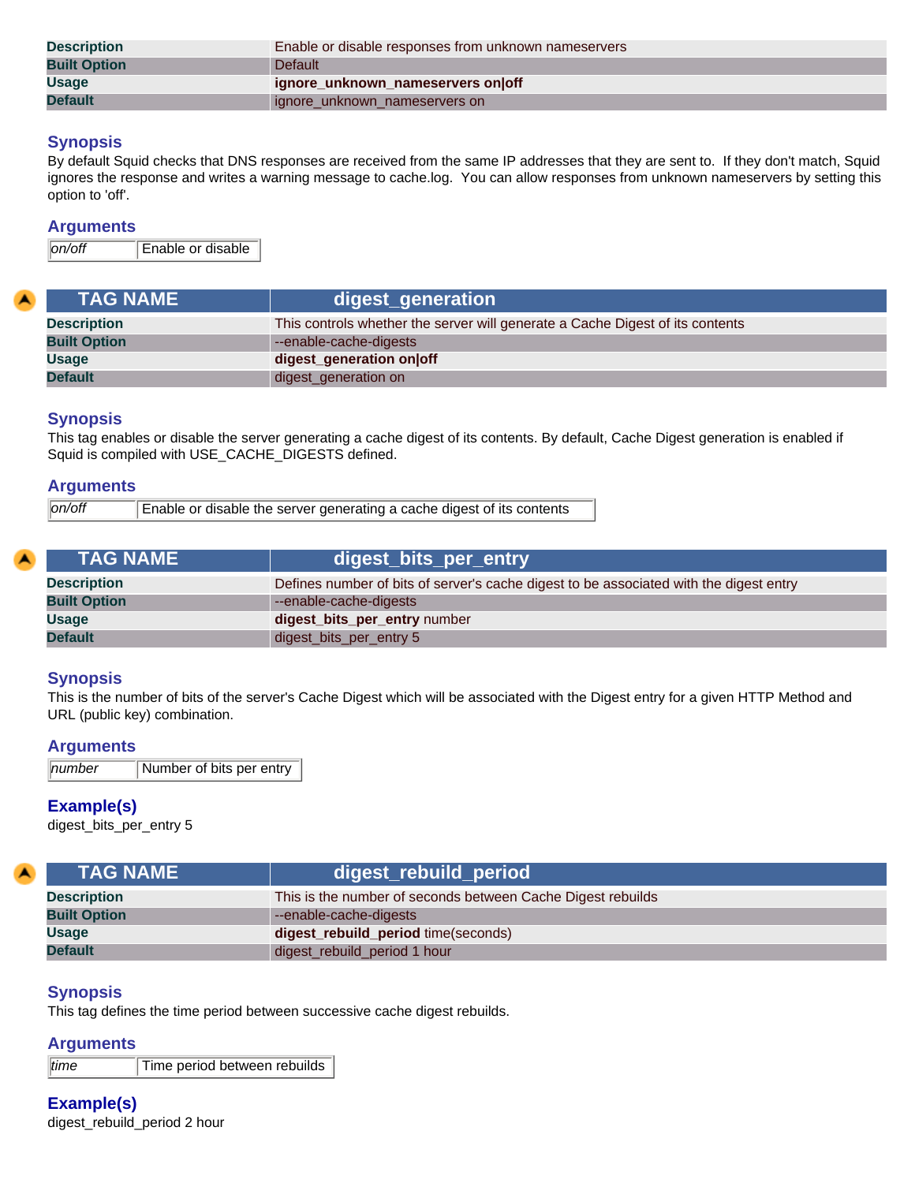| | |
|---|---|
| **Description** | Enable or disable responses from unknown nameservers |
| **Built Option** | Default |
| **Usage** | **ignore_unknown_nameservers on\|off** |
| **Default** | ignore_unknown_nameservers on |

### Synopsis

By default Squid checks that DNS responses are received from the same IP addresses that they are sent to. If they don't match, Squid ignores the response and writes a warning message to cache.log. You can allow responses from unknown nameservers by setting this option to 'off'.

### Arguments

| | |
|---|---|
| *on/off* | Enable or disable |

| TAG NAME | digest_generation |
|---|---|
| **Description** | This controls whether the server will generate a Cache Digest of its contents |
| **Built Option** | --enable-cache-digests |
| **Usage** | **digest_generation on\|off** |
| **Default** | digest_generation on |

### Synopsis

This tag enables or disable the server generating a cache digest of its contents. By default, Cache Digest generation is enabled if Squid is compiled with USE_CACHE_DIGESTS defined.

### Arguments

| | |
|---|---|
| *on/off* | Enable or disable the server generating a cache digest of its contents |

| TAG NAME | digest_bits_per_entry |
|---|---|
| **Description** | Defines number of bits of server's cache digest to be associated with the digest entry |
| **Built Option** | --enable-cache-digests |
| **Usage** | **digest_bits_per_entry** number |
| **Default** | digest_bits_per_entry 5 |

### Synopsis

This is the number of bits of the server's Cache Digest which will be associated with the Digest entry for a given HTTP Method and URL (public key) combination.

### Arguments

| | |
|---|---|
| *number* | Number of bits per entry |

### Example(s)

digest_bits_per_entry 5

| TAG NAME | digest_rebuild_period |
|---|---|
| **Description** | This is the number of seconds between Cache Digest rebuilds |
| **Built Option** | --enable-cache-digests |
| **Usage** | **digest_rebuild_period** time(seconds) |
| **Default** | digest_rebuild_period 1 hour |

### Synopsis

This tag defines the time period between successive cache digest rebuilds.

### Arguments

| | |
|---|---|
| *time* | Time period between rebuilds |

### Example(s)

digest_rebuild_period 2 hour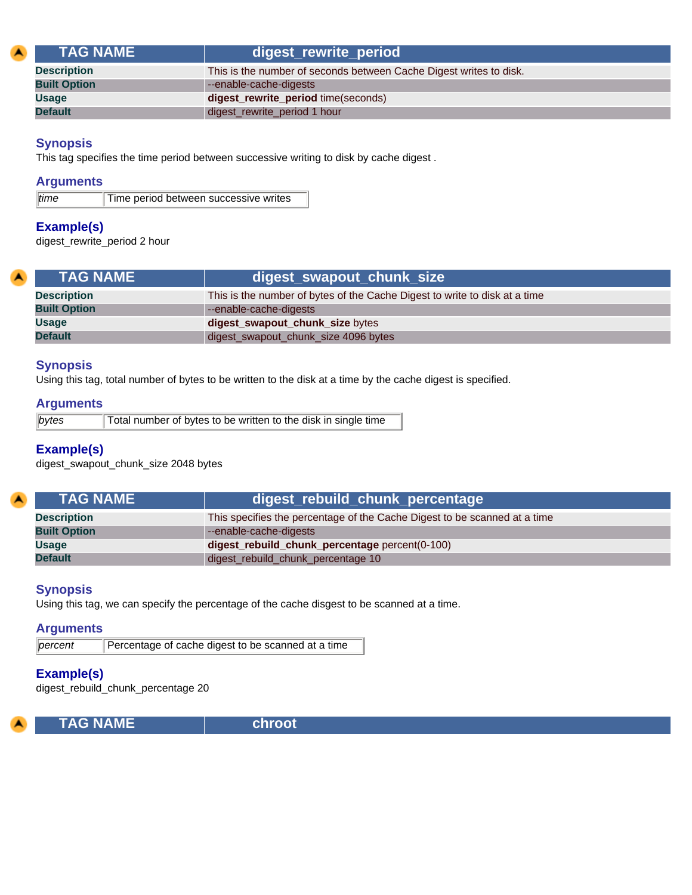| TAG NAME | digest_rewrite_period |
| --- | --- |
| Description | This is the number of seconds between Cache Digest writes to disk. |
| Built Option | --enable-cache-digests |
| Usage | **digest_rewrite_period** time(seconds) |
| Default | digest_rewrite_period 1 hour |

### Synopsis

This tag specifies the time period between successive writing to disk by cache digest .

### Arguments

| *time* | Time period between successive writes |
| --- | --- |

### Example(s)

digest_rewrite_period 2 hour

| TAG NAME | digest_swapout_chunk_size |
| --- | --- |
| Description | This is the number of bytes of the Cache Digest to write to disk at a time |
| Built Option | --enable-cache-digests |
| Usage | **digest_swapout_chunk_size** bytes |
| Default | digest_swapout_chunk_size 4096 bytes |

### Synopsis

Using this tag, total number of bytes to be written to the disk at a time by the cache digest is specified.

### Arguments

| *bytes* | Total number of bytes to be written to the disk in single time |
| --- | --- |

### Example(s)

digest_swapout_chunk_size 2048 bytes

| TAG NAME | digest_rebuild_chunk_percentage |
| --- | --- |
| Description | This specifies the percentage of the Cache Digest to be scanned at a time |
| Built Option | --enable-cache-digests |
| Usage | **digest_rebuild_chunk_percentage** percent(0-100) |
| Default | digest_rebuild_chunk_percentage 10 |

### Synopsis

Using this tag, we can specify the percentage of the cache disgest to be scanned at a time.

### Arguments

| *percent* | Percentage of cache digest to be scanned at a time |
| --- | --- |

### Example(s)

digest_rebuild_chunk_percentage 20

| TAG NAME | chroot |
| --- | --- |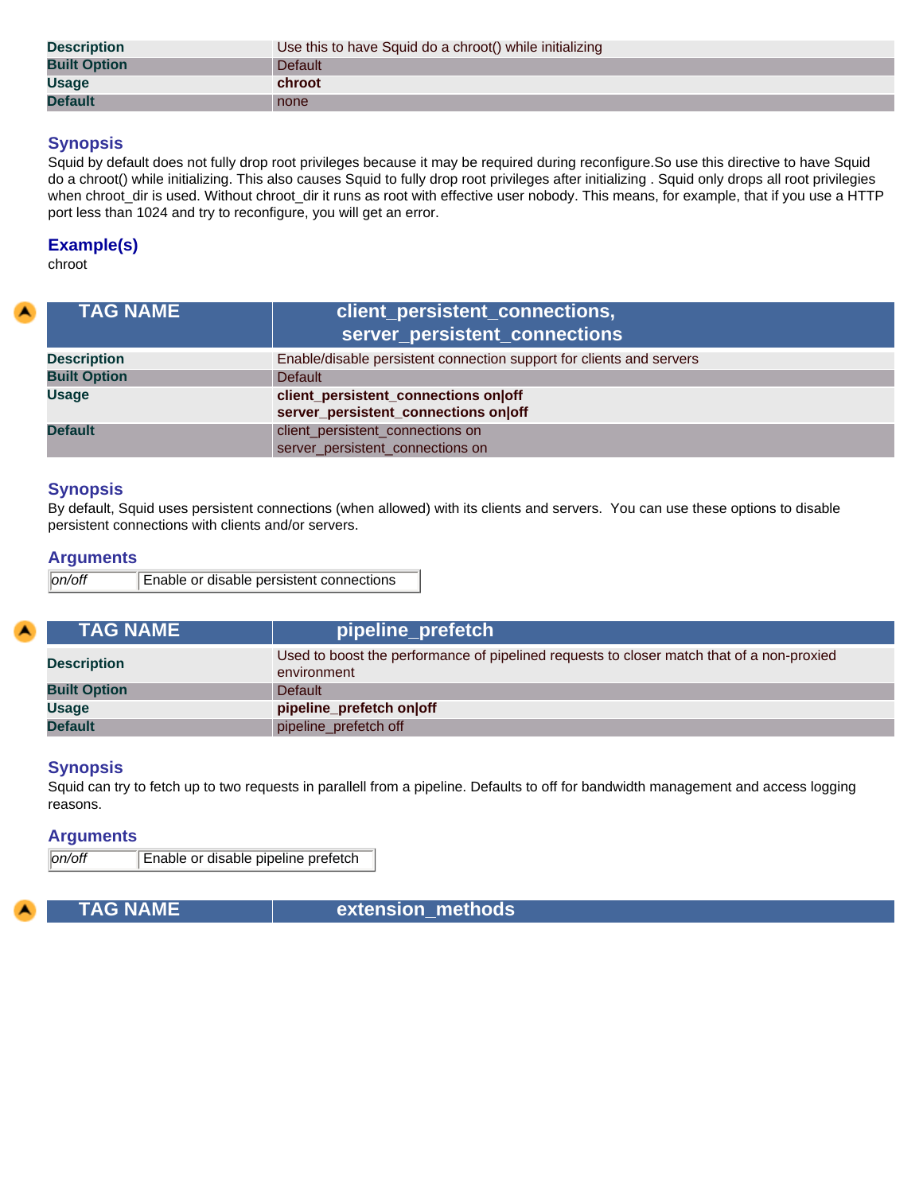| | |
|---|---|
| **Description** | Use this to have Squid do a chroot() while initializing |
| **Built Option** | Default |
| **Usage** | **chroot** |
| **Default** | none |

### Synopsis

Squid by default does not fully drop root privileges because it may be required during reconfigure.So use this directive to have Squid do a chroot() while initializing. This also causes Squid to fully drop root privileges after initializing . Squid only drops all root privilegies when chroot_dir is used. Without chroot_dir it runs as root with effective user nobody. This means, for example, that if you use a HTTP port less than 1024 and try to reconfigure, you will get an error.

### Example(s)

chroot

| TAG NAME | client_persistent_connections, server_persistent_connections |
|---|---|
| **Description** | Enable/disable persistent connection support for clients and servers |
| **Built Option** | Default |
| **Usage** | **client_persistent_connections on\|off**<br>**server_persistent_connections on\|off** |
| **Default** | client_persistent_connections on<br>server_persistent_connections on |

### Synopsis

By default, Squid uses persistent connections (when allowed) with its clients and servers. You can use these options to disable persistent connections with clients and/or servers.

### Arguments

| | |
|---|---|
| *on/off* | Enable or disable persistent connections |

| TAG NAME | pipeline_prefetch |
|---|---|
| **Description** | Used to boost the performance of pipelined requests to closer match that of a non-proxied environment |
| **Built Option** | Default |
| **Usage** | **pipeline_prefetch on\|off** |
| **Default** | pipeline_prefetch off |

### Synopsis

Squid can try to fetch up to two requests in parallell from a pipeline. Defaults to off for bandwidth management and access logging reasons.

### Arguments

| | |
|---|---|
| *on/off* | Enable or disable pipeline prefetch |

| TAG NAME | extension_methods |
|---|---|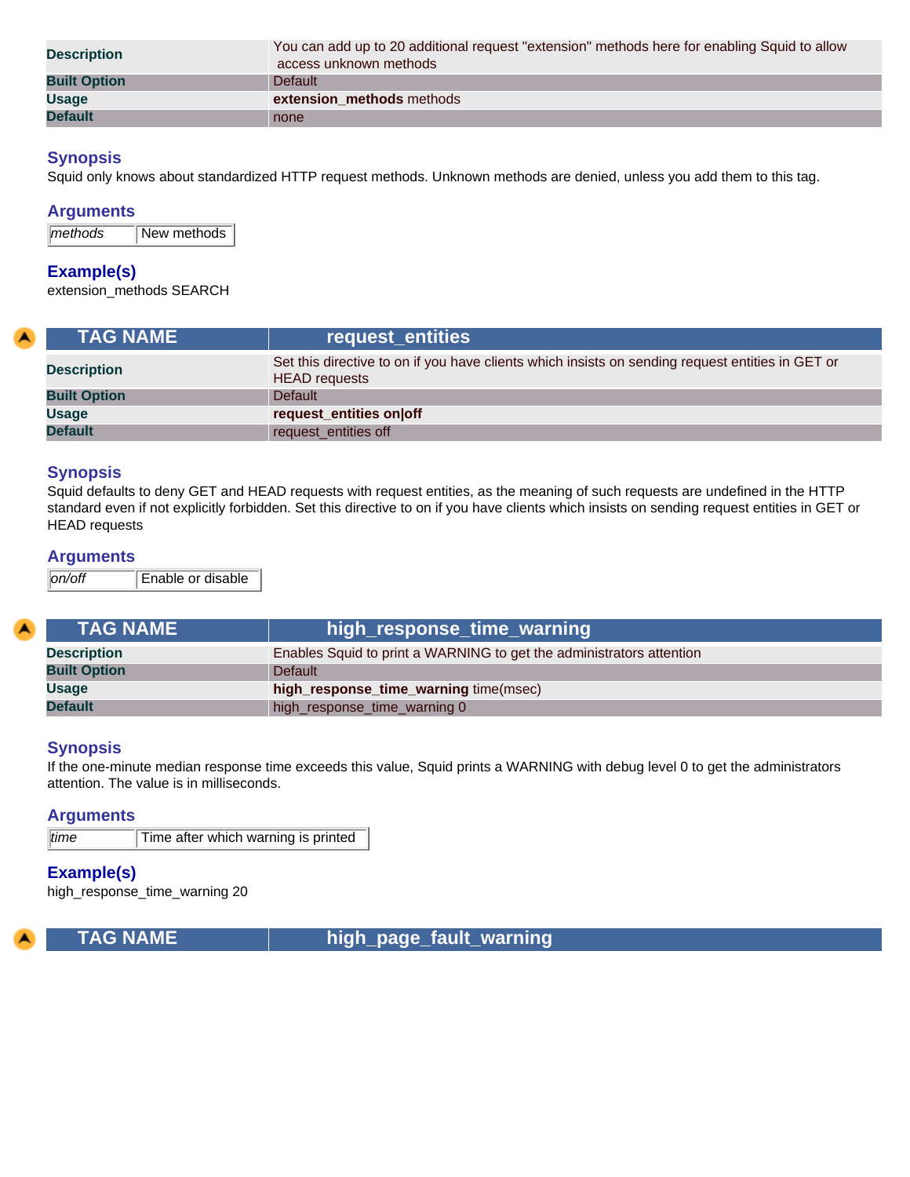| Description | You can add up to 20 additional request "extension" methods here for enabling Squid to allow access unknown methods |
|---|---|
| Built Option | Default |
| Usage | **extension_methods** methods |
| Default | none |

### Synopsis

Squid only knows about standardized HTTP request methods. Unknown methods are denied, unless you add them to this tag.

### Arguments

| *methods* | New methods |
|---|---|

### Example(s)

extension_methods SEARCH

| TAG NAME | request_entities |
|---|---|
| Description | Set this directive to on if you have clients which insists on sending request entities in GET or HEAD requests |
| Built Option | Default |
| Usage | **request_entities on\|off** |
| Default | request_entities off |

### Synopsis

Squid defaults to deny GET and HEAD requests with request entities, as the meaning of such requests are undefined in the HTTP standard even if not explicitly forbidden. Set this directive to on if you have clients which insists on sending request entities in GET or HEAD requests

### Arguments

| *on/off* | Enable or disable |
|---|---|

| TAG NAME | high_response_time_warning |
|---|---|
| Description | Enables Squid to print a WARNING to get the administrators attention |
| Built Option | Default |
| Usage | **high_response_time_warning** time(msec) |
| Default | high_response_time_warning 0 |

### Synopsis

If the one-minute median response time exceeds this value, Squid prints a WARNING with debug level 0 to get the administrators attention. The value is in milliseconds.

### Arguments

| *time* | Time after which warning is printed |
|---|---|

### Example(s)

high_response_time_warning 20

| TAG NAME | high_page_fault_warning |
|---|---|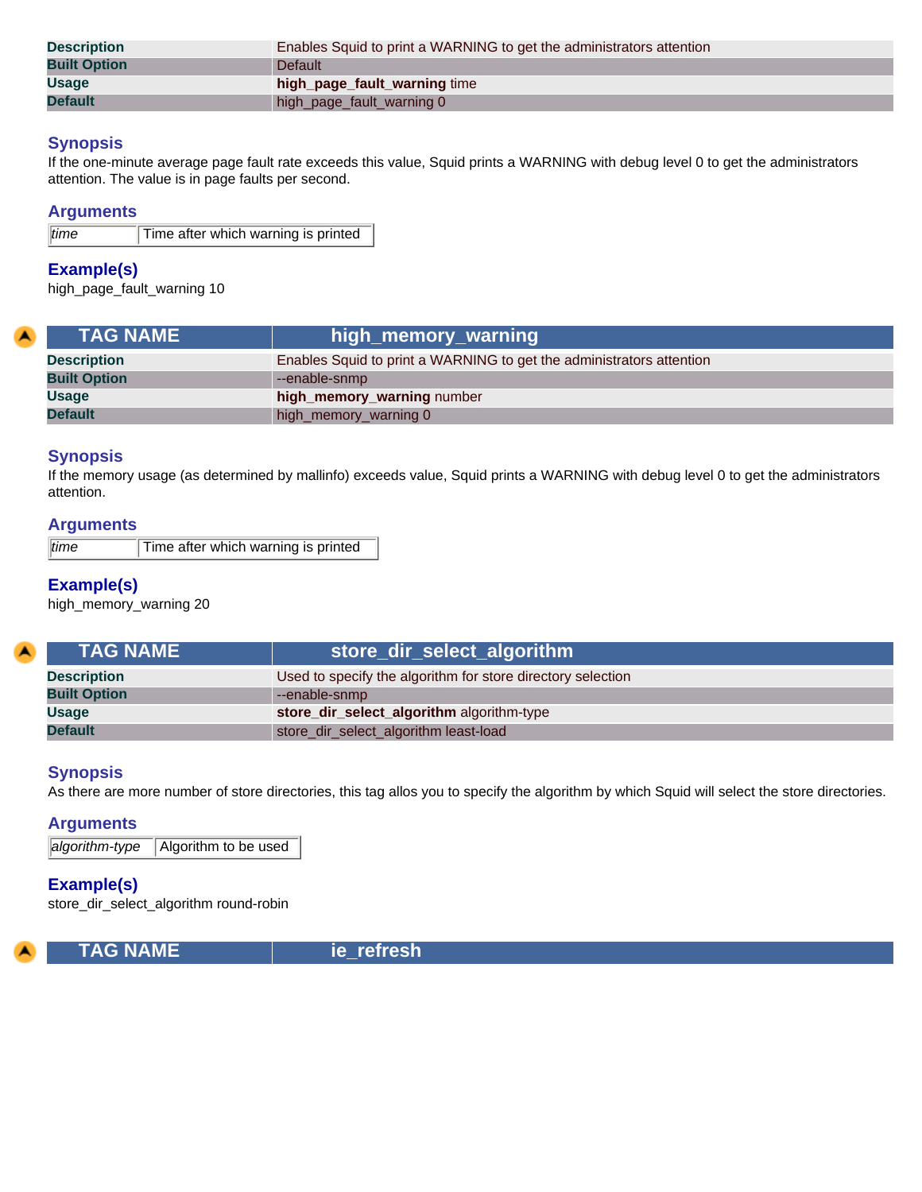| Description | Enables Squid to print a WARNING to get the administrators attention |
|---|---|
| Built Option | Default |
| Usage | **high_page_fault_warning** time |
| Default | high_page_fault_warning 0 |

### Synopsis

If the one-minute average page fault rate exceeds this value, Squid prints a WARNING with debug level 0 to get the administrators attention. The value is in page faults per second.

### Arguments

| *time* | Time after which warning is printed |
|---|---|

### Example(s)

high_page_fault_warning 10

| TAG NAME | high_memory_warning |
|---|---|
| Description | Enables Squid to print a WARNING to get the administrators attention |
| Built Option | --enable-snmp |
| Usage | **high_memory_warning** number |
| Default | high_memory_warning 0 |

### Synopsis

If the memory usage (as determined by mallinfo) exceeds value, Squid prints a WARNING with debug level 0 to get the administrators attention.

### Arguments

| *time* | Time after which warning is printed |
|---|---|

### Example(s)

high_memory_warning 20

| TAG NAME | store_dir_select_algorithm |
|---|---|
| Description | Used to specify the algorithm for store directory selection |
| Built Option | --enable-snmp |
| Usage | **store_dir_select_algorithm** algorithm-type |
| Default | store_dir_select_algorithm least-load |

### Synopsis

As there are more number of store directories, this tag allos you to specify the algorithm by which Squid will select the store directories.

### Arguments

| *algorithm-type* | Algorithm to be used |
|---|---|

### Example(s)

store_dir_select_algorithm round-robin

| TAG NAME | ie_refresh |
|---|---|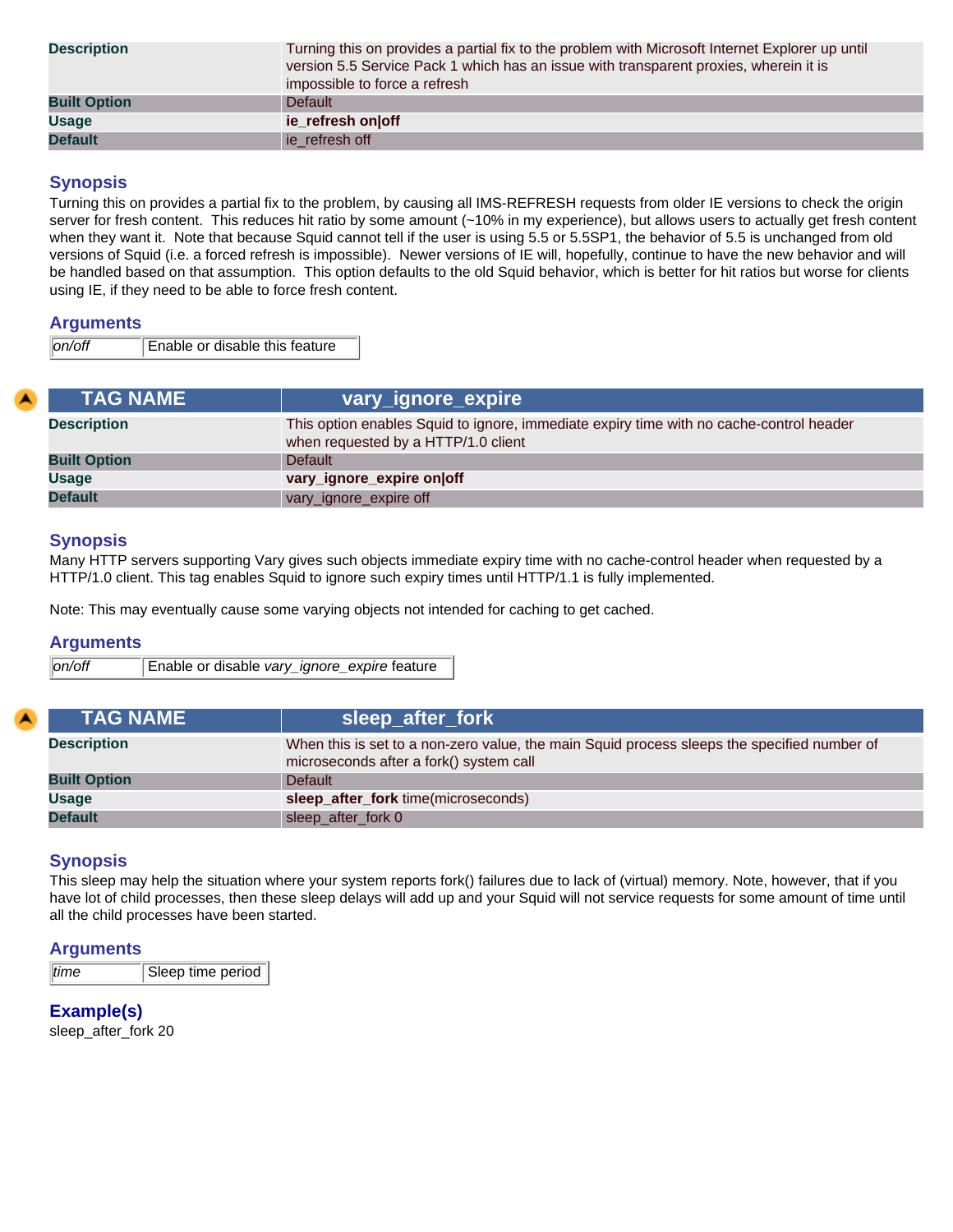| | |
|---|---|
| **Description** | Turning this on provides a partial fix to the problem with Microsoft Internet Explorer up until version 5.5 Service Pack 1 which has an issue with transparent proxies, wherein it is impossible to force a refresh |
| **Built Option** | Default |
| **Usage** | **ie_refresh on\|off** |
| **Default** | ie_refresh off |

### Synopsis

Turning this on provides a partial fix to the problem, by causing all IMS-REFRESH requests from older IE versions to check the origin server for fresh content. This reduces hit ratio by some amount (~10% in my experience), but allows users to actually get fresh content when they want it. Note that because Squid cannot tell if the user is using 5.5 or 5.5SP1, the behavior of 5.5 is unchanged from old versions of Squid (i.e. a forced refresh is impossible). Newer versions of IE will, hopefully, continue to have the new behavior and will be handled based on that assumption. This option defaults to the old Squid behavior, which is better for hit ratios but worse for clients using IE, if they need to be able to force fresh content.

### Arguments

| | |
|---|---|
| *on/off* | Enable or disable this feature |

| TAG NAME | vary_ignore_expire |
|---|---|
| **Description** | This option enables Squid to ignore, immediate expiry time with no cache-control header when requested by a HTTP/1.0 client |
| **Built Option** | Default |
| **Usage** | **vary_ignore_expire on\|off** |
| **Default** | vary_ignore_expire off |

### Synopsis

Many HTTP servers supporting Vary gives such objects immediate expiry time with no cache-control header when requested by a HTTP/1.0 client. This tag enables Squid to ignore such expiry times until HTTP/1.1 is fully implemented.

Note: This may eventually cause some varying objects not intended for caching to get cached.

### Arguments

| | |
|---|---|
| *on/off* | Enable or disable *vary_ignore_expire* feature |

| TAG NAME | sleep_after_fork |
|---|---|
| **Description** | When this is set to a non-zero value, the main Squid process sleeps the specified number of microseconds after a fork() system call |
| **Built Option** | Default |
| **Usage** | **sleep_after_fork** time(microseconds) |
| **Default** | sleep_after_fork 0 |

### Synopsis

This sleep may help the situation where your system reports fork() failures due to lack of (virtual) memory. Note, however, that if you have lot of child processes, then these sleep delays will add up and your Squid will not service requests for some amount of time until all the child processes have been started.

### Arguments

| | |
|---|---|
| *time* | Sleep time period |

### Example(s)

sleep_after_fork 20